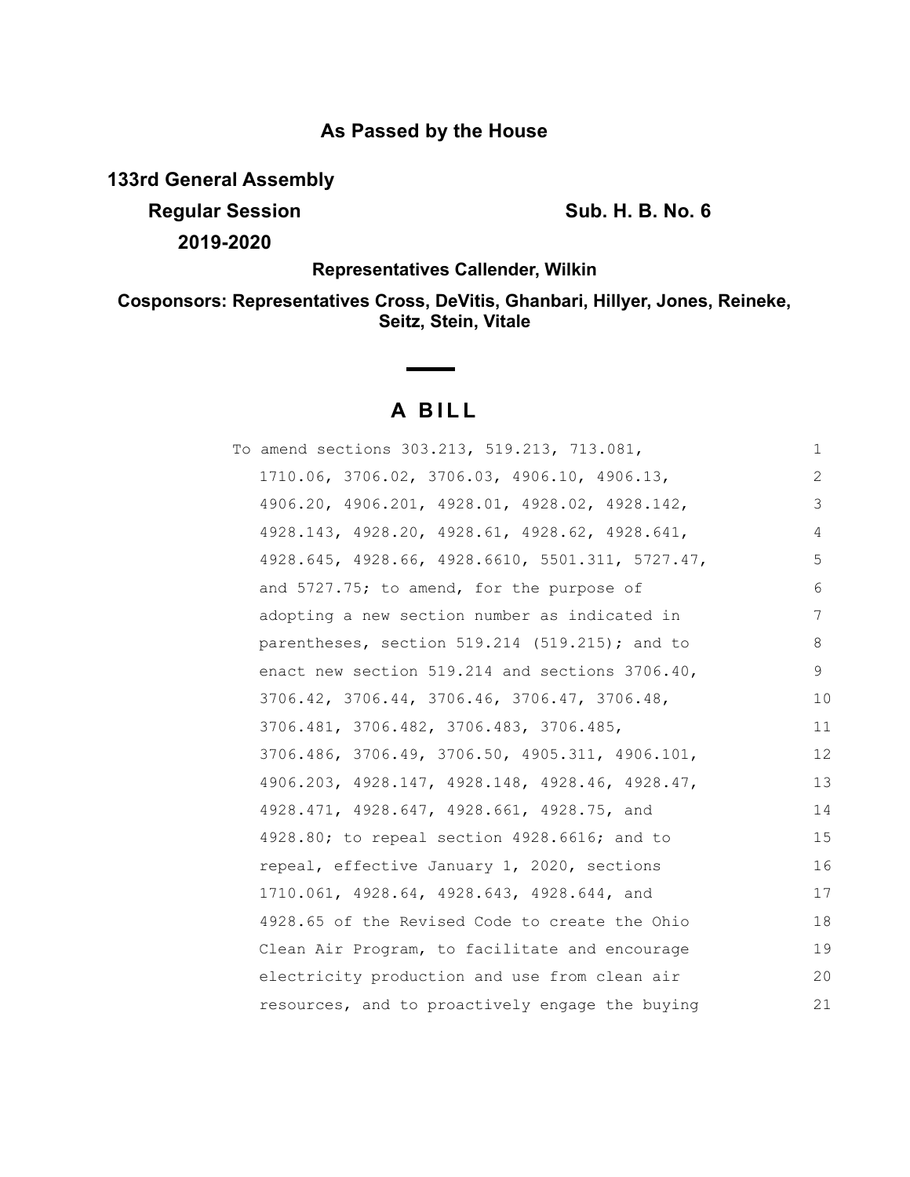**As Passed by the House**

**133rd General Assembly**

**Regular Session** **Sub. H. B. No. 6**

**2019-2020**

**Representatives Callender, Wilkin**

**Cosponsors: Representatives Cross, DeVitis, Ghanbari, Hillyer, Jones, Reineke, Seitz, Stein, Vitale**

# A BILL

To amend sections 303.213, 519.213, 713.081, 1710.06, 3706.02, 3706.03, 4906.10, 4906.13, 4906.20, 4906.201, 4928.01, 4928.02, 4928.142, 4928.143, 4928.20, 4928.61, 4928.62, 4928.641, 4928.645, 4928.66, 4928.6610, 5501.311, 5727.47, and 5727.75; to amend, for the purpose of adopting a new section number as indicated in parentheses, section 519.214 (519.215); and to enact new section 519.214 and sections 3706.40, 3706.42, 3706.44, 3706.46, 3706.47, 3706.48, 3706.481, 3706.482, 3706.483, 3706.485, 3706.486, 3706.49, 3706.50, 4905.311, 4906.101, 4906.203, 4928.147, 4928.148, 4928.46, 4928.47, 4928.471, 4928.647, 4928.661, 4928.75, and 4928.80; to repeal section 4928.6616; and to repeal, effective January 1, 2020, sections 1710.061, 4928.64, 4928.643, 4928.644, and 4928.65 of the Revised Code to create the Ohio Clean Air Program, to facilitate and encourage electricity production and use from clean air resources, and to proactively engage the buying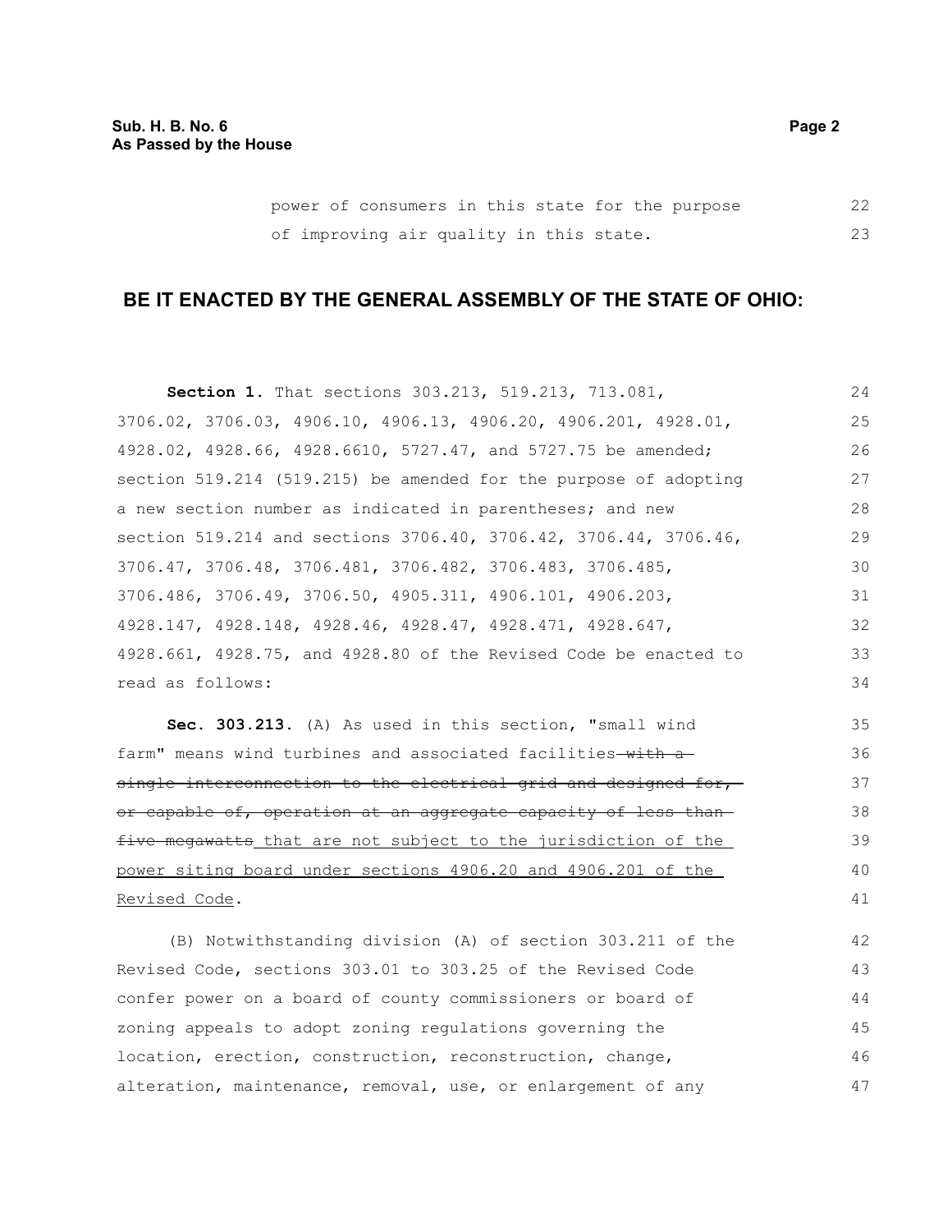power of consumers in this state for the purpose of improving air quality in this state.

**BE IT ENACTED BY THE GENERAL ASSEMBLY OF THE STATE OF OHIO:**

**Section 1.** That sections 303.213, 519.213, 713.081, 3706.02, 3706.03, 4906.10, 4906.13, 4906.20, 4906.201, 4928.01, 4928.02, 4928.66, 4928.6610, 5727.47, and 5727.75 be amended; section 519.214 (519.215) be amended for the purpose of adopting a new section number as indicated in parentheses; and new section 519.214 and sections 3706.40, 3706.42, 3706.44, 3706.46, 3706.47, 3706.48, 3706.481, 3706.482, 3706.483, 3706.485, 3706.486, 3706.49, 3706.50, 4905.311, 4906.101, 4906.203, 4928.147, 4928.148, 4928.46, 4928.47, 4928.471, 4928.647, 4928.661, 4928.75, and 4928.80 of the Revised Code be enacted to read as follows:

**Sec. 303.213.** (A) As used in this section, "small wind farm" means wind turbines and associated facilities ~~with a single interconnection to the electrical grid and designed for, or capable of, operation at an aggregate capacity of less than five megawatts~~ <u>that are not subject to the jurisdiction of the power siting board under sections 4906.20 and 4906.201 of the Revised Code</u>.

(B) Notwithstanding division (A) of section 303.211 of the Revised Code, sections 303.01 to 303.25 of the Revised Code confer power on a board of county commissioners or board of zoning appeals to adopt zoning regulations governing the location, erection, construction, reconstruction, change, alteration, maintenance, removal, use, or enlargement of any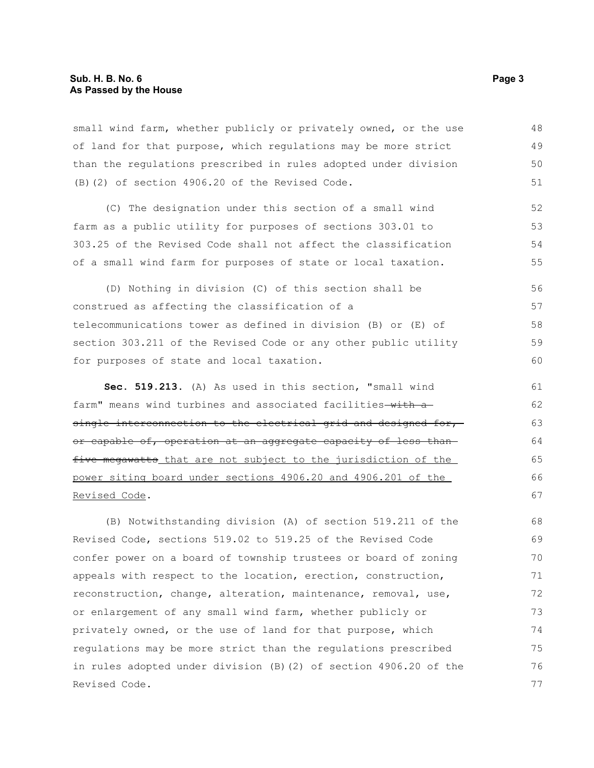small wind farm, whether publicly or privately owned, or the use of land for that purpose, which regulations may be more strict than the regulations prescribed in rules adopted under division (B)(2) of section 4906.20 of the Revised Code.

(C) The designation under this section of a small wind farm as a public utility for purposes of sections 303.01 to 303.25 of the Revised Code shall not affect the classification of a small wind farm for purposes of state or local taxation.

(D) Nothing in division (C) of this section shall be construed as affecting the classification of a telecommunications tower as defined in division (B) or (E) of section 303.211 of the Revised Code or any other public utility for purposes of state and local taxation.

**Sec. 519.213.** (A) As used in this section, "small wind farm" means wind turbines and associated facilities ~~with a single interconnection to the electrical grid and designed for, or capable of, operation at an aggregate capacity of less than five megawatts~~ <u>that are not subject to the jurisdiction of the power siting board under sections 4906.20 and 4906.201 of the Revised Code</u>.

(B) Notwithstanding division (A) of section 519.211 of the Revised Code, sections 519.02 to 519.25 of the Revised Code confer power on a board of township trustees or board of zoning appeals with respect to the location, erection, construction, reconstruction, change, alteration, maintenance, removal, use, or enlargement of any small wind farm, whether publicly or privately owned, or the use of land for that purpose, which regulations may be more strict than the regulations prescribed in rules adopted under division (B)(2) of section 4906.20 of the Revised Code.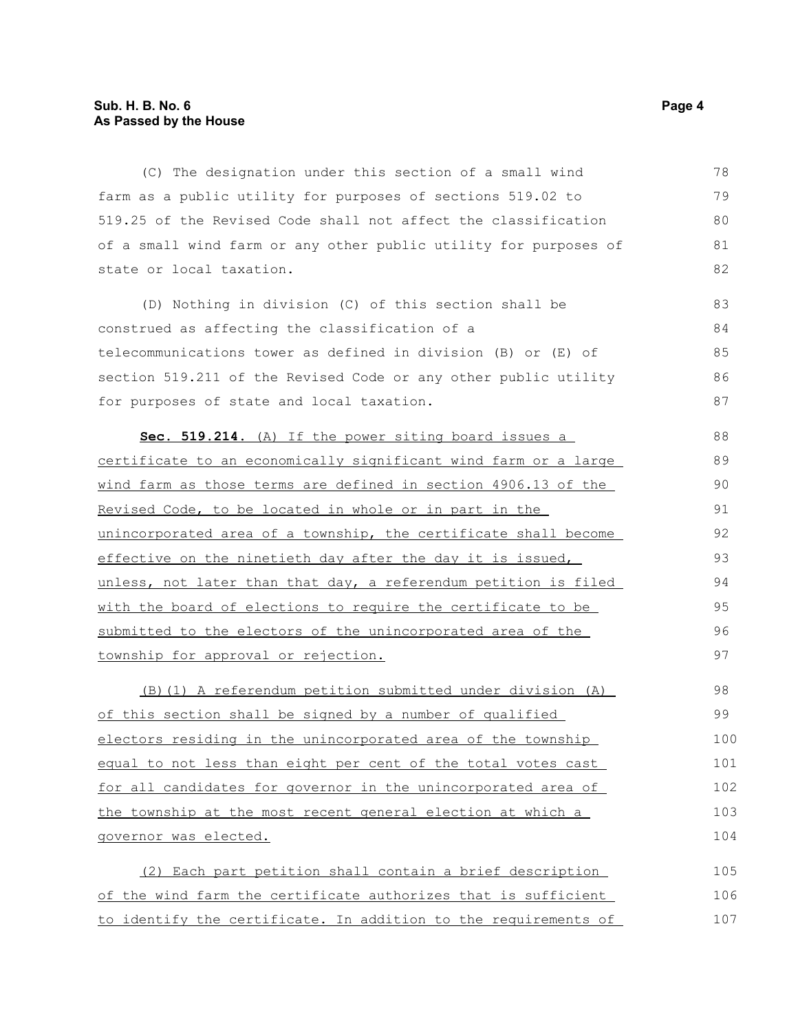(C) The designation under this section of a small wind farm as a public utility for purposes of sections 519.02 to 519.25 of the Revised Code shall not affect the classification of a small wind farm or any other public utility for purposes of state or local taxation.

(D) Nothing in division (C) of this section shall be construed as affecting the classification of a telecommunications tower as defined in division (B) or (E) of section 519.211 of the Revised Code or any other public utility for purposes of state and local taxation.

**Sec. 519.214.** (A) If the power siting board issues a certificate to an economically significant wind farm or a large wind farm as those terms are defined in section 4906.13 of the Revised Code, to be located in whole or in part in the unincorporated area of a township, the certificate shall become effective on the ninetieth day after the day it is issued, unless, not later than that day, a referendum petition is filed with the board of elections to require the certificate to be submitted to the electors of the unincorporated area of the township for approval or rejection.

(B)(1) A referendum petition submitted under division (A) of this section shall be signed by a number of qualified electors residing in the unincorporated area of the township equal to not less than eight per cent of the total votes cast for all candidates for governor in the unincorporated area of the township at the most recent general election at which a governor was elected.

(2) Each part petition shall contain a brief description of the wind farm the certificate authorizes that is sufficient to identify the certificate. In addition to the requirements of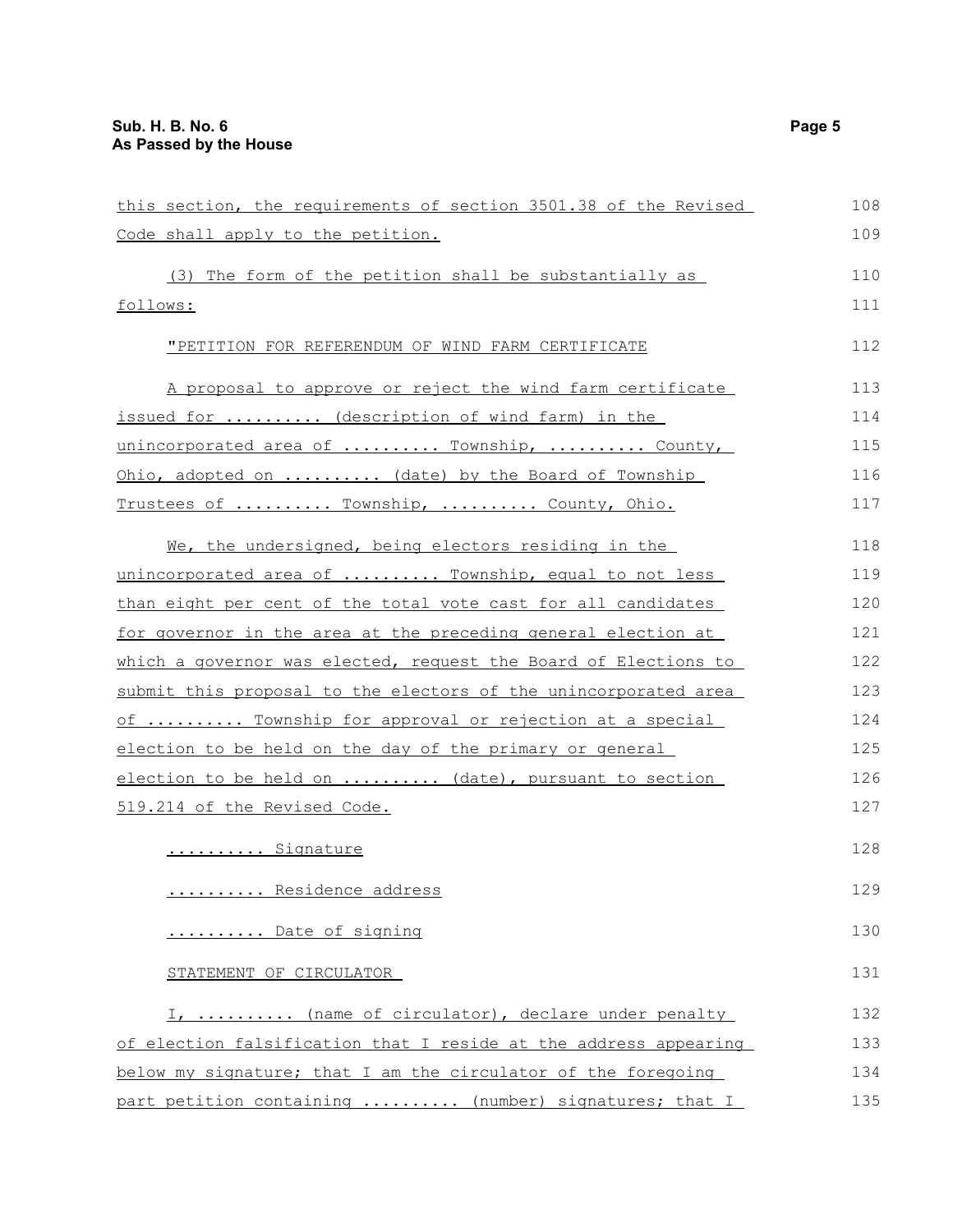this section, the requirements of section 3501.38 of the Revised Code shall apply to the petition.

(3) The form of the petition shall be substantially as follows:

"PETITION FOR REFERENDUM OF WIND FARM CERTIFICATE

A proposal to approve or reject the wind farm certificate issued for .......... (description of wind farm) in the unincorporated area of .......... Township, .......... County, Ohio, adopted on .......... (date) by the Board of Township Trustees of .......... Township, .......... County, Ohio.

We, the undersigned, being electors residing in the unincorporated area of .......... Township, equal to not less than eight per cent of the total vote cast for all candidates for governor in the area at the preceding general election at which a governor was elected, request the Board of Elections to submit this proposal to the electors of the unincorporated area of .......... Township for approval or rejection at a special election to be held on the day of the primary or general election to be held on .......... (date), pursuant to section 519.214 of the Revised Code.

.......... Signature

.......... Residence address

.......... Date of signing

STATEMENT OF CIRCULATOR

I, .......... (name of circulator), declare under penalty of election falsification that I reside at the address appearing below my signature; that I am the circulator of the foregoing part petition containing .......... (number) signatures; that I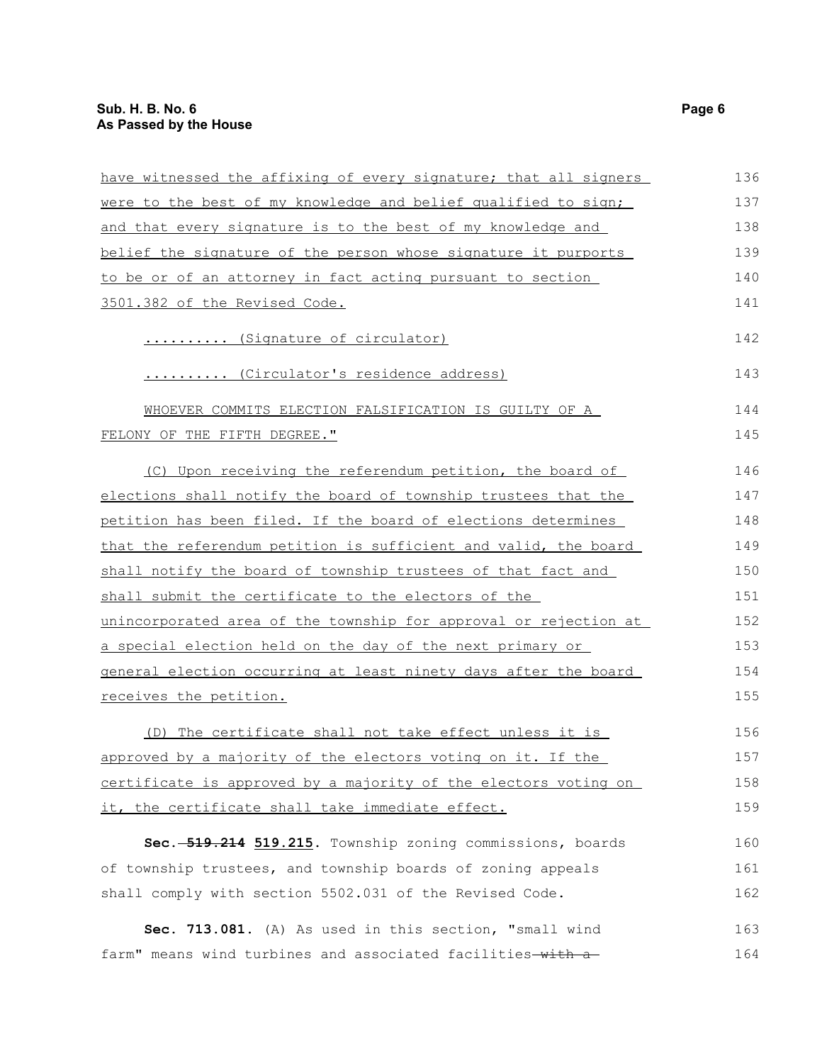have witnessed the affixing of every signature; that all signers were to the best of my knowledge and belief qualified to sign; and that every signature is to the best of my knowledge and belief the signature of the person whose signature it purports to be or of an attorney in fact acting pursuant to section 3501.382 of the Revised Code.

.......... (Signature of circulator)

.......... (Circulator's residence address)

WHOEVER COMMITS ELECTION FALSIFICATION IS GUILTY OF A FELONY OF THE FIFTH DEGREE."

(C) Upon receiving the referendum petition, the board of elections shall notify the board of township trustees that the petition has been filed. If the board of elections determines that the referendum petition is sufficient and valid, the board shall notify the board of township trustees of that fact and shall submit the certificate to the electors of the unincorporated area of the township for approval or rejection at a special election held on the day of the next primary or general election occurring at least ninety days after the board receives the petition.

(D) The certificate shall not take effect unless it is approved by a majority of the electors voting on it. If the certificate is approved by a majority of the electors voting on it, the certificate shall take immediate effect.

**Sec. ~~519.214~~ 519.215.** Township zoning commissions, boards of township trustees, and township boards of zoning appeals shall comply with section 5502.031 of the Revised Code.

**Sec. 713.081.** (A) As used in this section, "small wind farm" means wind turbines and associated facilities ~~with a~~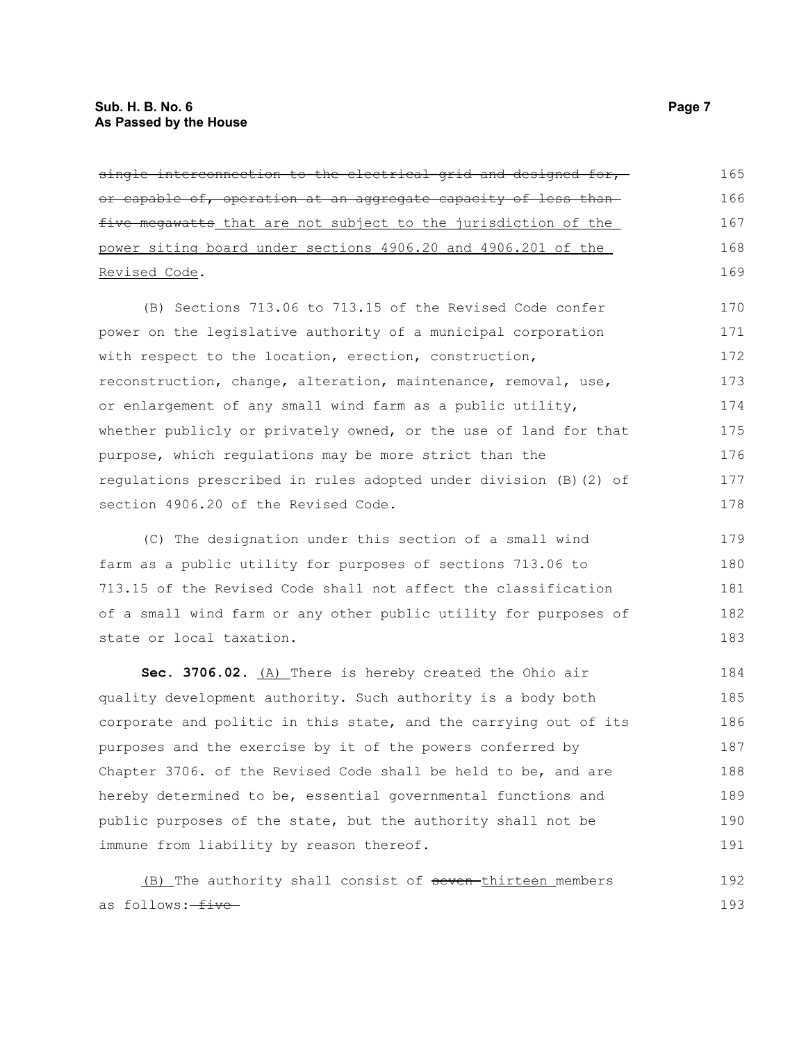~~single interconnection to the electrical grid and designed for, or capable of, operation at an aggregate capacity of less than five megawatts~~ that are not subject to the jurisdiction of the power siting board under sections 4906.20 and 4906.201 of the Revised Code.

(B) Sections 713.06 to 713.15 of the Revised Code confer power on the legislative authority of a municipal corporation with respect to the location, erection, construction, reconstruction, change, alteration, maintenance, removal, use, or enlargement of any small wind farm as a public utility, whether publicly or privately owned, or the use of land for that purpose, which regulations may be more strict than the regulations prescribed in rules adopted under division (B)(2) of section 4906.20 of the Revised Code.

(C) The designation under this section of a small wind farm as a public utility for purposes of sections 713.06 to 713.15 of the Revised Code shall not affect the classification of a small wind farm or any other public utility for purposes of state or local taxation.

**Sec. 3706.02.** (A) There is hereby created the Ohio air quality development authority. Such authority is a body both corporate and politic in this state, and the carrying out of its purposes and the exercise by it of the powers conferred by Chapter 3706. of the Revised Code shall be held to be, and are hereby determined to be, essential governmental functions and public purposes of the state, but the authority shall not be immune from liability by reason thereof.

(B) The authority shall consist of ~~seven~~ thirteen members as follows: ~~five~~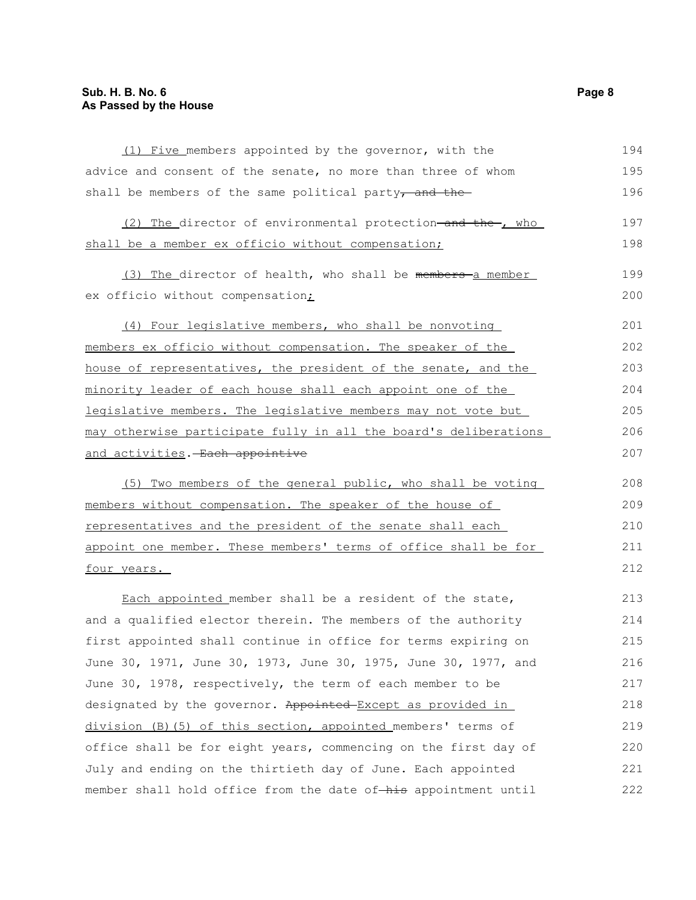(1) Five members appointed by the governor, with the advice and consent of the senate, no more than three of whom shall be members of the same political party, and the

(2) The director of environmental protection and the , who shall be a member ex officio without compensation;

(3) The director of health, who shall be members a member ex officio without compensation;

(4) Four legislative members, who shall be nonvoting members ex officio without compensation. The speaker of the house of representatives, the president of the senate, and the minority leader of each house shall each appoint one of the legislative members. The legislative members may not vote but may otherwise participate fully in all the board's deliberations and activities. Each appointive

(5) Two members of the general public, who shall be voting members without compensation. The speaker of the house of representatives and the president of the senate shall each appoint one member. These members' terms of office shall be for four years.

Each appointed member shall be a resident of the state, and a qualified elector therein. The members of the authority first appointed shall continue in office for terms expiring on June 30, 1971, June 30, 1973, June 30, 1975, June 30, 1977, and June 30, 1978, respectively, the term of each member to be designated by the governor. Appointed Except as provided in division (B)(5) of this section, appointed members' terms of office shall be for eight years, commencing on the first day of July and ending on the thirtieth day of June. Each appointed member shall hold office from the date of his appointment until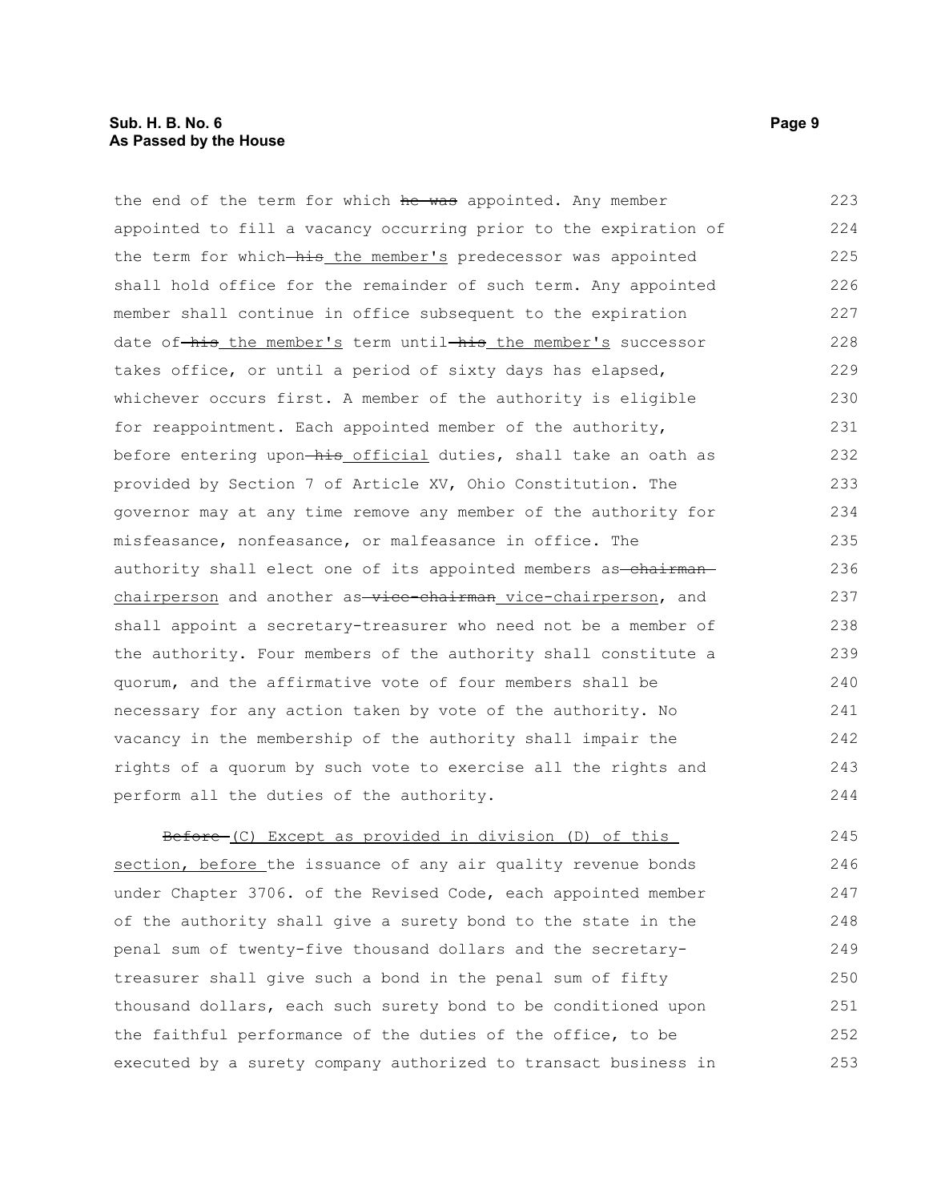the end of the term for which ~~he was~~ appointed. Any member appointed to fill a vacancy occurring prior to the expiration of the term for which ~~his~~ the member's predecessor was appointed shall hold office for the remainder of such term. Any appointed member shall continue in office subsequent to the expiration date of ~~his~~ the member's term until ~~his~~ the member's successor takes office, or until a period of sixty days has elapsed, whichever occurs first. A member of the authority is eligible for reappointment. Each appointed member of the authority, before entering upon ~~his~~ official duties, shall take an oath as provided by Section 7 of Article XV, Ohio Constitution. The governor may at any time remove any member of the authority for misfeasance, nonfeasance, or malfeasance in office. The authority shall elect one of its appointed members as ~~chairman~~ chairperson and another as ~~vice-chairman~~ vice-chairperson, and shall appoint a secretary-treasurer who need not be a member of the authority. Four members of the authority shall constitute a quorum, and the affirmative vote of four members shall be necessary for any action taken by vote of the authority. No vacancy in the membership of the authority shall impair the rights of a quorum by such vote to exercise all the rights and perform all the duties of the authority.

~~Before~~ (C) Except as provided in division (D) of this section, before the issuance of any air quality revenue bonds under Chapter 3706. of the Revised Code, each appointed member of the authority shall give a surety bond to the state in the penal sum of twenty-five thousand dollars and the secretary-treasurer shall give such a bond in the penal sum of fifty thousand dollars, each such surety bond to be conditioned upon the faithful performance of the duties of the office, to be executed by a surety company authorized to transact business in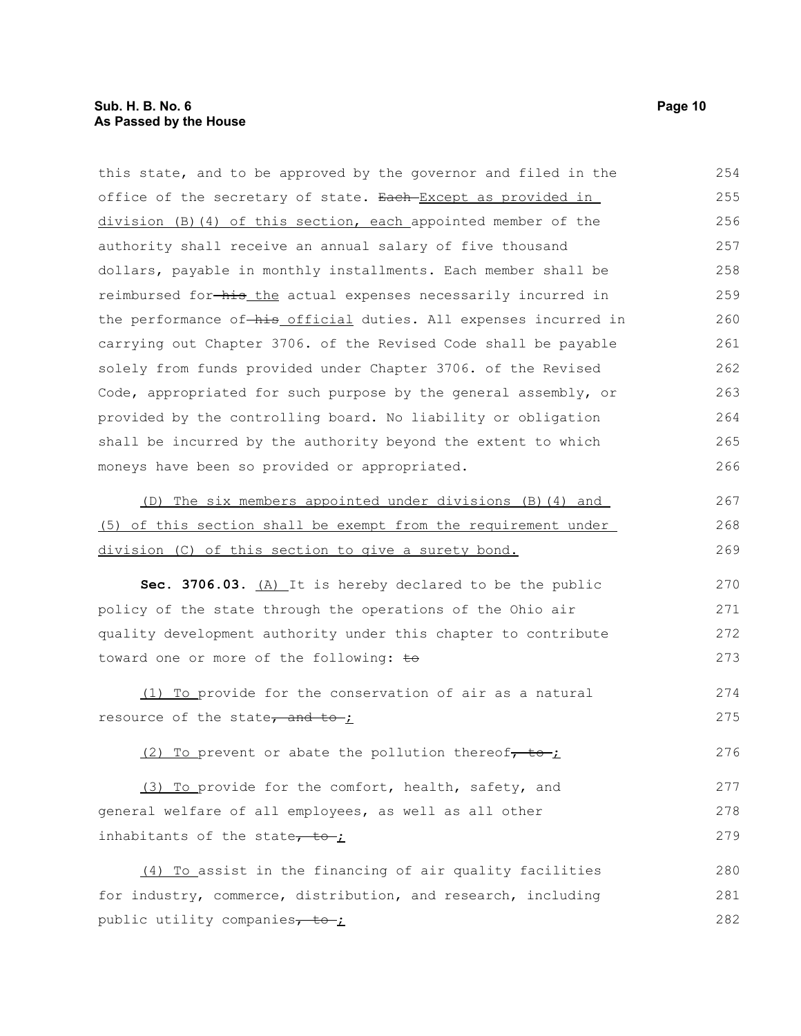this state, and to be approved by the governor and filed in the office of the secretary of state. ~~Each~~ Except as provided in division (B)(4) of this section, each appointed member of the authority shall receive an annual salary of five thousand dollars, payable in monthly installments. Each member shall be reimbursed for ~~his~~ the actual expenses necessarily incurred in the performance of ~~his~~ official duties. All expenses incurred in carrying out Chapter 3706. of the Revised Code shall be payable solely from funds provided under Chapter 3706. of the Revised Code, appropriated for such purpose by the general assembly, or provided by the controlling board. No liability or obligation shall be incurred by the authority beyond the extent to which moneys have been so provided or appropriated.

(D) The six members appointed under divisions (B)(4) and (5) of this section shall be exempt from the requirement under division (C) of this section to give a surety bond.

**Sec. 3706.03.** (A) It is hereby declared to be the public policy of the state through the operations of the Ohio air quality development authority under this chapter to contribute toward one or more of the following: ~~to~~

(1) To provide for the conservation of air as a natural resource of the state~~, and to~~;

(2) To prevent or abate the pollution thereof~~, to~~;

(3) To provide for the comfort, health, safety, and general welfare of all employees, as well as all other inhabitants of the state~~, to~~;

(4) To assist in the financing of air quality facilities for industry, commerce, distribution, and research, including public utility companies~~, to~~;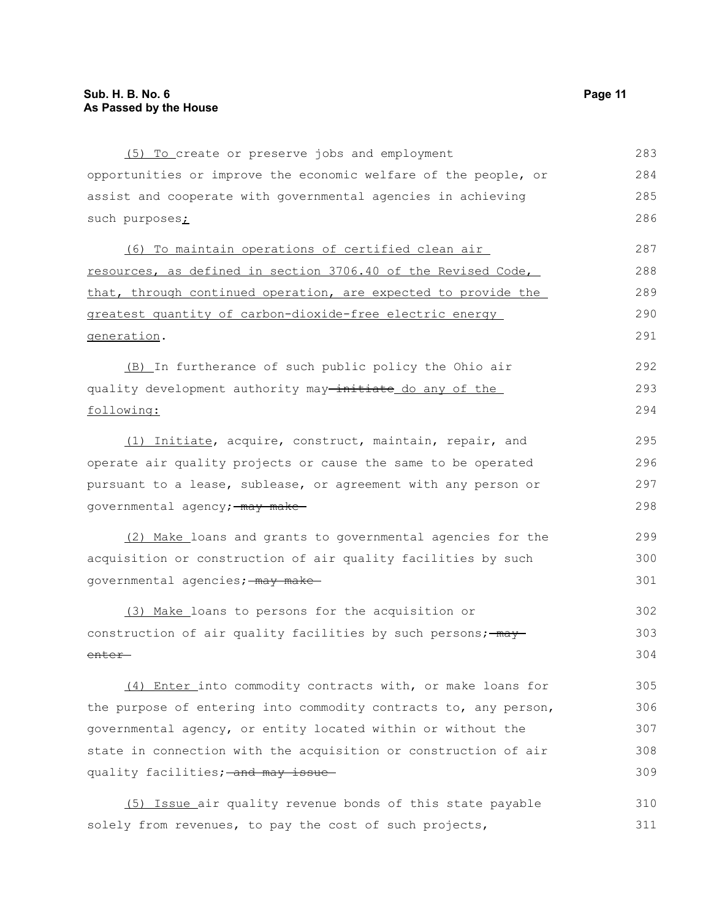(5) To create or preserve jobs and employment opportunities or improve the economic welfare of the people, or assist and cooperate with governmental agencies in achieving such purposes;

(6) To maintain operations of certified clean air resources, as defined in section 3706.40 of the Revised Code, that, through continued operation, are expected to provide the greatest quantity of carbon-dioxide-free electric energy generation.

(B) In furtherance of such public policy the Ohio air quality development authority may ~~initiate~~ do any of the following:

(1) Initiate, acquire, construct, maintain, repair, and operate air quality projects or cause the same to be operated pursuant to a lease, sublease, or agreement with any person or governmental agency; ~~may make~~

(2) Make loans and grants to governmental agencies for the acquisition or construction of air quality facilities by such governmental agencies; ~~may make~~

(3) Make loans to persons for the acquisition or construction of air quality facilities by such persons; ~~may enter~~

(4) Enter into commodity contracts with, or make loans for the purpose of entering into commodity contracts to, any person, governmental agency, or entity located within or without the state in connection with the acquisition or construction of air quality facilities; ~~and may issue~~

(5) Issue air quality revenue bonds of this state payable solely from revenues, to pay the cost of such projects,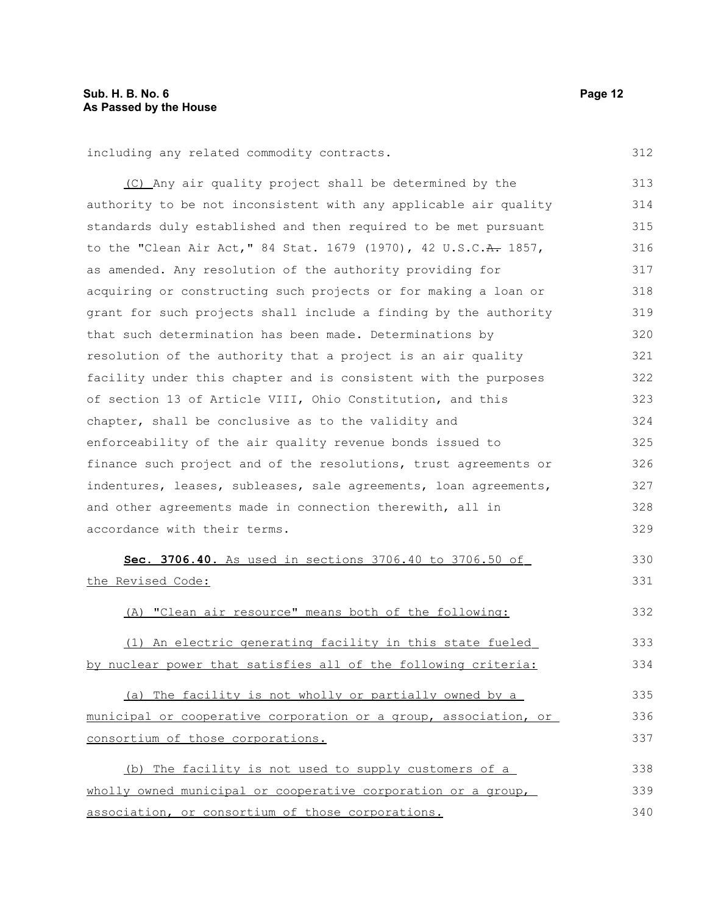including any related commodity contracts.

(C) Any air quality project shall be determined by the authority to be not inconsistent with any applicable air quality standards duly established and then required to be met pursuant to the "Clean Air Act," 84 Stat. 1679 (1970), 42 U.S.C.~~A.~~ 1857, as amended. Any resolution of the authority providing for acquiring or constructing such projects or for making a loan or grant for such projects shall include a finding by the authority that such determination has been made. Determinations by resolution of the authority that a project is an air quality facility under this chapter and is consistent with the purposes of section 13 of Article VIII, Ohio Constitution, and this chapter, shall be conclusive as to the validity and enforceability of the air quality revenue bonds issued to finance such project and of the resolutions, trust agreements or indentures, leases, subleases, sale agreements, loan agreements, and other agreements made in connection therewith, all in accordance with their terms.

**Sec. 3706.40.** As used in sections 3706.40 to 3706.50 of the Revised Code:

(A) "Clean air resource" means both of the following:

(1) An electric generating facility in this state fueled by nuclear power that satisfies all of the following criteria:

(a) The facility is not wholly or partially owned by a municipal or cooperative corporation or a group, association, or consortium of those corporations.

(b) The facility is not used to supply customers of a wholly owned municipal or cooperative corporation or a group, association, or consortium of those corporations.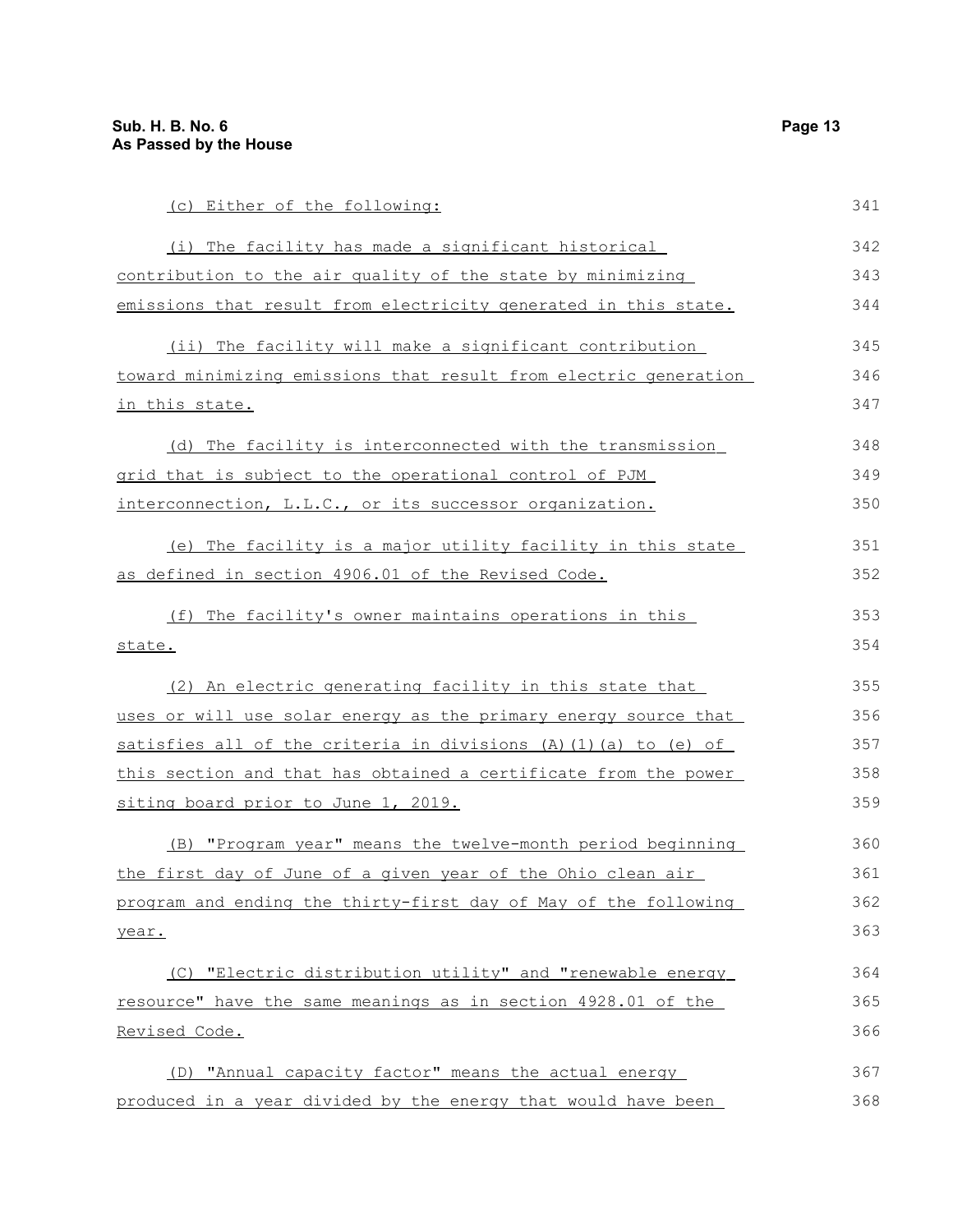(c) Either of the following:

(i) The facility has made a significant historical contribution to the air quality of the state by minimizing emissions that result from electricity generated in this state.

(ii) The facility will make a significant contribution toward minimizing emissions that result from electric generation in this state.

(d) The facility is interconnected with the transmission grid that is subject to the operational control of PJM interconnection, L.L.C., or its successor organization.

(e) The facility is a major utility facility in this state as defined in section 4906.01 of the Revised Code.

(f) The facility's owner maintains operations in this state.

(2) An electric generating facility in this state that uses or will use solar energy as the primary energy source that satisfies all of the criteria in divisions (A)(1)(a) to (e) of this section and that has obtained a certificate from the power siting board prior to June 1, 2019.

(B) "Program year" means the twelve-month period beginning the first day of June of a given year of the Ohio clean air program and ending the thirty-first day of May of the following year.

(C) "Electric distribution utility" and "renewable energy resource" have the same meanings as in section 4928.01 of the Revised Code.

(D) "Annual capacity factor" means the actual energy produced in a year divided by the energy that would have been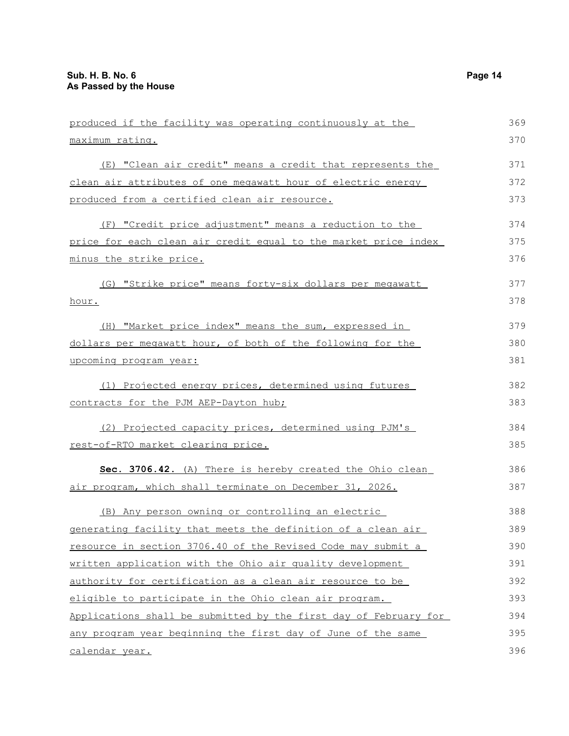produced if the facility was operating continuously at the maximum rating.

(E) "Clean air credit" means a credit that represents the clean air attributes of one megawatt hour of electric energy produced from a certified clean air resource.

(F) "Credit price adjustment" means a reduction to the price for each clean air credit equal to the market price index minus the strike price.

(G) "Strike price" means forty-six dollars per megawatt hour.

(H) "Market price index" means the sum, expressed in dollars per megawatt hour, of both of the following for the upcoming program year:

(1) Projected energy prices, determined using futures contracts for the PJM AEP-Dayton hub;

(2) Projected capacity prices, determined using PJM's rest-of-RTO market clearing price.

**Sec. 3706.42.** (A) There is hereby created the Ohio clean air program, which shall terminate on December 31, 2026.

(B) Any person owning or controlling an electric generating facility that meets the definition of a clean air resource in section 3706.40 of the Revised Code may submit a written application with the Ohio air quality development authority for certification as a clean air resource to be eligible to participate in the Ohio clean air program. Applications shall be submitted by the first day of February for any program year beginning the first day of June of the same calendar year.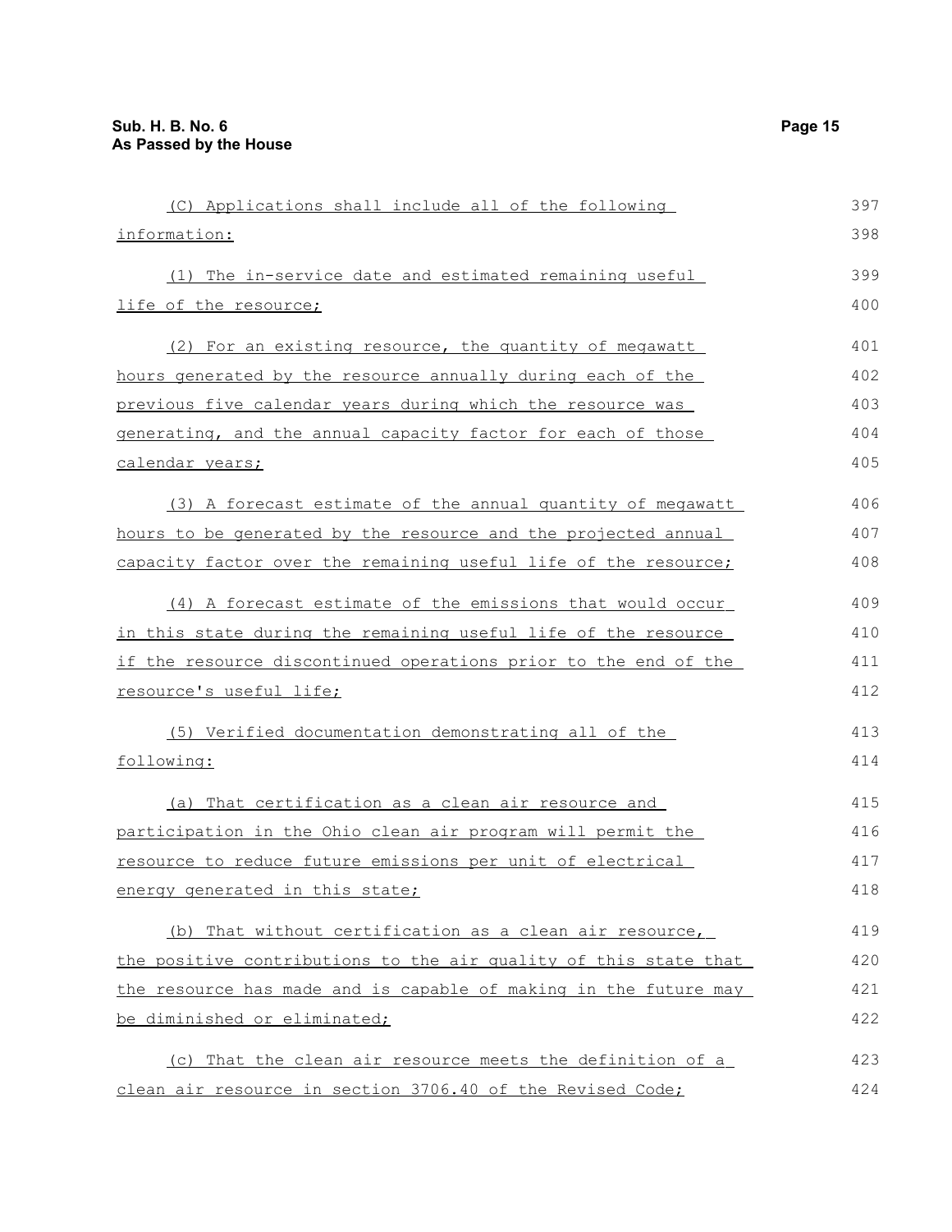(C) Applications shall include all of the following information:

(1) The in-service date and estimated remaining useful life of the resource;

(2) For an existing resource, the quantity of megawatt hours generated by the resource annually during each of the previous five calendar years during which the resource was generating, and the annual capacity factor for each of those calendar years;

(3) A forecast estimate of the annual quantity of megawatt hours to be generated by the resource and the projected annual capacity factor over the remaining useful life of the resource;

(4) A forecast estimate of the emissions that would occur in this state during the remaining useful life of the resource if the resource discontinued operations prior to the end of the resource's useful life;

(5) Verified documentation demonstrating all of the following:

(a) That certification as a clean air resource and participation in the Ohio clean air program will permit the resource to reduce future emissions per unit of electrical energy generated in this state;

(b) That without certification as a clean air resource, the positive contributions to the air quality of this state that the resource has made and is capable of making in the future may be diminished or eliminated;

(c) That the clean air resource meets the definition of a clean air resource in section 3706.40 of the Revised Code;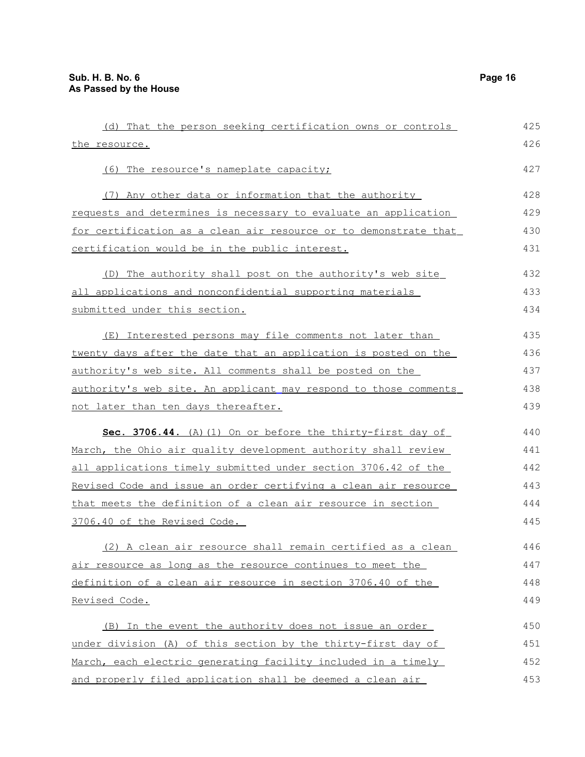(d) That the person seeking certification owns or controls the resource.

(6) The resource's nameplate capacity;

(7) Any other data or information that the authority requests and determines is necessary to evaluate an application for certification as a clean air resource or to demonstrate that certification would be in the public interest.

(D) The authority shall post on the authority's web site all applications and nonconfidential supporting materials submitted under this section.

(E) Interested persons may file comments not later than twenty days after the date that an application is posted on the authority's web site. All comments shall be posted on the authority's web site. An applicant may respond to those comments not later than ten days thereafter.

**Sec. 3706.44.** (A)(1) On or before the thirty-first day of March, the Ohio air quality development authority shall review all applications timely submitted under section 3706.42 of the Revised Code and issue an order certifying a clean air resource that meets the definition of a clean air resource in section 3706.40 of the Revised Code.

(2) A clean air resource shall remain certified as a clean air resource as long as the resource continues to meet the definition of a clean air resource in section 3706.40 of the Revised Code.

(B) In the event the authority does not issue an order under division (A) of this section by the thirty-first day of March, each electric generating facility included in a timely and properly filed application shall be deemed a clean air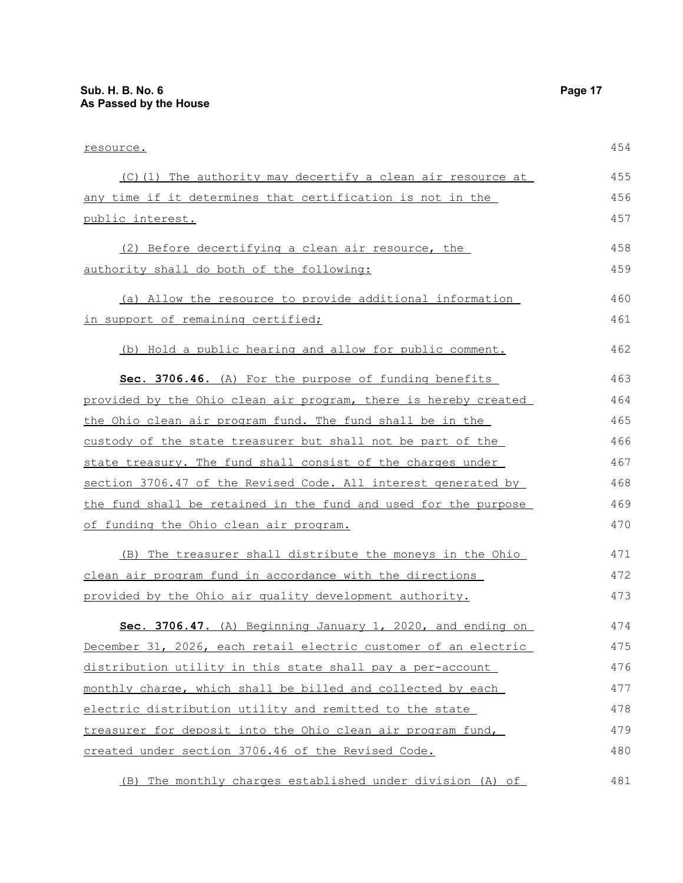resource.

(C)(1) The authority may decertify a clean air resource at any time if it determines that certification is not in the public interest.

(2) Before decertifying a clean air resource, the authority shall do both of the following:

(a) Allow the resource to provide additional information in support of remaining certified;

(b) Hold a public hearing and allow for public comment.

**Sec. 3706.46.** (A) For the purpose of funding benefits provided by the Ohio clean air program, there is hereby created the Ohio clean air program fund. The fund shall be in the custody of the state treasurer but shall not be part of the state treasury. The fund shall consist of the charges under section 3706.47 of the Revised Code. All interest generated by the fund shall be retained in the fund and used for the purpose of funding the Ohio clean air program.

(B) The treasurer shall distribute the moneys in the Ohio clean air program fund in accordance with the directions provided by the Ohio air quality development authority.

**Sec. 3706.47.** (A) Beginning January 1, 2020, and ending on December 31, 2026, each retail electric customer of an electric distribution utility in this state shall pay a per-account monthly charge, which shall be billed and collected by each electric distribution utility and remitted to the state treasurer for deposit into the Ohio clean air program fund, created under section 3706.46 of the Revised Code.

(B) The monthly charges established under division (A) of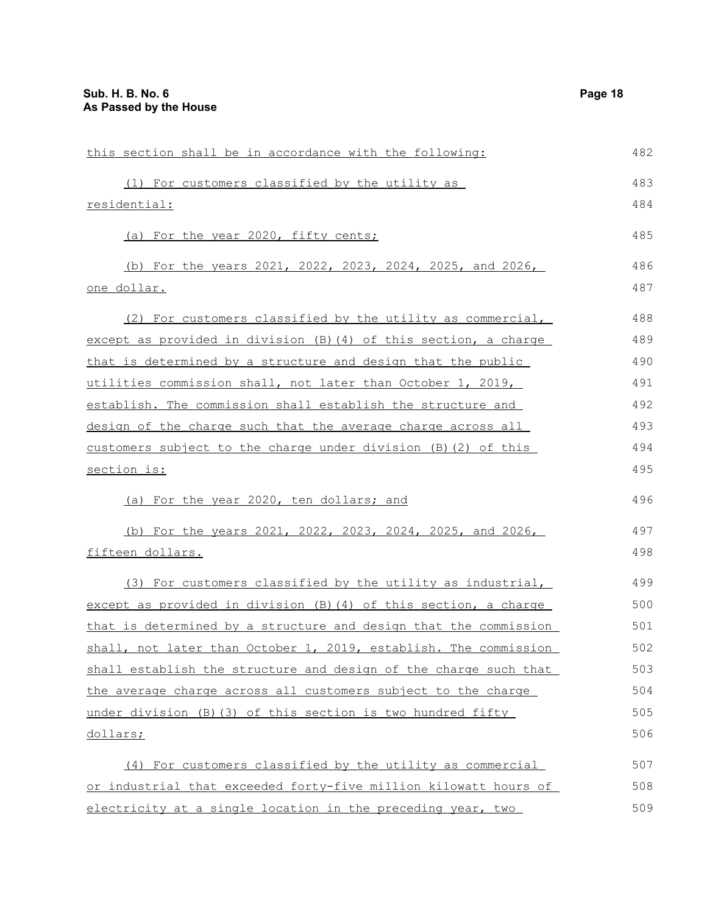this section shall be in accordance with the following:

(1) For customers classified by the utility as residential:

(a) For the year 2020, fifty cents;

(b) For the years 2021, 2022, 2023, 2024, 2025, and 2026, one dollar.

(2) For customers classified by the utility as commercial, except as provided in division (B)(4) of this section, a charge that is determined by a structure and design that the public utilities commission shall, not later than October 1, 2019, establish. The commission shall establish the structure and design of the charge such that the average charge across all customers subject to the charge under division (B)(2) of this section is:

(a) For the year 2020, ten dollars; and

(b) For the years 2021, 2022, 2023, 2024, 2025, and 2026, fifteen dollars.

(3) For customers classified by the utility as industrial, except as provided in division (B)(4) of this section, a charge that is determined by a structure and design that the commission shall, not later than October 1, 2019, establish. The commission shall establish the structure and design of the charge such that the average charge across all customers subject to the charge under division (B)(3) of this section is two hundred fifty dollars;

(4) For customers classified by the utility as commercial or industrial that exceeded forty-five million kilowatt hours of electricity at a single location in the preceding year, two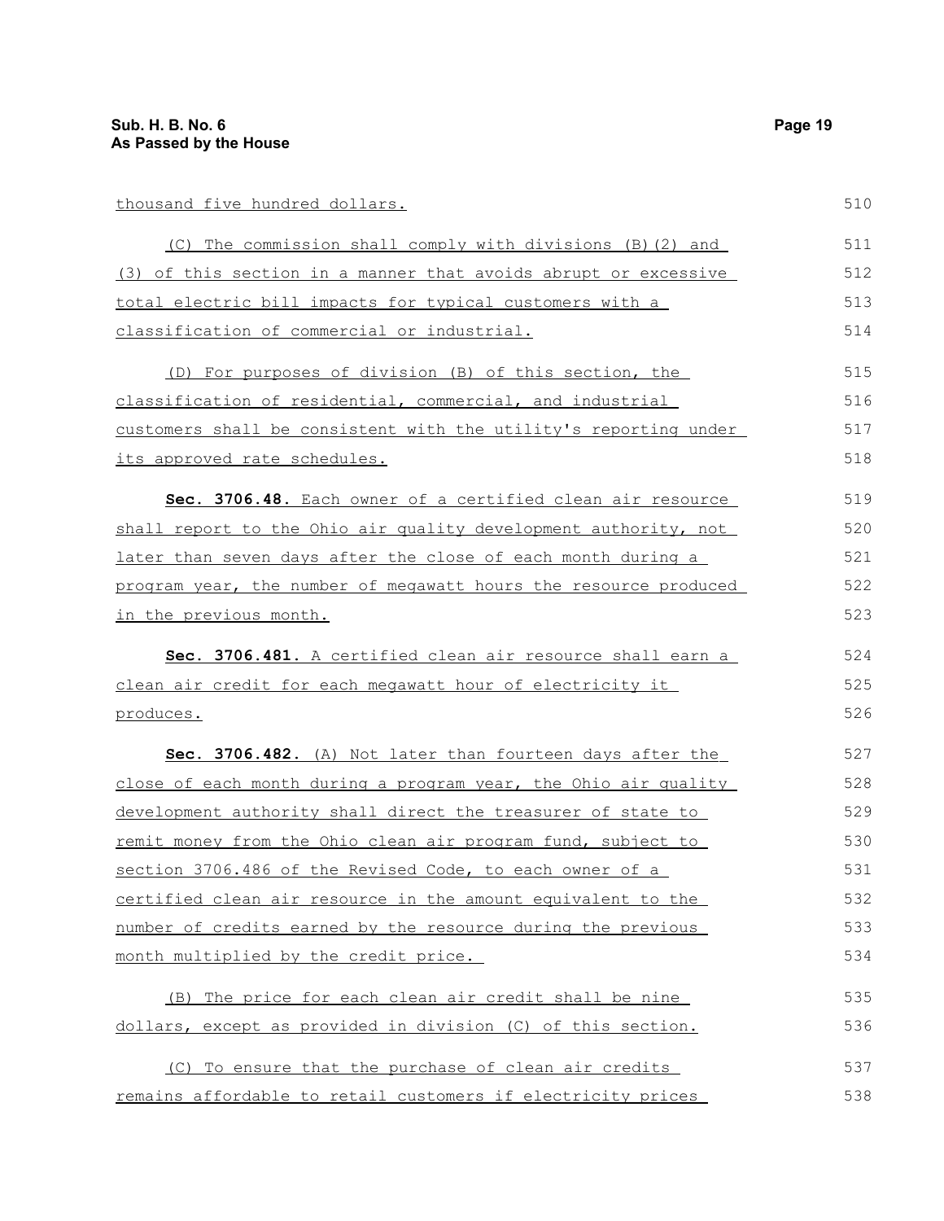thousand five hundred dollars.

(C) The commission shall comply with divisions (B)(2) and (3) of this section in a manner that avoids abrupt or excessive total electric bill impacts for typical customers with a classification of commercial or industrial.

(D) For purposes of division (B) of this section, the classification of residential, commercial, and industrial customers shall be consistent with the utility's reporting under its approved rate schedules.

**Sec. 3706.48.** Each owner of a certified clean air resource shall report to the Ohio air quality development authority, not later than seven days after the close of each month during a program year, the number of megawatt hours the resource produced in the previous month.

**Sec. 3706.481.** A certified clean air resource shall earn a clean air credit for each megawatt hour of electricity it produces.

**Sec. 3706.482.** (A) Not later than fourteen days after the close of each month during a program year, the Ohio air quality development authority shall direct the treasurer of state to remit money from the Ohio clean air program fund, subject to section 3706.486 of the Revised Code, to each owner of a certified clean air resource in the amount equivalent to the number of credits earned by the resource during the previous month multiplied by the credit price.

(B) The price for each clean air credit shall be nine dollars, except as provided in division (C) of this section.

(C) To ensure that the purchase of clean air credits remains affordable to retail customers if electricity prices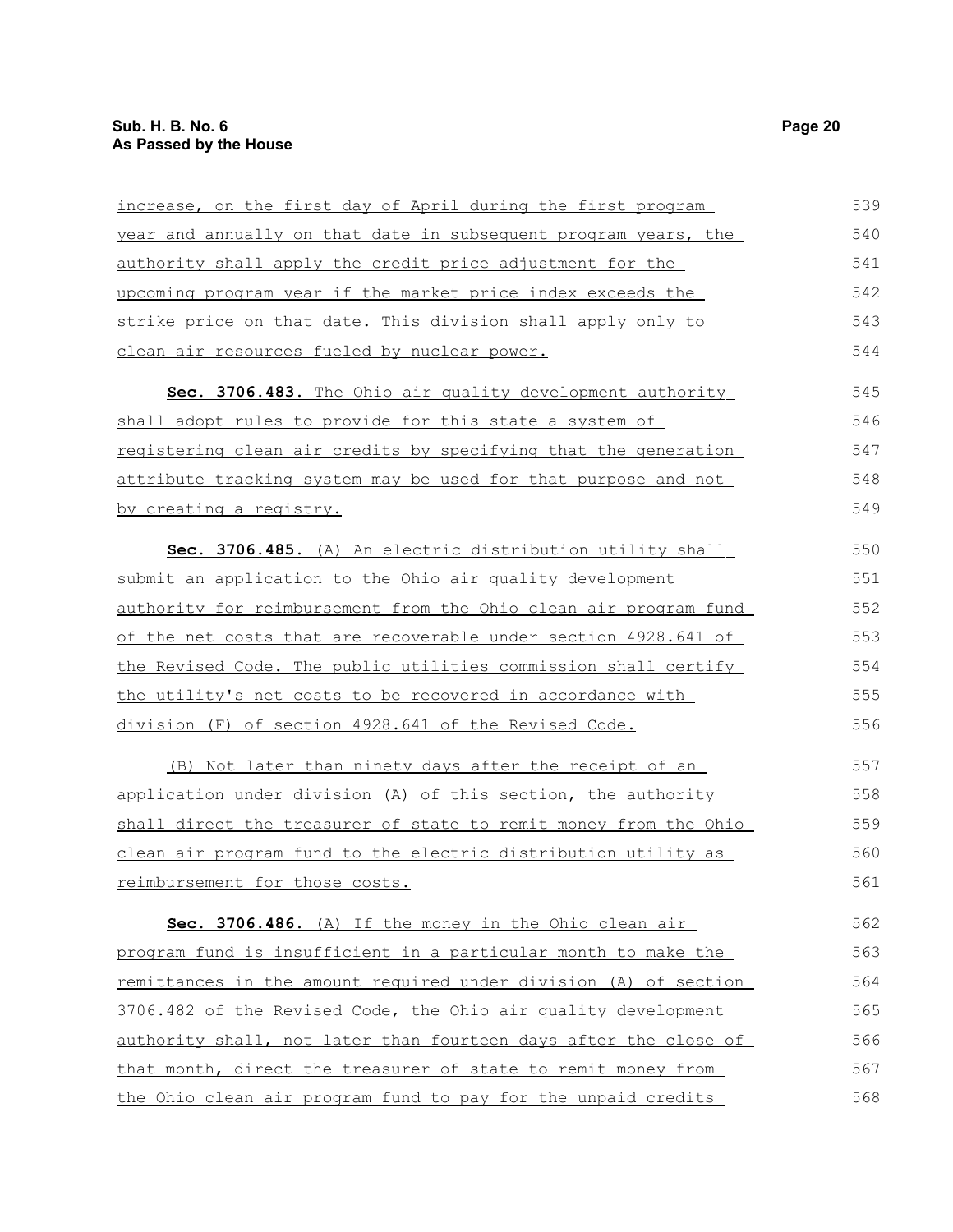increase, on the first day of April during the first program year and annually on that date in subsequent program years, the authority shall apply the credit price adjustment for the upcoming program year if the market price index exceeds the strike price on that date. This division shall apply only to clean air resources fueled by nuclear power.

**Sec. 3706.483.** The Ohio air quality development authority shall adopt rules to provide for this state a system of registering clean air credits by specifying that the generation attribute tracking system may be used for that purpose and not by creating a registry.

**Sec. 3706.485.** (A) An electric distribution utility shall submit an application to the Ohio air quality development authority for reimbursement from the Ohio clean air program fund of the net costs that are recoverable under section 4928.641 of the Revised Code. The public utilities commission shall certify the utility's net costs to be recovered in accordance with division (F) of section 4928.641 of the Revised Code.

(B) Not later than ninety days after the receipt of an application under division (A) of this section, the authority shall direct the treasurer of state to remit money from the Ohio clean air program fund to the electric distribution utility as reimbursement for those costs.

**Sec. 3706.486.** (A) If the money in the Ohio clean air program fund is insufficient in a particular month to make the remittances in the amount required under division (A) of section 3706.482 of the Revised Code, the Ohio air quality development authority shall, not later than fourteen days after the close of that month, direct the treasurer of state to remit money from the Ohio clean air program fund to pay for the unpaid credits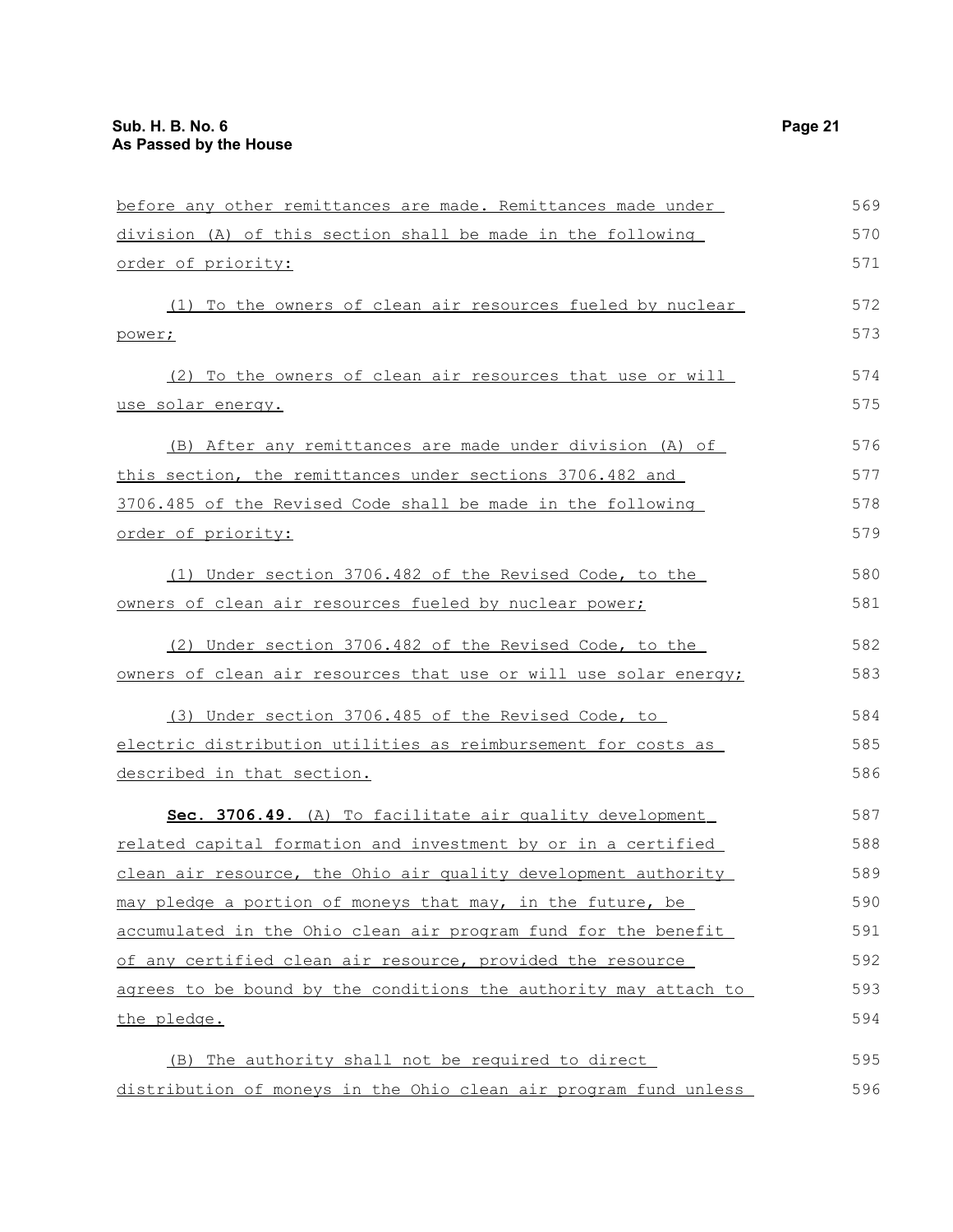before any other remittances are made. Remittances made under division (A) of this section shall be made in the following order of priority:

(1) To the owners of clean air resources fueled by nuclear power;

(2) To the owners of clean air resources that use or will use solar energy.

(B) After any remittances are made under division (A) of this section, the remittances under sections 3706.482 and 3706.485 of the Revised Code shall be made in the following order of priority:

(1) Under section 3706.482 of the Revised Code, to the owners of clean air resources fueled by nuclear power;

(2) Under section 3706.482 of the Revised Code, to the owners of clean air resources that use or will use solar energy;

(3) Under section 3706.485 of the Revised Code, to electric distribution utilities as reimbursement for costs as described in that section.

**Sec. 3706.49.** (A) To facilitate air quality development related capital formation and investment by or in a certified clean air resource, the Ohio air quality development authority may pledge a portion of moneys that may, in the future, be accumulated in the Ohio clean air program fund for the benefit of any certified clean air resource, provided the resource agrees to be bound by the conditions the authority may attach to the pledge.

(B) The authority shall not be required to direct distribution of moneys in the Ohio clean air program fund unless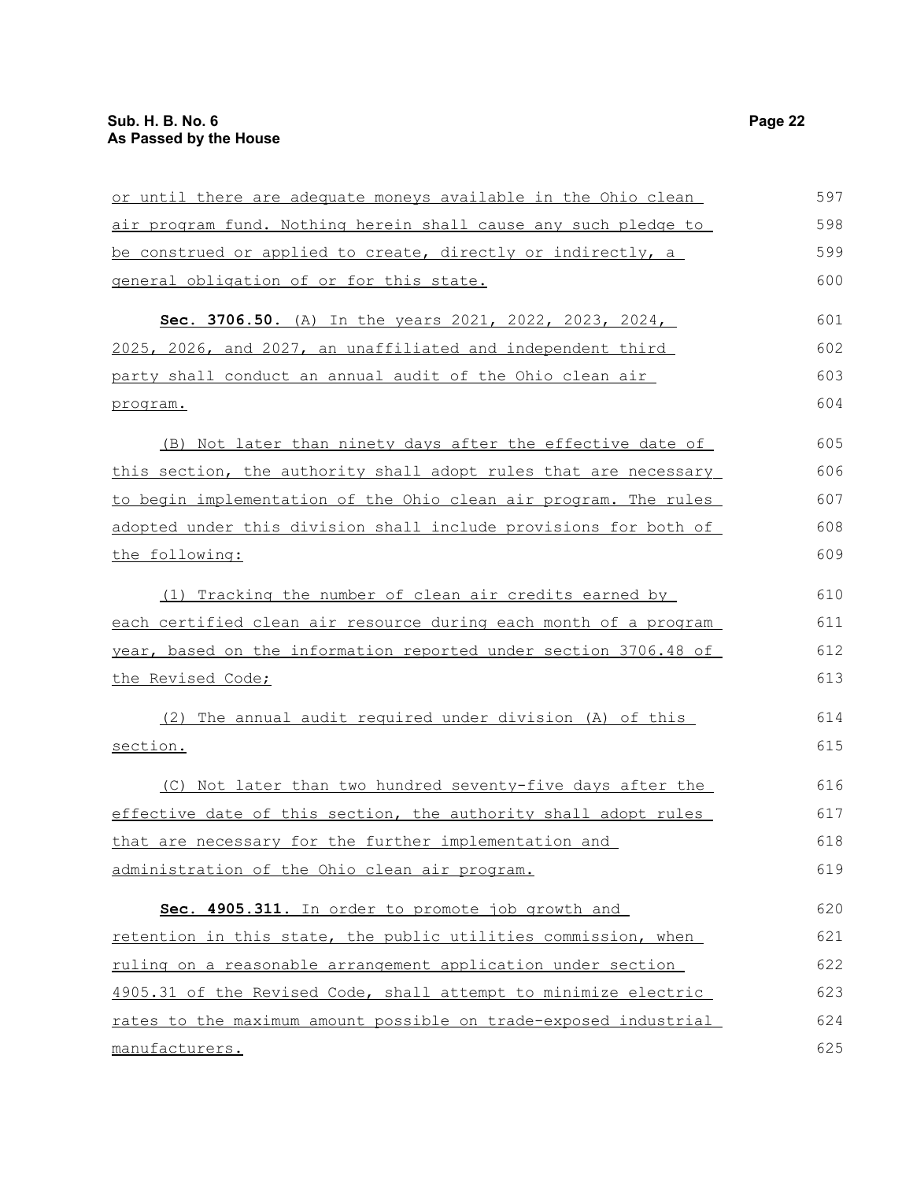or until there are adequate moneys available in the Ohio clean air program fund. Nothing herein shall cause any such pledge to be construed or applied to create, directly or indirectly, a general obligation of or for this state.

**Sec. 3706.50.** (A) In the years 2021, 2022, 2023, 2024, 2025, 2026, and 2027, an unaffiliated and independent third party shall conduct an annual audit of the Ohio clean air program.

(B) Not later than ninety days after the effective date of this section, the authority shall adopt rules that are necessary to begin implementation of the Ohio clean air program. The rules adopted under this division shall include provisions for both of the following:

(1) Tracking the number of clean air credits earned by each certified clean air resource during each month of a program year, based on the information reported under section 3706.48 of the Revised Code;

(2) The annual audit required under division (A) of this section.

(C) Not later than two hundred seventy-five days after the effective date of this section, the authority shall adopt rules that are necessary for the further implementation and administration of the Ohio clean air program.

**Sec. 4905.311.** In order to promote job growth and retention in this state, the public utilities commission, when ruling on a reasonable arrangement application under section 4905.31 of the Revised Code, shall attempt to minimize electric rates to the maximum amount possible on trade-exposed industrial manufacturers.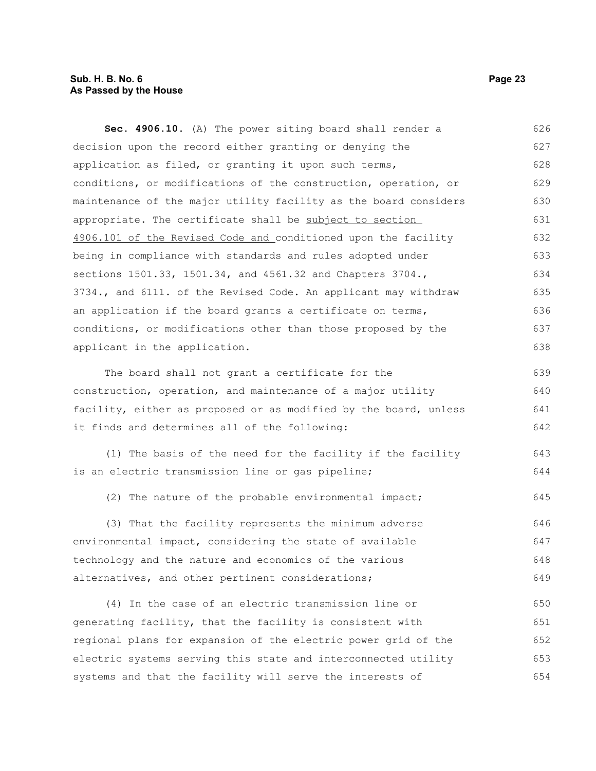**Sec. 4906.10.** (A) The power siting board shall render a decision upon the record either granting or denying the application as filed, or granting it upon such terms, conditions, or modifications of the construction, operation, or maintenance of the major utility facility as the board considers appropriate. The certificate shall be subject to section 4906.101 of the Revised Code and conditioned upon the facility being in compliance with standards and rules adopted under sections 1501.33, 1501.34, and 4561.32 and Chapters 3704., 3734., and 6111. of the Revised Code. An applicant may withdraw an application if the board grants a certificate on terms, conditions, or modifications other than those proposed by the applicant in the application.

The board shall not grant a certificate for the construction, operation, and maintenance of a major utility facility, either as proposed or as modified by the board, unless it finds and determines all of the following:

(1) The basis of the need for the facility if the facility is an electric transmission line or gas pipeline;

(2) The nature of the probable environmental impact;

(3) That the facility represents the minimum adverse environmental impact, considering the state of available technology and the nature and economics of the various alternatives, and other pertinent considerations;

(4) In the case of an electric transmission line or generating facility, that the facility is consistent with regional plans for expansion of the electric power grid of the electric systems serving this state and interconnected utility systems and that the facility will serve the interests of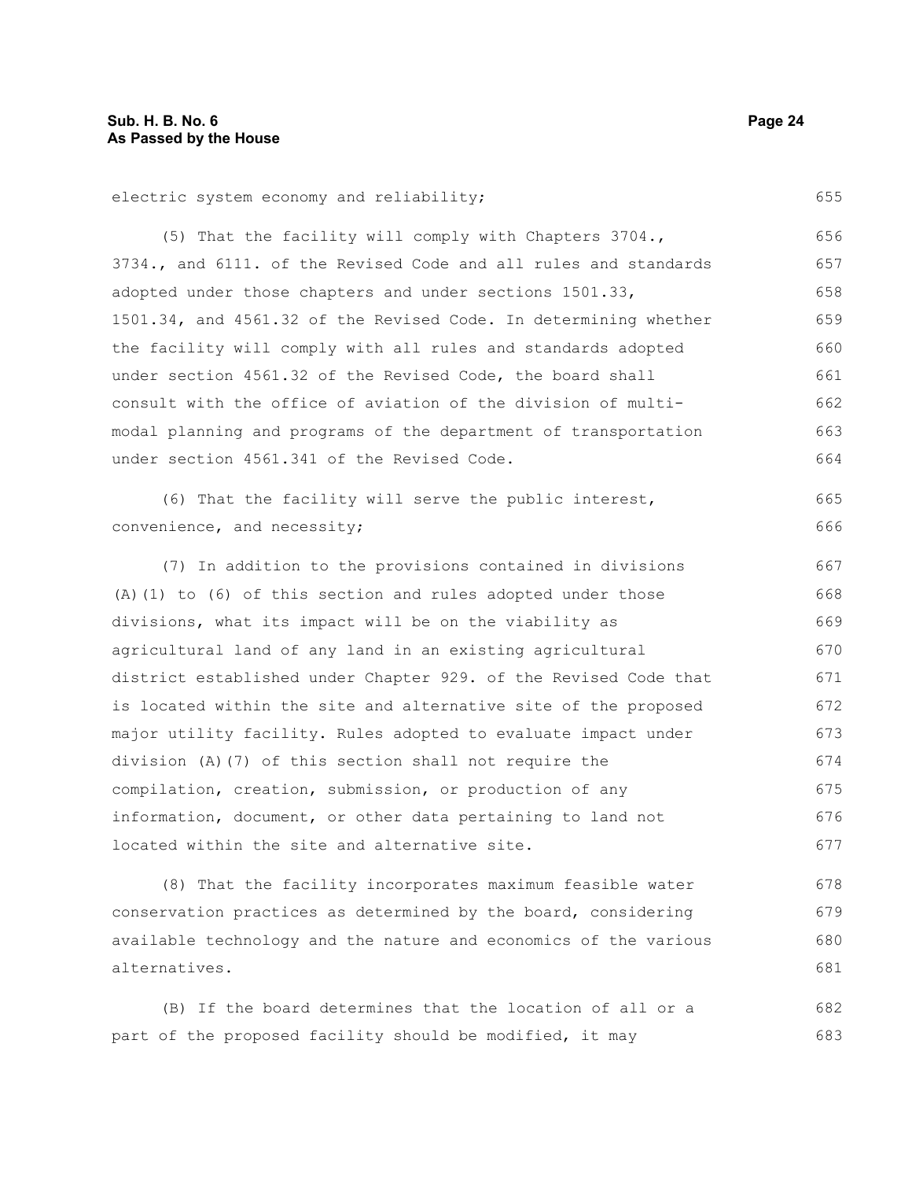electric system economy and reliability;

(5) That the facility will comply with Chapters 3704., 3734., and 6111. of the Revised Code and all rules and standards adopted under those chapters and under sections 1501.33, 1501.34, and 4561.32 of the Revised Code. In determining whether the facility will comply with all rules and standards adopted under section 4561.32 of the Revised Code, the board shall consult with the office of aviation of the division of multi-modal planning and programs of the department of transportation under section 4561.341 of the Revised Code.

(6) That the facility will serve the public interest, convenience, and necessity;

(7) In addition to the provisions contained in divisions (A)(1) to (6) of this section and rules adopted under those divisions, what its impact will be on the viability as agricultural land of any land in an existing agricultural district established under Chapter 929. of the Revised Code that is located within the site and alternative site of the proposed major utility facility. Rules adopted to evaluate impact under division (A)(7) of this section shall not require the compilation, creation, submission, or production of any information, document, or other data pertaining to land not located within the site and alternative site.

(8) That the facility incorporates maximum feasible water conservation practices as determined by the board, considering available technology and the nature and economics of the various alternatives.

(B) If the board determines that the location of all or a part of the proposed facility should be modified, it may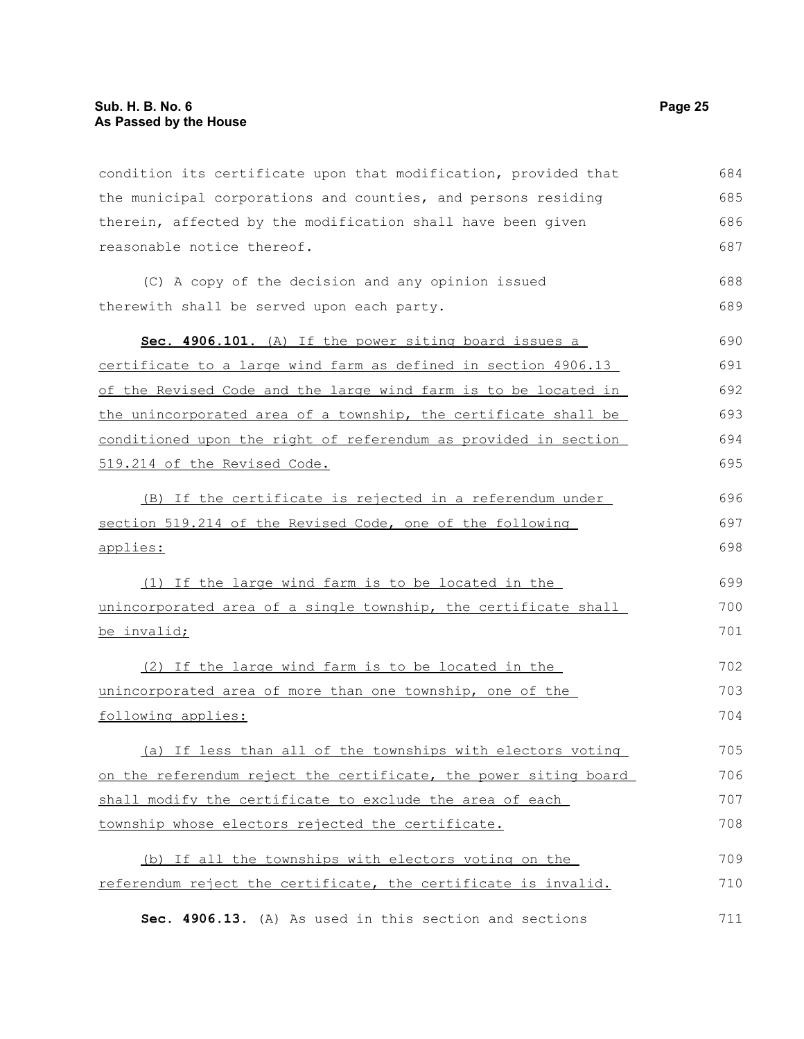condition its certificate upon that modification, provided that the municipal corporations and counties, and persons residing therein, affected by the modification shall have been given reasonable notice thereof.

(C) A copy of the decision and any opinion issued therewith shall be served upon each party.

**Sec. 4906.101.** (A) If the power siting board issues a certificate to a large wind farm as defined in section 4906.13 of the Revised Code and the large wind farm is to be located in the unincorporated area of a township, the certificate shall be conditioned upon the right of referendum as provided in section 519.214 of the Revised Code.

(B) If the certificate is rejected in a referendum under section 519.214 of the Revised Code, one of the following applies:

(1) If the large wind farm is to be located in the unincorporated area of a single township, the certificate shall be invalid;

(2) If the large wind farm is to be located in the unincorporated area of more than one township, one of the following applies:

(a) If less than all of the townships with electors voting on the referendum reject the certificate, the power siting board shall modify the certificate to exclude the area of each township whose electors rejected the certificate.

(b) If all the townships with electors voting on the referendum reject the certificate, the certificate is invalid.

**Sec. 4906.13.** (A) As used in this section and sections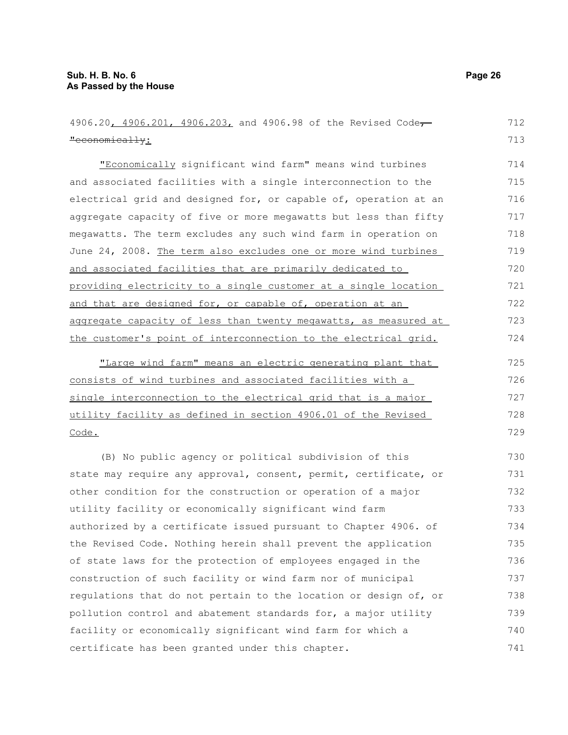4906.20, 4906.201, 4906.203, and 4906.98 of the Revised Code, "economically:

"Economically significant wind farm" means wind turbines and associated facilities with a single interconnection to the electrical grid and designed for, or capable of, operation at an aggregate capacity of five or more megawatts but less than fifty megawatts. The term excludes any such wind farm in operation on June 24, 2008. The term also excludes one or more wind turbines and associated facilities that are primarily dedicated to providing electricity to a single customer at a single location and that are designed for, or capable of, operation at an aggregate capacity of less than twenty megawatts, as measured at the customer's point of interconnection to the electrical grid.

"Large wind farm" means an electric generating plant that consists of wind turbines and associated facilities with a single interconnection to the electrical grid that is a major utility facility as defined in section 4906.01 of the Revised Code.

(B) No public agency or political subdivision of this state may require any approval, consent, permit, certificate, or other condition for the construction or operation of a major utility facility or economically significant wind farm authorized by a certificate issued pursuant to Chapter 4906. of the Revised Code. Nothing herein shall prevent the application of state laws for the protection of employees engaged in the construction of such facility or wind farm nor of municipal regulations that do not pertain to the location or design of, or pollution control and abatement standards for, a major utility facility or economically significant wind farm for which a certificate has been granted under this chapter.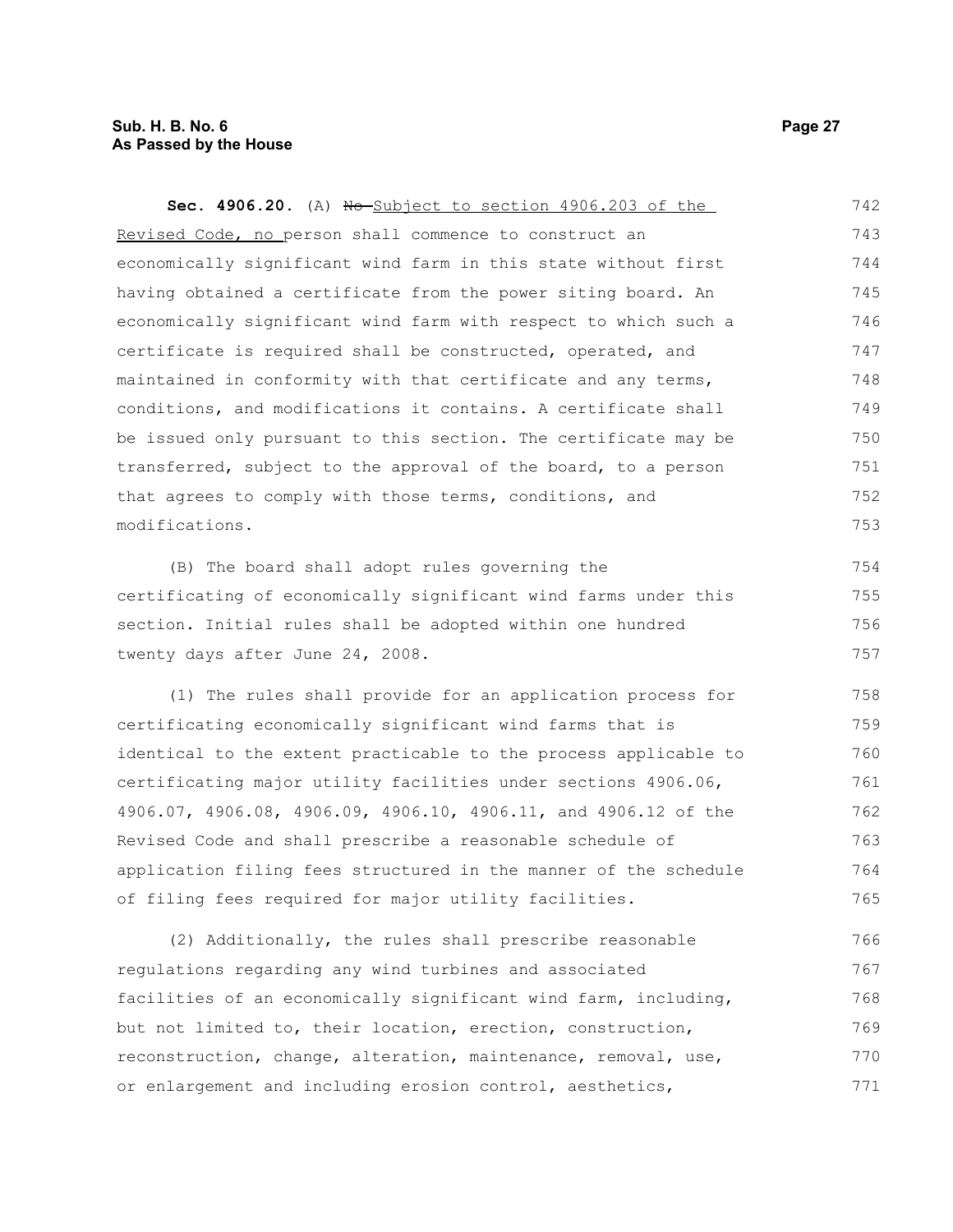**Sec. 4906.20.** (A) ~~No~~ Subject to section 4906.203 of the Revised Code, no person shall commence to construct an economically significant wind farm in this state without first having obtained a certificate from the power siting board. An economically significant wind farm with respect to which such a certificate is required shall be constructed, operated, and maintained in conformity with that certificate and any terms, conditions, and modifications it contains. A certificate shall be issued only pursuant to this section. The certificate may be transferred, subject to the approval of the board, to a person that agrees to comply with those terms, conditions, and modifications.

(B) The board shall adopt rules governing the certificating of economically significant wind farms under this section. Initial rules shall be adopted within one hundred twenty days after June 24, 2008.

(1) The rules shall provide for an application process for certificating economically significant wind farms that is identical to the extent practicable to the process applicable to certificating major utility facilities under sections 4906.06, 4906.07, 4906.08, 4906.09, 4906.10, 4906.11, and 4906.12 of the Revised Code and shall prescribe a reasonable schedule of application filing fees structured in the manner of the schedule of filing fees required for major utility facilities.

(2) Additionally, the rules shall prescribe reasonable regulations regarding any wind turbines and associated facilities of an economically significant wind farm, including, but not limited to, their location, erection, construction, reconstruction, change, alteration, maintenance, removal, use, or enlargement and including erosion control, aesthetics,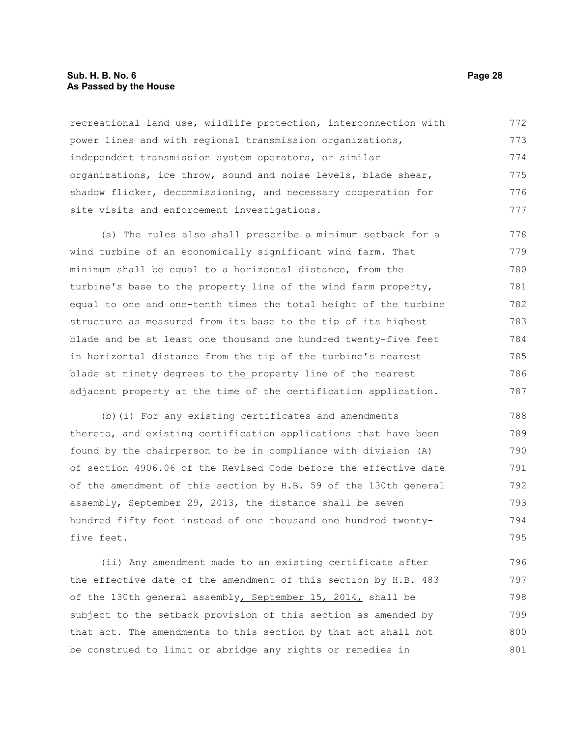recreational land use, wildlife protection, interconnection with power lines and with regional transmission organizations, independent transmission system operators, or similar organizations, ice throw, sound and noise levels, blade shear, shadow flicker, decommissioning, and necessary cooperation for site visits and enforcement investigations.

(a) The rules also shall prescribe a minimum setback for a wind turbine of an economically significant wind farm. That minimum shall be equal to a horizontal distance, from the turbine's base to the property line of the wind farm property, equal to one and one-tenth times the total height of the turbine structure as measured from its base to the tip of its highest blade and be at least one thousand one hundred twenty-five feet in horizontal distance from the tip of the turbine's nearest blade at ninety degrees to the property line of the nearest adjacent property at the time of the certification application.

(b)(i) For any existing certificates and amendments thereto, and existing certification applications that have been found by the chairperson to be in compliance with division (A) of section 4906.06 of the Revised Code before the effective date of the amendment of this section by H.B. 59 of the 130th general assembly, September 29, 2013, the distance shall be seven hundred fifty feet instead of one thousand one hundred twenty-five feet.

(ii) Any amendment made to an existing certificate after the effective date of the amendment of this section by H.B. 483 of the 130th general assembly, September 15, 2014, shall be subject to the setback provision of this section as amended by that act. The amendments to this section by that act shall not be construed to limit or abridge any rights or remedies in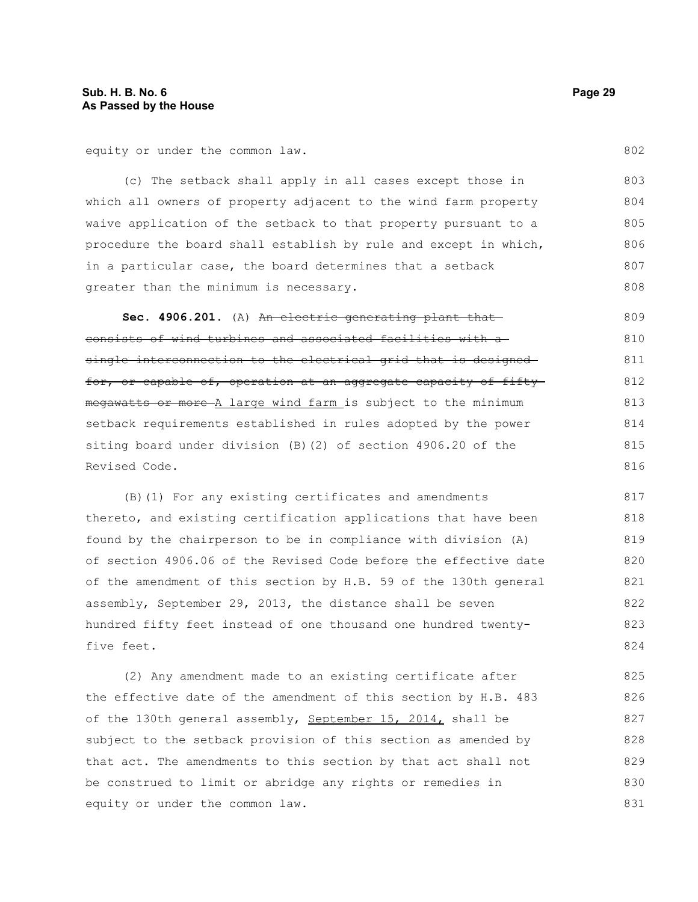equity or under the common law.

(c) The setback shall apply in all cases except those in which all owners of property adjacent to the wind farm property waive application of the setback to that property pursuant to a procedure the board shall establish by rule and except in which, in a particular case, the board determines that a setback greater than the minimum is necessary.

**Sec. 4906.201.** (A) ~~An electric generating plant that consists of wind turbines and associated facilities with a single interconnection to the electrical grid that is designed for, or capable of, operation at an aggregate capacity of fifty megawatts or more~~ A large wind farm is subject to the minimum setback requirements established in rules adopted by the power siting board under division (B)(2) of section 4906.20 of the Revised Code.

(B)(1) For any existing certificates and amendments thereto, and existing certification applications that have been found by the chairperson to be in compliance with division (A) of section 4906.06 of the Revised Code before the effective date of the amendment of this section by H.B. 59 of the 130th general assembly, September 29, 2013, the distance shall be seven hundred fifty feet instead of one thousand one hundred twenty-five feet.

(2) Any amendment made to an existing certificate after the effective date of the amendment of this section by H.B. 483 of the 130th general assembly, September 15, 2014, shall be subject to the setback provision of this section as amended by that act. The amendments to this section by that act shall not be construed to limit or abridge any rights or remedies in equity or under the common law.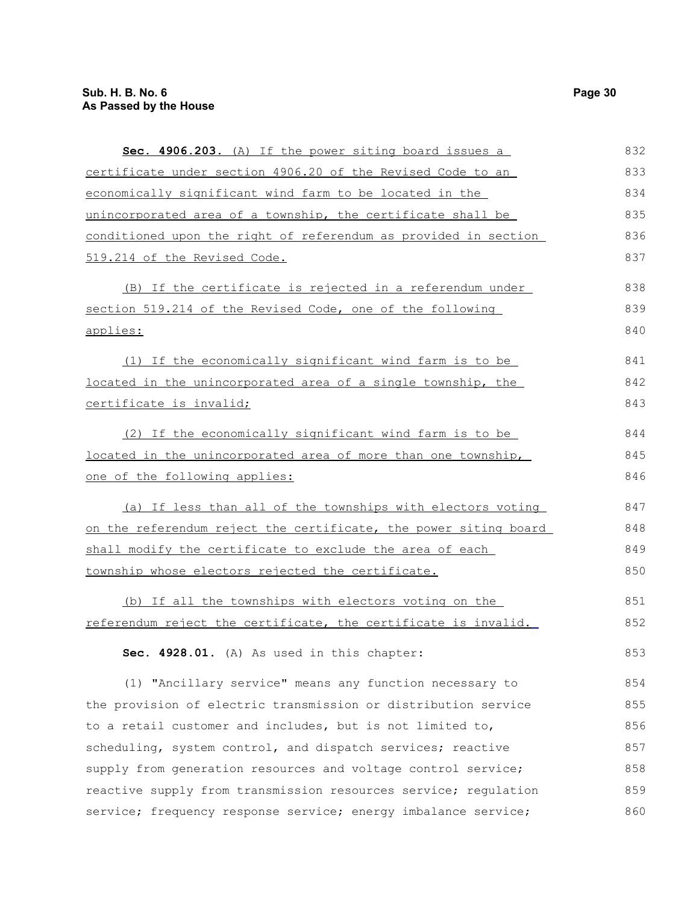**Sec. 4906.203.** (A) If the power siting board issues a certificate under section 4906.20 of the Revised Code to an economically significant wind farm to be located in the unincorporated area of a township, the certificate shall be conditioned upon the right of referendum as provided in section 519.214 of the Revised Code.

(B) If the certificate is rejected in a referendum under section 519.214 of the Revised Code, one of the following applies:

(1) If the economically significant wind farm is to be located in the unincorporated area of a single township, the certificate is invalid;

(2) If the economically significant wind farm is to be located in the unincorporated area of more than one township, one of the following applies:

(a) If less than all of the townships with electors voting on the referendum reject the certificate, the power siting board shall modify the certificate to exclude the area of each township whose electors rejected the certificate.

(b) If all the townships with electors voting on the referendum reject the certificate, the certificate is invalid.

**Sec. 4928.01.** (A) As used in this chapter:

(1) "Ancillary service" means any function necessary to the provision of electric transmission or distribution service to a retail customer and includes, but is not limited to, scheduling, system control, and dispatch services; reactive supply from generation resources and voltage control service; reactive supply from transmission resources service; regulation service; frequency response service; energy imbalance service;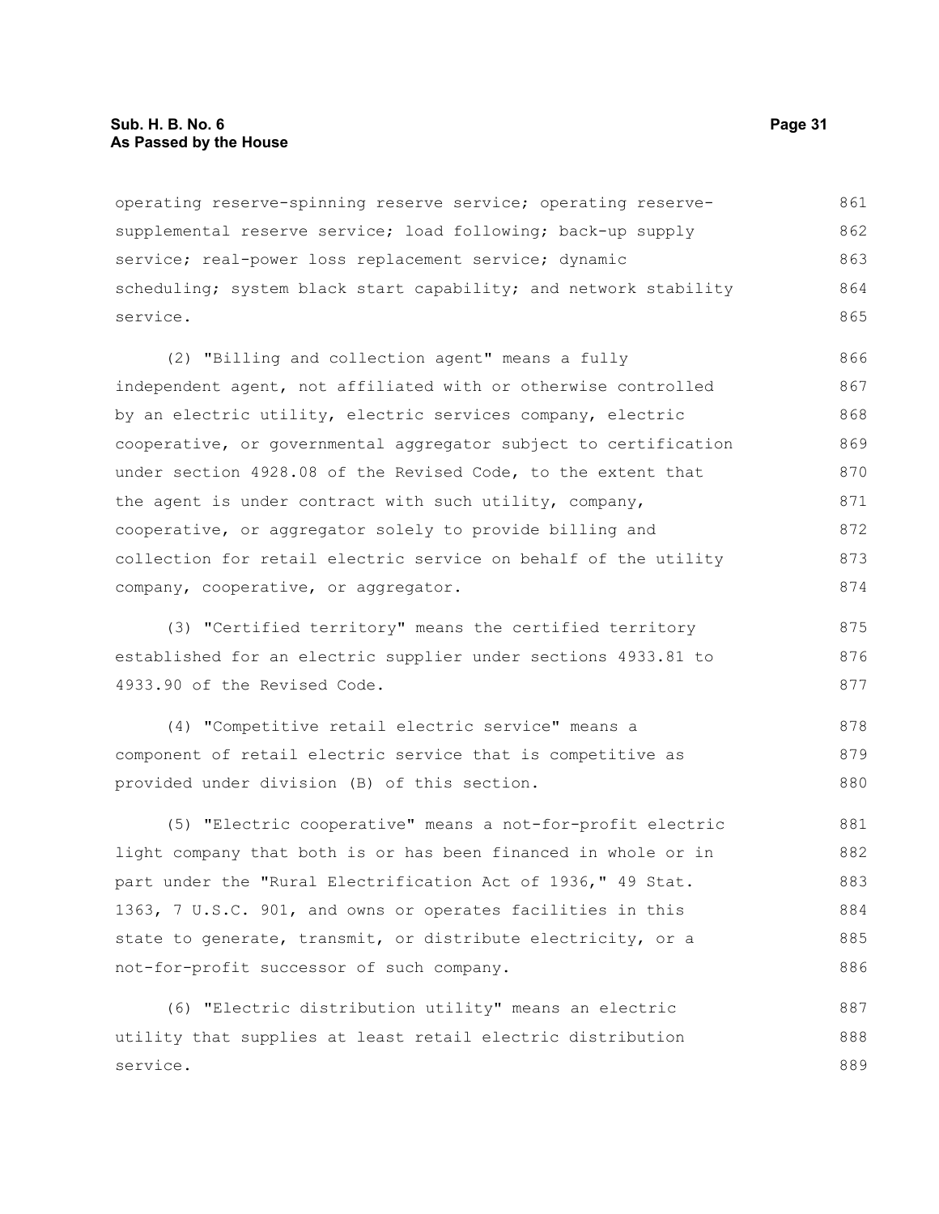operating reserve-spinning reserve service; operating reserve-supplemental reserve service; load following; back-up supply service; real-power loss replacement service; dynamic scheduling; system black start capability; and network stability service.

(2) "Billing and collection agent" means a fully independent agent, not affiliated with or otherwise controlled by an electric utility, electric services company, electric cooperative, or governmental aggregator subject to certification under section 4928.08 of the Revised Code, to the extent that the agent is under contract with such utility, company, cooperative, or aggregator solely to provide billing and collection for retail electric service on behalf of the utility company, cooperative, or aggregator.

(3) "Certified territory" means the certified territory established for an electric supplier under sections 4933.81 to 4933.90 of the Revised Code.

(4) "Competitive retail electric service" means a component of retail electric service that is competitive as provided under division (B) of this section.

(5) "Electric cooperative" means a not-for-profit electric light company that both is or has been financed in whole or in part under the "Rural Electrification Act of 1936," 49 Stat. 1363, 7 U.S.C. 901, and owns or operates facilities in this state to generate, transmit, or distribute electricity, or a not-for-profit successor of such company.

(6) "Electric distribution utility" means an electric utility that supplies at least retail electric distribution service.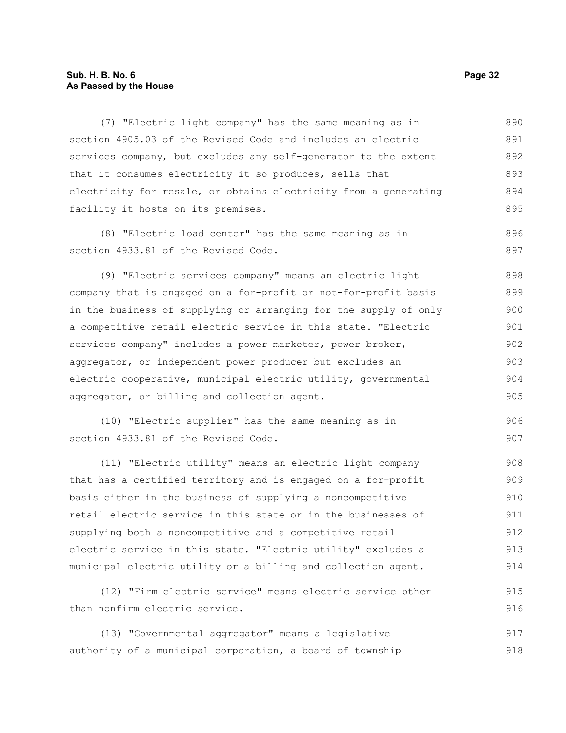(7) "Electric light company" has the same meaning as in section 4905.03 of the Revised Code and includes an electric services company, but excludes any self-generator to the extent that it consumes electricity it so produces, sells that electricity for resale, or obtains electricity from a generating facility it hosts on its premises.

(8) "Electric load center" has the same meaning as in section 4933.81 of the Revised Code.

(9) "Electric services company" means an electric light company that is engaged on a for-profit or not-for-profit basis in the business of supplying or arranging for the supply of only a competitive retail electric service in this state. "Electric services company" includes a power marketer, power broker, aggregator, or independent power producer but excludes an electric cooperative, municipal electric utility, governmental aggregator, or billing and collection agent.

(10) "Electric supplier" has the same meaning as in section 4933.81 of the Revised Code.

(11) "Electric utility" means an electric light company that has a certified territory and is engaged on a for-profit basis either in the business of supplying a noncompetitive retail electric service in this state or in the businesses of supplying both a noncompetitive and a competitive retail electric service in this state. "Electric utility" excludes a municipal electric utility or a billing and collection agent.

(12) "Firm electric service" means electric service other than nonfirm electric service.

(13) "Governmental aggregator" means a legislative authority of a municipal corporation, a board of township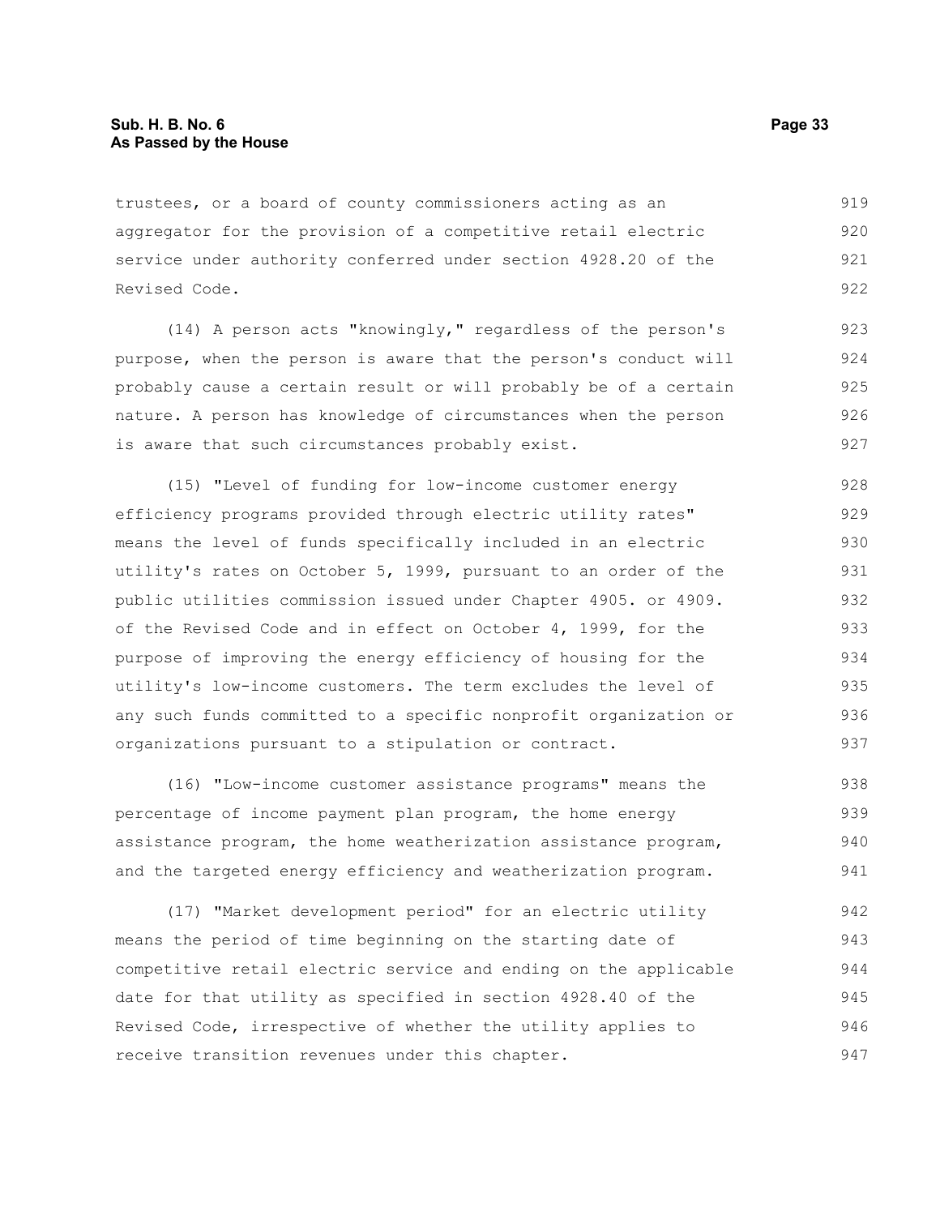trustees, or a board of county commissioners acting as an aggregator for the provision of a competitive retail electric service under authority conferred under section 4928.20 of the Revised Code.

(14) A person acts "knowingly," regardless of the person's purpose, when the person is aware that the person's conduct will probably cause a certain result or will probably be of a certain nature. A person has knowledge of circumstances when the person is aware that such circumstances probably exist.

(15) "Level of funding for low-income customer energy efficiency programs provided through electric utility rates" means the level of funds specifically included in an electric utility's rates on October 5, 1999, pursuant to an order of the public utilities commission issued under Chapter 4905. or 4909. of the Revised Code and in effect on October 4, 1999, for the purpose of improving the energy efficiency of housing for the utility's low-income customers. The term excludes the level of any such funds committed to a specific nonprofit organization or organizations pursuant to a stipulation or contract.

(16) "Low-income customer assistance programs" means the percentage of income payment plan program, the home energy assistance program, the home weatherization assistance program, and the targeted energy efficiency and weatherization program.

(17) "Market development period" for an electric utility means the period of time beginning on the starting date of competitive retail electric service and ending on the applicable date for that utility as specified in section 4928.40 of the Revised Code, irrespective of whether the utility applies to receive transition revenues under this chapter.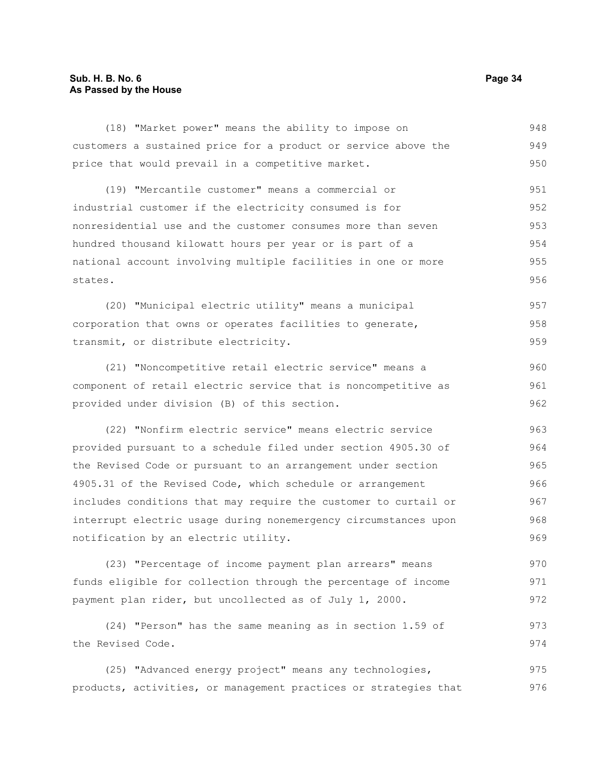(18) "Market power" means the ability to impose on customers a sustained price for a product or service above the price that would prevail in a competitive market.

(19) "Mercantile customer" means a commercial or industrial customer if the electricity consumed is for nonresidential use and the customer consumes more than seven hundred thousand kilowatt hours per year or is part of a national account involving multiple facilities in one or more states.

(20) "Municipal electric utility" means a municipal corporation that owns or operates facilities to generate, transmit, or distribute electricity.

(21) "Noncompetitive retail electric service" means a component of retail electric service that is noncompetitive as provided under division (B) of this section.

(22) "Nonfirm electric service" means electric service provided pursuant to a schedule filed under section 4905.30 of the Revised Code or pursuant to an arrangement under section 4905.31 of the Revised Code, which schedule or arrangement includes conditions that may require the customer to curtail or interrupt electric usage during nonemergency circumstances upon notification by an electric utility.

(23) "Percentage of income payment plan arrears" means funds eligible for collection through the percentage of income payment plan rider, but uncollected as of July 1, 2000.

(24) "Person" has the same meaning as in section 1.59 of the Revised Code.

(25) "Advanced energy project" means any technologies, products, activities, or management practices or strategies that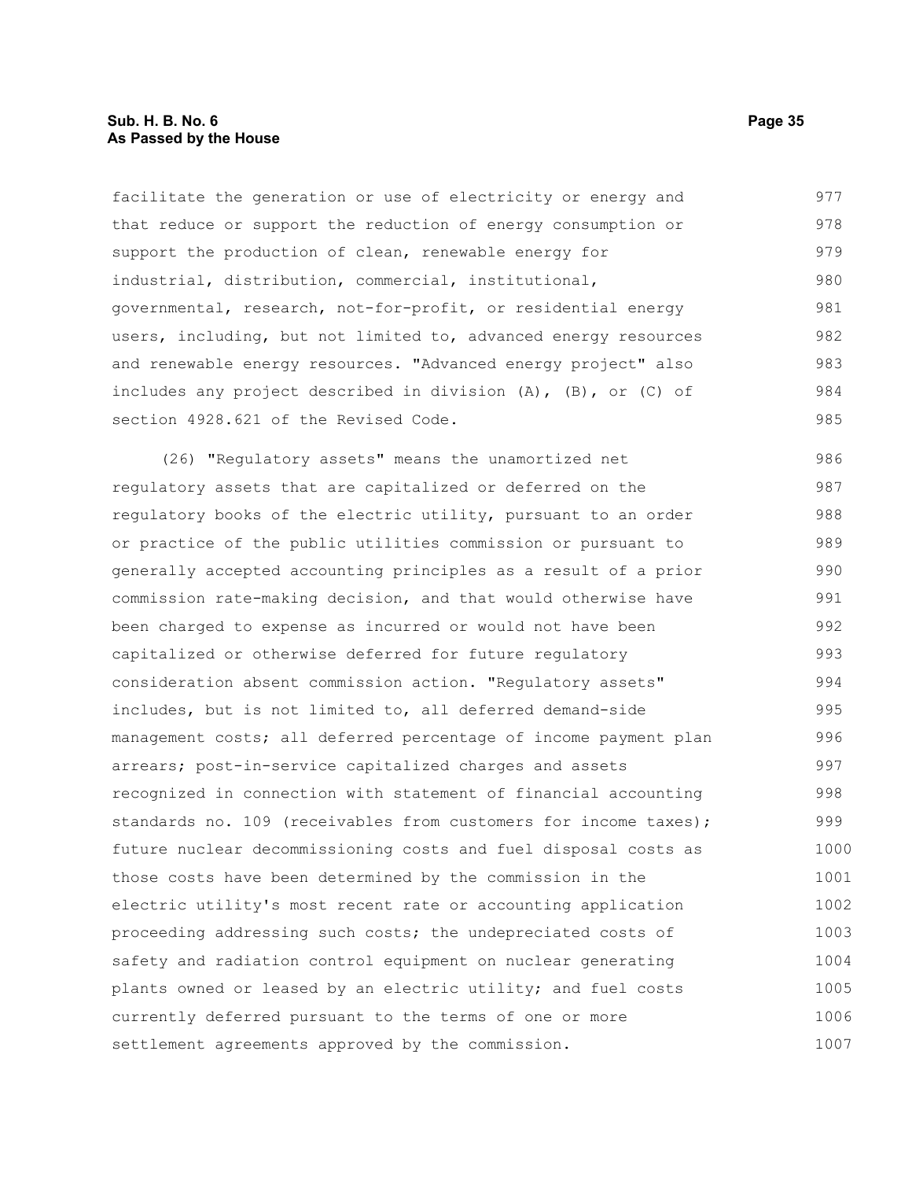facilitate the generation or use of electricity or energy and that reduce or support the reduction of energy consumption or support the production of clean, renewable energy for industrial, distribution, commercial, institutional, governmental, research, not-for-profit, or residential energy users, including, but not limited to, advanced energy resources and renewable energy resources. "Advanced energy project" also includes any project described in division (A), (B), or (C) of section 4928.621 of the Revised Code.

(26) "Regulatory assets" means the unamortized net regulatory assets that are capitalized or deferred on the regulatory books of the electric utility, pursuant to an order or practice of the public utilities commission or pursuant to generally accepted accounting principles as a result of a prior commission rate-making decision, and that would otherwise have been charged to expense as incurred or would not have been capitalized or otherwise deferred for future regulatory consideration absent commission action. "Regulatory assets" includes, but is not limited to, all deferred demand-side management costs; all deferred percentage of income payment plan arrears; post-in-service capitalized charges and assets recognized in connection with statement of financial accounting standards no. 109 (receivables from customers for income taxes); future nuclear decommissioning costs and fuel disposal costs as those costs have been determined by the commission in the electric utility's most recent rate or accounting application proceeding addressing such costs; the undepreciated costs of safety and radiation control equipment on nuclear generating plants owned or leased by an electric utility; and fuel costs currently deferred pursuant to the terms of one or more settlement agreements approved by the commission.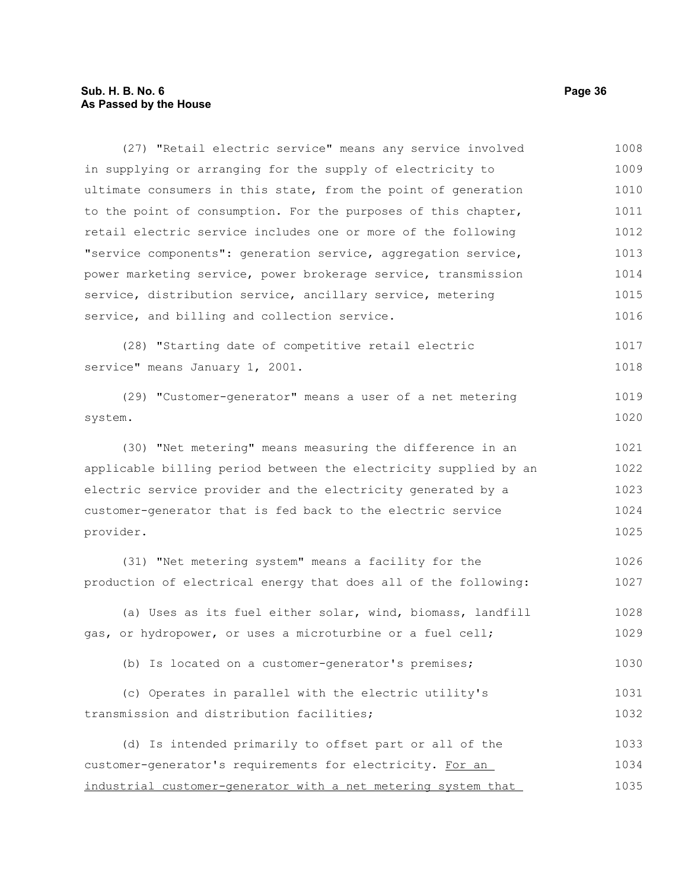(27) "Retail electric service" means any service involved in supplying or arranging for the supply of electricity to ultimate consumers in this state, from the point of generation to the point of consumption. For the purposes of this chapter, retail electric service includes one or more of the following "service components": generation service, aggregation service, power marketing service, power brokerage service, transmission service, distribution service, ancillary service, metering service, and billing and collection service.

(28) "Starting date of competitive retail electric service" means January 1, 2001.

(29) "Customer-generator" means a user of a net metering system.

(30) "Net metering" means measuring the difference in an applicable billing period between the electricity supplied by an electric service provider and the electricity generated by a customer-generator that is fed back to the electric service provider.

(31) "Net metering system" means a facility for the production of electrical energy that does all of the following:

(a) Uses as its fuel either solar, wind, biomass, landfill gas, or hydropower, or uses a microturbine or a fuel cell;

(b) Is located on a customer-generator's premises;

(c) Operates in parallel with the electric utility's transmission and distribution facilities;

(d) Is intended primarily to offset part or all of the customer-generator's requirements for electricity. For an industrial customer-generator with a net metering system that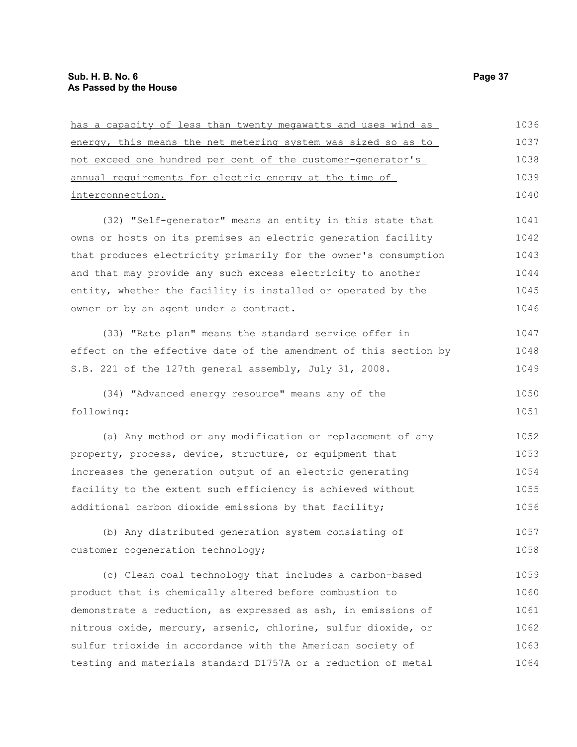has a capacity of less than twenty megawatts and uses wind as energy, this means the net metering system was sized so as to not exceed one hundred per cent of the customer-generator's annual requirements for electric energy at the time of interconnection.

(32) "Self-generator" means an entity in this state that owns or hosts on its premises an electric generation facility that produces electricity primarily for the owner's consumption and that may provide any such excess electricity to another entity, whether the facility is installed or operated by the owner or by an agent under a contract.

(33) "Rate plan" means the standard service offer in effect on the effective date of the amendment of this section by S.B. 221 of the 127th general assembly, July 31, 2008.

(34) "Advanced energy resource" means any of the following:

(a) Any method or any modification or replacement of any property, process, device, structure, or equipment that increases the generation output of an electric generating facility to the extent such efficiency is achieved without additional carbon dioxide emissions by that facility;

(b) Any distributed generation system consisting of customer cogeneration technology;

(c) Clean coal technology that includes a carbon-based product that is chemically altered before combustion to demonstrate a reduction, as expressed as ash, in emissions of nitrous oxide, mercury, arsenic, chlorine, sulfur dioxide, or sulfur trioxide in accordance with the American society of testing and materials standard D1757A or a reduction of metal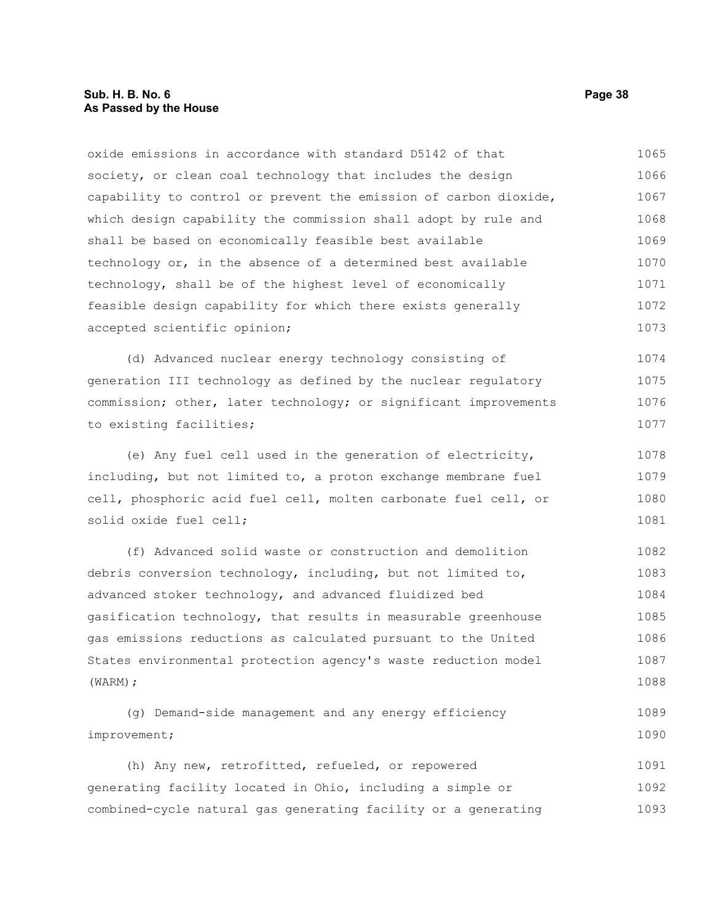oxide emissions in accordance with standard D5142 of that society, or clean coal technology that includes the design capability to control or prevent the emission of carbon dioxide, which design capability the commission shall adopt by rule and shall be based on economically feasible best available technology or, in the absence of a determined best available technology, shall be of the highest level of economically feasible design capability for which there exists generally accepted scientific opinion;

(d) Advanced nuclear energy technology consisting of generation III technology as defined by the nuclear regulatory commission; other, later technology; or significant improvements to existing facilities;

(e) Any fuel cell used in the generation of electricity, including, but not limited to, a proton exchange membrane fuel cell, phosphoric acid fuel cell, molten carbonate fuel cell, or solid oxide fuel cell;

(f) Advanced solid waste or construction and demolition debris conversion technology, including, but not limited to, advanced stoker technology, and advanced fluidized bed gasification technology, that results in measurable greenhouse gas emissions reductions as calculated pursuant to the United States environmental protection agency's waste reduction model (WARM);

(g) Demand-side management and any energy efficiency improvement;

(h) Any new, retrofitted, refueled, or repowered generating facility located in Ohio, including a simple or combined-cycle natural gas generating facility or a generating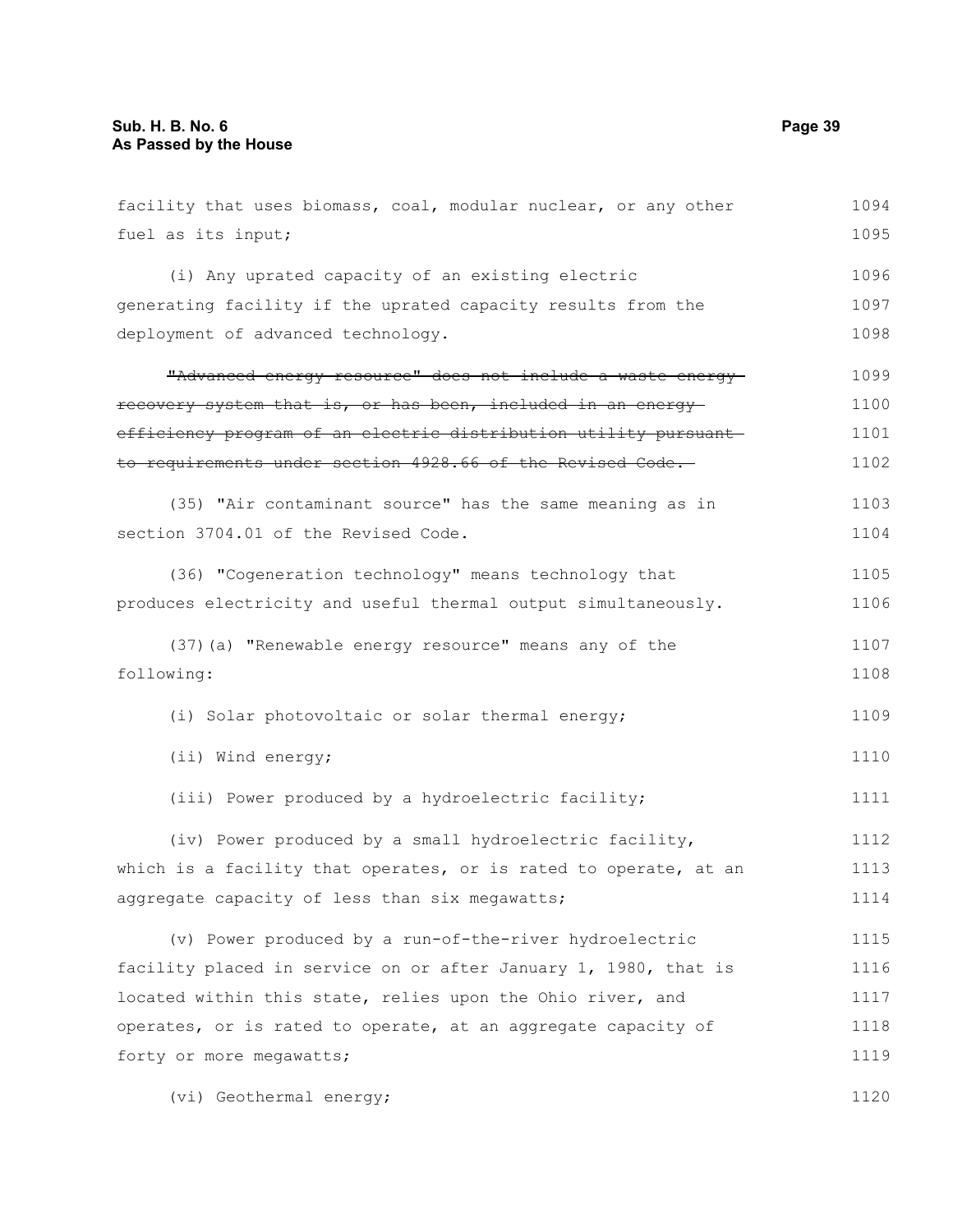facility that uses biomass, coal, modular nuclear, or any other fuel as its input;

(i) Any uprated capacity of an existing electric generating facility if the uprated capacity results from the deployment of advanced technology.

~~"Advanced energy resource" does not include a waste energy recovery system that is, or has been, included in an energy efficiency program of an electric distribution utility pursuant to requirements under section 4928.66 of the Revised Code.~~

(35) "Air contaminant source" has the same meaning as in section 3704.01 of the Revised Code.

(36) "Cogeneration technology" means technology that produces electricity and useful thermal output simultaneously.

(37)(a) "Renewable energy resource" means any of the following:

(i) Solar photovoltaic or solar thermal energy;

(ii) Wind energy;

(iii) Power produced by a hydroelectric facility;

(iv) Power produced by a small hydroelectric facility, which is a facility that operates, or is rated to operate, at an aggregate capacity of less than six megawatts;

(v) Power produced by a run-of-the-river hydroelectric facility placed in service on or after January 1, 1980, that is located within this state, relies upon the Ohio river, and operates, or is rated to operate, at an aggregate capacity of forty or more megawatts;

(vi) Geothermal energy;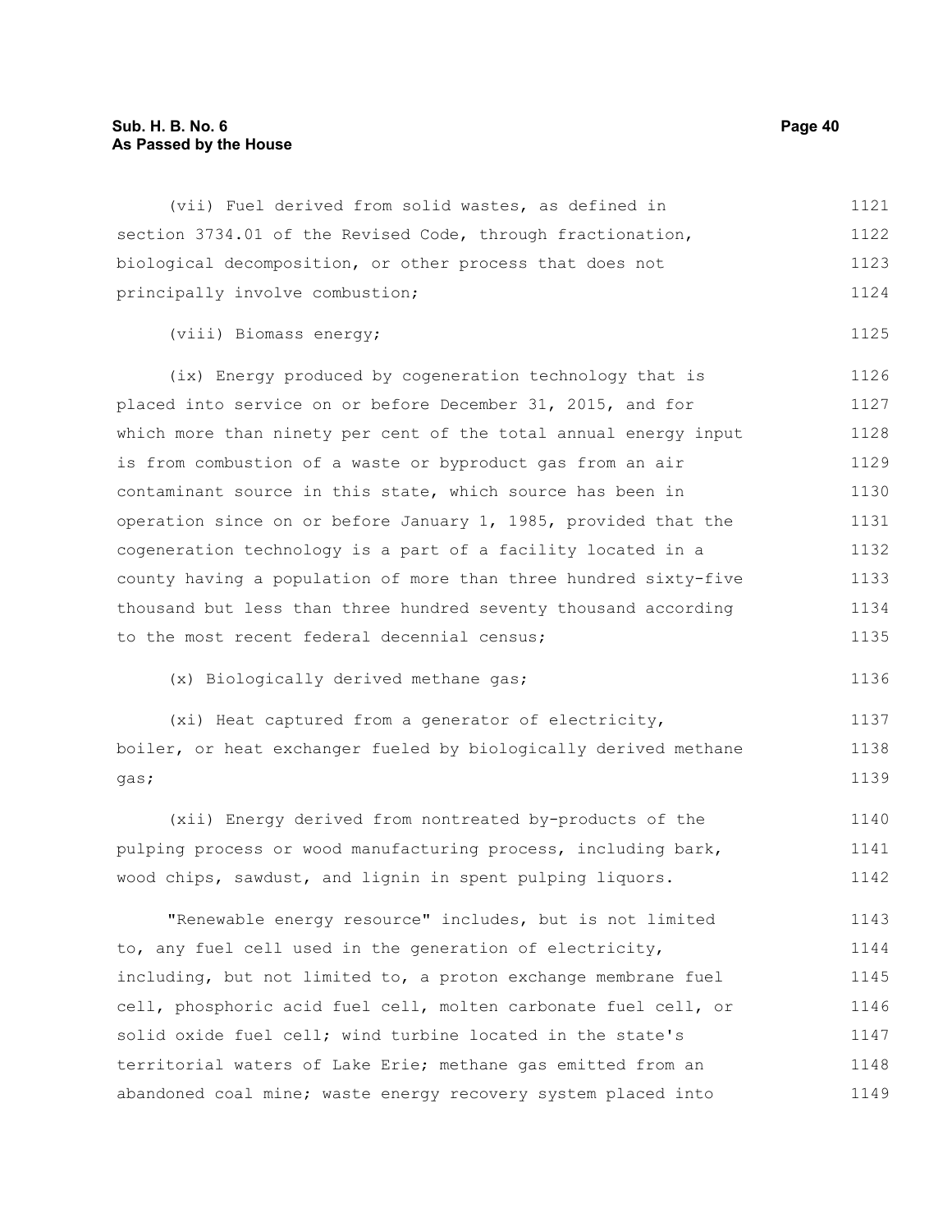(vii) Fuel derived from solid wastes, as defined in section 3734.01 of the Revised Code, through fractionation, biological decomposition, or other process that does not principally involve combustion;

(viii) Biomass energy;

(ix) Energy produced by cogeneration technology that is placed into service on or before December 31, 2015, and for which more than ninety per cent of the total annual energy input is from combustion of a waste or byproduct gas from an air contaminant source in this state, which source has been in operation since on or before January 1, 1985, provided that the cogeneration technology is a part of a facility located in a county having a population of more than three hundred sixty-five thousand but less than three hundred seventy thousand according to the most recent federal decennial census;

(x) Biologically derived methane gas;

(xi) Heat captured from a generator of electricity, boiler, or heat exchanger fueled by biologically derived methane gas;

(xii) Energy derived from nontreated by-products of the pulping process or wood manufacturing process, including bark, wood chips, sawdust, and lignin in spent pulping liquors.

"Renewable energy resource" includes, but is not limited to, any fuel cell used in the generation of electricity, including, but not limited to, a proton exchange membrane fuel cell, phosphoric acid fuel cell, molten carbonate fuel cell, or solid oxide fuel cell; wind turbine located in the state's territorial waters of Lake Erie; methane gas emitted from an abandoned coal mine; waste energy recovery system placed into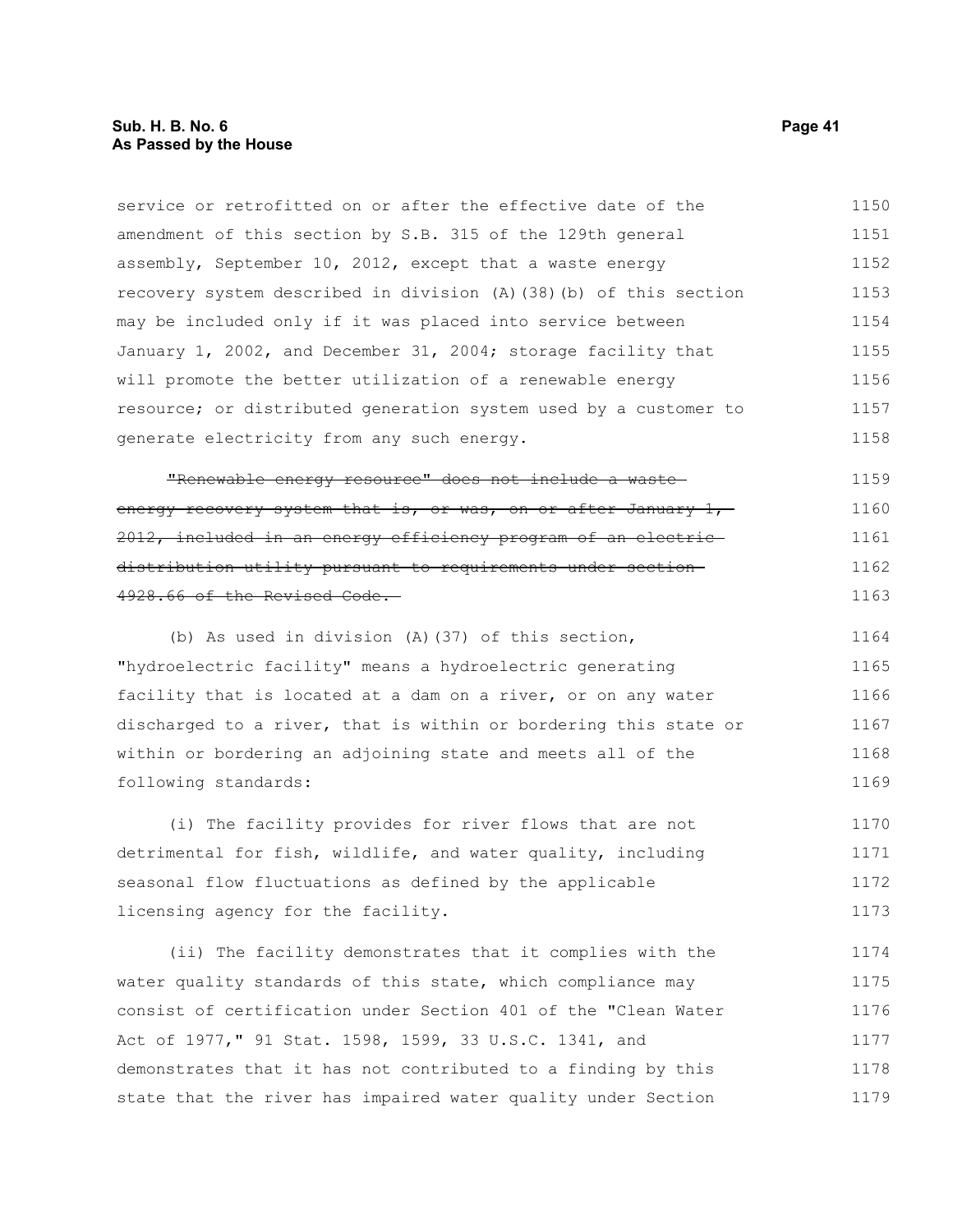service or retrofitted on or after the effective date of the amendment of this section by S.B. 315 of the 129th general assembly, September 10, 2012, except that a waste energy recovery system described in division (A)(38)(b) of this section may be included only if it was placed into service between January 1, 2002, and December 31, 2004; storage facility that will promote the better utilization of a renewable energy resource; or distributed generation system used by a customer to generate electricity from any such energy.

~~"Renewable energy resource" does not include a waste energy recovery system that is, or was, on or after January 1, 2012, included in an energy efficiency program of an electric distribution utility pursuant to requirements under section 4928.66 of the Revised Code.~~

(b) As used in division (A)(37) of this section, "hydroelectric facility" means a hydroelectric generating facility that is located at a dam on a river, or on any water discharged to a river, that is within or bordering this state or within or bordering an adjoining state and meets all of the following standards:

(i) The facility provides for river flows that are not detrimental for fish, wildlife, and water quality, including seasonal flow fluctuations as defined by the applicable licensing agency for the facility.

(ii) The facility demonstrates that it complies with the water quality standards of this state, which compliance may consist of certification under Section 401 of the "Clean Water Act of 1977," 91 Stat. 1598, 1599, 33 U.S.C. 1341, and demonstrates that it has not contributed to a finding by this state that the river has impaired water quality under Section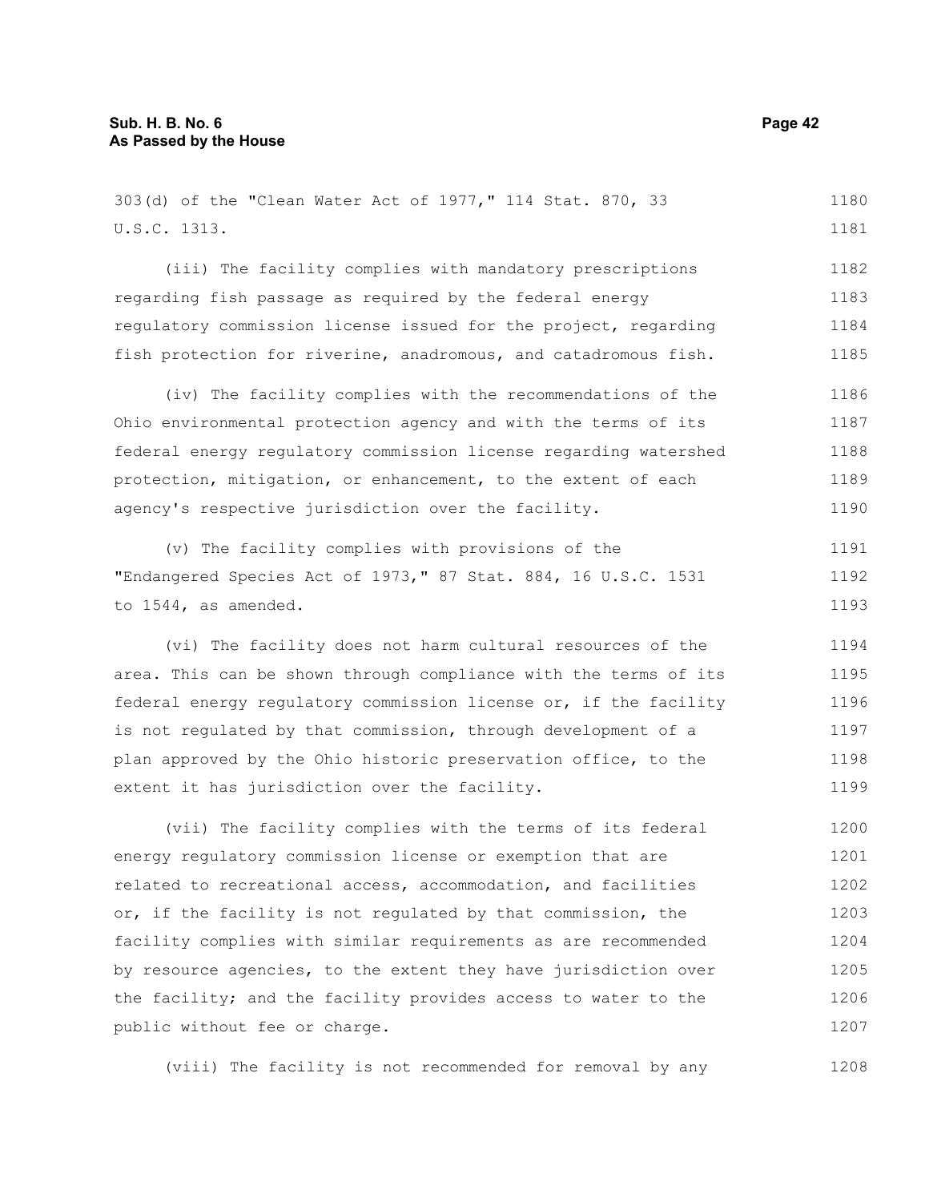303(d) of the "Clean Water Act of 1977," 114 Stat. 870, 33 U.S.C. 1313.

(iii) The facility complies with mandatory prescriptions regarding fish passage as required by the federal energy regulatory commission license issued for the project, regarding fish protection for riverine, anadromous, and catadromous fish.

(iv) The facility complies with the recommendations of the Ohio environmental protection agency and with the terms of its federal energy regulatory commission license regarding watershed protection, mitigation, or enhancement, to the extent of each agency's respective jurisdiction over the facility.

(v) The facility complies with provisions of the "Endangered Species Act of 1973," 87 Stat. 884, 16 U.S.C. 1531 to 1544, as amended.

(vi) The facility does not harm cultural resources of the area. This can be shown through compliance with the terms of its federal energy regulatory commission license or, if the facility is not regulated by that commission, through development of a plan approved by the Ohio historic preservation office, to the extent it has jurisdiction over the facility.

(vii) The facility complies with the terms of its federal energy regulatory commission license or exemption that are related to recreational access, accommodation, and facilities or, if the facility is not regulated by that commission, the facility complies with similar requirements as are recommended by resource agencies, to the extent they have jurisdiction over the facility; and the facility provides access to water to the public without fee or charge.

(viii) The facility is not recommended for removal by any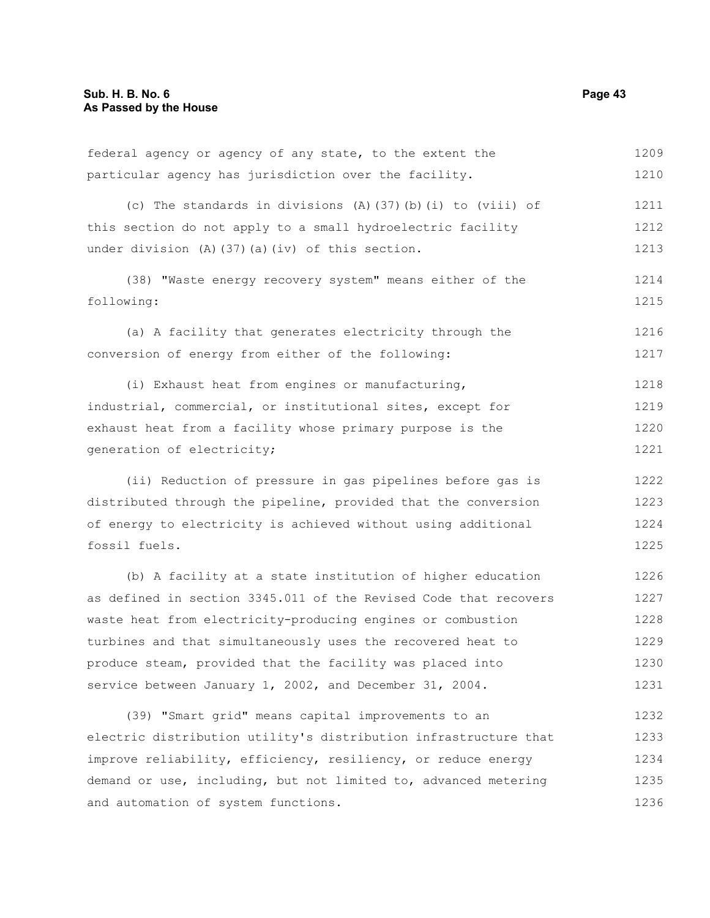federal agency or agency of any state, to the extent the particular agency has jurisdiction over the facility.

(c) The standards in divisions (A)(37)(b)(i) to (viii) of this section do not apply to a small hydroelectric facility under division (A)(37)(a)(iv) of this section.

(38) "Waste energy recovery system" means either of the following:

(a) A facility that generates electricity through the conversion of energy from either of the following:

(i) Exhaust heat from engines or manufacturing, industrial, commercial, or institutional sites, except for exhaust heat from a facility whose primary purpose is the generation of electricity;

(ii) Reduction of pressure in gas pipelines before gas is distributed through the pipeline, provided that the conversion of energy to electricity is achieved without using additional fossil fuels.

(b) A facility at a state institution of higher education as defined in section 3345.011 of the Revised Code that recovers waste heat from electricity-producing engines or combustion turbines and that simultaneously uses the recovered heat to produce steam, provided that the facility was placed into service between January 1, 2002, and December 31, 2004.

(39) "Smart grid" means capital improvements to an electric distribution utility's distribution infrastructure that improve reliability, efficiency, resiliency, or reduce energy demand or use, including, but not limited to, advanced metering and automation of system functions.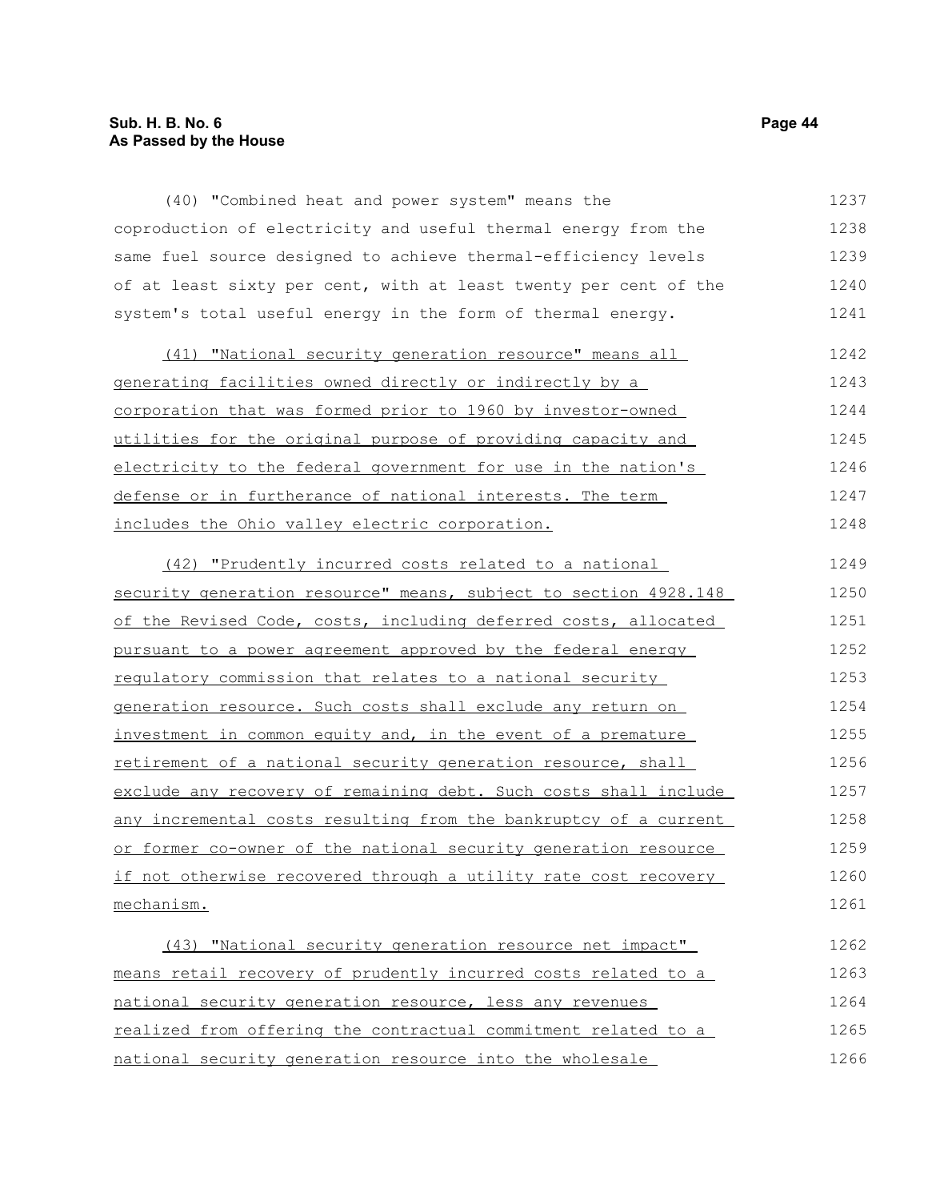(40) "Combined heat and power system" means the coproduction of electricity and useful thermal energy from the same fuel source designed to achieve thermal-efficiency levels of at least sixty per cent, with at least twenty per cent of the system's total useful energy in the form of thermal energy.

<u>(41) "National security generation resource" means all generating facilities owned directly or indirectly by a corporation that was formed prior to 1960 by investor-owned utilities for the original purpose of providing capacity and electricity to the federal government for use in the nation's defense or in furtherance of national interests. The term includes the Ohio valley electric corporation.</u>

<u>(42) "Prudently incurred costs related to a national security generation resource" means, subject to section 4928.148 of the Revised Code, costs, including deferred costs, allocated pursuant to a power agreement approved by the federal energy regulatory commission that relates to a national security generation resource. Such costs shall exclude any return on investment in common equity and, in the event of a premature retirement of a national security generation resource, shall exclude any recovery of remaining debt. Such costs shall include any incremental costs resulting from the bankruptcy of a current or former co-owner of the national security generation resource if not otherwise recovered through a utility rate cost recovery mechanism.</u>

<u>(43) "National security generation resource net impact" means retail recovery of prudently incurred costs related to a national security generation resource, less any revenues realized from offering the contractual commitment related to a national security generation resource into the wholesale</u>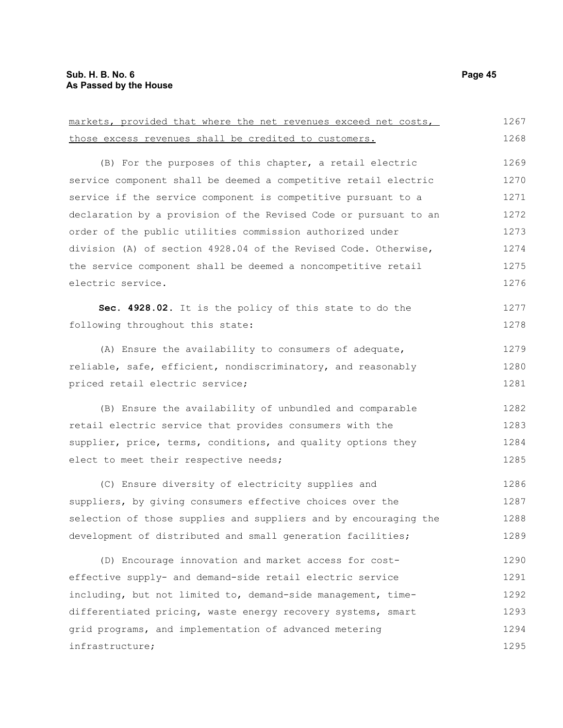markets, provided that where the net revenues exceed net costs, those excess revenues shall be credited to customers.

(B) For the purposes of this chapter, a retail electric service component shall be deemed a competitive retail electric service if the service component is competitive pursuant to a declaration by a provision of the Revised Code or pursuant to an order of the public utilities commission authorized under division (A) of section 4928.04 of the Revised Code. Otherwise, the service component shall be deemed a noncompetitive retail electric service.

**Sec. 4928.02.** It is the policy of this state to do the following throughout this state:

(A) Ensure the availability to consumers of adequate, reliable, safe, efficient, nondiscriminatory, and reasonably priced retail electric service;

(B) Ensure the availability of unbundled and comparable retail electric service that provides consumers with the supplier, price, terms, conditions, and quality options they elect to meet their respective needs;

(C) Ensure diversity of electricity supplies and suppliers, by giving consumers effective choices over the selection of those supplies and suppliers and by encouraging the development of distributed and small generation facilities;

(D) Encourage innovation and market access for cost-effective supply- and demand-side retail electric service including, but not limited to, demand-side management, time-differentiated pricing, waste energy recovery systems, smart grid programs, and implementation of advanced metering infrastructure;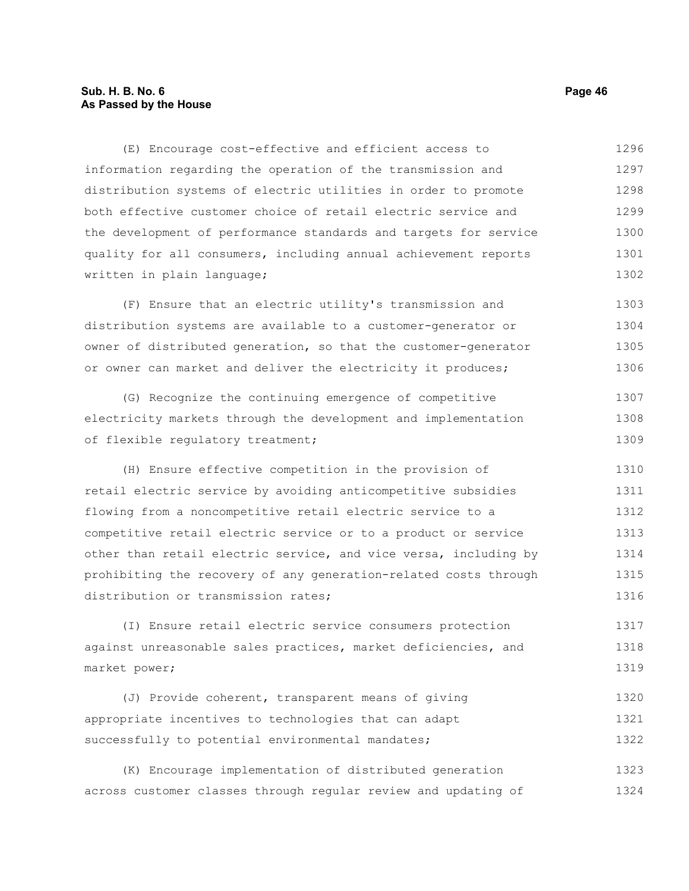(E) Encourage cost-effective and efficient access to information regarding the operation of the transmission and distribution systems of electric utilities in order to promote both effective customer choice of retail electric service and the development of performance standards and targets for service quality for all consumers, including annual achievement reports written in plain language;

(F) Ensure that an electric utility's transmission and distribution systems are available to a customer-generator or owner of distributed generation, so that the customer-generator or owner can market and deliver the electricity it produces;

(G) Recognize the continuing emergence of competitive electricity markets through the development and implementation of flexible regulatory treatment;

(H) Ensure effective competition in the provision of retail electric service by avoiding anticompetitive subsidies flowing from a noncompetitive retail electric service to a competitive retail electric service or to a product or service other than retail electric service, and vice versa, including by prohibiting the recovery of any generation-related costs through distribution or transmission rates;

(I) Ensure retail electric service consumers protection against unreasonable sales practices, market deficiencies, and market power;

(J) Provide coherent, transparent means of giving appropriate incentives to technologies that can adapt successfully to potential environmental mandates;

(K) Encourage implementation of distributed generation across customer classes through regular review and updating of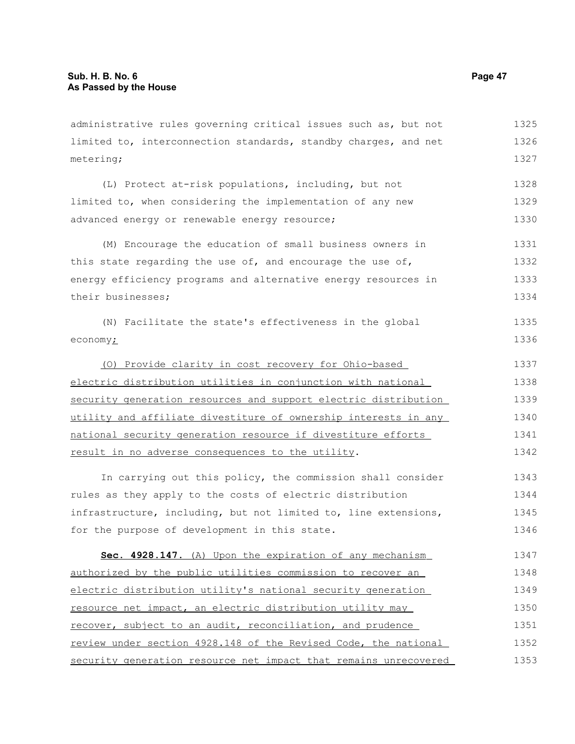administrative rules governing critical issues such as, but not limited to, interconnection standards, standby charges, and net metering;

(L) Protect at-risk populations, including, but not limited to, when considering the implementation of any new advanced energy or renewable energy resource;

(M) Encourage the education of small business owners in this state regarding the use of, and encourage the use of, energy efficiency programs and alternative energy resources in their businesses;

(N) Facilitate the state's effectiveness in the global economy;

(O) Provide clarity in cost recovery for Ohio-based electric distribution utilities in conjunction with national security generation resources and support electric distribution utility and affiliate divestiture of ownership interests in any national security generation resource if divestiture efforts result in no adverse consequences to the utility.

In carrying out this policy, the commission shall consider rules as they apply to the costs of electric distribution infrastructure, including, but not limited to, line extensions, for the purpose of development in this state.

**Sec. 4928.147.** (A) Upon the expiration of any mechanism authorized by the public utilities commission to recover an electric distribution utility's national security generation resource net impact, an electric distribution utility may recover, subject to an audit, reconciliation, and prudence review under section 4928.148 of the Revised Code, the national security generation resource net impact that remains unrecovered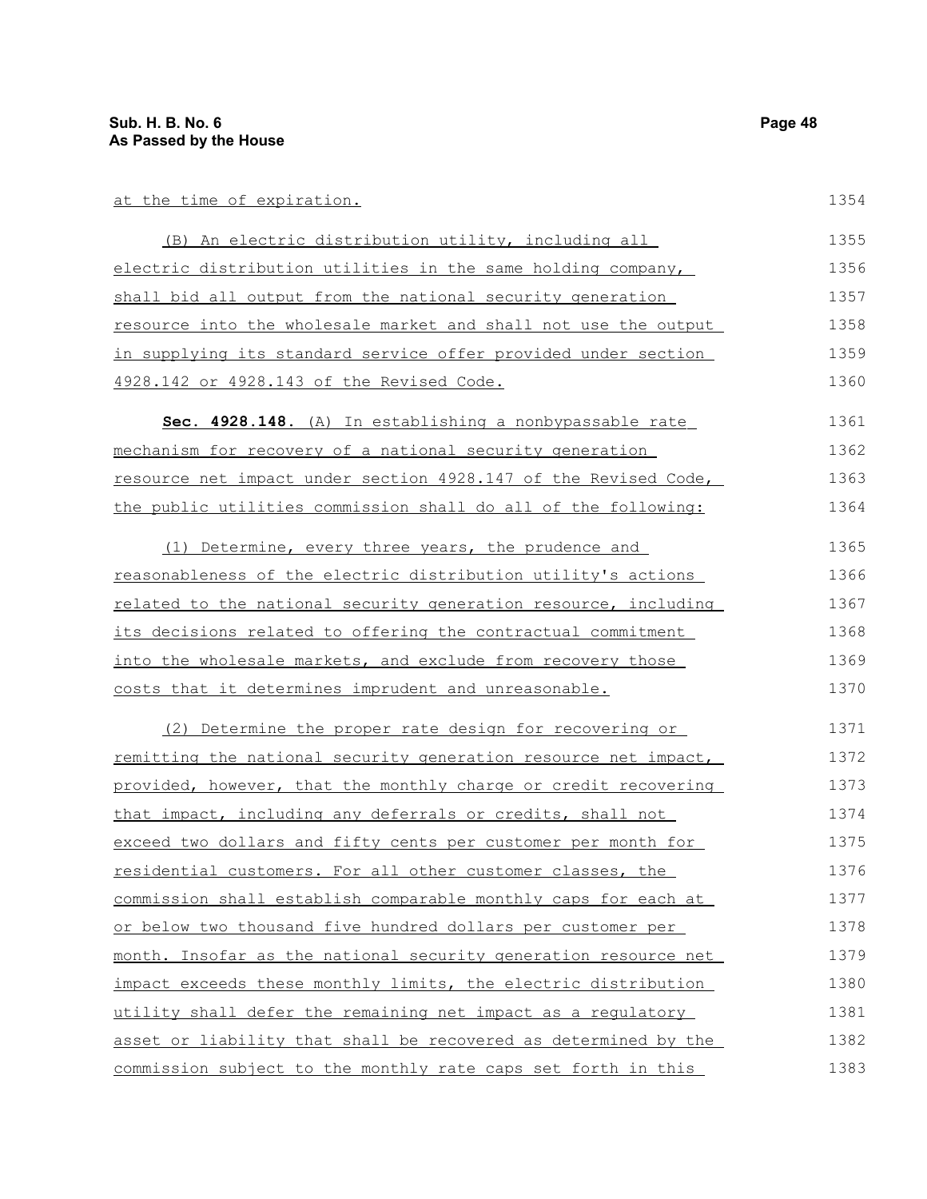at the time of expiration.

(B) An electric distribution utility, including all electric distribution utilities in the same holding company, shall bid all output from the national security generation resource into the wholesale market and shall not use the output in supplying its standard service offer provided under section 4928.142 or 4928.143 of the Revised Code.

**Sec. 4928.148.** (A) In establishing a nonbypassable rate mechanism for recovery of a national security generation resource net impact under section 4928.147 of the Revised Code, the public utilities commission shall do all of the following:

(1) Determine, every three years, the prudence and reasonableness of the electric distribution utility's actions related to the national security generation resource, including its decisions related to offering the contractual commitment into the wholesale markets, and exclude from recovery those costs that it determines imprudent and unreasonable.

(2) Determine the proper rate design for recovering or remitting the national security generation resource net impact, provided, however, that the monthly charge or credit recovering that impact, including any deferrals or credits, shall not exceed two dollars and fifty cents per customer per month for residential customers. For all other customer classes, the commission shall establish comparable monthly caps for each at or below two thousand five hundred dollars per customer per month. Insofar as the national security generation resource net impact exceeds these monthly limits, the electric distribution utility shall defer the remaining net impact as a regulatory asset or liability that shall be recovered as determined by the commission subject to the monthly rate caps set forth in this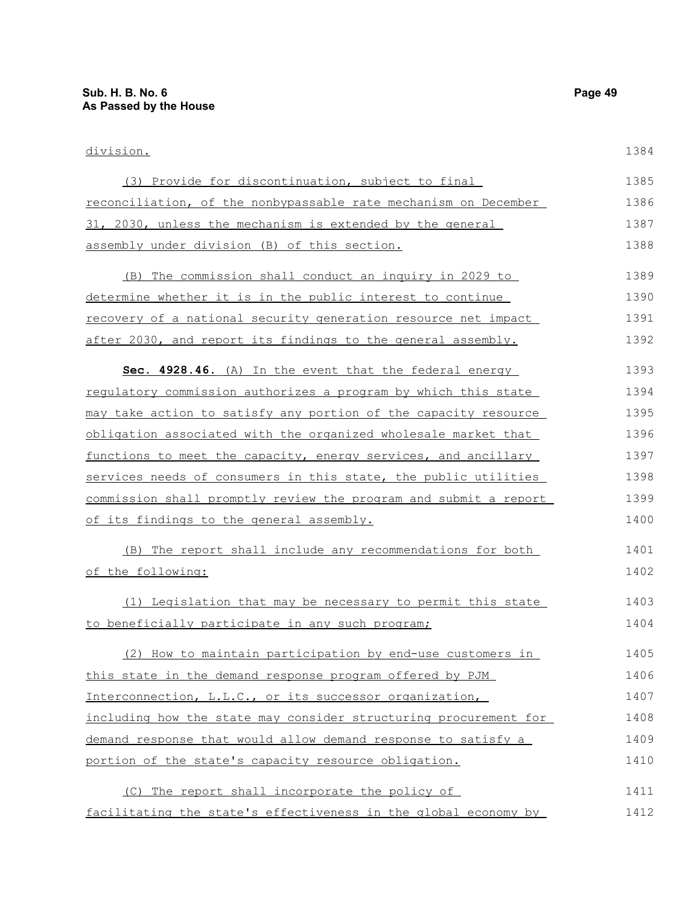division.

(3) Provide for discontinuation, subject to final reconciliation, of the nonbypassable rate mechanism on December 31, 2030, unless the mechanism is extended by the general assembly under division (B) of this section.

(B) The commission shall conduct an inquiry in 2029 to determine whether it is in the public interest to continue recovery of a national security generation resource net impact after 2030, and report its findings to the general assembly.

**Sec. 4928.46.** (A) In the event that the federal energy regulatory commission authorizes a program by which this state may take action to satisfy any portion of the capacity resource obligation associated with the organized wholesale market that functions to meet the capacity, energy services, and ancillary services needs of consumers in this state, the public utilities commission shall promptly review the program and submit a report of its findings to the general assembly.

(B) The report shall include any recommendations for both of the following:

(1) Legislation that may be necessary to permit this state to beneficially participate in any such program;

(2) How to maintain participation by end-use customers in this state in the demand response program offered by PJM Interconnection, L.L.C., or its successor organization, including how the state may consider structuring procurement for demand response that would allow demand response to satisfy a portion of the state's capacity resource obligation.

(C) The report shall incorporate the policy of facilitating the state's effectiveness in the global economy by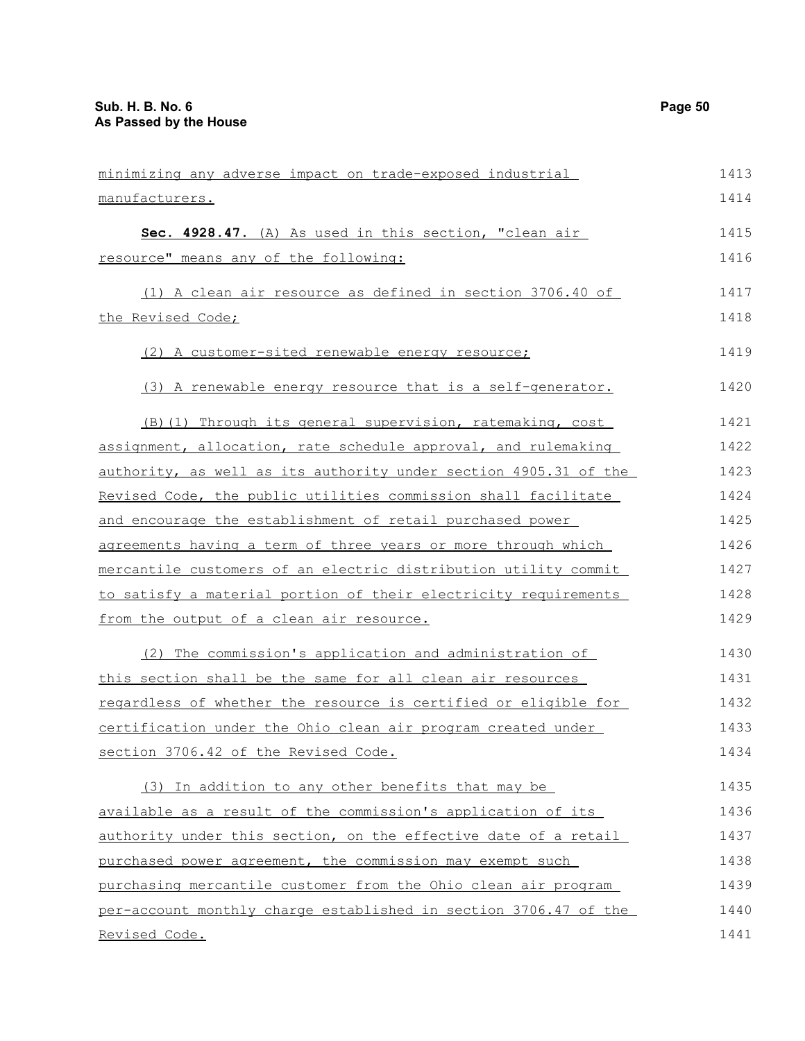minimizing any adverse impact on trade-exposed industrial manufacturers.

**Sec. 4928.47.** (A) As used in this section, "clean air resource" means any of the following:

(1) A clean air resource as defined in section 3706.40 of the Revised Code;

(2) A customer-sited renewable energy resource;

(3) A renewable energy resource that is a self-generator.

(B)(1) Through its general supervision, ratemaking, cost assignment, allocation, rate schedule approval, and rulemaking authority, as well as its authority under section 4905.31 of the Revised Code, the public utilities commission shall facilitate and encourage the establishment of retail purchased power agreements having a term of three years or more through which mercantile customers of an electric distribution utility commit to satisfy a material portion of their electricity requirements from the output of a clean air resource.

(2) The commission's application and administration of this section shall be the same for all clean air resources regardless of whether the resource is certified or eligible for certification under the Ohio clean air program created under section 3706.42 of the Revised Code.

(3) In addition to any other benefits that may be available as a result of the commission's application of its authority under this section, on the effective date of a retail purchased power agreement, the commission may exempt such purchasing mercantile customer from the Ohio clean air program per-account monthly charge established in section 3706.47 of the Revised Code.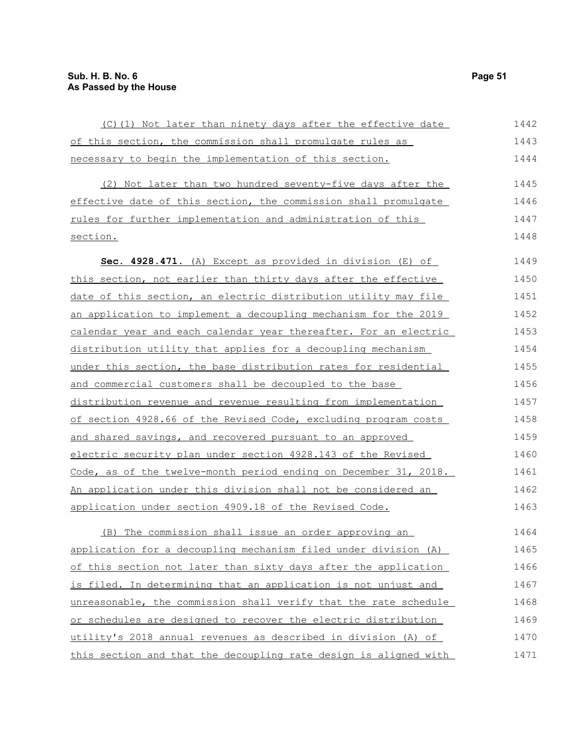(C)(1) Not later than ninety days after the effective date of this section, the commission shall promulgate rules as necessary to begin the implementation of this section.

(2) Not later than two hundred seventy-five days after the effective date of this section, the commission shall promulgate rules for further implementation and administration of this section.

**Sec. 4928.471.** (A) Except as provided in division (E) of this section, not earlier than thirty days after the effective date of this section, an electric distribution utility may file an application to implement a decoupling mechanism for the 2019 calendar year and each calendar year thereafter. For an electric distribution utility that applies for a decoupling mechanism under this section, the base distribution rates for residential and commercial customers shall be decoupled to the base distribution revenue and revenue resulting from implementation of section 4928.66 of the Revised Code, excluding program costs and shared savings, and recovered pursuant to an approved electric security plan under section 4928.143 of the Revised Code, as of the twelve-month period ending on December 31, 2018. An application under this division shall not be considered an application under section 4909.18 of the Revised Code.

(B) The commission shall issue an order approving an application for a decoupling mechanism filed under division (A) of this section not later than sixty days after the application is filed. In determining that an application is not unjust and unreasonable, the commission shall verify that the rate schedule or schedules are designed to recover the electric distribution utility's 2018 annual revenues as described in division (A) of this section and that the decoupling rate design is aligned with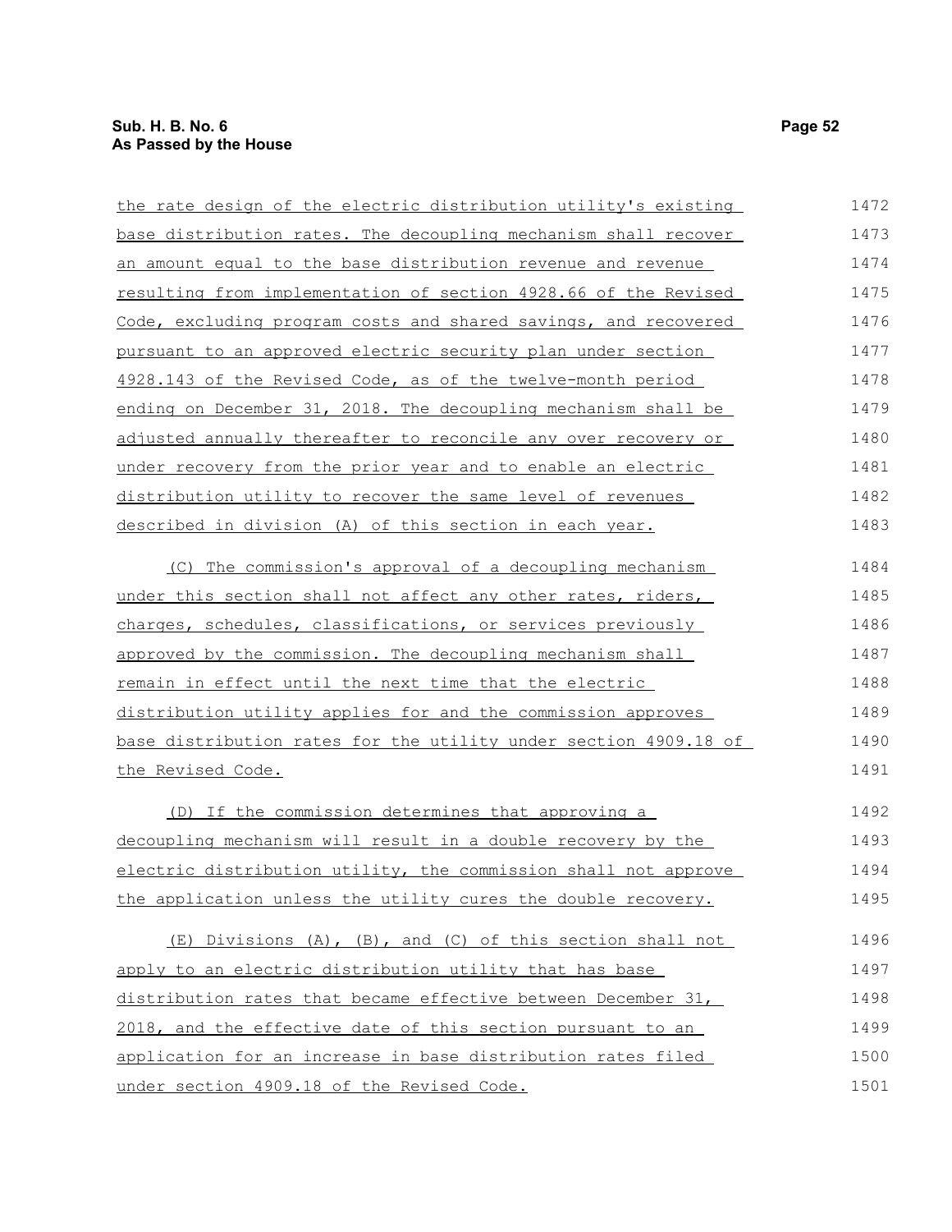the rate design of the electric distribution utility's existing base distribution rates. The decoupling mechanism shall recover an amount equal to the base distribution revenue and revenue resulting from implementation of section 4928.66 of the Revised Code, excluding program costs and shared savings, and recovered pursuant to an approved electric security plan under section 4928.143 of the Revised Code, as of the twelve-month period ending on December 31, 2018. The decoupling mechanism shall be adjusted annually thereafter to reconcile any over recovery or under recovery from the prior year and to enable an electric distribution utility to recover the same level of revenues described in division (A) of this section in each year.

(C) The commission's approval of a decoupling mechanism under this section shall not affect any other rates, riders, charges, schedules, classifications, or services previously approved by the commission. The decoupling mechanism shall remain in effect until the next time that the electric distribution utility applies for and the commission approves base distribution rates for the utility under section 4909.18 of the Revised Code.

(D) If the commission determines that approving a decoupling mechanism will result in a double recovery by the electric distribution utility, the commission shall not approve the application unless the utility cures the double recovery.

(E) Divisions (A), (B), and (C) of this section shall not apply to an electric distribution utility that has base distribution rates that became effective between December 31, 2018, and the effective date of this section pursuant to an application for an increase in base distribution rates filed under section 4909.18 of the Revised Code.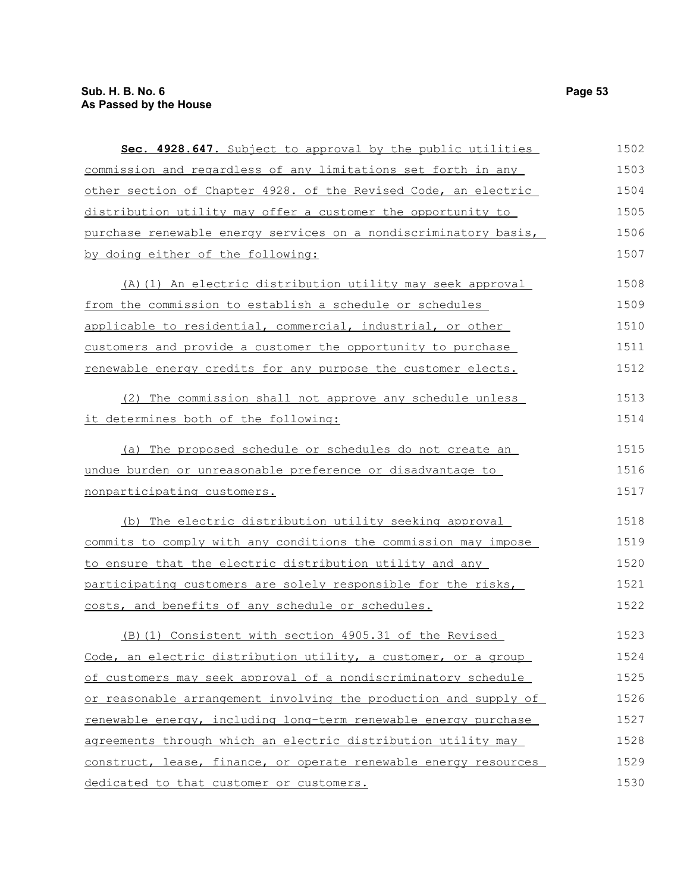**Sec. 4928.647.** Subject to approval by the public utilities commission and regardless of any limitations set forth in any other section of Chapter 4928. of the Revised Code, an electric distribution utility may offer a customer the opportunity to purchase renewable energy services on a nondiscriminatory basis, by doing either of the following:

(A)(1) An electric distribution utility may seek approval from the commission to establish a schedule or schedules applicable to residential, commercial, industrial, or other customers and provide a customer the opportunity to purchase renewable energy credits for any purpose the customer elects.

(2) The commission shall not approve any schedule unless it determines both of the following:

(a) The proposed schedule or schedules do not create an undue burden or unreasonable preference or disadvantage to nonparticipating customers.

(b) The electric distribution utility seeking approval commits to comply with any conditions the commission may impose to ensure that the electric distribution utility and any participating customers are solely responsible for the risks, costs, and benefits of any schedule or schedules.

(B)(1) Consistent with section 4905.31 of the Revised Code, an electric distribution utility, a customer, or a group of customers may seek approval of a nondiscriminatory schedule or reasonable arrangement involving the production and supply of renewable energy, including long-term renewable energy purchase agreements through which an electric distribution utility may construct, lease, finance, or operate renewable energy resources dedicated to that customer or customers.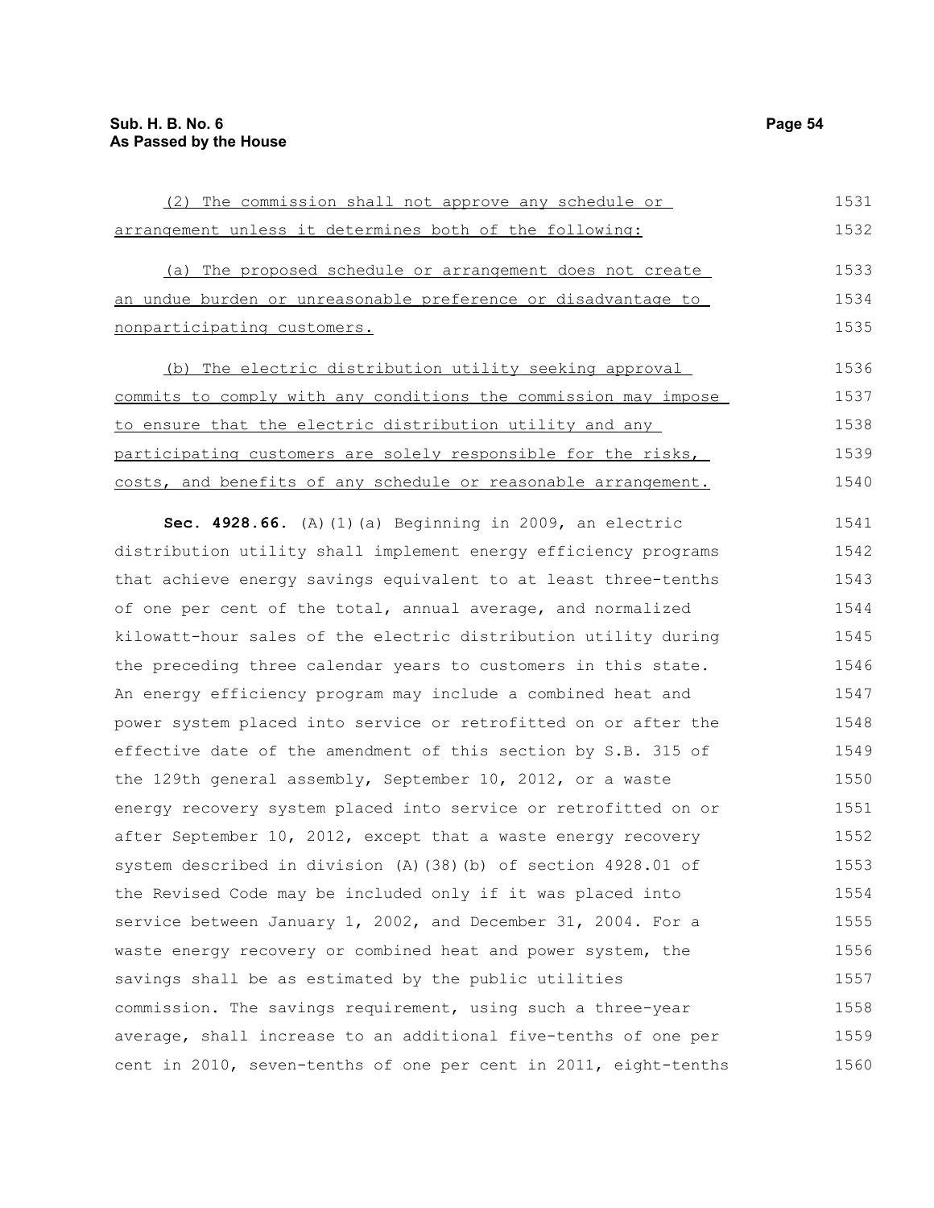(2) The commission shall not approve any schedule or arrangement unless it determines both of the following:

(a) The proposed schedule or arrangement does not create an undue burden or unreasonable preference or disadvantage to nonparticipating customers.

(b) The electric distribution utility seeking approval commits to comply with any conditions the commission may impose to ensure that the electric distribution utility and any participating customers are solely responsible for the risks, costs, and benefits of any schedule or reasonable arrangement.

**Sec. 4928.66.** (A)(1)(a) Beginning in 2009, an electric distribution utility shall implement energy efficiency programs that achieve energy savings equivalent to at least three-tenths of one per cent of the total, annual average, and normalized kilowatt-hour sales of the electric distribution utility during the preceding three calendar years to customers in this state. An energy efficiency program may include a combined heat and power system placed into service or retrofitted on or after the effective date of the amendment of this section by S.B. 315 of the 129th general assembly, September 10, 2012, or a waste energy recovery system placed into service or retrofitted on or after September 10, 2012, except that a waste energy recovery system described in division (A)(38)(b) of section 4928.01 of the Revised Code may be included only if it was placed into service between January 1, 2002, and December 31, 2004. For a waste energy recovery or combined heat and power system, the savings shall be as estimated by the public utilities commission. The savings requirement, using such a three-year average, shall increase to an additional five-tenths of one per cent in 2010, seven-tenths of one per cent in 2011, eight-tenths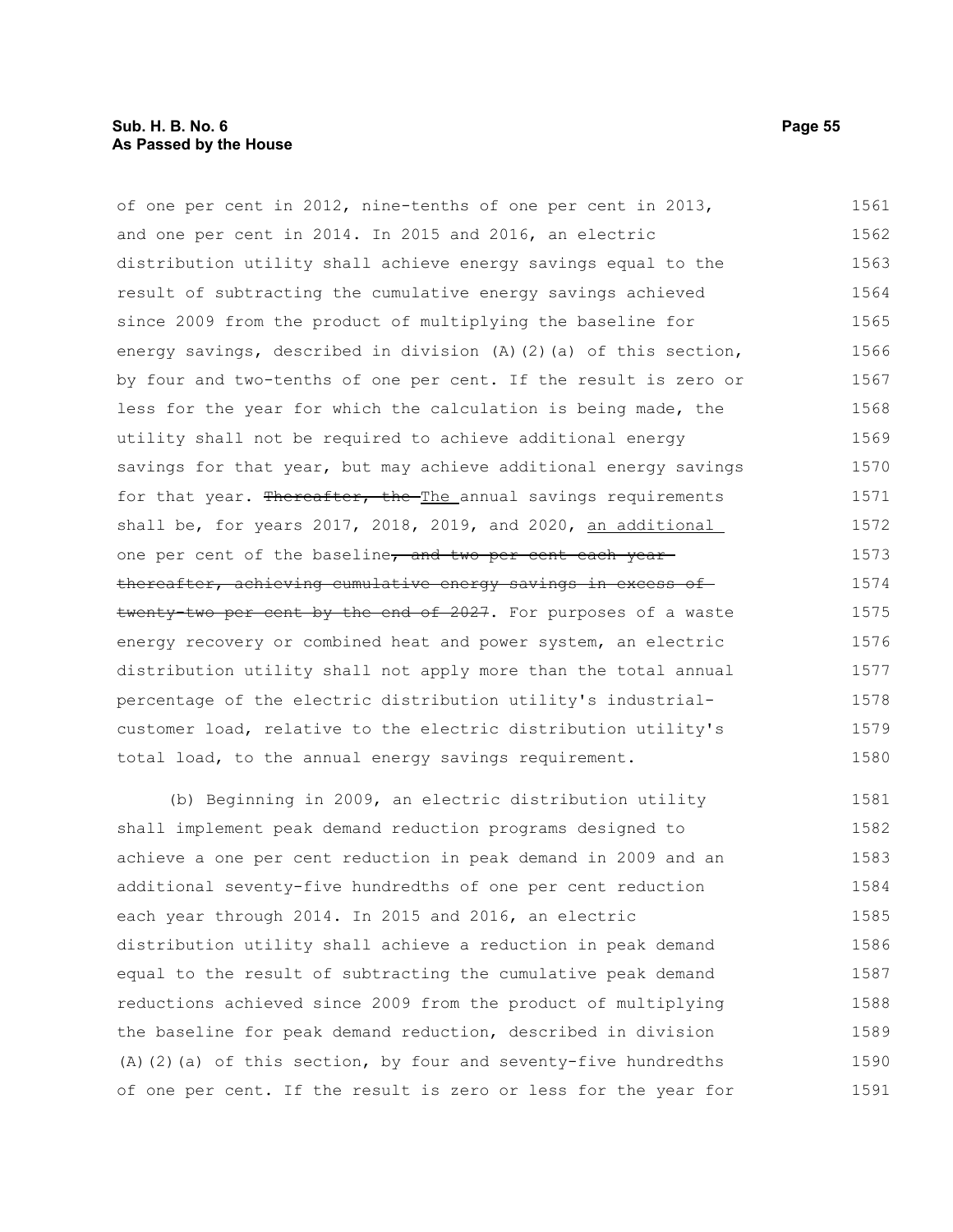of one per cent in 2012, nine-tenths of one per cent in 2013, and one per cent in 2014. In 2015 and 2016, an electric distribution utility shall achieve energy savings equal to the result of subtracting the cumulative energy savings achieved since 2009 from the product of multiplying the baseline for energy savings, described in division (A)(2)(a) of this section, by four and two-tenths of one per cent. If the result is zero or less for the year for which the calculation is being made, the utility shall not be required to achieve additional energy savings for that year, but may achieve additional energy savings for that year. ~~Thereafter, the~~ <u>The</u> annual savings requirements shall be, for years 2017, 2018, 2019, and 2020, <u>an additional</u> one per cent of the baseline~~, and two per cent each year thereafter, achieving cumulative energy savings in excess of twenty-two per cent by the end of 2027~~. For purposes of a waste energy recovery or combined heat and power system, an electric distribution utility shall not apply more than the total annual percentage of the electric distribution utility's industrial-customer load, relative to the electric distribution utility's total load, to the annual energy savings requirement.

(b) Beginning in 2009, an electric distribution utility shall implement peak demand reduction programs designed to achieve a one per cent reduction in peak demand in 2009 and an additional seventy-five hundredths of one per cent reduction each year through 2014. In 2015 and 2016, an electric distribution utility shall achieve a reduction in peak demand equal to the result of subtracting the cumulative peak demand reductions achieved since 2009 from the product of multiplying the baseline for peak demand reduction, described in division (A)(2)(a) of this section, by four and seventy-five hundredths of one per cent. If the result is zero or less for the year for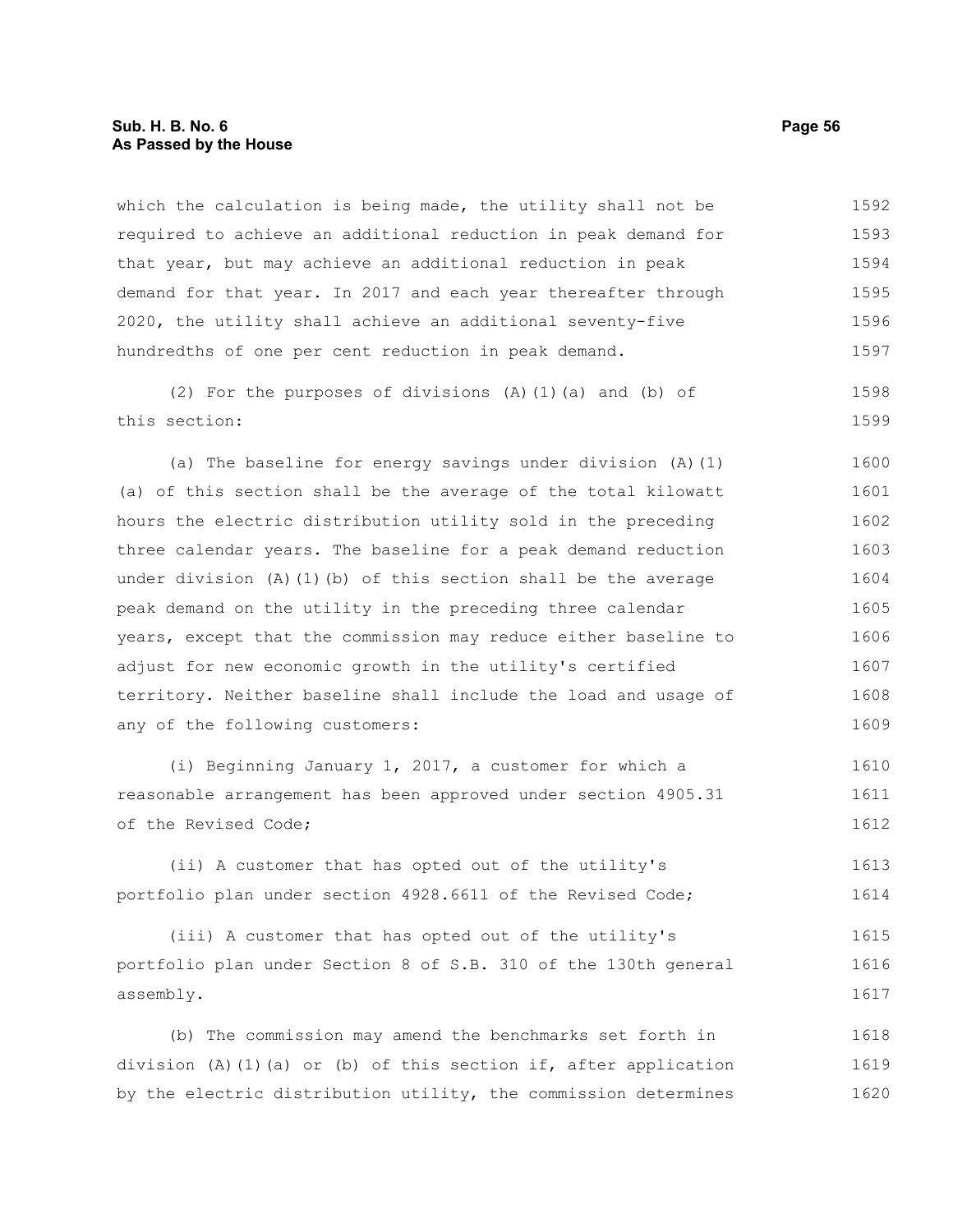which the calculation is being made, the utility shall not be required to achieve an additional reduction in peak demand for that year, but may achieve an additional reduction in peak demand for that year. In 2017 and each year thereafter through 2020, the utility shall achieve an additional seventy-five hundredths of one per cent reduction in peak demand.

(2) For the purposes of divisions (A)(1)(a) and (b) of this section:

(a) The baseline for energy savings under division (A)(1)(a) of this section shall be the average of the total kilowatt hours the electric distribution utility sold in the preceding three calendar years. The baseline for a peak demand reduction under division (A)(1)(b) of this section shall be the average peak demand on the utility in the preceding three calendar years, except that the commission may reduce either baseline to adjust for new economic growth in the utility's certified territory. Neither baseline shall include the load and usage of any of the following customers:

(i) Beginning January 1, 2017, a customer for which a reasonable arrangement has been approved under section 4905.31 of the Revised Code;

(ii) A customer that has opted out of the utility's portfolio plan under section 4928.6611 of the Revised Code;

(iii) A customer that has opted out of the utility's portfolio plan under Section 8 of S.B. 310 of the 130th general assembly.

(b) The commission may amend the benchmarks set forth in division (A)(1)(a) or (b) of this section if, after application by the electric distribution utility, the commission determines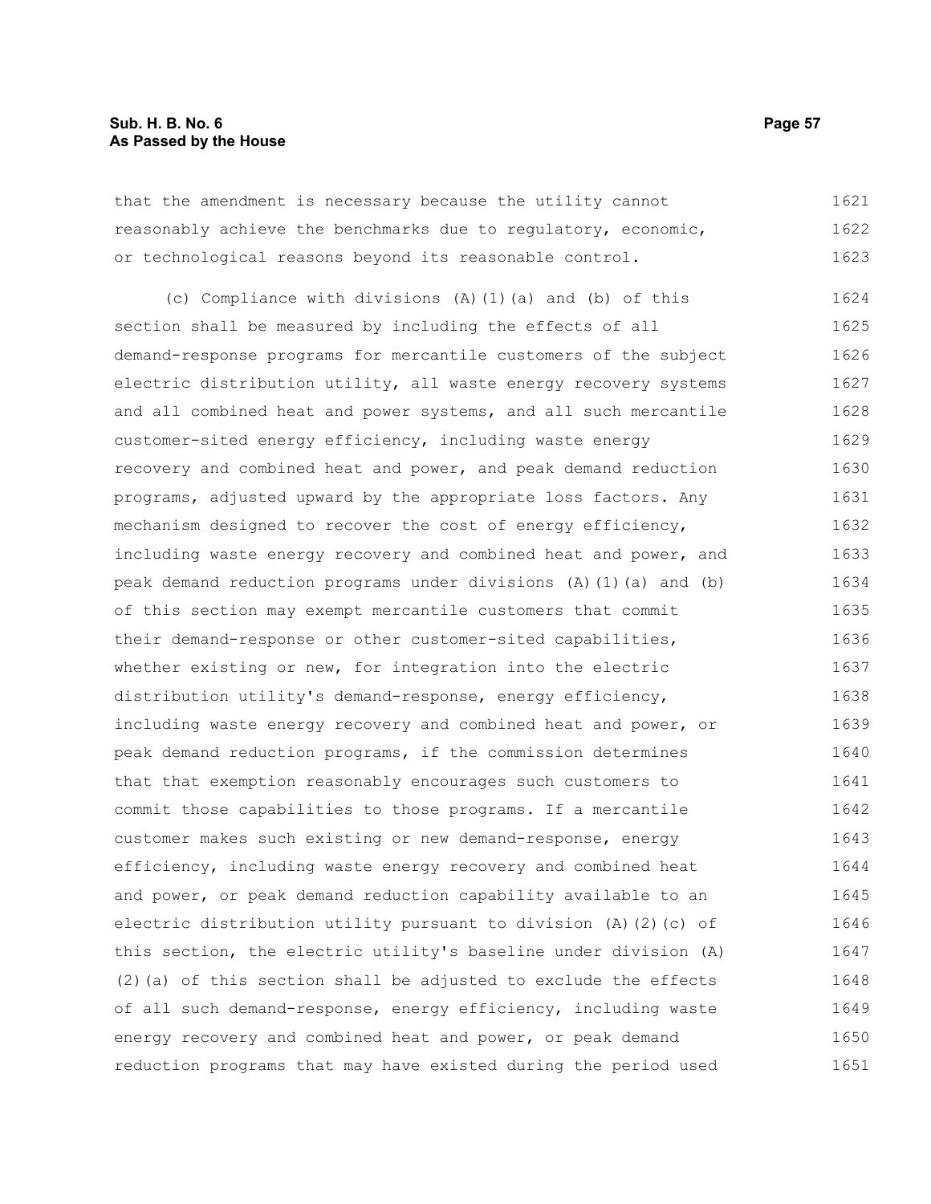that the amendment is necessary because the utility cannot reasonably achieve the benchmarks due to regulatory, economic, or technological reasons beyond its reasonable control.

(c) Compliance with divisions (A)(1)(a) and (b) of this section shall be measured by including the effects of all demand-response programs for mercantile customers of the subject electric distribution utility, all waste energy recovery systems and all combined heat and power systems, and all such mercantile customer-sited energy efficiency, including waste energy recovery and combined heat and power, and peak demand reduction programs, adjusted upward by the appropriate loss factors. Any mechanism designed to recover the cost of energy efficiency, including waste energy recovery and combined heat and power, and peak demand reduction programs under divisions (A)(1)(a) and (b) of this section may exempt mercantile customers that commit their demand-response or other customer-sited capabilities, whether existing or new, for integration into the electric distribution utility's demand-response, energy efficiency, including waste energy recovery and combined heat and power, or peak demand reduction programs, if the commission determines that that exemption reasonably encourages such customers to commit those capabilities to those programs. If a mercantile customer makes such existing or new demand-response, energy efficiency, including waste energy recovery and combined heat and power, or peak demand reduction capability available to an electric distribution utility pursuant to division (A)(2)(c) of this section, the electric utility's baseline under division (A)(2)(a) of this section shall be adjusted to exclude the effects of all such demand-response, energy efficiency, including waste energy recovery and combined heat and power, or peak demand reduction programs that may have existed during the period used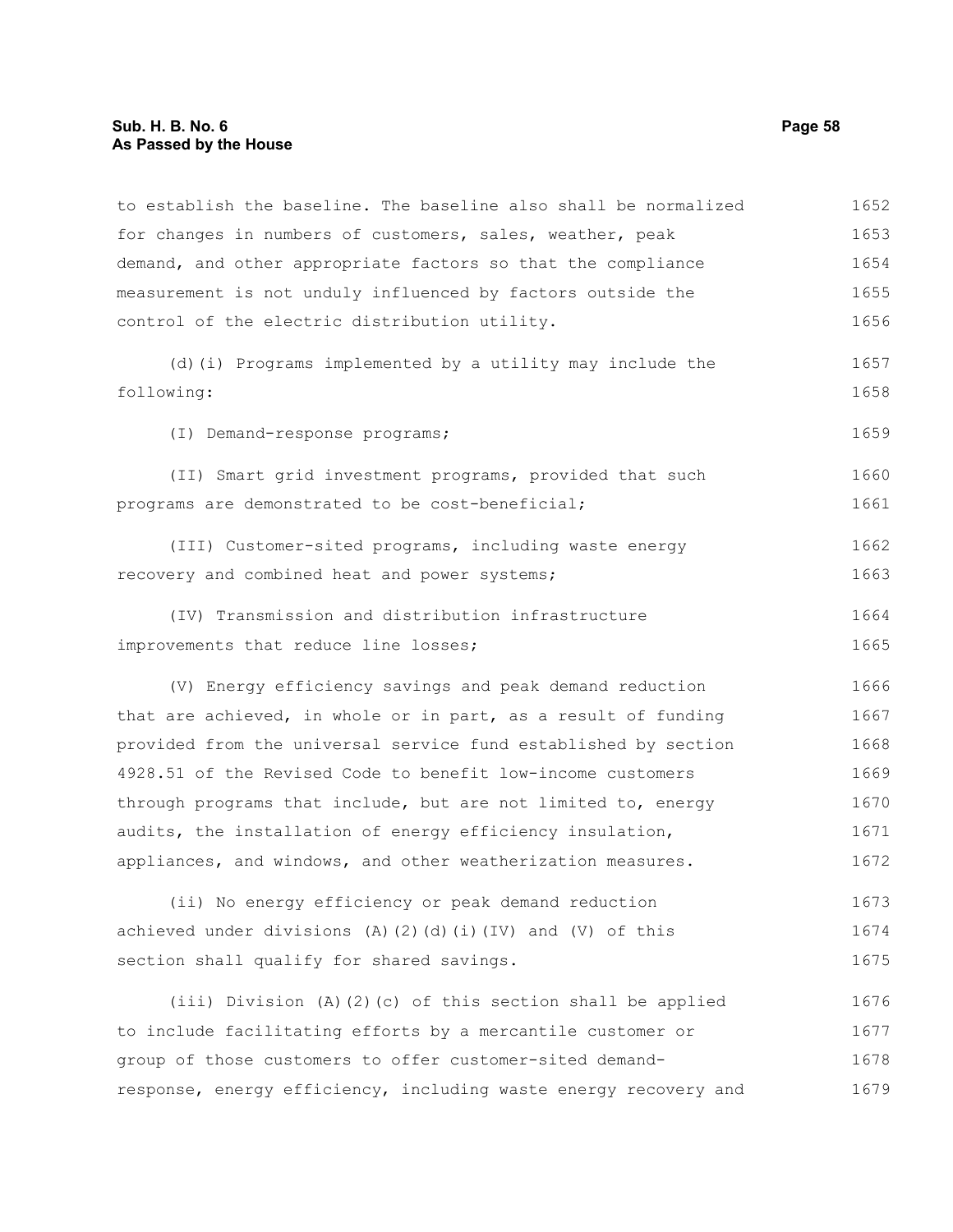to establish the baseline. The baseline also shall be normalized for changes in numbers of customers, sales, weather, peak demand, and other appropriate factors so that the compliance measurement is not unduly influenced by factors outside the control of the electric distribution utility.

(d)(i) Programs implemented by a utility may include the following:

(I) Demand-response programs;

(II) Smart grid investment programs, provided that such programs are demonstrated to be cost-beneficial;

(III) Customer-sited programs, including waste energy recovery and combined heat and power systems;

(IV) Transmission and distribution infrastructure improvements that reduce line losses;

(V) Energy efficiency savings and peak demand reduction that are achieved, in whole or in part, as a result of funding provided from the universal service fund established by section 4928.51 of the Revised Code to benefit low-income customers through programs that include, but are not limited to, energy audits, the installation of energy efficiency insulation, appliances, and windows, and other weatherization measures.

(ii) No energy efficiency or peak demand reduction achieved under divisions (A)(2)(d)(i)(IV) and (V) of this section shall qualify for shared savings.

(iii) Division (A)(2)(c) of this section shall be applied to include facilitating efforts by a mercantile customer or group of those customers to offer customer-sited demand-response, energy efficiency, including waste energy recovery and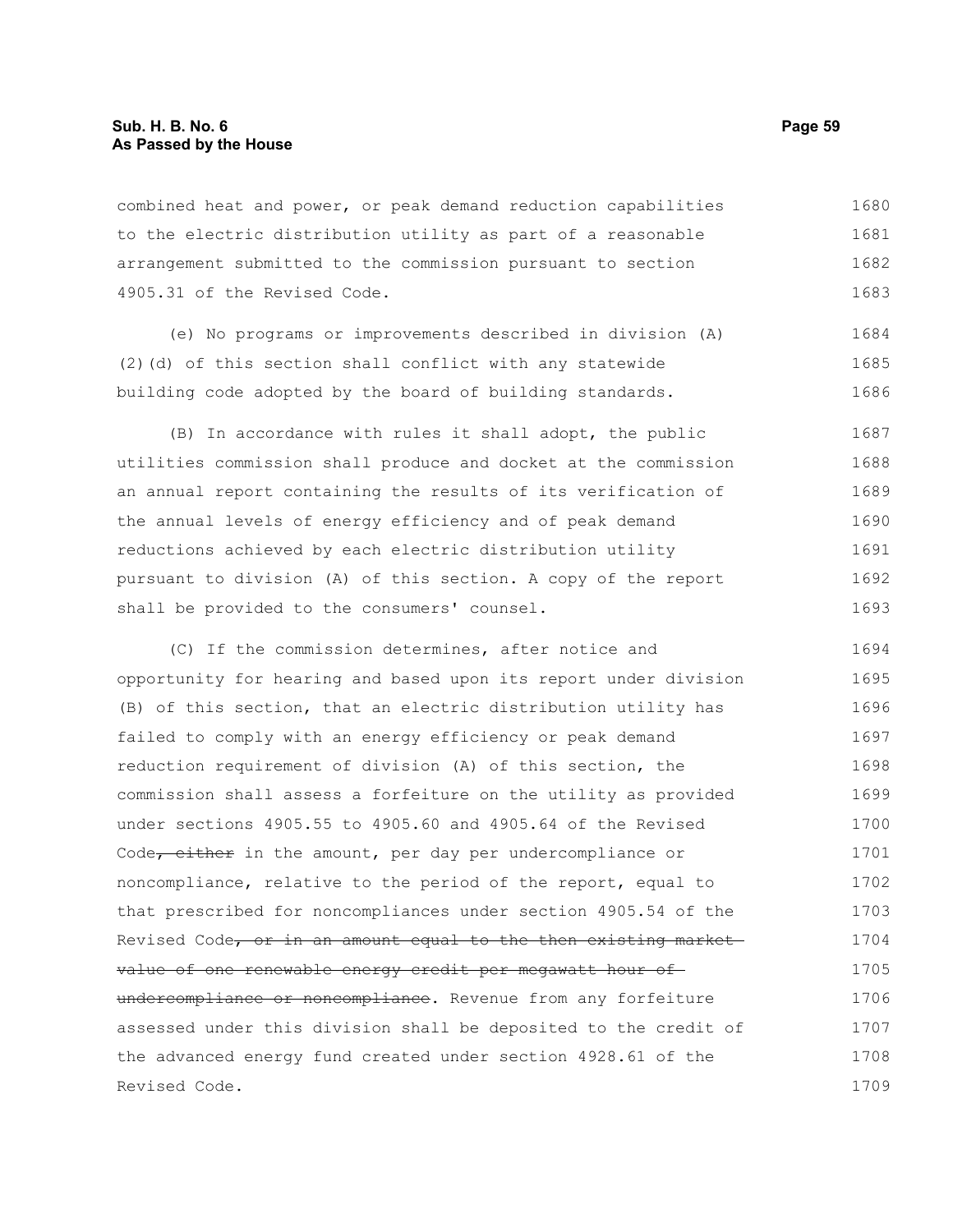combined heat and power, or peak demand reduction capabilities to the electric distribution utility as part of a reasonable arrangement submitted to the commission pursuant to section 4905.31 of the Revised Code.

(e) No programs or improvements described in division (A)(2)(d) of this section shall conflict with any statewide building code adopted by the board of building standards.

(B) In accordance with rules it shall adopt, the public utilities commission shall produce and docket at the commission an annual report containing the results of its verification of the annual levels of energy efficiency and of peak demand reductions achieved by each electric distribution utility pursuant to division (A) of this section. A copy of the report shall be provided to the consumers' counsel.

(C) If the commission determines, after notice and opportunity for hearing and based upon its report under division (B) of this section, that an electric distribution utility has failed to comply with an energy efficiency or peak demand reduction requirement of division (A) of this section, the commission shall assess a forfeiture on the utility as provided under sections 4905.55 to 4905.60 and 4905.64 of the Revised Code~~, either~~ in the amount, per day per undercompliance or noncompliance, relative to the period of the report, equal to that prescribed for noncompliances under section 4905.54 of the Revised Code~~, or in an amount equal to the then existing market value of one renewable energy credit per megawatt hour of undercompliance or noncompliance~~. Revenue from any forfeiture assessed under this division shall be deposited to the credit of the advanced energy fund created under section 4928.61 of the Revised Code.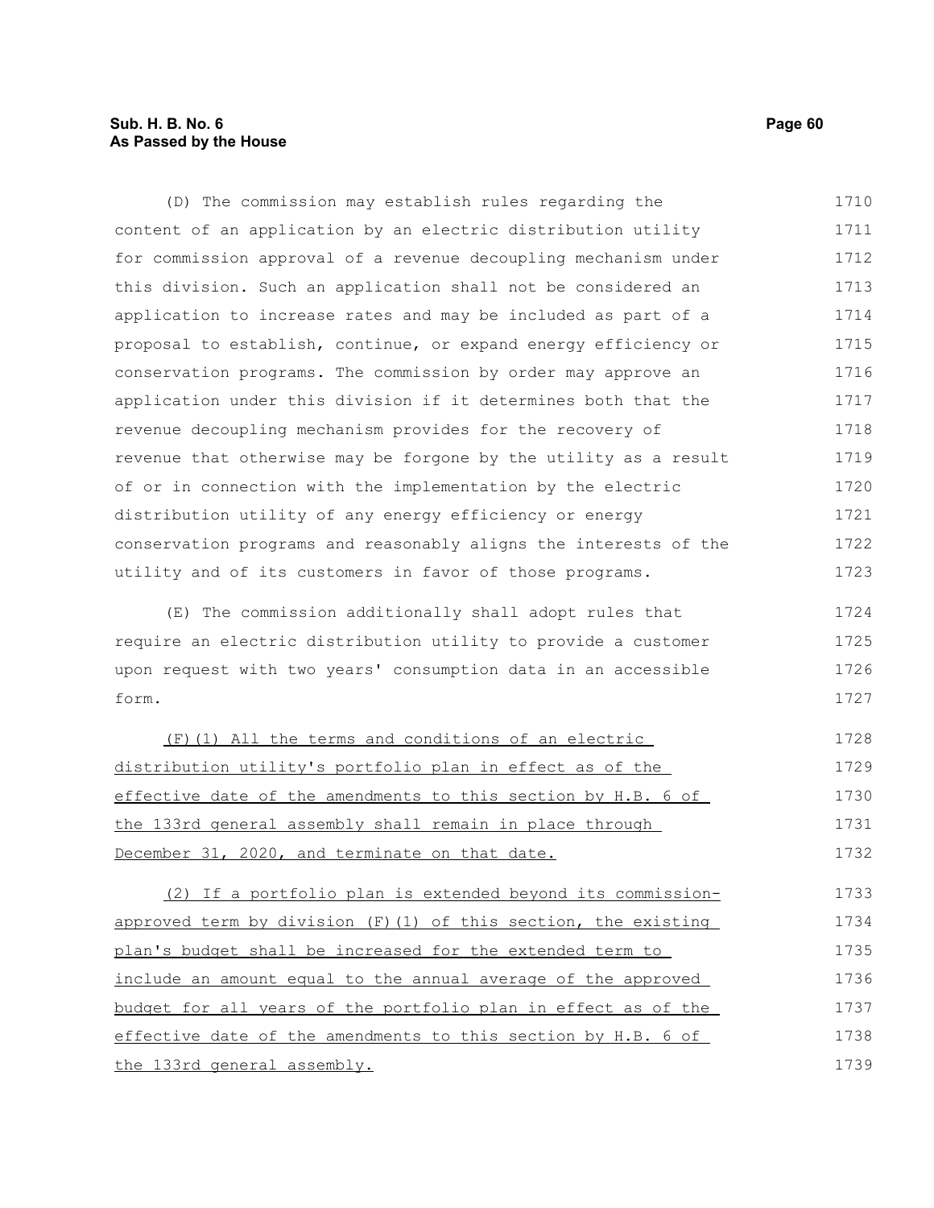(D) The commission may establish rules regarding the content of an application by an electric distribution utility for commission approval of a revenue decoupling mechanism under this division. Such an application shall not be considered an application to increase rates and may be included as part of a proposal to establish, continue, or expand energy efficiency or conservation programs. The commission by order may approve an application under this division if it determines both that the revenue decoupling mechanism provides for the recovery of revenue that otherwise may be forgone by the utility as a result of or in connection with the implementation by the electric distribution utility of any energy efficiency or energy conservation programs and reasonably aligns the interests of the utility and of its customers in favor of those programs.

(E) The commission additionally shall adopt rules that require an electric distribution utility to provide a customer upon request with two years' consumption data in an accessible form.

<u>(F)(1) All the terms and conditions of an electric distribution utility's portfolio plan in effect as of the effective date of the amendments to this section by H.B. 6 of the 133rd general assembly shall remain in place through December 31, 2020, and terminate on that date.</u>

<u>(2) If a portfolio plan is extended beyond its commission-approved term by division (F)(1) of this section, the existing plan's budget shall be increased for the extended term to include an amount equal to the annual average of the approved budget for all years of the portfolio plan in effect as of the effective date of the amendments to this section by H.B. 6 of the 133rd general assembly.</u>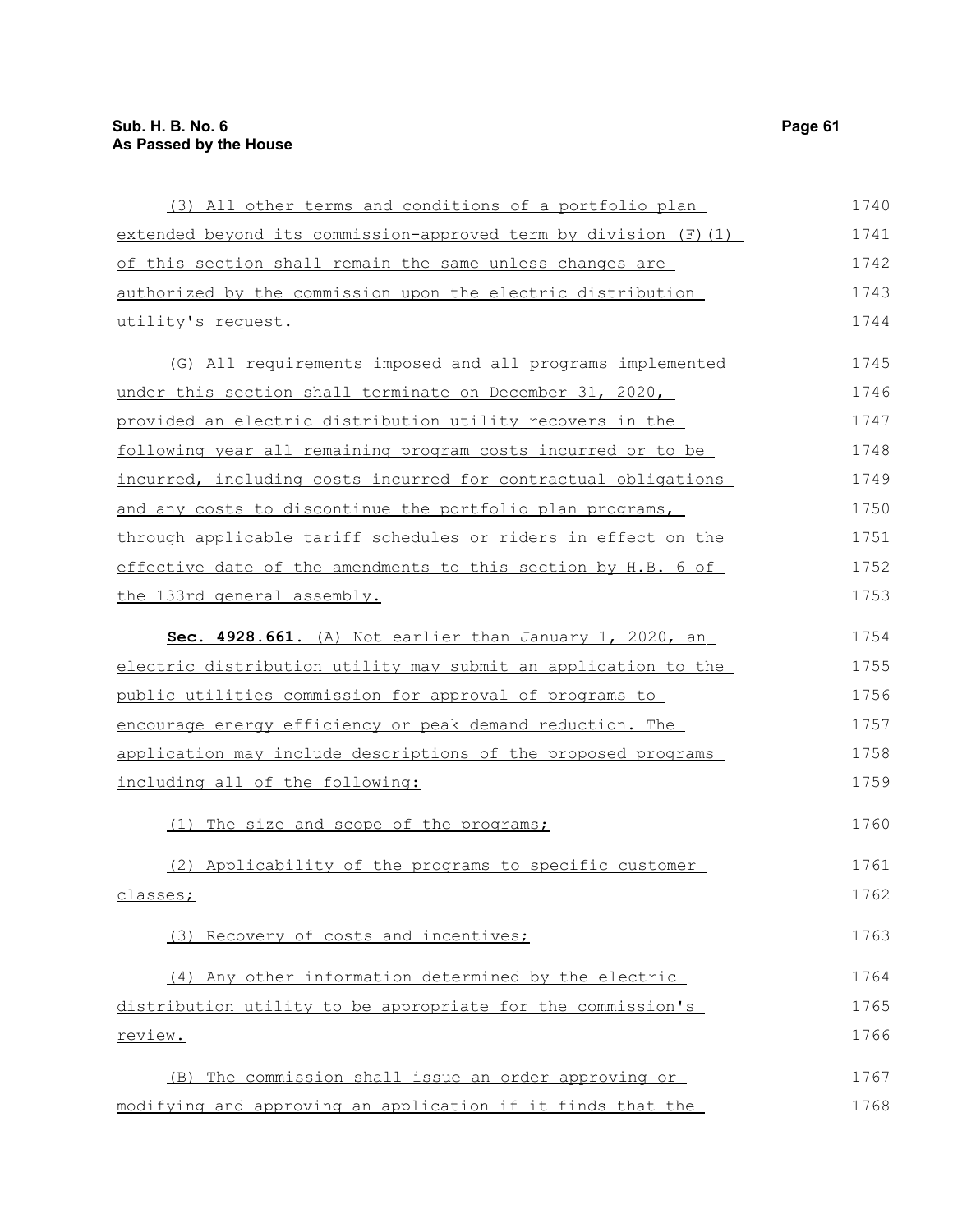(3) All other terms and conditions of a portfolio plan extended beyond its commission-approved term by division (F)(1) of this section shall remain the same unless changes are authorized by the commission upon the electric distribution utility's request.

(G) All requirements imposed and all programs implemented under this section shall terminate on December 31, 2020, provided an electric distribution utility recovers in the following year all remaining program costs incurred or to be incurred, including costs incurred for contractual obligations and any costs to discontinue the portfolio plan programs, through applicable tariff schedules or riders in effect on the effective date of the amendments to this section by H.B. 6 of the 133rd general assembly.

**Sec. 4928.661.** (A) Not earlier than January 1, 2020, an electric distribution utility may submit an application to the public utilities commission for approval of programs to encourage energy efficiency or peak demand reduction. The application may include descriptions of the proposed programs including all of the following:

(1) The size and scope of the programs;

(2) Applicability of the programs to specific customer classes;

(3) Recovery of costs and incentives;

(4) Any other information determined by the electric distribution utility to be appropriate for the commission's review.

(B) The commission shall issue an order approving or modifying and approving an application if it finds that the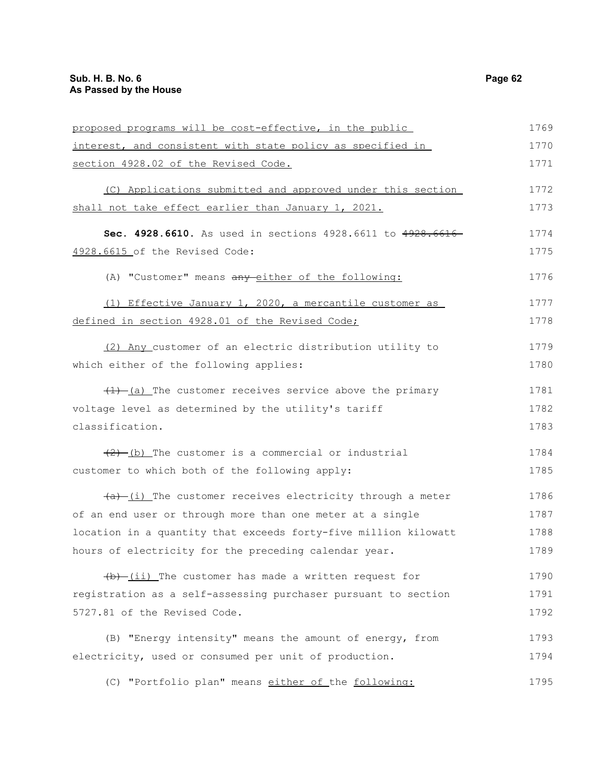proposed programs will be cost-effective, in the public interest, and consistent with state policy as specified in section 4928.02 of the Revised Code.

(C) Applications submitted and approved under this section shall not take effect earlier than January 1, 2021.

**Sec. 4928.6610.** As used in sections 4928.6611 to ~~4928.6616~~ 4928.6615 of the Revised Code:

(A) "Customer" means ~~any~~ either of the following:

(1) Effective January 1, 2020, a mercantile customer as defined in section 4928.01 of the Revised Code;

(2) Any customer of an electric distribution utility to which either of the following applies:

~~(1)~~ (a) The customer receives service above the primary voltage level as determined by the utility's tariff classification.

~~(2)~~ (b) The customer is a commercial or industrial customer to which both of the following apply:

~~(a)~~ (i) The customer receives electricity through a meter of an end user or through more than one meter at a single location in a quantity that exceeds forty-five million kilowatt hours of electricity for the preceding calendar year.

~~(b)~~ (ii) The customer has made a written request for registration as a self-assessing purchaser pursuant to section 5727.81 of the Revised Code.

(B) "Energy intensity" means the amount of energy, from electricity, used or consumed per unit of production.

(C) "Portfolio plan" means either of the following: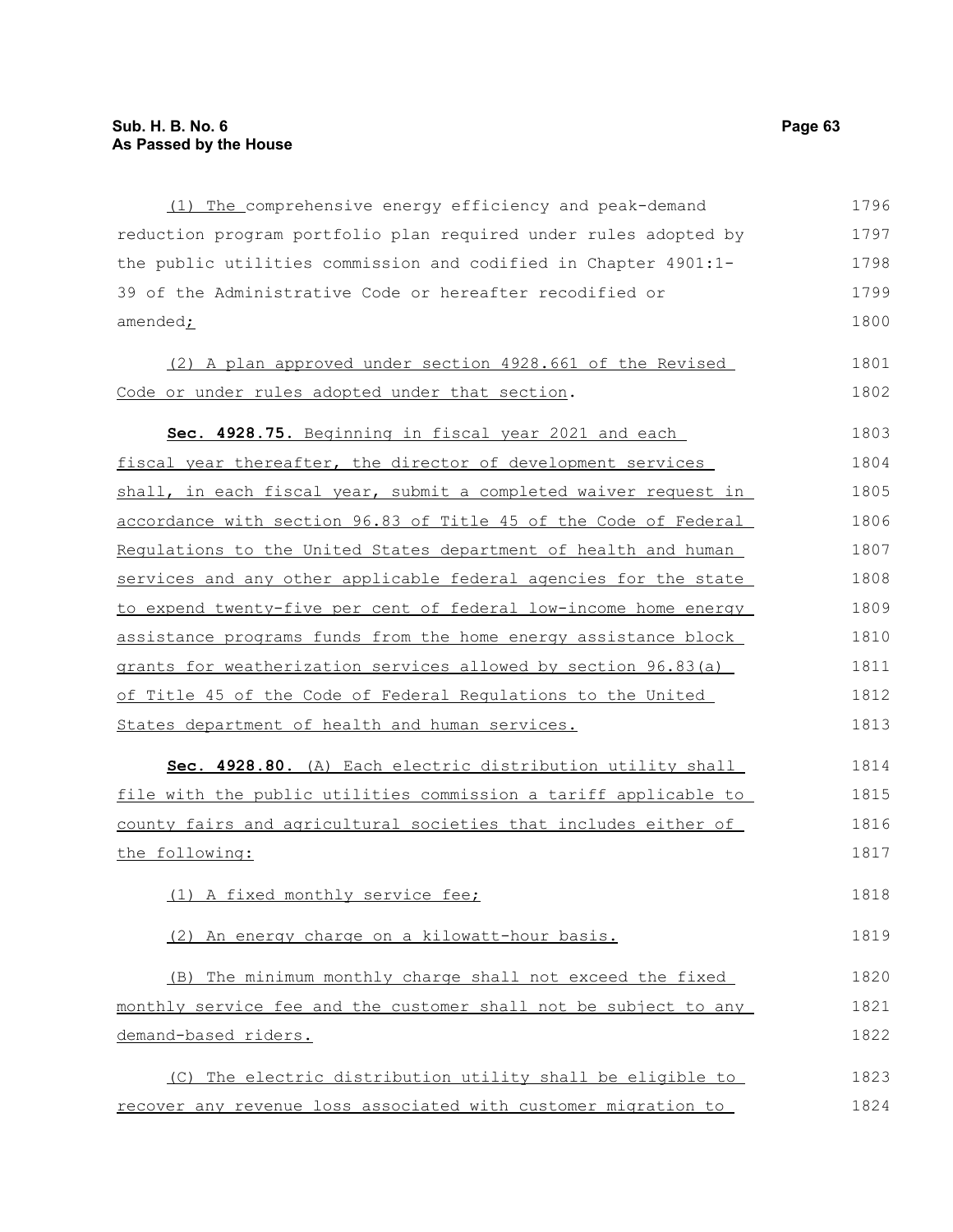(1) The comprehensive energy efficiency and peak-demand reduction program portfolio plan required under rules adopted by the public utilities commission and codified in Chapter 4901:1-39 of the Administrative Code or hereafter recodified or amended;

(2) A plan approved under section 4928.661 of the Revised Code or under rules adopted under that section.

**Sec. 4928.75.** Beginning in fiscal year 2021 and each fiscal year thereafter, the director of development services shall, in each fiscal year, submit a completed waiver request in accordance with section 96.83 of Title 45 of the Code of Federal Regulations to the United States department of health and human services and any other applicable federal agencies for the state to expend twenty-five per cent of federal low-income home energy assistance programs funds from the home energy assistance block grants for weatherization services allowed by section 96.83(a) of Title 45 of the Code of Federal Regulations to the United States department of health and human services.

**Sec. 4928.80.** (A) Each electric distribution utility shall file with the public utilities commission a tariff applicable to county fairs and agricultural societies that includes either of the following:

(1) A fixed monthly service fee;

(2) An energy charge on a kilowatt-hour basis.

(B) The minimum monthly charge shall not exceed the fixed monthly service fee and the customer shall not be subject to any demand-based riders.

(C) The electric distribution utility shall be eligible to recover any revenue loss associated with customer migration to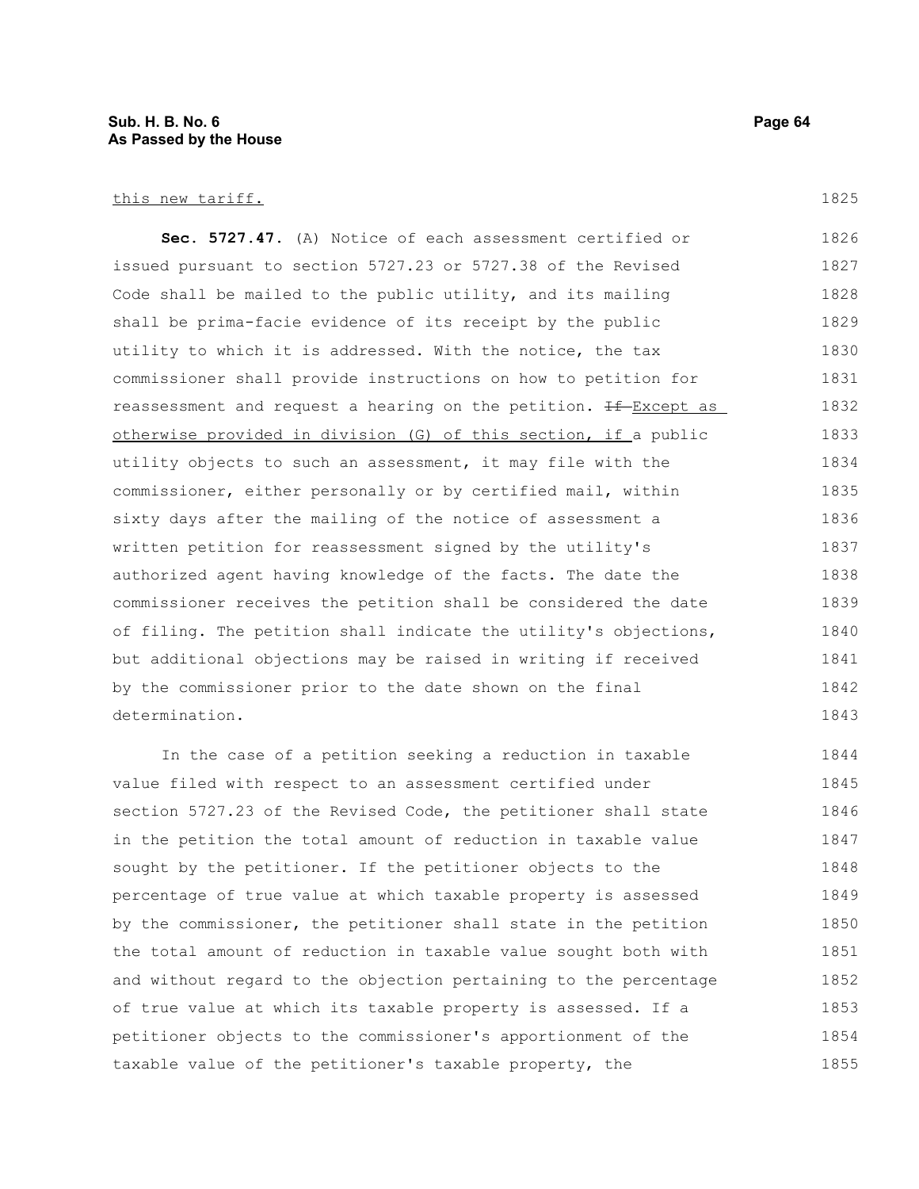this new tariff.

**Sec. 5727.47.** (A) Notice of each assessment certified or issued pursuant to section 5727.23 or 5727.38 of the Revised Code shall be mailed to the public utility, and its mailing shall be prima-facie evidence of its receipt by the public utility to which it is addressed. With the notice, the tax commissioner shall provide instructions on how to petition for reassessment and request a hearing on the petition. ~~If~~ Except as otherwise provided in division (G) of this section, if a public utility objects to such an assessment, it may file with the commissioner, either personally or by certified mail, within sixty days after the mailing of the notice of assessment a written petition for reassessment signed by the utility's authorized agent having knowledge of the facts. The date the commissioner receives the petition shall be considered the date of filing. The petition shall indicate the utility's objections, but additional objections may be raised in writing if received by the commissioner prior to the date shown on the final determination.

In the case of a petition seeking a reduction in taxable value filed with respect to an assessment certified under section 5727.23 of the Revised Code, the petitioner shall state in the petition the total amount of reduction in taxable value sought by the petitioner. If the petitioner objects to the percentage of true value at which taxable property is assessed by the commissioner, the petitioner shall state in the petition the total amount of reduction in taxable value sought both with and without regard to the objection pertaining to the percentage of true value at which its taxable property is assessed. If a petitioner objects to the commissioner's apportionment of the taxable value of the petitioner's taxable property, the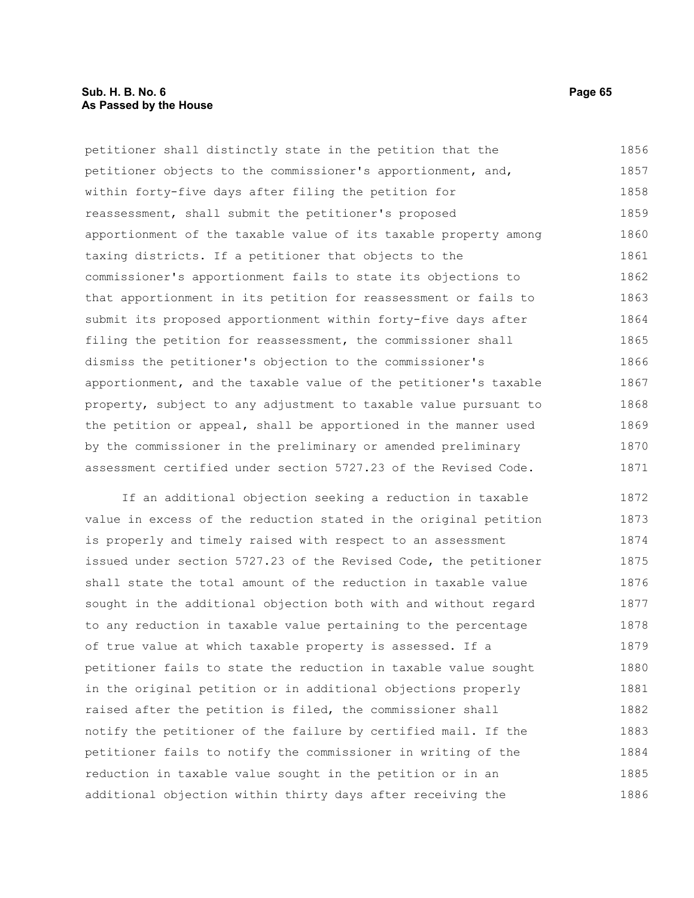petitioner shall distinctly state in the petition that the petitioner objects to the commissioner's apportionment, and, within forty-five days after filing the petition for reassessment, shall submit the petitioner's proposed apportionment of the taxable value of its taxable property among taxing districts. If a petitioner that objects to the commissioner's apportionment fails to state its objections to that apportionment in its petition for reassessment or fails to submit its proposed apportionment within forty-five days after filing the petition for reassessment, the commissioner shall dismiss the petitioner's objection to the commissioner's apportionment, and the taxable value of the petitioner's taxable property, subject to any adjustment to taxable value pursuant to the petition or appeal, shall be apportioned in the manner used by the commissioner in the preliminary or amended preliminary assessment certified under section 5727.23 of the Revised Code.

If an additional objection seeking a reduction in taxable value in excess of the reduction stated in the original petition is properly and timely raised with respect to an assessment issued under section 5727.23 of the Revised Code, the petitioner shall state the total amount of the reduction in taxable value sought in the additional objection both with and without regard to any reduction in taxable value pertaining to the percentage of true value at which taxable property is assessed. If a petitioner fails to state the reduction in taxable value sought in the original petition or in additional objections properly raised after the petition is filed, the commissioner shall notify the petitioner of the failure by certified mail. If the petitioner fails to notify the commissioner in writing of the reduction in taxable value sought in the petition or in an additional objection within thirty days after receiving the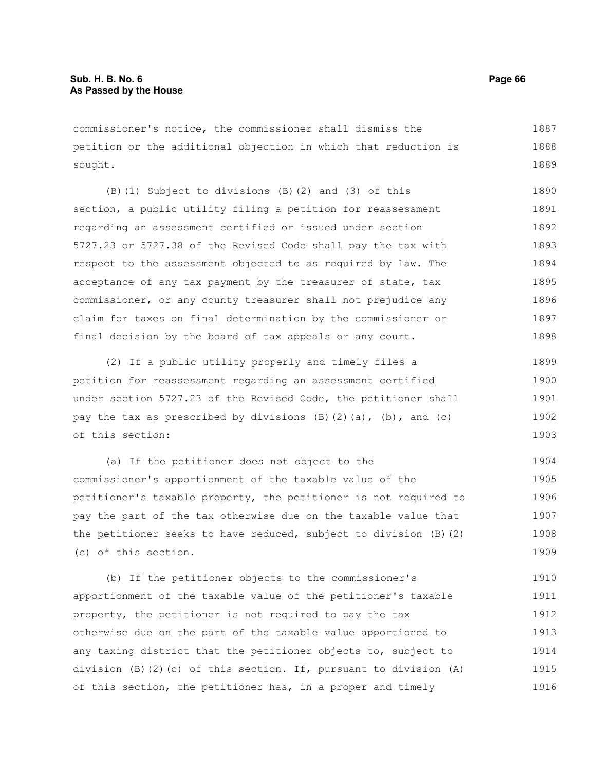commissioner's notice, the commissioner shall dismiss the petition or the additional objection in which that reduction is sought.

(B)(1) Subject to divisions (B)(2) and (3) of this section, a public utility filing a petition for reassessment regarding an assessment certified or issued under section 5727.23 or 5727.38 of the Revised Code shall pay the tax with respect to the assessment objected to as required by law. The acceptance of any tax payment by the treasurer of state, tax commissioner, or any county treasurer shall not prejudice any claim for taxes on final determination by the commissioner or final decision by the board of tax appeals or any court.

(2) If a public utility properly and timely files a petition for reassessment regarding an assessment certified under section 5727.23 of the Revised Code, the petitioner shall pay the tax as prescribed by divisions (B)(2)(a), (b), and (c) of this section:

(a) If the petitioner does not object to the commissioner's apportionment of the taxable value of the petitioner's taxable property, the petitioner is not required to pay the part of the tax otherwise due on the taxable value that the petitioner seeks to have reduced, subject to division (B)(2)(c) of this section.

(b) If the petitioner objects to the commissioner's apportionment of the taxable value of the petitioner's taxable property, the petitioner is not required to pay the tax otherwise due on the part of the taxable value apportioned to any taxing district that the petitioner objects to, subject to division (B)(2)(c) of this section. If, pursuant to division (A) of this section, the petitioner has, in a proper and timely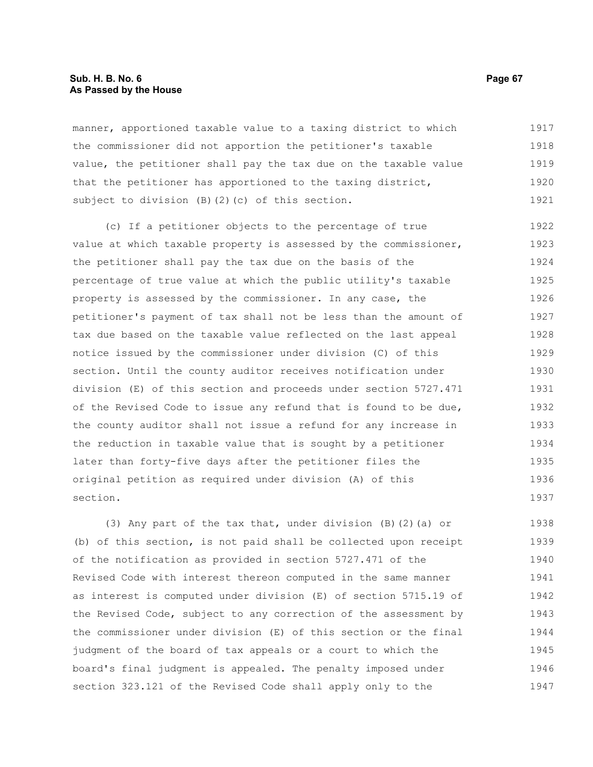manner, apportioned taxable value to a taxing district to which the commissioner did not apportion the petitioner's taxable value, the petitioner shall pay the tax due on the taxable value that the petitioner has apportioned to the taxing district, subject to division (B)(2)(c) of this section.

(c) If a petitioner objects to the percentage of true value at which taxable property is assessed by the commissioner, the petitioner shall pay the tax due on the basis of the percentage of true value at which the public utility's taxable property is assessed by the commissioner. In any case, the petitioner's payment of tax shall not be less than the amount of tax due based on the taxable value reflected on the last appeal notice issued by the commissioner under division (C) of this section. Until the county auditor receives notification under division (E) of this section and proceeds under section 5727.471 of the Revised Code to issue any refund that is found to be due, the county auditor shall not issue a refund for any increase in the reduction in taxable value that is sought by a petitioner later than forty-five days after the petitioner files the original petition as required under division (A) of this section.

(3) Any part of the tax that, under division (B)(2)(a) or (b) of this section, is not paid shall be collected upon receipt of the notification as provided in section 5727.471 of the Revised Code with interest thereon computed in the same manner as interest is computed under division (E) of section 5715.19 of the Revised Code, subject to any correction of the assessment by the commissioner under division (E) of this section or the final judgment of the board of tax appeals or a court to which the board's final judgment is appealed. The penalty imposed under section 323.121 of the Revised Code shall apply only to the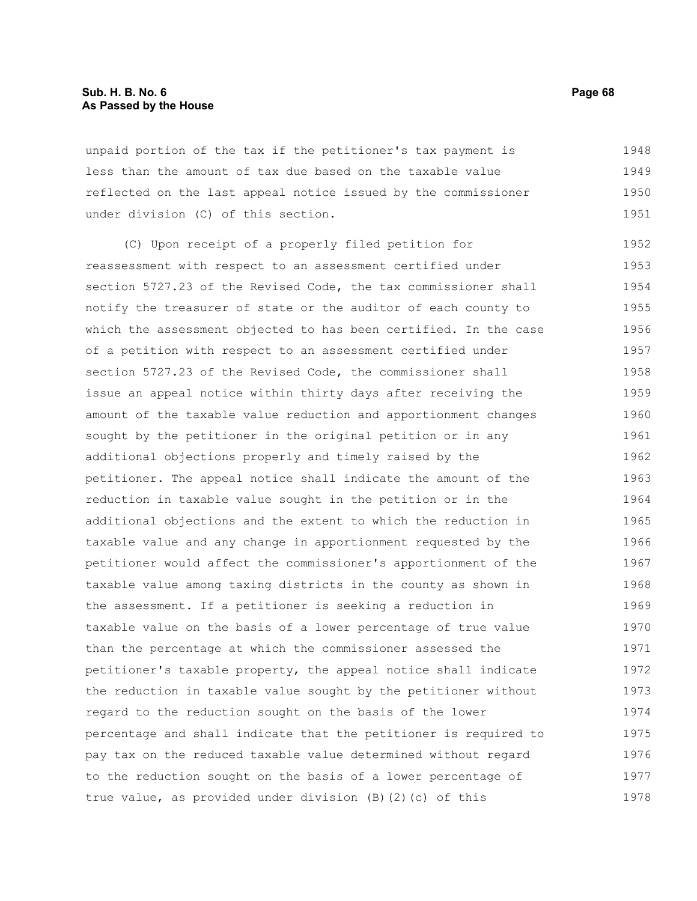unpaid portion of the tax if the petitioner's tax payment is less than the amount of tax due based on the taxable value reflected on the last appeal notice issued by the commissioner under division (C) of this section.

(C) Upon receipt of a properly filed petition for reassessment with respect to an assessment certified under section 5727.23 of the Revised Code, the tax commissioner shall notify the treasurer of state or the auditor of each county to which the assessment objected to has been certified. In the case of a petition with respect to an assessment certified under section 5727.23 of the Revised Code, the commissioner shall issue an appeal notice within thirty days after receiving the amount of the taxable value reduction and apportionment changes sought by the petitioner in the original petition or in any additional objections properly and timely raised by the petitioner. The appeal notice shall indicate the amount of the reduction in taxable value sought in the petition or in the additional objections and the extent to which the reduction in taxable value and any change in apportionment requested by the petitioner would affect the commissioner's apportionment of the taxable value among taxing districts in the county as shown in the assessment. If a petitioner is seeking a reduction in taxable value on the basis of a lower percentage of true value than the percentage at which the commissioner assessed the petitioner's taxable property, the appeal notice shall indicate the reduction in taxable value sought by the petitioner without regard to the reduction sought on the basis of the lower percentage and shall indicate that the petitioner is required to pay tax on the reduced taxable value determined without regard to the reduction sought on the basis of a lower percentage of true value, as provided under division (B)(2)(c) of this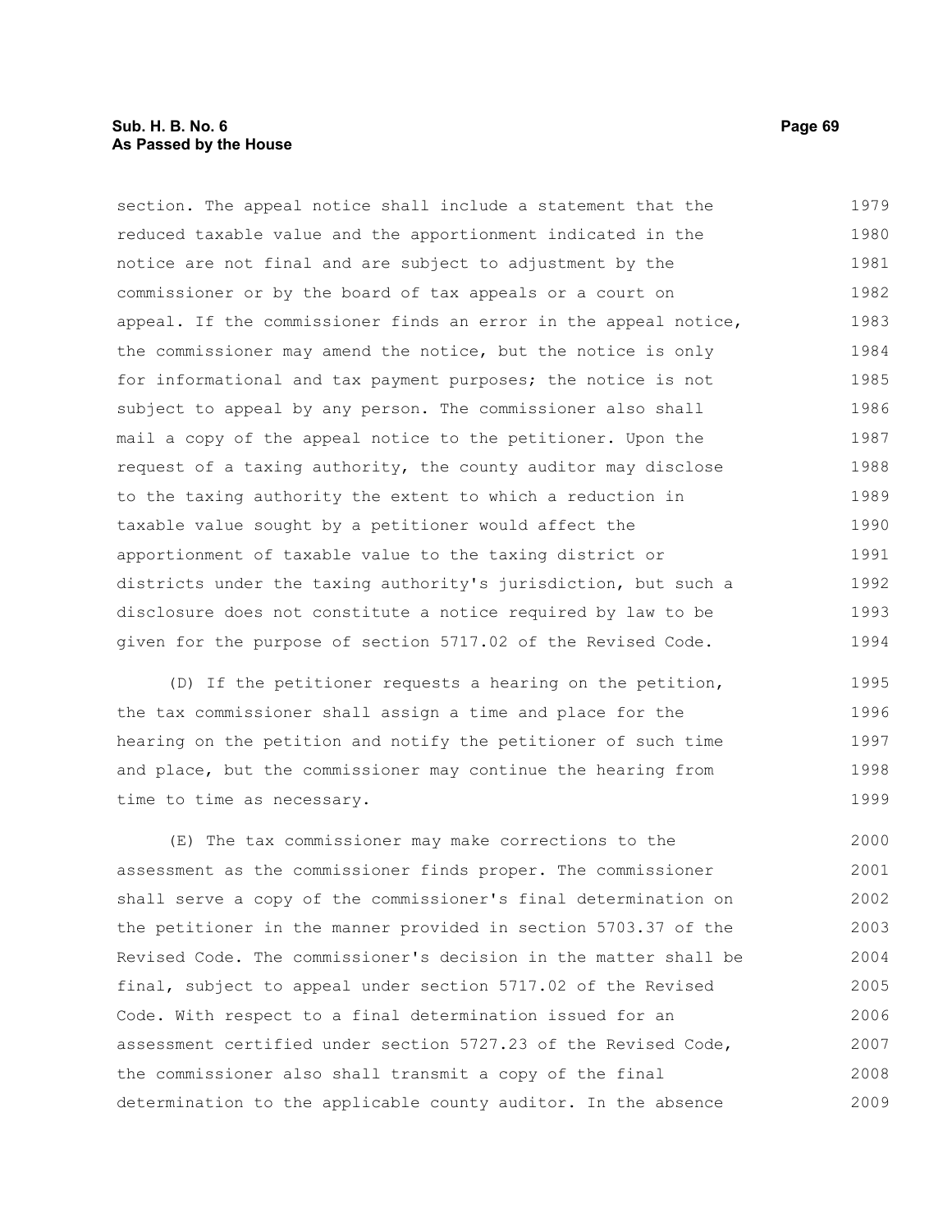section. The appeal notice shall include a statement that the reduced taxable value and the apportionment indicated in the notice are not final and are subject to adjustment by the commissioner or by the board of tax appeals or a court on appeal. If the commissioner finds an error in the appeal notice, the commissioner may amend the notice, but the notice is only for informational and tax payment purposes; the notice is not subject to appeal by any person. The commissioner also shall mail a copy of the appeal notice to the petitioner. Upon the request of a taxing authority, the county auditor may disclose to the taxing authority the extent to which a reduction in taxable value sought by a petitioner would affect the apportionment of taxable value to the taxing district or districts under the taxing authority's jurisdiction, but such a disclosure does not constitute a notice required by law to be given for the purpose of section 5717.02 of the Revised Code.

(D) If the petitioner requests a hearing on the petition, the tax commissioner shall assign a time and place for the hearing on the petition and notify the petitioner of such time and place, but the commissioner may continue the hearing from time to time as necessary.

(E) The tax commissioner may make corrections to the assessment as the commissioner finds proper. The commissioner shall serve a copy of the commissioner's final determination on the petitioner in the manner provided in section 5703.37 of the Revised Code. The commissioner's decision in the matter shall be final, subject to appeal under section 5717.02 of the Revised Code. With respect to a final determination issued for an assessment certified under section 5727.23 of the Revised Code, the commissioner also shall transmit a copy of the final determination to the applicable county auditor. In the absence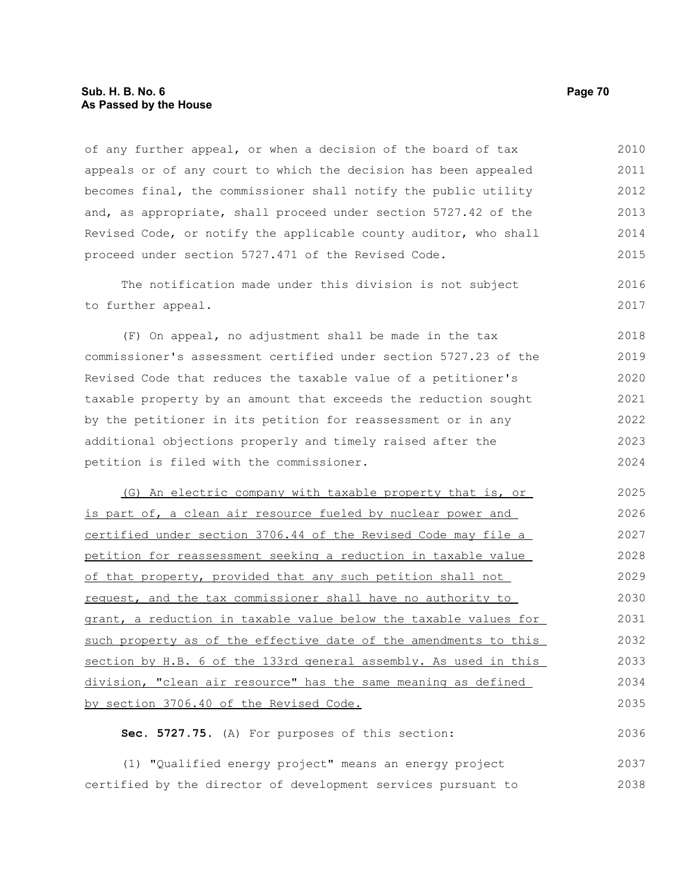of any further appeal, or when a decision of the board of tax appeals or of any court to which the decision has been appealed becomes final, the commissioner shall notify the public utility and, as appropriate, shall proceed under section 5727.42 of the Revised Code, or notify the applicable county auditor, who shall proceed under section 5727.471 of the Revised Code.

The notification made under this division is not subject to further appeal.

(F) On appeal, no adjustment shall be made in the tax commissioner's assessment certified under section 5727.23 of the Revised Code that reduces the taxable value of a petitioner's taxable property by an amount that exceeds the reduction sought by the petitioner in its petition for reassessment or in any additional objections properly and timely raised after the petition is filed with the commissioner.

<u>(G) An electric company with taxable property that is, or is part of, a clean air resource fueled by nuclear power and certified under section 3706.44 of the Revised Code may file a petition for reassessment seeking a reduction in taxable value of that property, provided that any such petition shall not request, and the tax commissioner shall have no authority to grant, a reduction in taxable value below the taxable values for such property as of the effective date of the amendments to this section by H.B. 6 of the 133rd general assembly. As used in this division, "clean air resource" has the same meaning as defined by section 3706.40 of the Revised Code.</u>

**Sec. 5727.75.** (A) For purposes of this section:

(1) "Qualified energy project" means an energy project certified by the director of development services pursuant to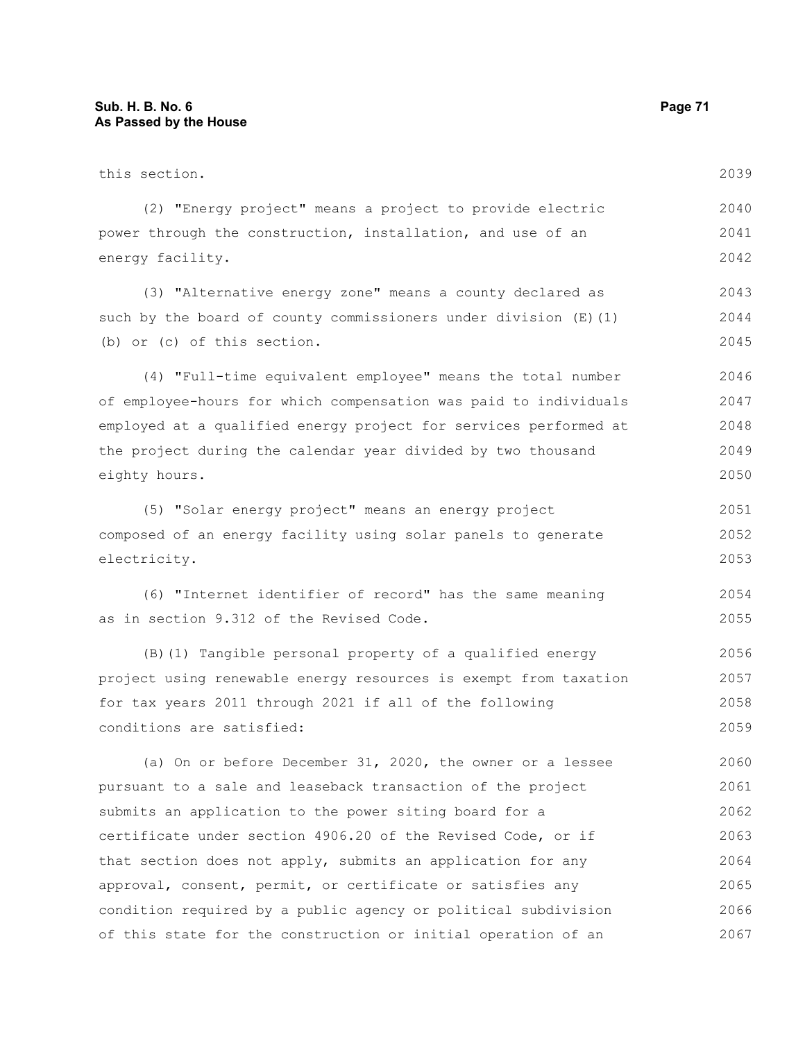this section.

(2) "Energy project" means a project to provide electric power through the construction, installation, and use of an energy facility.

(3) "Alternative energy zone" means a county declared as such by the board of county commissioners under division (E)(1)(b) or (c) of this section.

(4) "Full-time equivalent employee" means the total number of employee-hours for which compensation was paid to individuals employed at a qualified energy project for services performed at the project during the calendar year divided by two thousand eighty hours.

(5) "Solar energy project" means an energy project composed of an energy facility using solar panels to generate electricity.

(6) "Internet identifier of record" has the same meaning as in section 9.312 of the Revised Code.

(B)(1) Tangible personal property of a qualified energy project using renewable energy resources is exempt from taxation for tax years 2011 through 2021 if all of the following conditions are satisfied:

(a) On or before December 31, 2020, the owner or a lessee pursuant to a sale and leaseback transaction of the project submits an application to the power siting board for a certificate under section 4906.20 of the Revised Code, or if that section does not apply, submits an application for any approval, consent, permit, or certificate or satisfies any condition required by a public agency or political subdivision of this state for the construction or initial operation of an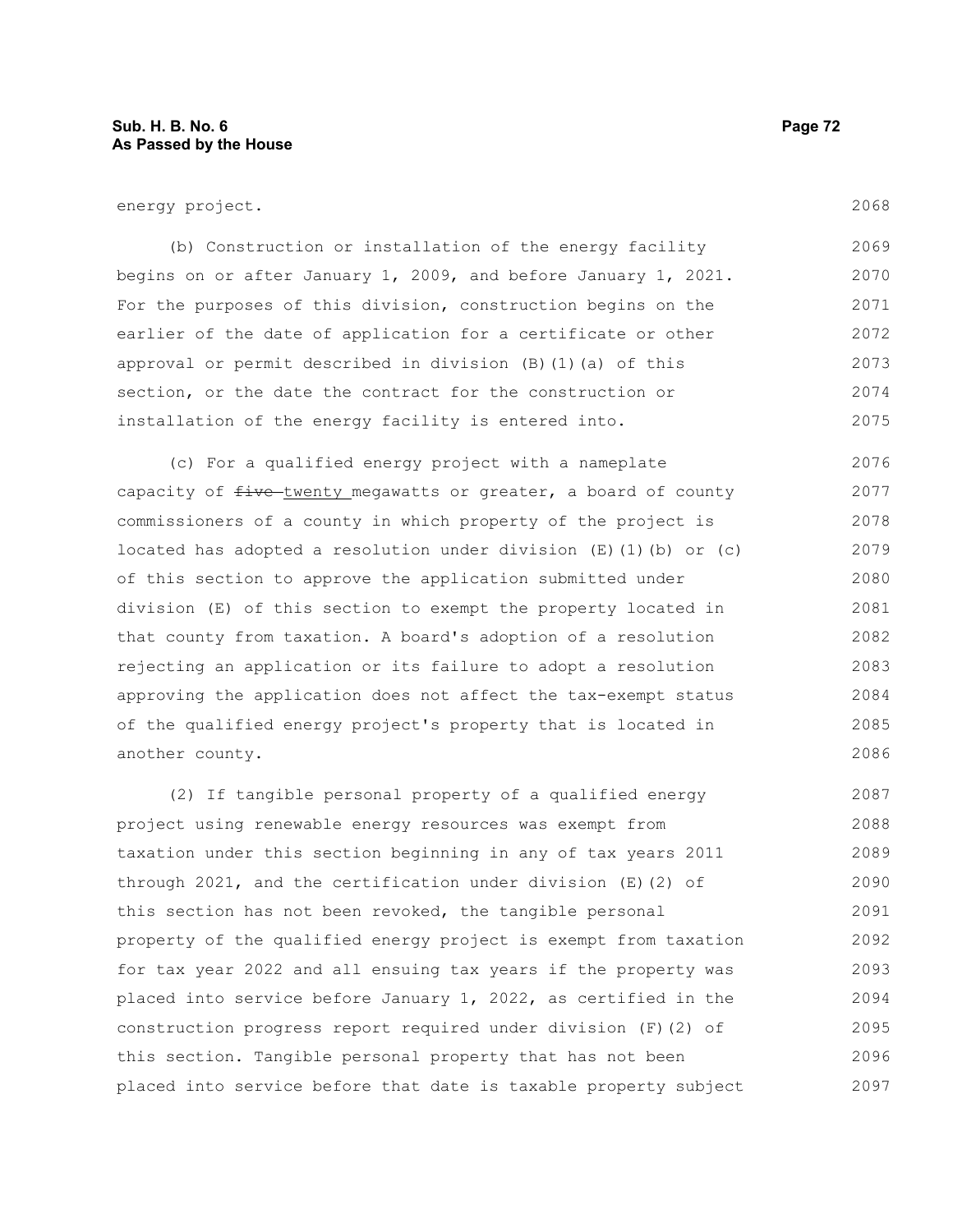energy project.

(b) Construction or installation of the energy facility begins on or after January 1, 2009, and before January 1, 2021. For the purposes of this division, construction begins on the earlier of the date of application for a certificate or other approval or permit described in division (B)(1)(a) of this section, or the date the contract for the construction or installation of the energy facility is entered into.

(c) For a qualified energy project with a nameplate capacity of ~~five~~ twenty megawatts or greater, a board of county commissioners of a county in which property of the project is located has adopted a resolution under division (E)(1)(b) or (c) of this section to approve the application submitted under division (E) of this section to exempt the property located in that county from taxation. A board's adoption of a resolution rejecting an application or its failure to adopt a resolution approving the application does not affect the tax-exempt status of the qualified energy project's property that is located in another county.

(2) If tangible personal property of a qualified energy project using renewable energy resources was exempt from taxation under this section beginning in any of tax years 2011 through 2021, and the certification under division (E)(2) of this section has not been revoked, the tangible personal property of the qualified energy project is exempt from taxation for tax year 2022 and all ensuing tax years if the property was placed into service before January 1, 2022, as certified in the construction progress report required under division (F)(2) of this section. Tangible personal property that has not been placed into service before that date is taxable property subject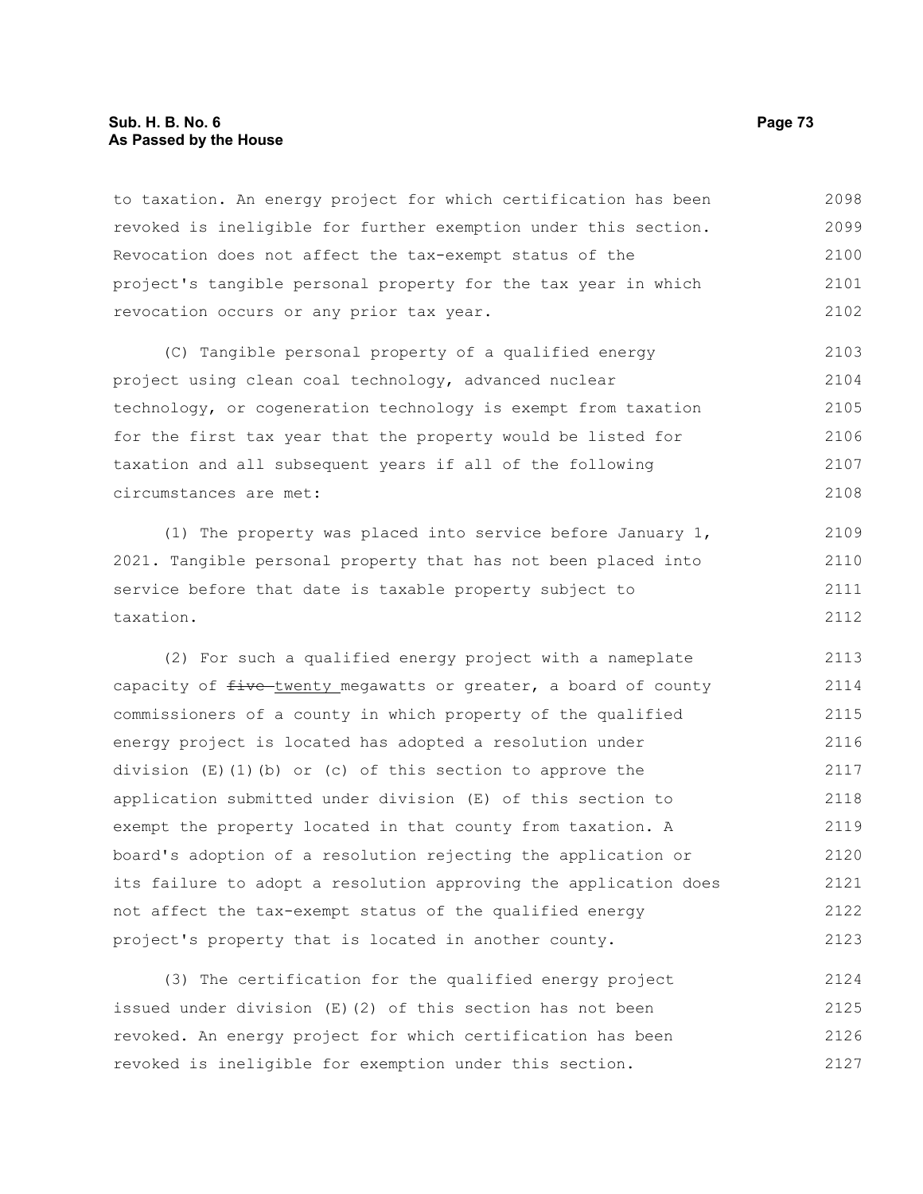to taxation. An energy project for which certification has been revoked is ineligible for further exemption under this section. Revocation does not affect the tax-exempt status of the project's tangible personal property for the tax year in which revocation occurs or any prior tax year.

(C) Tangible personal property of a qualified energy project using clean coal technology, advanced nuclear technology, or cogeneration technology is exempt from taxation for the first tax year that the property would be listed for taxation and all subsequent years if all of the following circumstances are met:

(1) The property was placed into service before January 1, 2021. Tangible personal property that has not been placed into service before that date is taxable property subject to taxation.

(2) For such a qualified energy project with a nameplate capacity of ~~five~~ twenty megawatts or greater, a board of county commissioners of a county in which property of the qualified energy project is located has adopted a resolution under division (E)(1)(b) or (c) of this section to approve the application submitted under division (E) of this section to exempt the property located in that county from taxation. A board's adoption of a resolution rejecting the application or its failure to adopt a resolution approving the application does not affect the tax-exempt status of the qualified energy project's property that is located in another county.

(3) The certification for the qualified energy project issued under division (E)(2) of this section has not been revoked. An energy project for which certification has been revoked is ineligible for exemption under this section.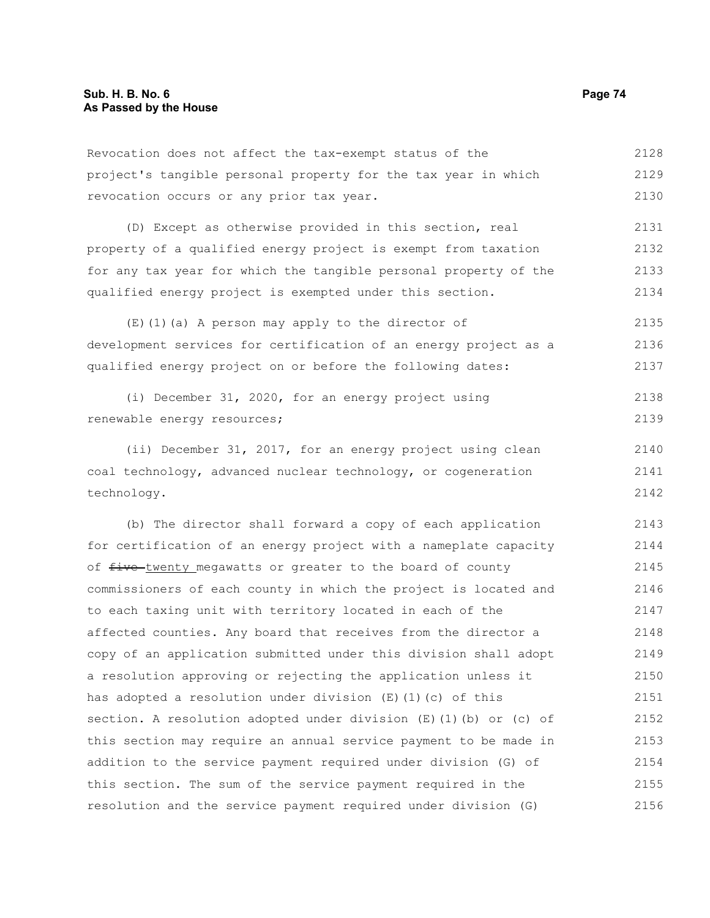Revocation does not affect the tax-exempt status of the project's tangible personal property for the tax year in which revocation occurs or any prior tax year.

(D) Except as otherwise provided in this section, real property of a qualified energy project is exempt from taxation for any tax year for which the tangible personal property of the qualified energy project is exempted under this section.

(E)(1)(a) A person may apply to the director of development services for certification of an energy project as a qualified energy project on or before the following dates:

(i) December 31, 2020, for an energy project using renewable energy resources;

(ii) December 31, 2017, for an energy project using clean coal technology, advanced nuclear technology, or cogeneration technology.

(b) The director shall forward a copy of each application for certification of an energy project with a nameplate capacity of ~~five~~ twenty megawatts or greater to the board of county commissioners of each county in which the project is located and to each taxing unit with territory located in each of the affected counties. Any board that receives from the director a copy of an application submitted under this division shall adopt a resolution approving or rejecting the application unless it has adopted a resolution under division (E)(1)(c) of this section. A resolution adopted under division (E)(1)(b) or (c) of this section may require an annual service payment to be made in addition to the service payment required under division (G) of this section. The sum of the service payment required in the resolution and the service payment required under division (G)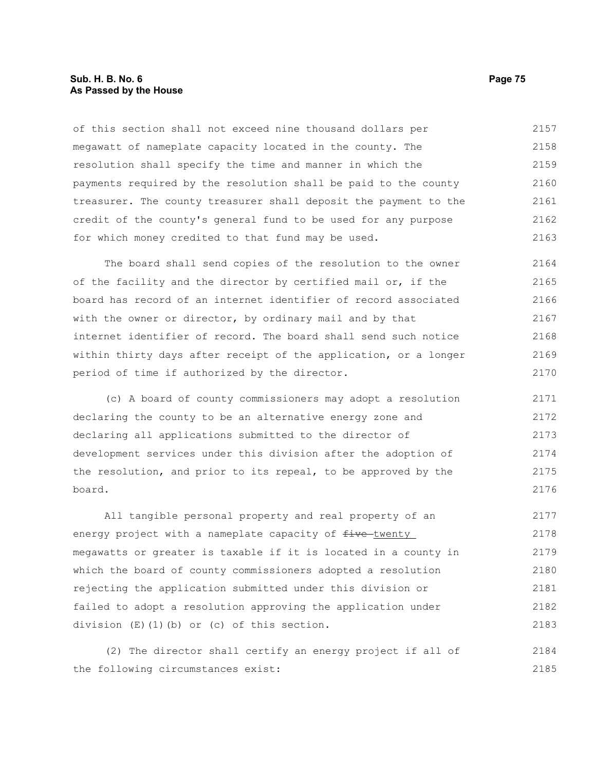of this section shall not exceed nine thousand dollars per megawatt of nameplate capacity located in the county. The resolution shall specify the time and manner in which the payments required by the resolution shall be paid to the county treasurer. The county treasurer shall deposit the payment to the credit of the county's general fund to be used for any purpose for which money credited to that fund may be used.

The board shall send copies of the resolution to the owner of the facility and the director by certified mail or, if the board has record of an internet identifier of record associated with the owner or director, by ordinary mail and by that internet identifier of record. The board shall send such notice within thirty days after receipt of the application, or a longer period of time if authorized by the director.

(c) A board of county commissioners may adopt a resolution declaring the county to be an alternative energy zone and declaring all applications submitted to the director of development services under this division after the adoption of the resolution, and prior to its repeal, to be approved by the board.

All tangible personal property and real property of an energy project with a nameplate capacity of ~~five~~ twenty megawatts or greater is taxable if it is located in a county in which the board of county commissioners adopted a resolution rejecting the application submitted under this division or failed to adopt a resolution approving the application under division (E)(1)(b) or (c) of this section.

(2) The director shall certify an energy project if all of the following circumstances exist: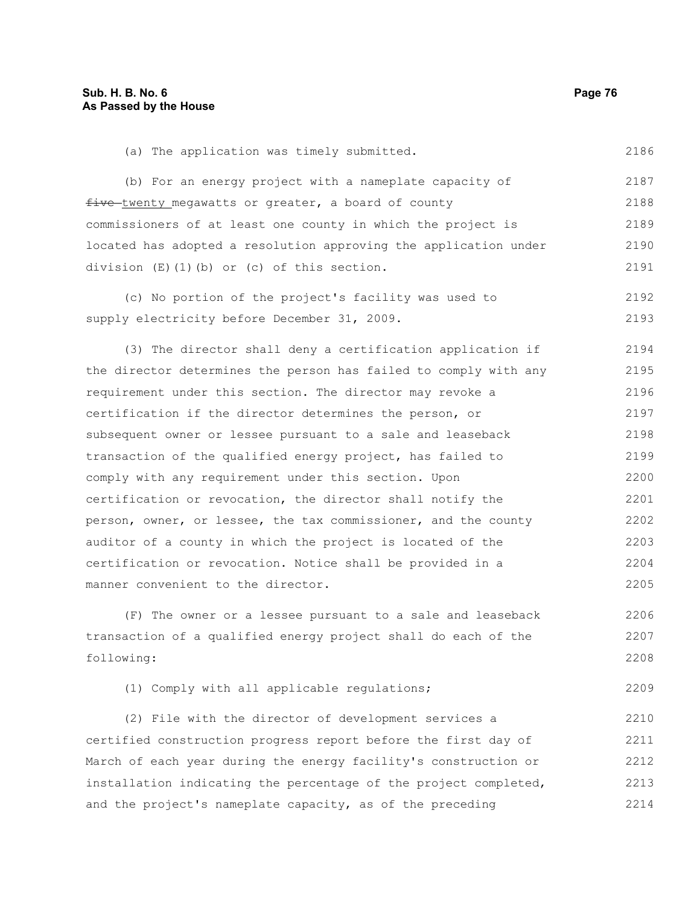(a) The application was timely submitted.

(b) For an energy project with a nameplate capacity of ~~five~~ twenty megawatts or greater, a board of county commissioners of at least one county in which the project is located has adopted a resolution approving the application under division (E)(1)(b) or (c) of this section.

(c) No portion of the project's facility was used to supply electricity before December 31, 2009.

(3) The director shall deny a certification application if the director determines the person has failed to comply with any requirement under this section. The director may revoke a certification if the director determines the person, or subsequent owner or lessee pursuant to a sale and leaseback transaction of the qualified energy project, has failed to comply with any requirement under this section. Upon certification or revocation, the director shall notify the person, owner, or lessee, the tax commissioner, and the county auditor of a county in which the project is located of the certification or revocation. Notice shall be provided in a manner convenient to the director.

(F) The owner or a lessee pursuant to a sale and leaseback transaction of a qualified energy project shall do each of the following:

(1) Comply with all applicable regulations;

(2) File with the director of development services a certified construction progress report before the first day of March of each year during the energy facility's construction or installation indicating the percentage of the project completed, and the project's nameplate capacity, as of the preceding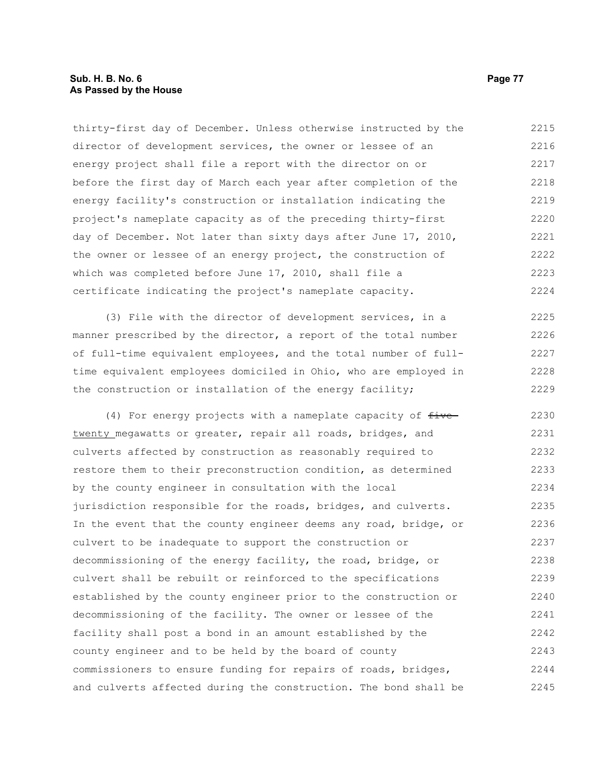thirty-first day of December. Unless otherwise instructed by the director of development services, the owner or lessee of an energy project shall file a report with the director on or before the first day of March each year after completion of the energy facility's construction or installation indicating the project's nameplate capacity as of the preceding thirty-first day of December. Not later than sixty days after June 17, 2010, the owner or lessee of an energy project, the construction of which was completed before June 17, 2010, shall file a certificate indicating the project's nameplate capacity.

(3) File with the director of development services, in a manner prescribed by the director, a report of the total number of full-time equivalent employees, and the total number of full-time equivalent employees domiciled in Ohio, who are employed in the construction or installation of the energy facility;

(4) For energy projects with a nameplate capacity of ~~five~~ twenty megawatts or greater, repair all roads, bridges, and culverts affected by construction as reasonably required to restore them to their preconstruction condition, as determined by the county engineer in consultation with the local jurisdiction responsible for the roads, bridges, and culverts. In the event that the county engineer deems any road, bridge, or culvert to be inadequate to support the construction or decommissioning of the energy facility, the road, bridge, or culvert shall be rebuilt or reinforced to the specifications established by the county engineer prior to the construction or decommissioning of the facility. The owner or lessee of the facility shall post a bond in an amount established by the county engineer and to be held by the board of county commissioners to ensure funding for repairs of roads, bridges, and culverts affected during the construction. The bond shall be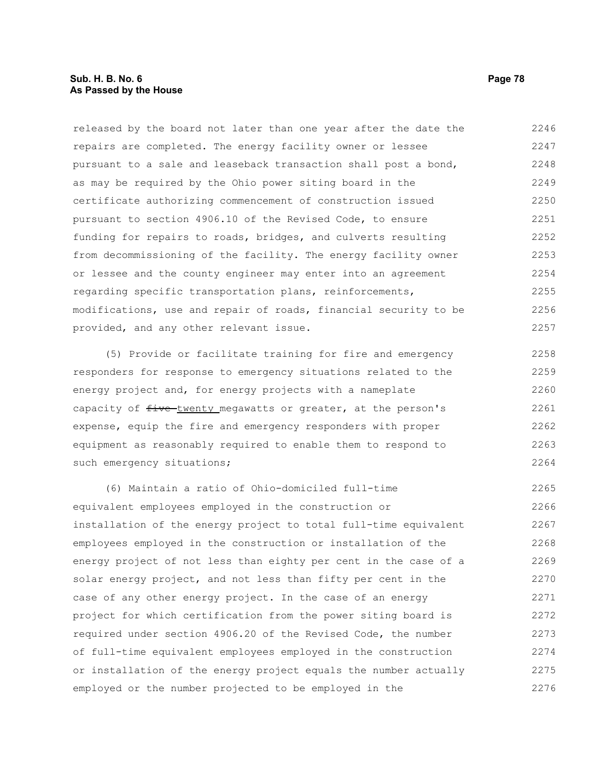released by the board not later than one year after the date the repairs are completed. The energy facility owner or lessee pursuant to a sale and leaseback transaction shall post a bond, as may be required by the Ohio power siting board in the certificate authorizing commencement of construction issued pursuant to section 4906.10 of the Revised Code, to ensure funding for repairs to roads, bridges, and culverts resulting from decommissioning of the facility. The energy facility owner or lessee and the county engineer may enter into an agreement regarding specific transportation plans, reinforcements, modifications, use and repair of roads, financial security to be provided, and any other relevant issue.

(5) Provide or facilitate training for fire and emergency responders for response to emergency situations related to the energy project and, for energy projects with a nameplate capacity of ~~five~~ twenty megawatts or greater, at the person's expense, equip the fire and emergency responders with proper equipment as reasonably required to enable them to respond to such emergency situations;

(6) Maintain a ratio of Ohio-domiciled full-time equivalent employees employed in the construction or installation of the energy project to total full-time equivalent employees employed in the construction or installation of the energy project of not less than eighty per cent in the case of a solar energy project, and not less than fifty per cent in the case of any other energy project. In the case of an energy project for which certification from the power siting board is required under section 4906.20 of the Revised Code, the number of full-time equivalent employees employed in the construction or installation of the energy project equals the number actually employed or the number projected to be employed in the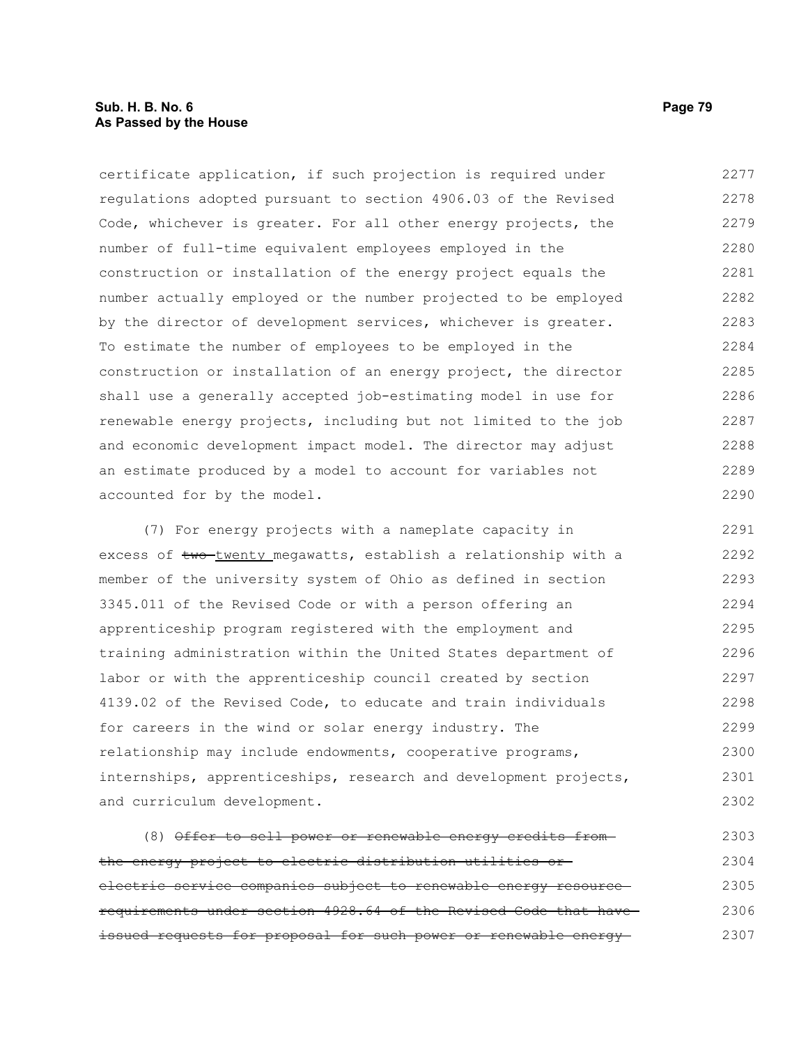certificate application, if such projection is required under regulations adopted pursuant to section 4906.03 of the Revised Code, whichever is greater. For all other energy projects, the number of full-time equivalent employees employed in the construction or installation of the energy project equals the number actually employed or the number projected to be employed by the director of development services, whichever is greater. To estimate the number of employees to be employed in the construction or installation of an energy project, the director shall use a generally accepted job-estimating model in use for renewable energy projects, including but not limited to the job and economic development impact model. The director may adjust an estimate produced by a model to account for variables not accounted for by the model.

(7) For energy projects with a nameplate capacity in excess of ~~two~~ <u>twenty</u> megawatts, establish a relationship with a member of the university system of Ohio as defined in section 3345.011 of the Revised Code or with a person offering an apprenticeship program registered with the employment and training administration within the United States department of labor or with the apprenticeship council created by section 4139.02 of the Revised Code, to educate and train individuals for careers in the wind or solar energy industry. The relationship may include endowments, cooperative programs, internships, apprenticeships, research and development projects, and curriculum development.

(8) ~~Offer to sell power or renewable energy credits from the energy project to electric distribution utilities or electric service companies subject to renewable energy resource requirements under section 4928.64 of the Revised Code that have issued requests for proposal for such power or renewable energy~~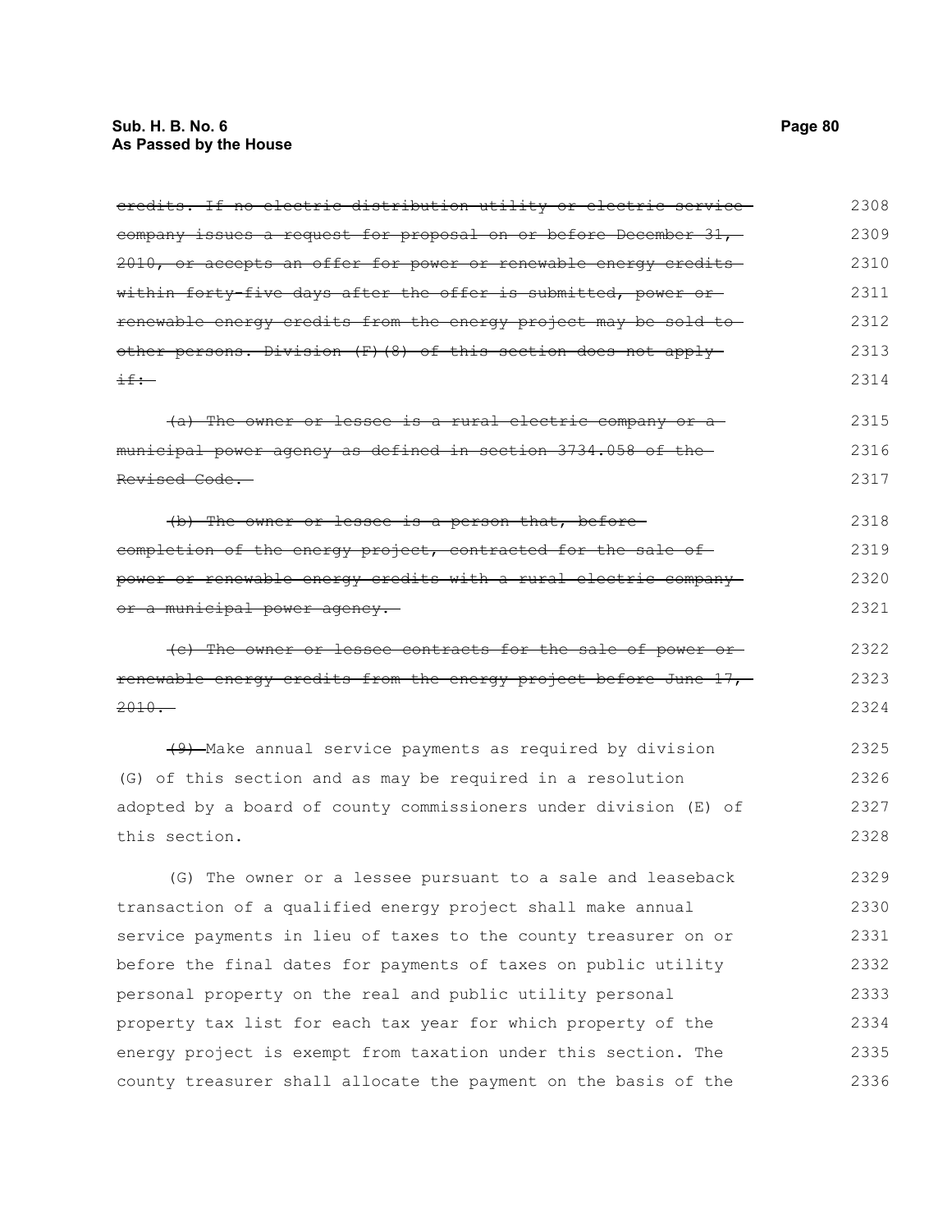~~credits. If no electric distribution utility or electric service company issues a request for proposal on or before December 31, 2010, or accepts an offer for power or renewable energy credits within forty-five days after the offer is submitted, power or renewable energy credits from the energy project may be sold to other persons. Division (F)(8) of this section does not apply if:~~

~~(a) The owner or lessee is a rural electric company or a municipal power agency as defined in section 3734.058 of the Revised Code.~~

~~(b) The owner or lessee is a person that, before completion of the energy project, contracted for the sale of power or renewable energy credits with a rural electric company or a municipal power agency.~~

~~(c) The owner or lessee contracts for the sale of power or renewable energy credits from the energy project before June 17, 2010.~~

~~(9)~~ Make annual service payments as required by division (G) of this section and as may be required in a resolution adopted by a board of county commissioners under division (E) of this section.

(G) The owner or a lessee pursuant to a sale and leaseback transaction of a qualified energy project shall make annual service payments in lieu of taxes to the county treasurer on or before the final dates for payments of taxes on public utility personal property on the real and public utility personal property tax list for each tax year for which property of the energy project is exempt from taxation under this section. The county treasurer shall allocate the payment on the basis of the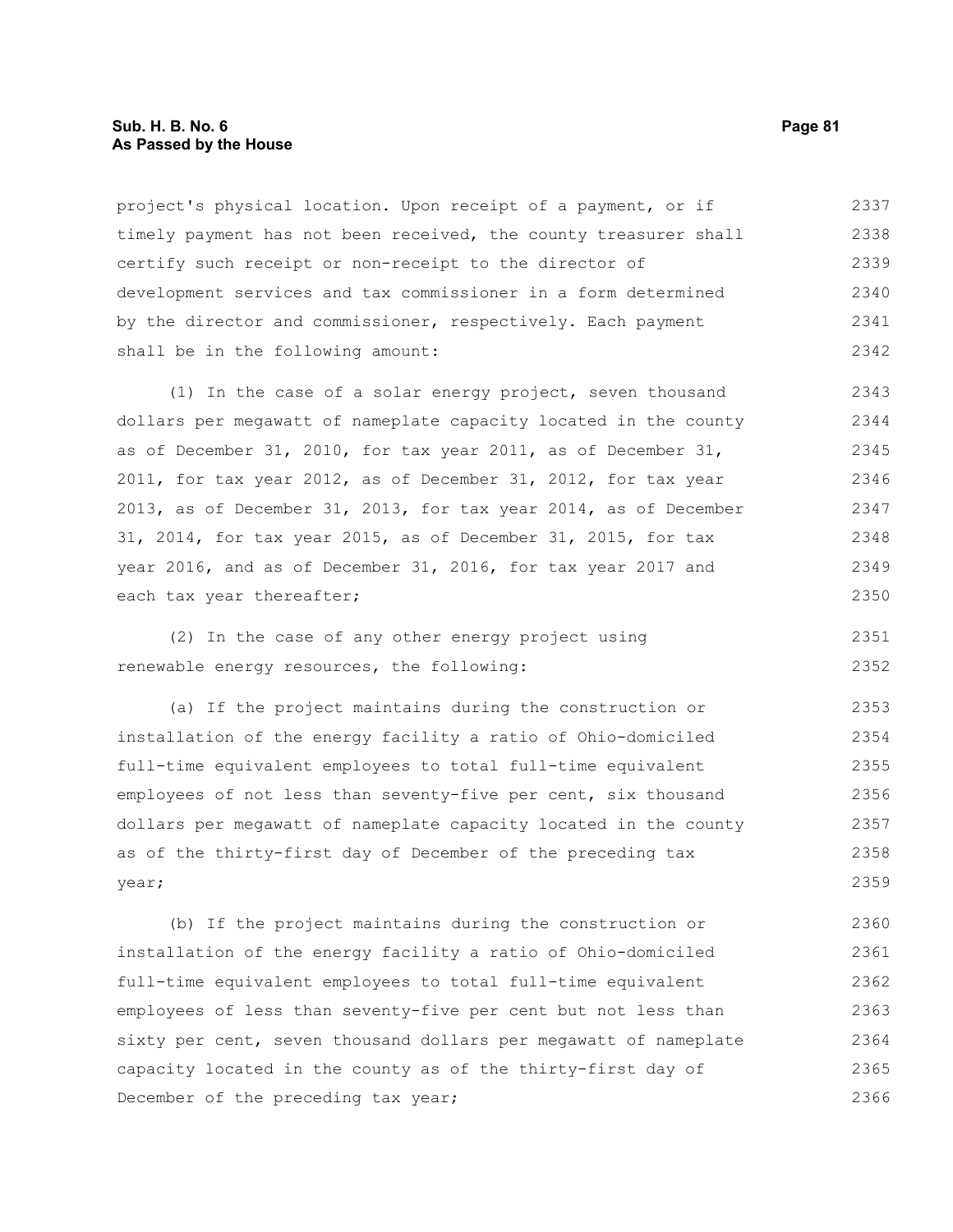project's physical location. Upon receipt of a payment, or if timely payment has not been received, the county treasurer shall certify such receipt or non-receipt to the director of development services and tax commissioner in a form determined by the director and commissioner, respectively. Each payment shall be in the following amount:

(1) In the case of a solar energy project, seven thousand dollars per megawatt of nameplate capacity located in the county as of December 31, 2010, for tax year 2011, as of December 31, 2011, for tax year 2012, as of December 31, 2012, for tax year 2013, as of December 31, 2013, for tax year 2014, as of December 31, 2014, for tax year 2015, as of December 31, 2015, for tax year 2016, and as of December 31, 2016, for tax year 2017 and each tax year thereafter;

(2) In the case of any other energy project using renewable energy resources, the following:

(a) If the project maintains during the construction or installation of the energy facility a ratio of Ohio-domiciled full-time equivalent employees to total full-time equivalent employees of not less than seventy-five per cent, six thousand dollars per megawatt of nameplate capacity located in the county as of the thirty-first day of December of the preceding tax year;

(b) If the project maintains during the construction or installation of the energy facility a ratio of Ohio-domiciled full-time equivalent employees to total full-time equivalent employees of less than seventy-five per cent but not less than sixty per cent, seven thousand dollars per megawatt of nameplate capacity located in the county as of the thirty-first day of December of the preceding tax year;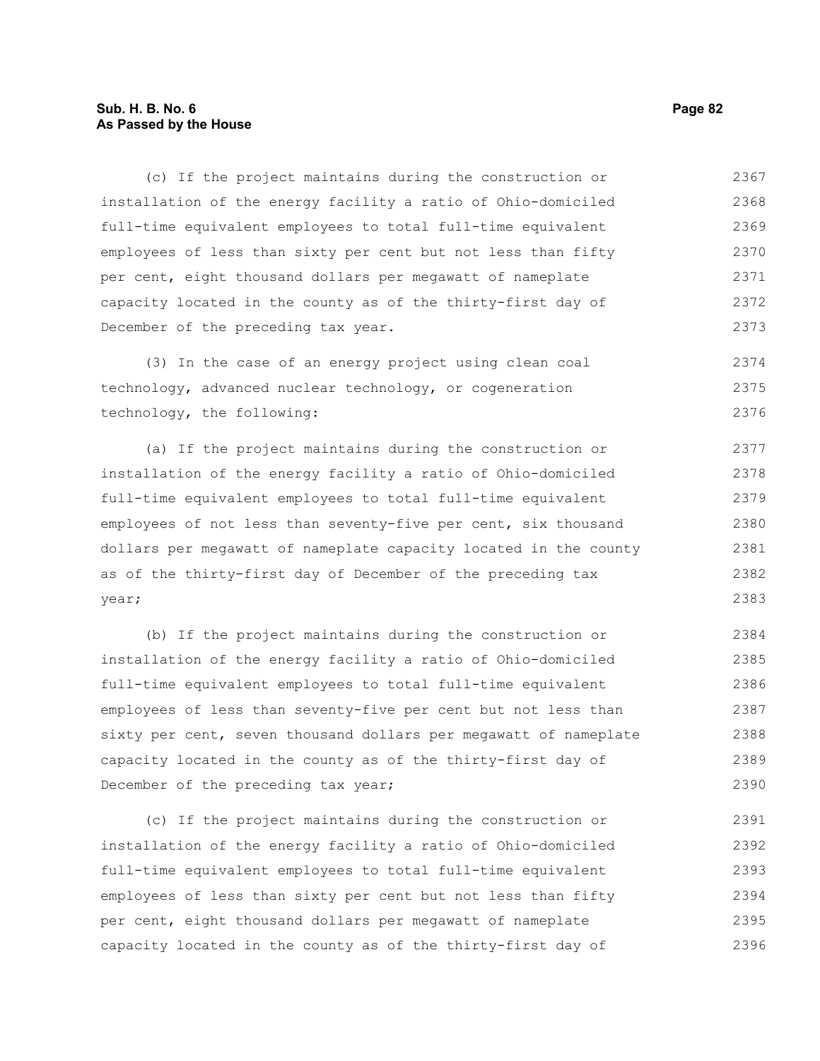(c) If the project maintains during the construction or installation of the energy facility a ratio of Ohio-domiciled full-time equivalent employees to total full-time equivalent employees of less than sixty per cent but not less than fifty per cent, eight thousand dollars per megawatt of nameplate capacity located in the county as of the thirty-first day of December of the preceding tax year.

(3) In the case of an energy project using clean coal technology, advanced nuclear technology, or cogeneration technology, the following:

(a) If the project maintains during the construction or installation of the energy facility a ratio of Ohio-domiciled full-time equivalent employees to total full-time equivalent employees of not less than seventy-five per cent, six thousand dollars per megawatt of nameplate capacity located in the county as of the thirty-first day of December of the preceding tax year;

(b) If the project maintains during the construction or installation of the energy facility a ratio of Ohio-domiciled full-time equivalent employees to total full-time equivalent employees of less than seventy-five per cent but not less than sixty per cent, seven thousand dollars per megawatt of nameplate capacity located in the county as of the thirty-first day of December of the preceding tax year;

(c) If the project maintains during the construction or installation of the energy facility a ratio of Ohio-domiciled full-time equivalent employees to total full-time equivalent employees of less than sixty per cent but not less than fifty per cent, eight thousand dollars per megawatt of nameplate capacity located in the county as of the thirty-first day of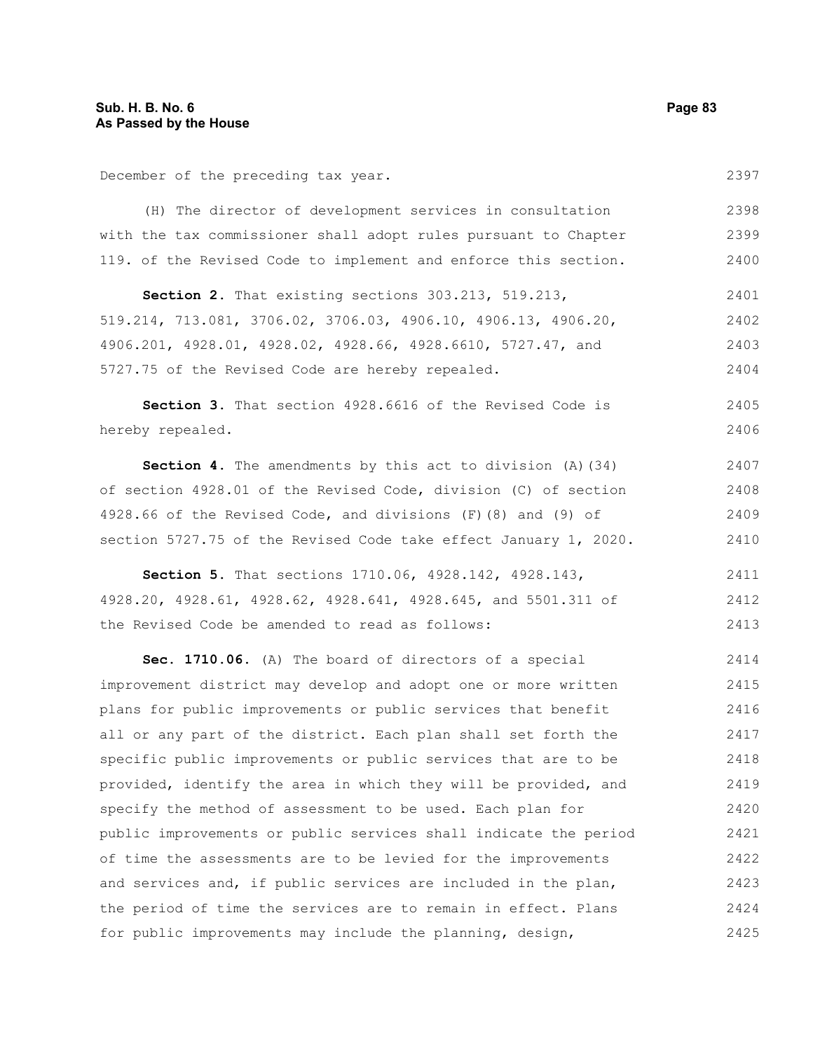December of the preceding tax year.

(H) The director of development services in consultation with the tax commissioner shall adopt rules pursuant to Chapter 119. of the Revised Code to implement and enforce this section.

**Section 2.** That existing sections 303.213, 519.213, 519.214, 713.081, 3706.02, 3706.03, 4906.10, 4906.13, 4906.20, 4906.201, 4928.01, 4928.02, 4928.66, 4928.6610, 5727.47, and 5727.75 of the Revised Code are hereby repealed.

**Section 3.** That section 4928.6616 of the Revised Code is hereby repealed.

**Section 4.** The amendments by this act to division (A)(34) of section 4928.01 of the Revised Code, division (C) of section 4928.66 of the Revised Code, and divisions (F)(8) and (9) of section 5727.75 of the Revised Code take effect January 1, 2020.

**Section 5.** That sections 1710.06, 4928.142, 4928.143, 4928.20, 4928.61, 4928.62, 4928.641, 4928.645, and 5501.311 of the Revised Code be amended to read as follows:

**Sec. 1710.06.** (A) The board of directors of a special improvement district may develop and adopt one or more written plans for public improvements or public services that benefit all or any part of the district. Each plan shall set forth the specific public improvements or public services that are to be provided, identify the area in which they will be provided, and specify the method of assessment to be used. Each plan for public improvements or public services shall indicate the period of time the assessments are to be levied for the improvements and services and, if public services are included in the plan, the period of time the services are to remain in effect. Plans for public improvements may include the planning, design,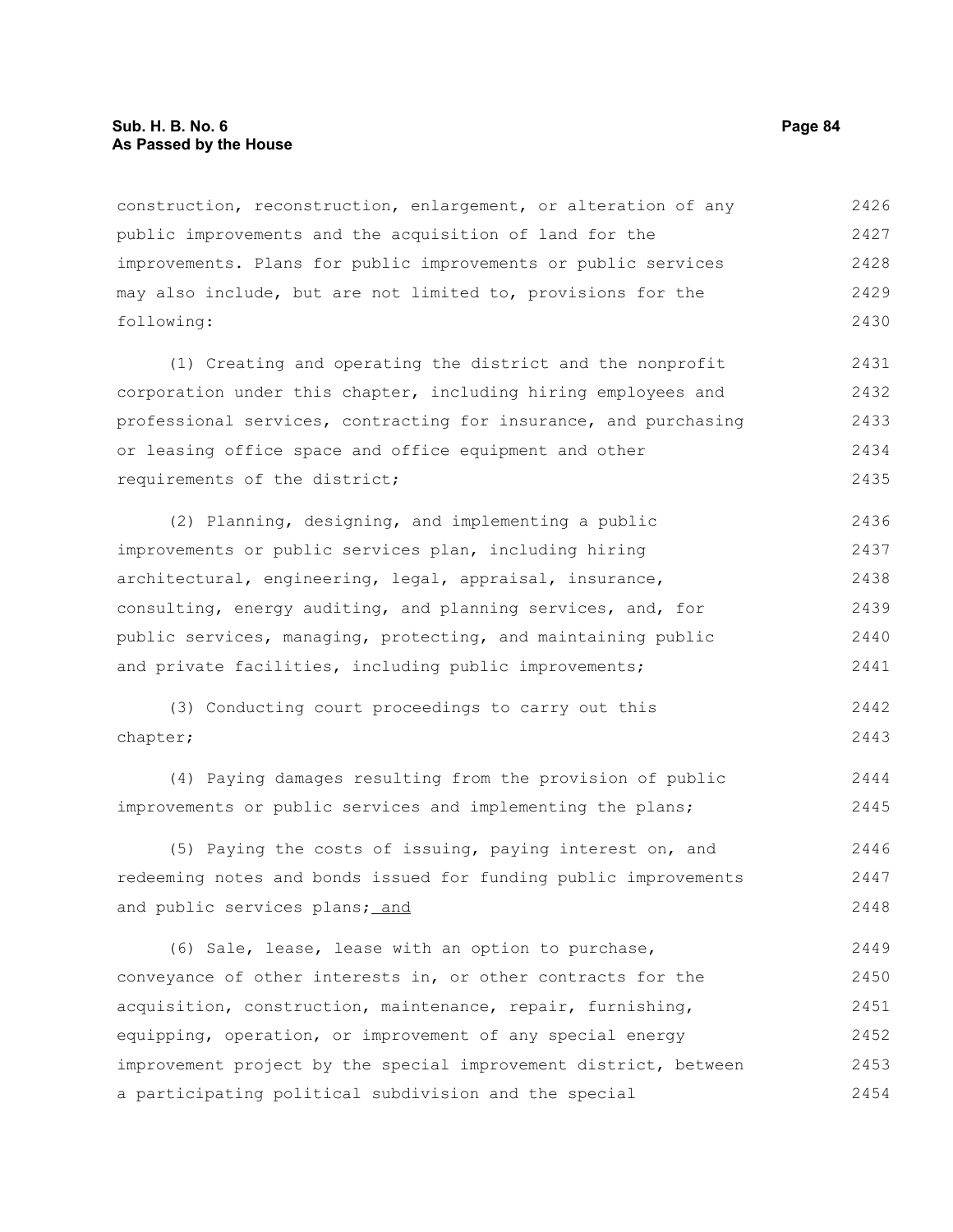construction, reconstruction, enlargement, or alteration of any public improvements and the acquisition of land for the improvements. Plans for public improvements or public services may also include, but are not limited to, provisions for the following:

(1) Creating and operating the district and the nonprofit corporation under this chapter, including hiring employees and professional services, contracting for insurance, and purchasing or leasing office space and office equipment and other requirements of the district;

(2) Planning, designing, and implementing a public improvements or public services plan, including hiring architectural, engineering, legal, appraisal, insurance, consulting, energy auditing, and planning services, and, for public services, managing, protecting, and maintaining public and private facilities, including public improvements;

(3) Conducting court proceedings to carry out this chapter;

(4) Paying damages resulting from the provision of public improvements or public services and implementing the plans;

(5) Paying the costs of issuing, paying interest on, and redeeming notes and bonds issued for funding public improvements and public services plans; and

(6) Sale, lease, lease with an option to purchase, conveyance of other interests in, or other contracts for the acquisition, construction, maintenance, repair, furnishing, equipping, operation, or improvement of any special energy improvement project by the special improvement district, between a participating political subdivision and the special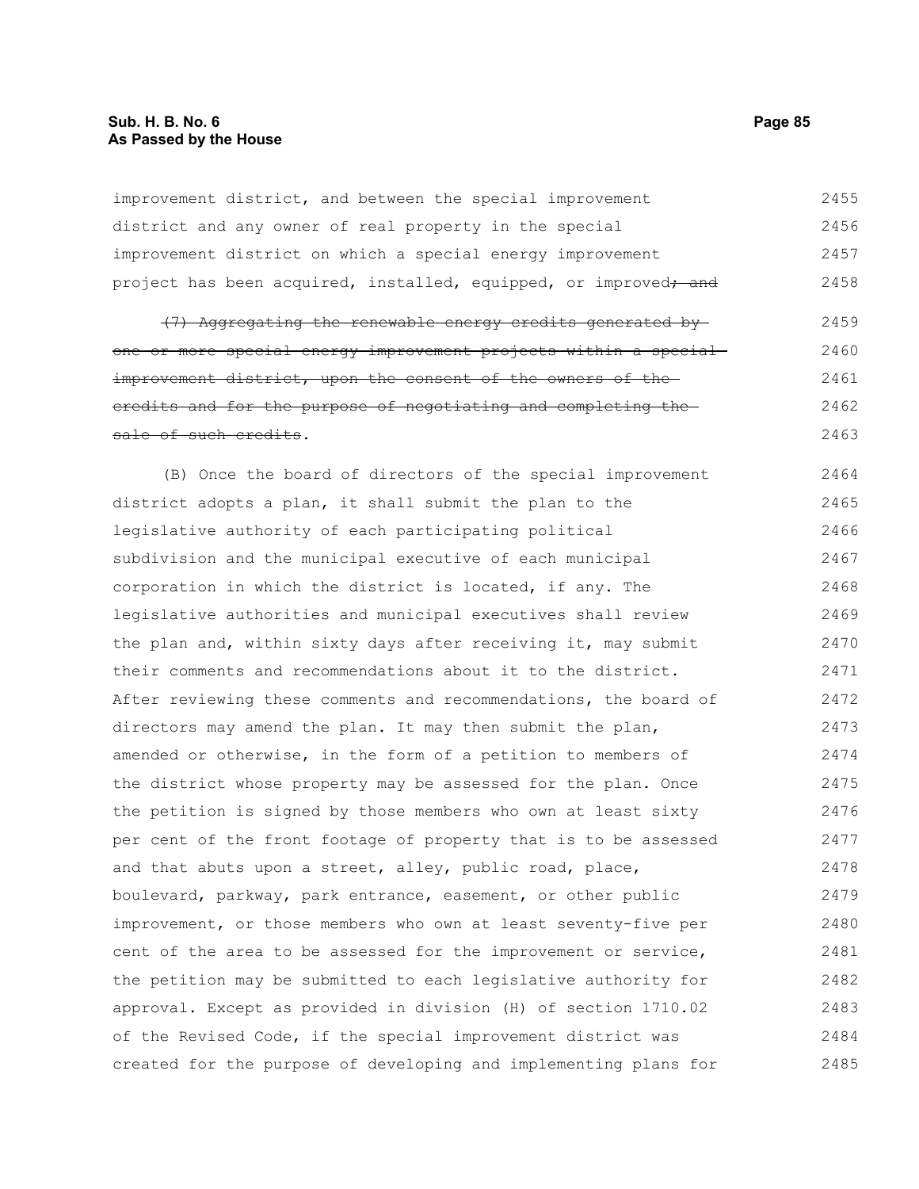improvement district, and between the special improvement district and any owner of real property in the special improvement district on which a special energy improvement project has been acquired, installed, equipped, or improved~~; and~~

~~(7) Aggregating the renewable energy credits generated by one or more special energy improvement projects within a special improvement district, upon the consent of the owners of the credits and for the purpose of negotiating and completing the sale of such credits~~.

(B) Once the board of directors of the special improvement district adopts a plan, it shall submit the plan to the legislative authority of each participating political subdivision and the municipal executive of each municipal corporation in which the district is located, if any. The legislative authorities and municipal executives shall review the plan and, within sixty days after receiving it, may submit their comments and recommendations about it to the district. After reviewing these comments and recommendations, the board of directors may amend the plan. It may then submit the plan, amended or otherwise, in the form of a petition to members of the district whose property may be assessed for the plan. Once the petition is signed by those members who own at least sixty per cent of the front footage of property that is to be assessed and that abuts upon a street, alley, public road, place, boulevard, parkway, park entrance, easement, or other public improvement, or those members who own at least seventy-five per cent of the area to be assessed for the improvement or service, the petition may be submitted to each legislative authority for approval. Except as provided in division (H) of section 1710.02 of the Revised Code, if the special improvement district was created for the purpose of developing and implementing plans for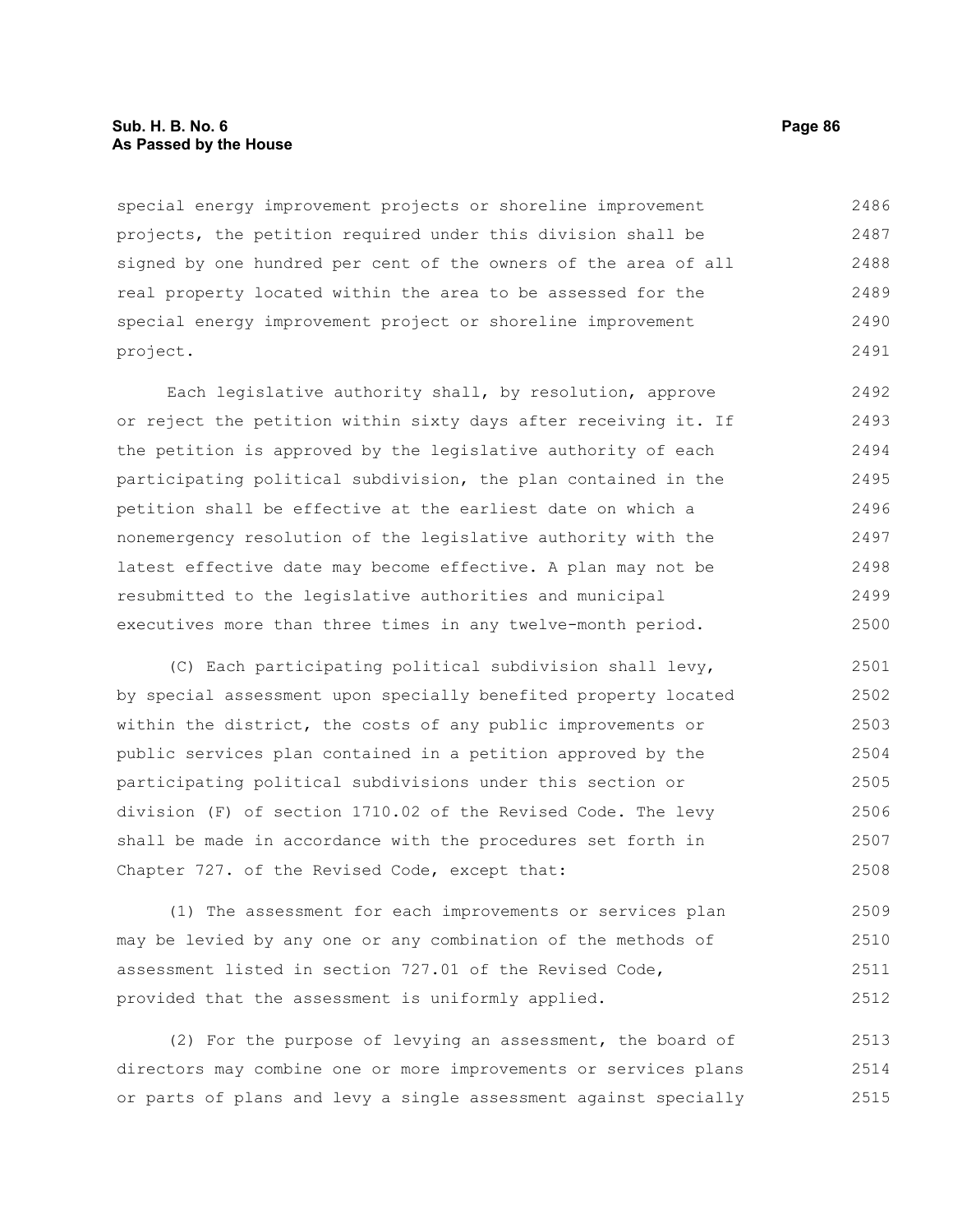special energy improvement projects or shoreline improvement projects, the petition required under this division shall be signed by one hundred per cent of the owners of the area of all real property located within the area to be assessed for the special energy improvement project or shoreline improvement project.

Each legislative authority shall, by resolution, approve or reject the petition within sixty days after receiving it. If the petition is approved by the legislative authority of each participating political subdivision, the plan contained in the petition shall be effective at the earliest date on which a nonemergency resolution of the legislative authority with the latest effective date may become effective. A plan may not be resubmitted to the legislative authorities and municipal executives more than three times in any twelve-month period.

(C) Each participating political subdivision shall levy, by special assessment upon specially benefited property located within the district, the costs of any public improvements or public services plan contained in a petition approved by the participating political subdivisions under this section or division (F) of section 1710.02 of the Revised Code. The levy shall be made in accordance with the procedures set forth in Chapter 727. of the Revised Code, except that:

(1) The assessment for each improvements or services plan may be levied by any one or any combination of the methods of assessment listed in section 727.01 of the Revised Code, provided that the assessment is uniformly applied.

(2) For the purpose of levying an assessment, the board of directors may combine one or more improvements or services plans or parts of plans and levy a single assessment against specially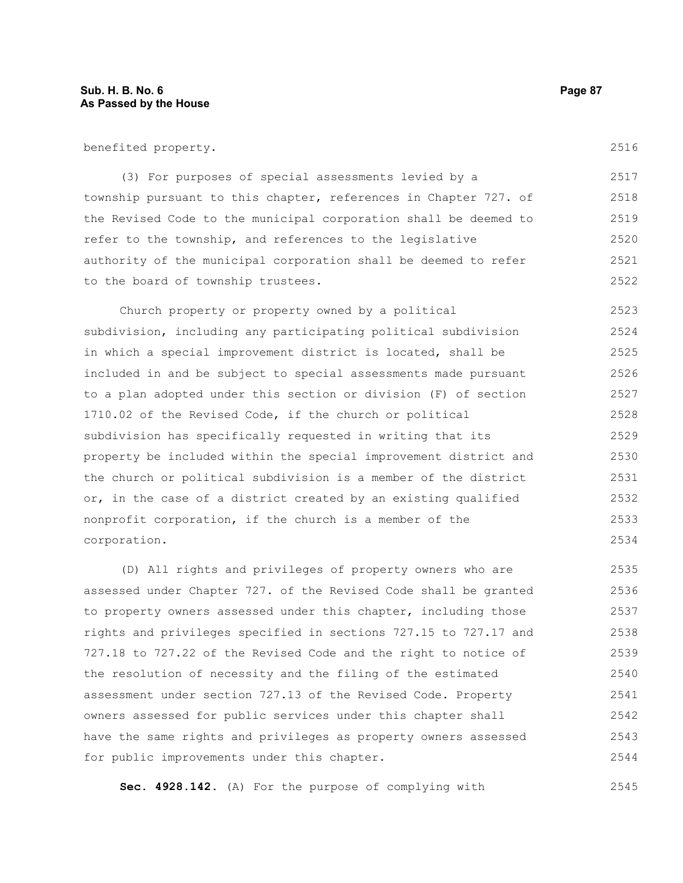benefited property.

(3) For purposes of special assessments levied by a township pursuant to this chapter, references in Chapter 727. of the Revised Code to the municipal corporation shall be deemed to refer to the township, and references to the legislative authority of the municipal corporation shall be deemed to refer to the board of township trustees.

Church property or property owned by a political subdivision, including any participating political subdivision in which a special improvement district is located, shall be included in and be subject to special assessments made pursuant to a plan adopted under this section or division (F) of section 1710.02 of the Revised Code, if the church or political subdivision has specifically requested in writing that its property be included within the special improvement district and the church or political subdivision is a member of the district or, in the case of a district created by an existing qualified nonprofit corporation, if the church is a member of the corporation.

(D) All rights and privileges of property owners who are assessed under Chapter 727. of the Revised Code shall be granted to property owners assessed under this chapter, including those rights and privileges specified in sections 727.15 to 727.17 and 727.18 to 727.22 of the Revised Code and the right to notice of the resolution of necessity and the filing of the estimated assessment under section 727.13 of the Revised Code. Property owners assessed for public services under this chapter shall have the same rights and privileges as property owners assessed for public improvements under this chapter.

**Sec. 4928.142.** (A) For the purpose of complying with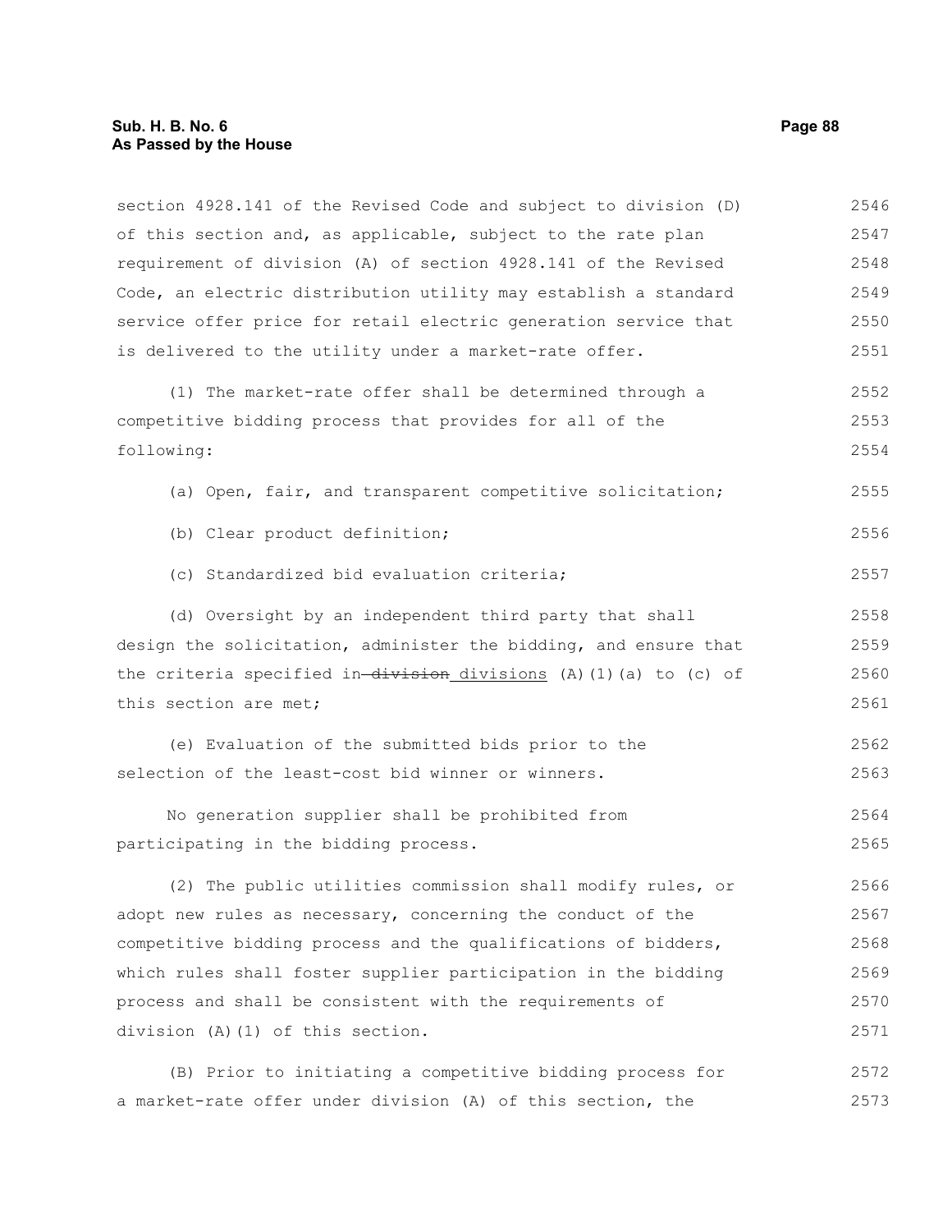section 4928.141 of the Revised Code and subject to division (D) of this section and, as applicable, subject to the rate plan requirement of division (A) of section 4928.141 of the Revised Code, an electric distribution utility may establish a standard service offer price for retail electric generation service that is delivered to the utility under a market-rate offer.

(1) The market-rate offer shall be determined through a competitive bidding process that provides for all of the following:

(a) Open, fair, and transparent competitive solicitation;

(b) Clear product definition;

(c) Standardized bid evaluation criteria;

(d) Oversight by an independent third party that shall design the solicitation, administer the bidding, and ensure that the criteria specified in ~~division~~ divisions (A)(1)(a) to (c) of this section are met;

(e) Evaluation of the submitted bids prior to the selection of the least-cost bid winner or winners.

No generation supplier shall be prohibited from participating in the bidding process.

(2) The public utilities commission shall modify rules, or adopt new rules as necessary, concerning the conduct of the competitive bidding process and the qualifications of bidders, which rules shall foster supplier participation in the bidding process and shall be consistent with the requirements of division (A)(1) of this section.

(B) Prior to initiating a competitive bidding process for a market-rate offer under division (A) of this section, the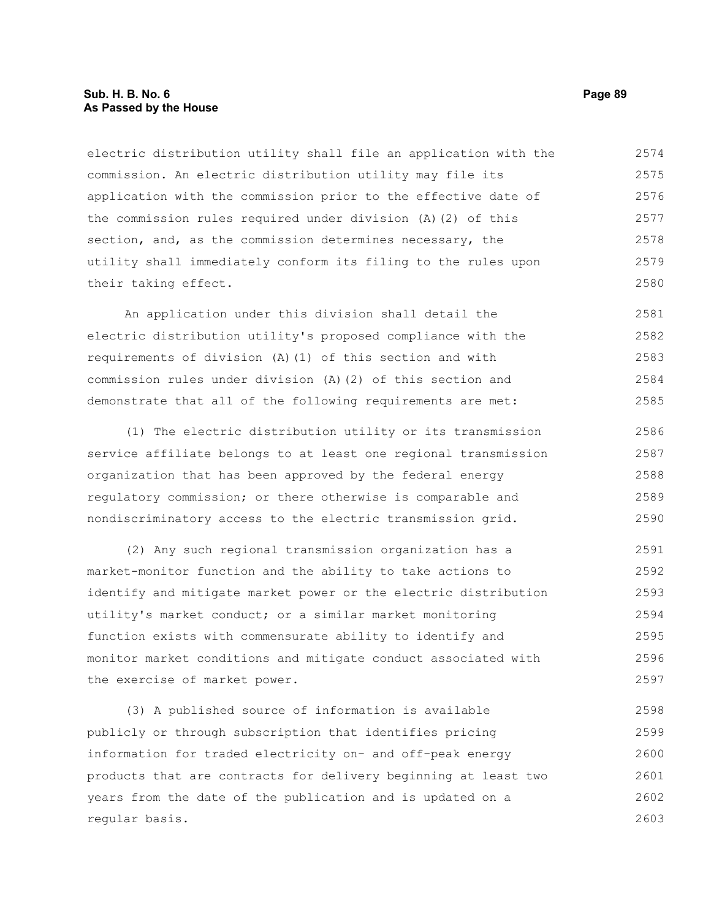electric distribution utility shall file an application with the commission. An electric distribution utility may file its application with the commission prior to the effective date of the commission rules required under division (A)(2) of this section, and, as the commission determines necessary, the utility shall immediately conform its filing to the rules upon their taking effect.

An application under this division shall detail the electric distribution utility's proposed compliance with the requirements of division (A)(1) of this section and with commission rules under division (A)(2) of this section and demonstrate that all of the following requirements are met:

(1) The electric distribution utility or its transmission service affiliate belongs to at least one regional transmission organization that has been approved by the federal energy regulatory commission; or there otherwise is comparable and nondiscriminatory access to the electric transmission grid.

(2) Any such regional transmission organization has a market-monitor function and the ability to take actions to identify and mitigate market power or the electric distribution utility's market conduct; or a similar market monitoring function exists with commensurate ability to identify and monitor market conditions and mitigate conduct associated with the exercise of market power.

(3) A published source of information is available publicly or through subscription that identifies pricing information for traded electricity on- and off-peak energy products that are contracts for delivery beginning at least two years from the date of the publication and is updated on a regular basis.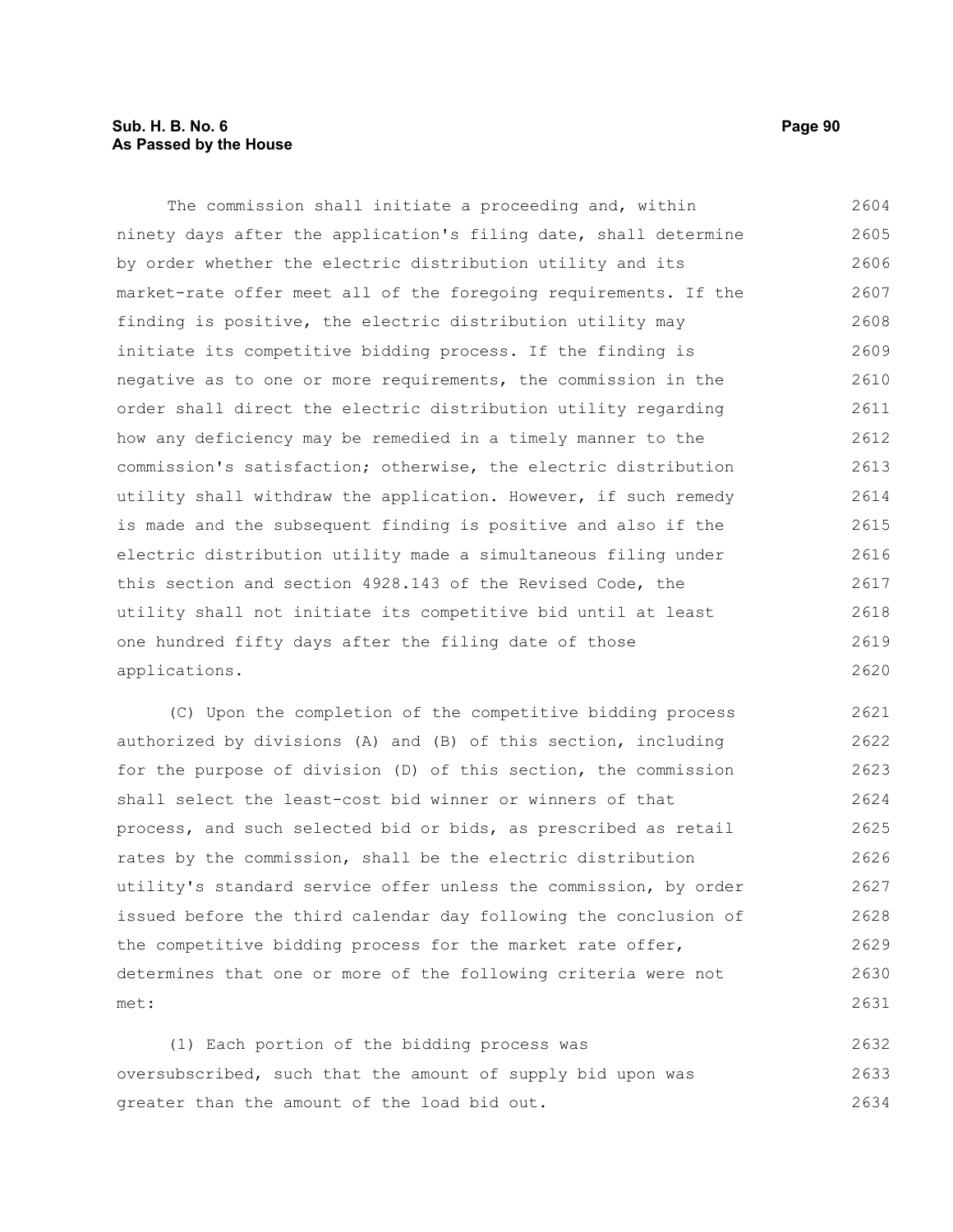The commission shall initiate a proceeding and, within ninety days after the application's filing date, shall determine by order whether the electric distribution utility and its market-rate offer meet all of the foregoing requirements. If the finding is positive, the electric distribution utility may initiate its competitive bidding process. If the finding is negative as to one or more requirements, the commission in the order shall direct the electric distribution utility regarding how any deficiency may be remedied in a timely manner to the commission's satisfaction; otherwise, the electric distribution utility shall withdraw the application. However, if such remedy is made and the subsequent finding is positive and also if the electric distribution utility made a simultaneous filing under this section and section 4928.143 of the Revised Code, the utility shall not initiate its competitive bid until at least one hundred fifty days after the filing date of those applications.

(C) Upon the completion of the competitive bidding process authorized by divisions (A) and (B) of this section, including for the purpose of division (D) of this section, the commission shall select the least-cost bid winner or winners of that process, and such selected bid or bids, as prescribed as retail rates by the commission, shall be the electric distribution utility's standard service offer unless the commission, by order issued before the third calendar day following the conclusion of the competitive bidding process for the market rate offer, determines that one or more of the following criteria were not met:

(1) Each portion of the bidding process was oversubscribed, such that the amount of supply bid upon was greater than the amount of the load bid out.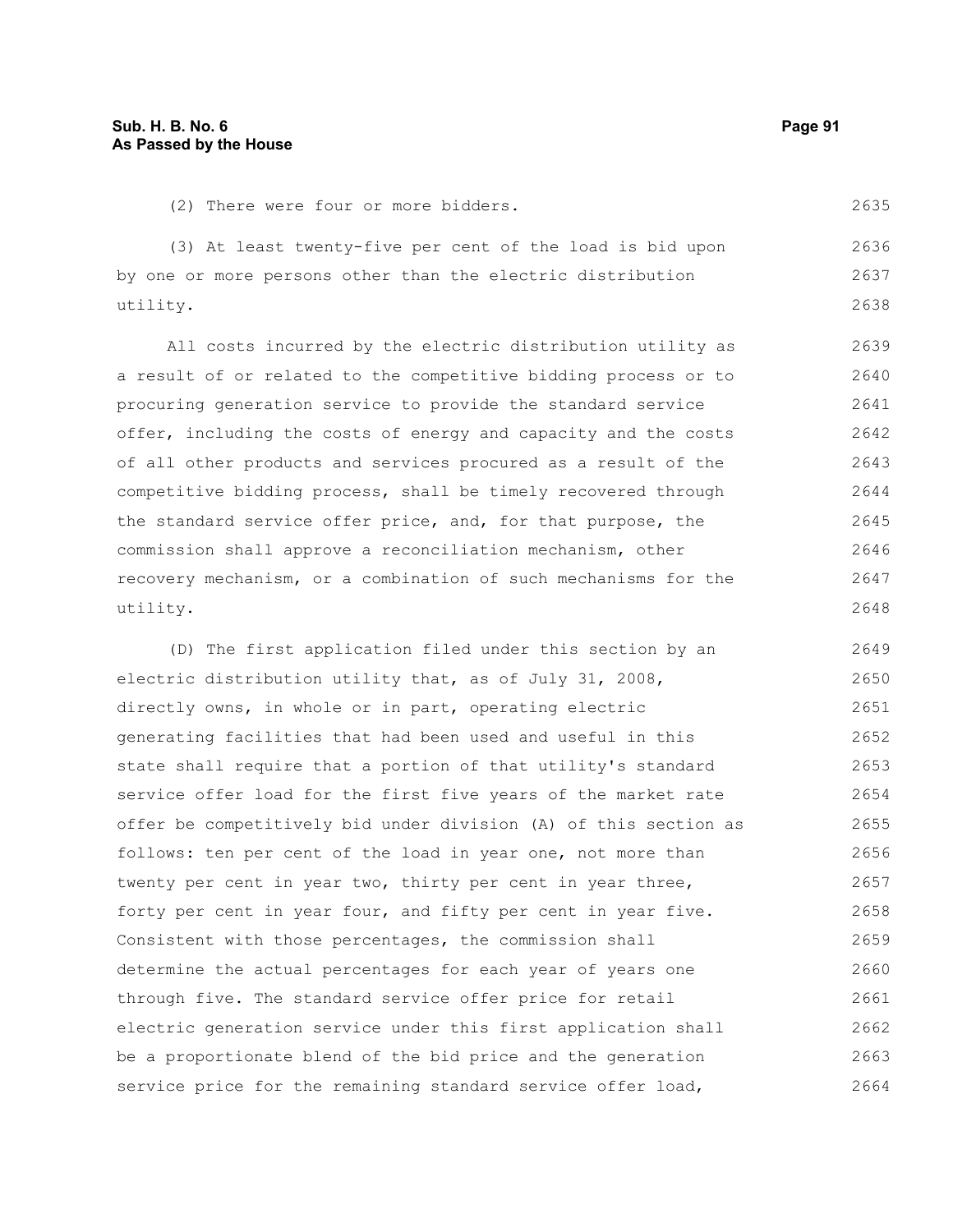(2) There were four or more bidders.

(3) At least twenty-five per cent of the load is bid upon by one or more persons other than the electric distribution utility.

All costs incurred by the electric distribution utility as a result of or related to the competitive bidding process or to procuring generation service to provide the standard service offer, including the costs of energy and capacity and the costs of all other products and services procured as a result of the competitive bidding process, shall be timely recovered through the standard service offer price, and, for that purpose, the commission shall approve a reconciliation mechanism, other recovery mechanism, or a combination of such mechanisms for the utility.

(D) The first application filed under this section by an electric distribution utility that, as of July 31, 2008, directly owns, in whole or in part, operating electric generating facilities that had been used and useful in this state shall require that a portion of that utility's standard service offer load for the first five years of the market rate offer be competitively bid under division (A) of this section as follows: ten per cent of the load in year one, not more than twenty per cent in year two, thirty per cent in year three, forty per cent in year four, and fifty per cent in year five. Consistent with those percentages, the commission shall determine the actual percentages for each year of years one through five. The standard service offer price for retail electric generation service under this first application shall be a proportionate blend of the bid price and the generation service price for the remaining standard service offer load,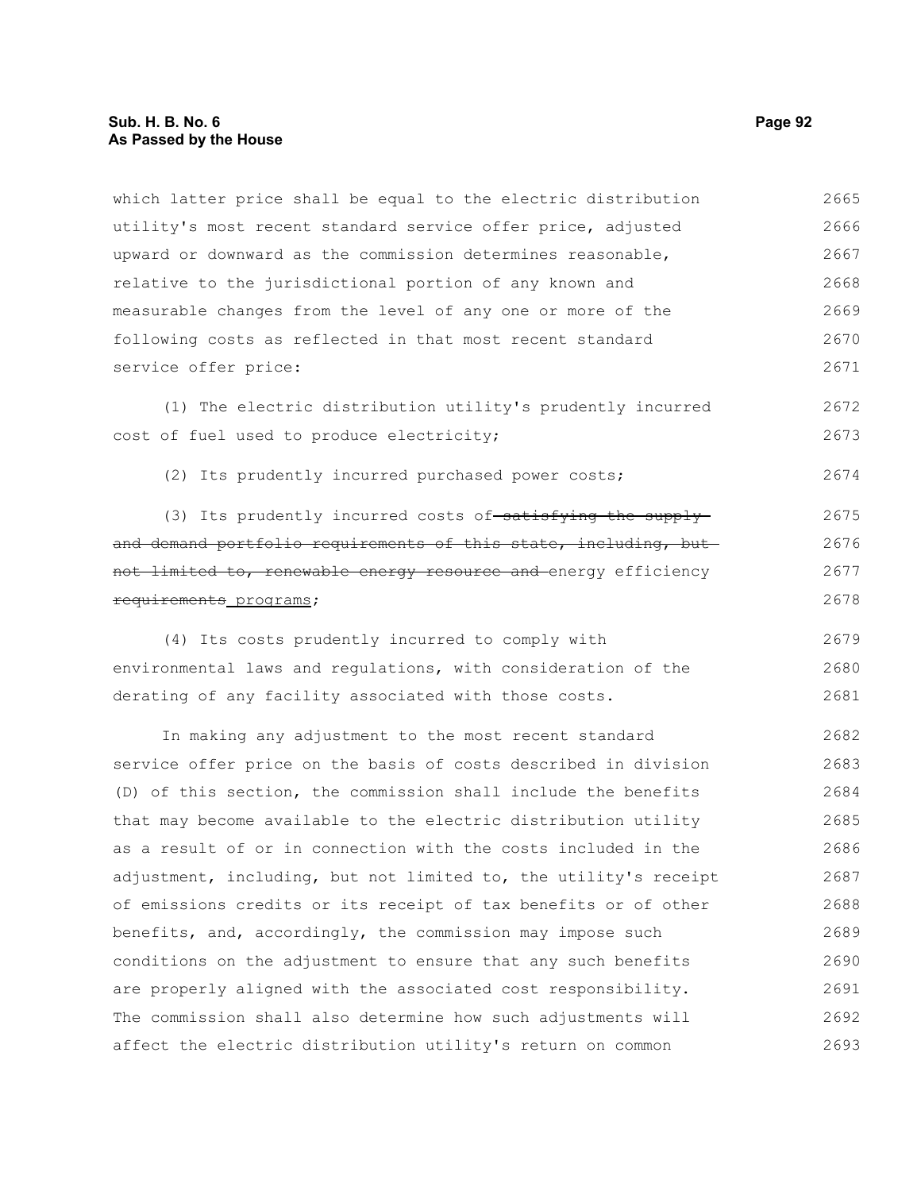which latter price shall be equal to the electric distribution utility's most recent standard service offer price, adjusted upward or downward as the commission determines reasonable, relative to the jurisdictional portion of any known and measurable changes from the level of any one or more of the following costs as reflected in that most recent standard service offer price:

(1) The electric distribution utility's prudently incurred cost of fuel used to produce electricity;

(2) Its prudently incurred purchased power costs;

(3) Its prudently incurred costs of ~~satisfying the supply and demand portfolio requirements of this state, including, but not limited to, renewable energy resource and~~ energy efficiency ~~requirements~~ programs;

(4) Its costs prudently incurred to comply with environmental laws and regulations, with consideration of the derating of any facility associated with those costs.

In making any adjustment to the most recent standard service offer price on the basis of costs described in division (D) of this section, the commission shall include the benefits that may become available to the electric distribution utility as a result of or in connection with the costs included in the adjustment, including, but not limited to, the utility's receipt of emissions credits or its receipt of tax benefits or of other benefits, and, accordingly, the commission may impose such conditions on the adjustment to ensure that any such benefits are properly aligned with the associated cost responsibility. The commission shall also determine how such adjustments will affect the electric distribution utility's return on common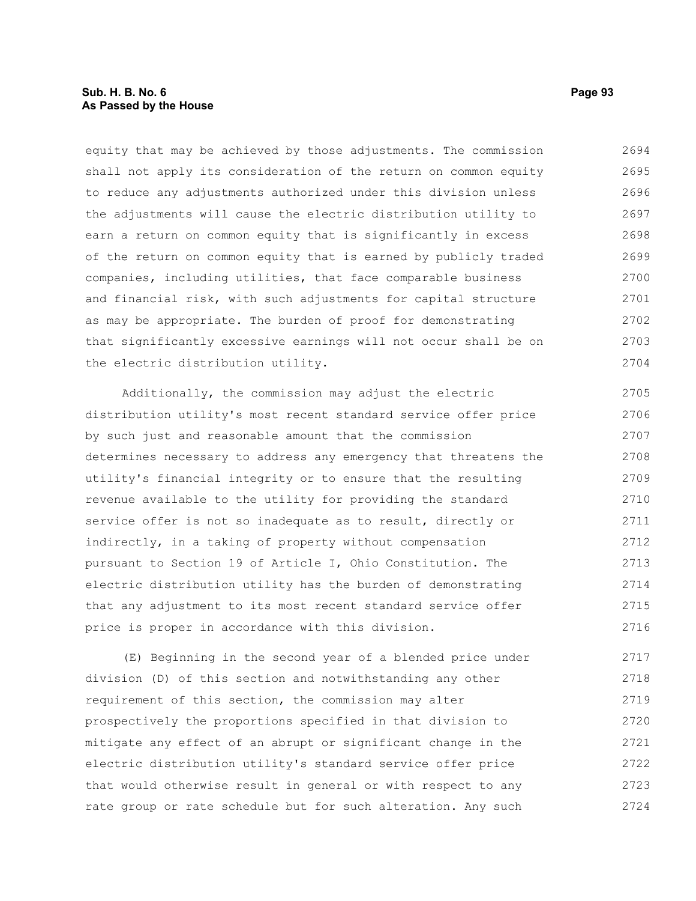equity that may be achieved by those adjustments. The commission shall not apply its consideration of the return on common equity to reduce any adjustments authorized under this division unless the adjustments will cause the electric distribution utility to earn a return on common equity that is significantly in excess of the return on common equity that is earned by publicly traded companies, including utilities, that face comparable business and financial risk, with such adjustments for capital structure as may be appropriate. The burden of proof for demonstrating that significantly excessive earnings will not occur shall be on the electric distribution utility.

Additionally, the commission may adjust the electric distribution utility's most recent standard service offer price by such just and reasonable amount that the commission determines necessary to address any emergency that threatens the utility's financial integrity or to ensure that the resulting revenue available to the utility for providing the standard service offer is not so inadequate as to result, directly or indirectly, in a taking of property without compensation pursuant to Section 19 of Article I, Ohio Constitution. The electric distribution utility has the burden of demonstrating that any adjustment to its most recent standard service offer price is proper in accordance with this division.

(E) Beginning in the second year of a blended price under division (D) of this section and notwithstanding any other requirement of this section, the commission may alter prospectively the proportions specified in that division to mitigate any effect of an abrupt or significant change in the electric distribution utility's standard service offer price that would otherwise result in general or with respect to any rate group or rate schedule but for such alteration. Any such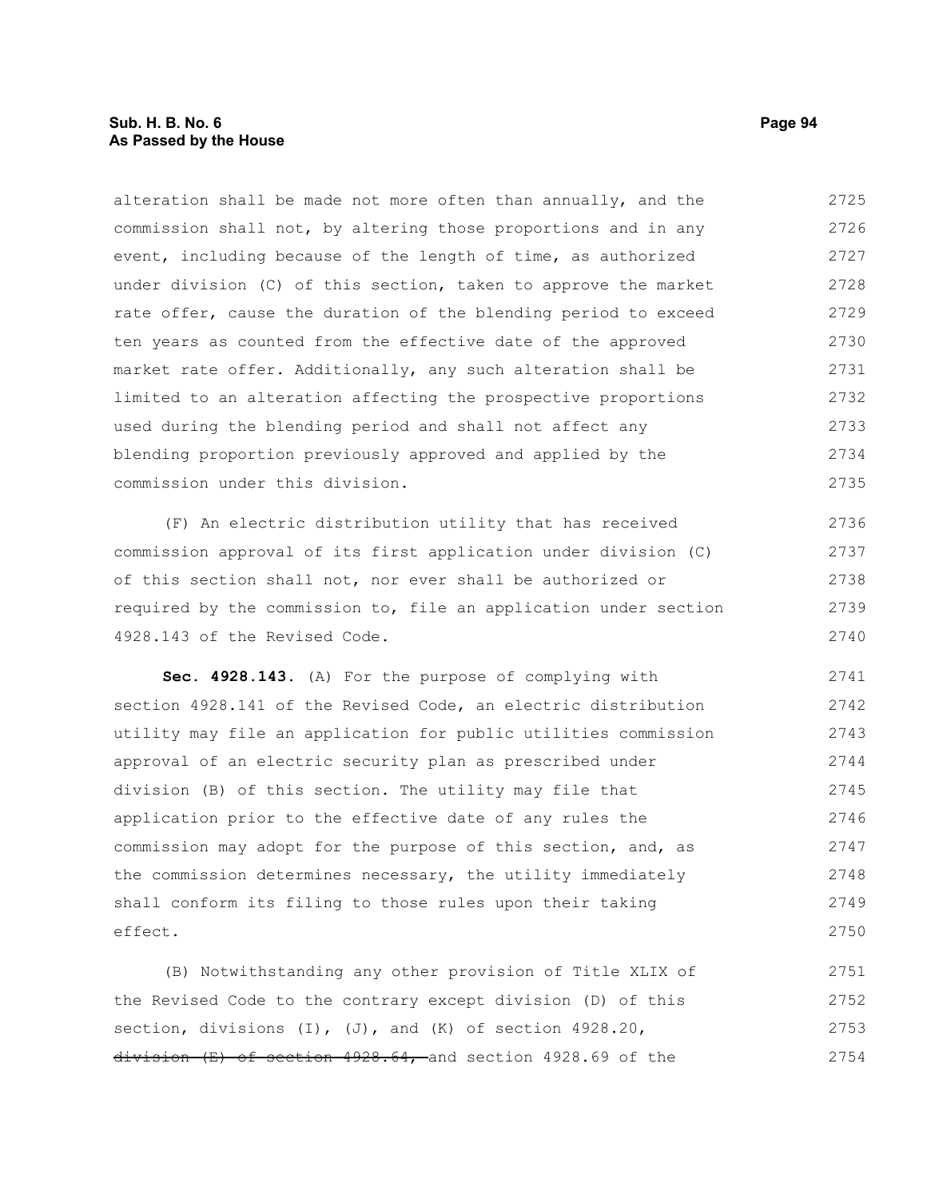alteration shall be made not more often than annually, and the commission shall not, by altering those proportions and in any event, including because of the length of time, as authorized under division (C) of this section, taken to approve the market rate offer, cause the duration of the blending period to exceed ten years as counted from the effective date of the approved market rate offer. Additionally, any such alteration shall be limited to an alteration affecting the prospective proportions used during the blending period and shall not affect any blending proportion previously approved and applied by the commission under this division.

(F) An electric distribution utility that has received commission approval of its first application under division (C) of this section shall not, nor ever shall be authorized or required by the commission to, file an application under section 4928.143 of the Revised Code.

**Sec. 4928.143.** (A) For the purpose of complying with section 4928.141 of the Revised Code, an electric distribution utility may file an application for public utilities commission approval of an electric security plan as prescribed under division (B) of this section. The utility may file that application prior to the effective date of any rules the commission may adopt for the purpose of this section, and, as the commission determines necessary, the utility immediately shall conform its filing to those rules upon their taking effect.

(B) Notwithstanding any other provision of Title XLIX of the Revised Code to the contrary except division (D) of this section, divisions (I), (J), and (K) of section 4928.20, ~~division (E) of section 4928.64,~~ and section 4928.69 of the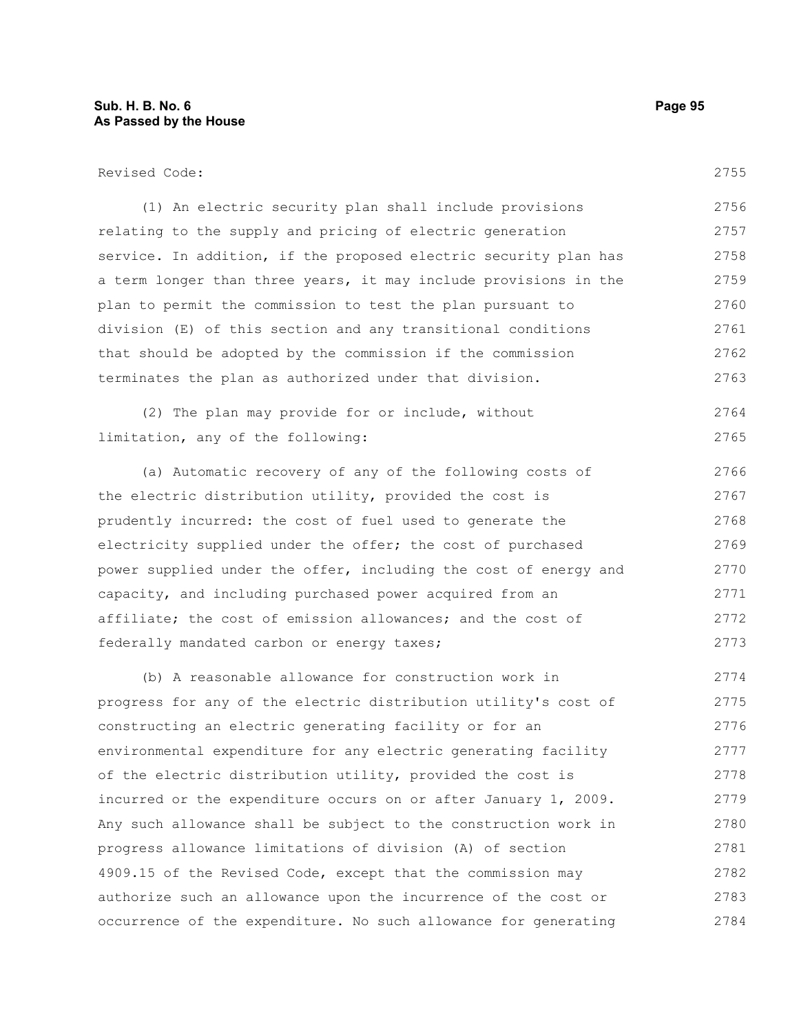Revised Code:

(1) An electric security plan shall include provisions relating to the supply and pricing of electric generation service. In addition, if the proposed electric security plan has a term longer than three years, it may include provisions in the plan to permit the commission to test the plan pursuant to division (E) of this section and any transitional conditions that should be adopted by the commission if the commission terminates the plan as authorized under that division.

(2) The plan may provide for or include, without limitation, any of the following:

(a) Automatic recovery of any of the following costs of the electric distribution utility, provided the cost is prudently incurred: the cost of fuel used to generate the electricity supplied under the offer; the cost of purchased power supplied under the offer, including the cost of energy and capacity, and including purchased power acquired from an affiliate; the cost of emission allowances; and the cost of federally mandated carbon or energy taxes;

(b) A reasonable allowance for construction work in progress for any of the electric distribution utility's cost of constructing an electric generating facility or for an environmental expenditure for any electric generating facility of the electric distribution utility, provided the cost is incurred or the expenditure occurs on or after January 1, 2009. Any such allowance shall be subject to the construction work in progress allowance limitations of division (A) of section 4909.15 of the Revised Code, except that the commission may authorize such an allowance upon the incurrence of the cost or occurrence of the expenditure. No such allowance for generating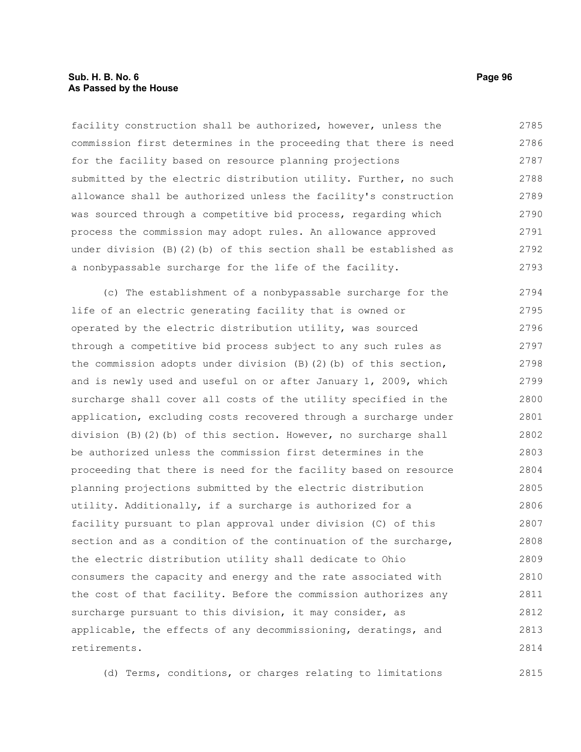facility construction shall be authorized, however, unless the commission first determines in the proceeding that there is need for the facility based on resource planning projections submitted by the electric distribution utility. Further, no such allowance shall be authorized unless the facility's construction was sourced through a competitive bid process, regarding which process the commission may adopt rules. An allowance approved under division (B)(2)(b) of this section shall be established as a nonbypassable surcharge for the life of the facility.

(c) The establishment of a nonbypassable surcharge for the life of an electric generating facility that is owned or operated by the electric distribution utility, was sourced through a competitive bid process subject to any such rules as the commission adopts under division (B)(2)(b) of this section, and is newly used and useful on or after January 1, 2009, which surcharge shall cover all costs of the utility specified in the application, excluding costs recovered through a surcharge under division (B)(2)(b) of this section. However, no surcharge shall be authorized unless the commission first determines in the proceeding that there is need for the facility based on resource planning projections submitted by the electric distribution utility. Additionally, if a surcharge is authorized for a facility pursuant to plan approval under division (C) of this section and as a condition of the continuation of the surcharge, the electric distribution utility shall dedicate to Ohio consumers the capacity and energy and the rate associated with the cost of that facility. Before the commission authorizes any surcharge pursuant to this division, it may consider, as applicable, the effects of any decommissioning, deratings, and retirements.

(d) Terms, conditions, or charges relating to limitations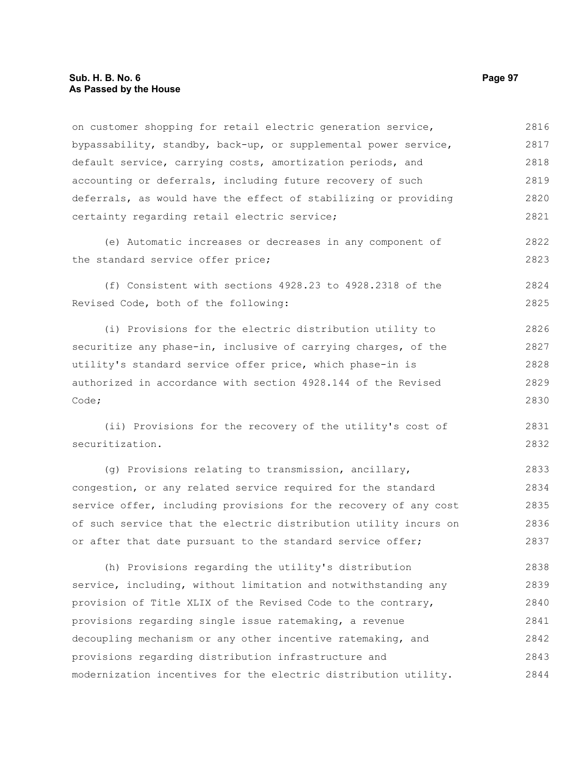on customer shopping for retail electric generation service, bypassability, standby, back-up, or supplemental power service, default service, carrying costs, amortization periods, and accounting or deferrals, including future recovery of such deferrals, as would have the effect of stabilizing or providing certainty regarding retail electric service;

(e) Automatic increases or decreases in any component of the standard service offer price;

(f) Consistent with sections 4928.23 to 4928.2318 of the Revised Code, both of the following:

(i) Provisions for the electric distribution utility to securitize any phase-in, inclusive of carrying charges, of the utility's standard service offer price, which phase-in is authorized in accordance with section 4928.144 of the Revised Code;

(ii) Provisions for the recovery of the utility's cost of securitization.

(g) Provisions relating to transmission, ancillary, congestion, or any related service required for the standard service offer, including provisions for the recovery of any cost of such service that the electric distribution utility incurs on or after that date pursuant to the standard service offer;

(h) Provisions regarding the utility's distribution service, including, without limitation and notwithstanding any provision of Title XLIX of the Revised Code to the contrary, provisions regarding single issue ratemaking, a revenue decoupling mechanism or any other incentive ratemaking, and provisions regarding distribution infrastructure and modernization incentives for the electric distribution utility.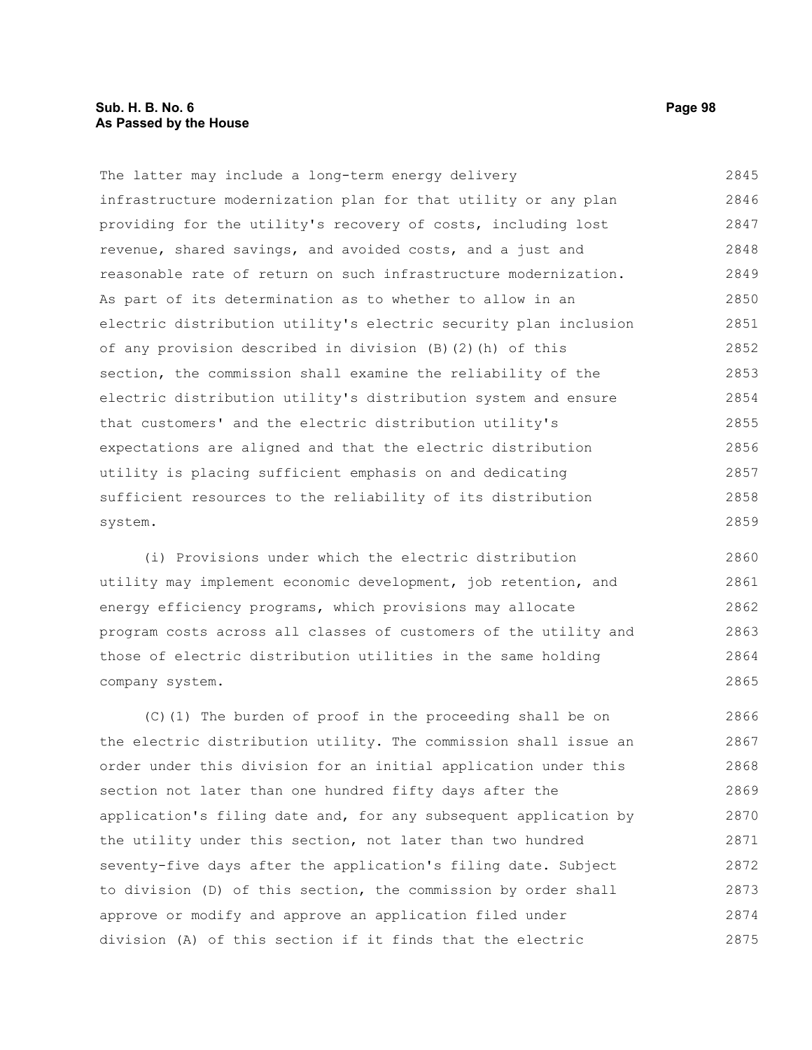The latter may include a long-term energy delivery infrastructure modernization plan for that utility or any plan providing for the utility's recovery of costs, including lost revenue, shared savings, and avoided costs, and a just and reasonable rate of return on such infrastructure modernization. As part of its determination as to whether to allow in an electric distribution utility's electric security plan inclusion of any provision described in division (B)(2)(h) of this section, the commission shall examine the reliability of the electric distribution utility's distribution system and ensure that customers' and the electric distribution utility's expectations are aligned and that the electric distribution utility is placing sufficient emphasis on and dedicating sufficient resources to the reliability of its distribution system.

(i) Provisions under which the electric distribution utility may implement economic development, job retention, and energy efficiency programs, which provisions may allocate program costs across all classes of customers of the utility and those of electric distribution utilities in the same holding company system.

(C)(1) The burden of proof in the proceeding shall be on the electric distribution utility. The commission shall issue an order under this division for an initial application under this section not later than one hundred fifty days after the application's filing date and, for any subsequent application by the utility under this section, not later than two hundred seventy-five days after the application's filing date. Subject to division (D) of this section, the commission by order shall approve or modify and approve an application filed under division (A) of this section if it finds that the electric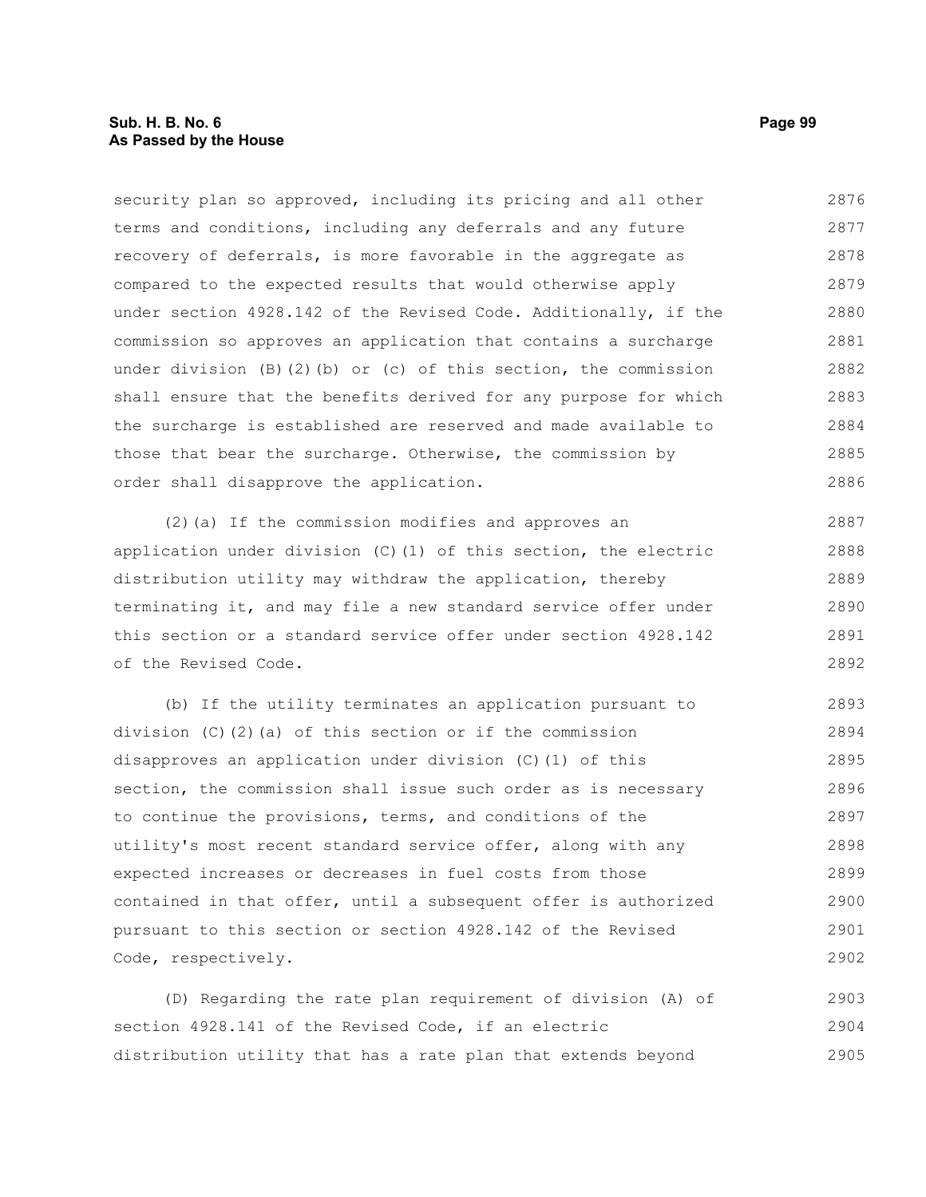security plan so approved, including its pricing and all other terms and conditions, including any deferrals and any future recovery of deferrals, is more favorable in the aggregate as compared to the expected results that would otherwise apply under section 4928.142 of the Revised Code. Additionally, if the commission so approves an application that contains a surcharge under division (B)(2)(b) or (c) of this section, the commission shall ensure that the benefits derived for any purpose for which the surcharge is established are reserved and made available to those that bear the surcharge. Otherwise, the commission by order shall disapprove the application.

(2)(a) If the commission modifies and approves an application under division (C)(1) of this section, the electric distribution utility may withdraw the application, thereby terminating it, and may file a new standard service offer under this section or a standard service offer under section 4928.142 of the Revised Code.

(b) If the utility terminates an application pursuant to division (C)(2)(a) of this section or if the commission disapproves an application under division (C)(1) of this section, the commission shall issue such order as is necessary to continue the provisions, terms, and conditions of the utility's most recent standard service offer, along with any expected increases or decreases in fuel costs from those contained in that offer, until a subsequent offer is authorized pursuant to this section or section 4928.142 of the Revised Code, respectively.

(D) Regarding the rate plan requirement of division (A) of section 4928.141 of the Revised Code, if an electric distribution utility that has a rate plan that extends beyond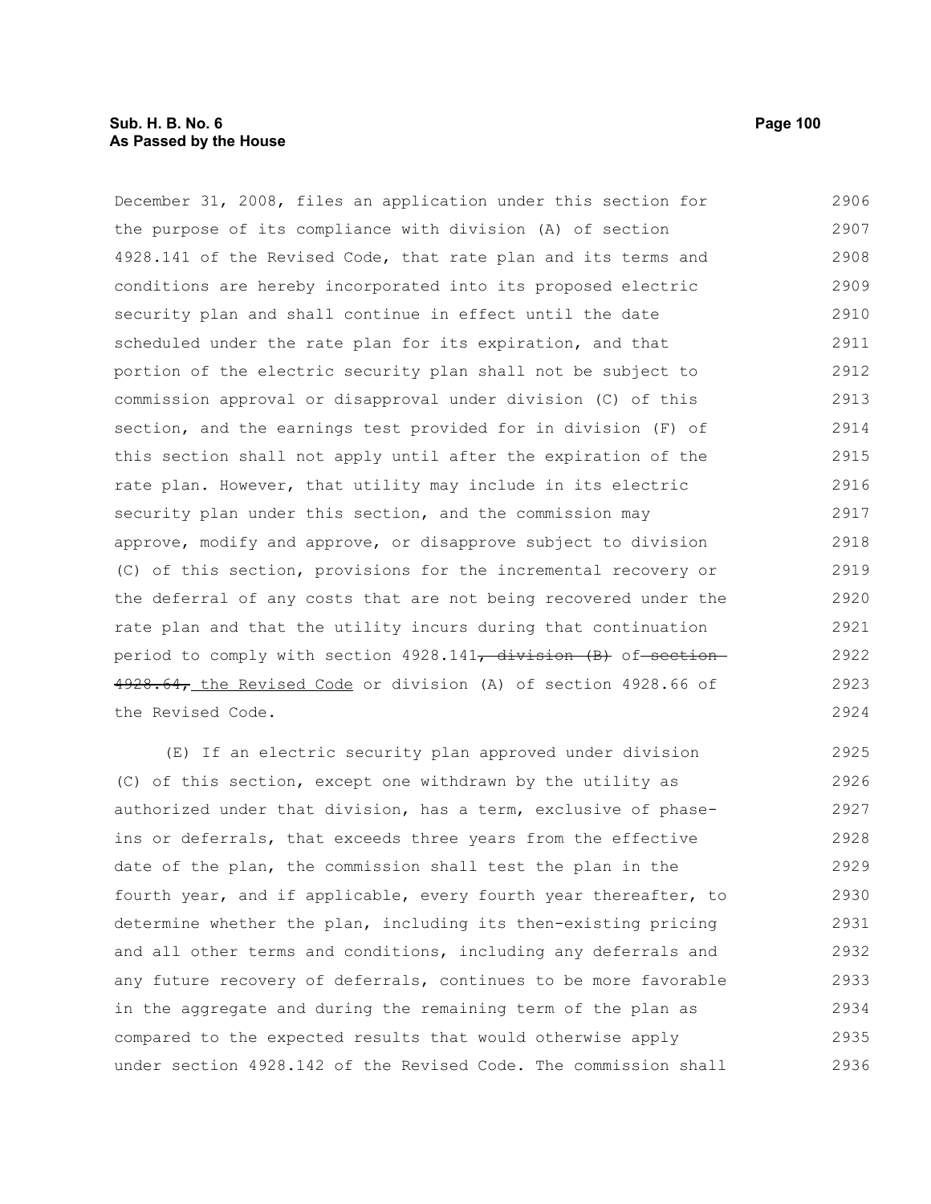December 31, 2008, files an application under this section for the purpose of its compliance with division (A) of section 4928.141 of the Revised Code, that rate plan and its terms and conditions are hereby incorporated into its proposed electric security plan and shall continue in effect until the date scheduled under the rate plan for its expiration, and that portion of the electric security plan shall not be subject to commission approval or disapproval under division (C) of this section, and the earnings test provided for in division (F) of this section shall not apply until after the expiration of the rate plan. However, that utility may include in its electric security plan under this section, and the commission may approve, modify and approve, or disapprove subject to division (C) of this section, provisions for the incremental recovery or the deferral of any costs that are not being recovered under the rate plan and that the utility incurs during that continuation period to comply with section 4928.141~~, division (B)~~ of~~ section 4928.64,~~ <u>the Revised Code</u> or division (A) of section 4928.66 of the Revised Code.

(E) If an electric security plan approved under division (C) of this section, except one withdrawn by the utility as authorized under that division, has a term, exclusive of phase-ins or deferrals, that exceeds three years from the effective date of the plan, the commission shall test the plan in the fourth year, and if applicable, every fourth year thereafter, to determine whether the plan, including its then-existing pricing and all other terms and conditions, including any deferrals and any future recovery of deferrals, continues to be more favorable in the aggregate and during the remaining term of the plan as compared to the expected results that would otherwise apply under section 4928.142 of the Revised Code. The commission shall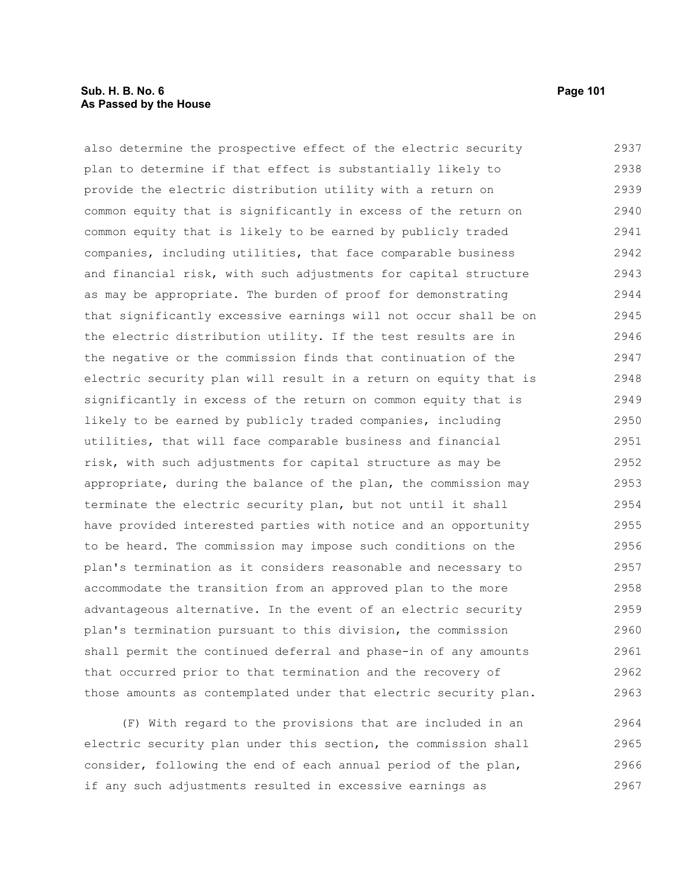also determine the prospective effect of the electric security plan to determine if that effect is substantially likely to provide the electric distribution utility with a return on common equity that is significantly in excess of the return on common equity that is likely to be earned by publicly traded companies, including utilities, that face comparable business and financial risk, with such adjustments for capital structure as may be appropriate. The burden of proof for demonstrating that significantly excessive earnings will not occur shall be on the electric distribution utility. If the test results are in the negative or the commission finds that continuation of the electric security plan will result in a return on equity that is significantly in excess of the return on common equity that is likely to be earned by publicly traded companies, including utilities, that will face comparable business and financial risk, with such adjustments for capital structure as may be appropriate, during the balance of the plan, the commission may terminate the electric security plan, but not until it shall have provided interested parties with notice and an opportunity to be heard. The commission may impose such conditions on the plan's termination as it considers reasonable and necessary to accommodate the transition from an approved plan to the more advantageous alternative. In the event of an electric security plan's termination pursuant to this division, the commission shall permit the continued deferral and phase-in of any amounts that occurred prior to that termination and the recovery of those amounts as contemplated under that electric security plan.

(F) With regard to the provisions that are included in an electric security plan under this section, the commission shall consider, following the end of each annual period of the plan, if any such adjustments resulted in excessive earnings as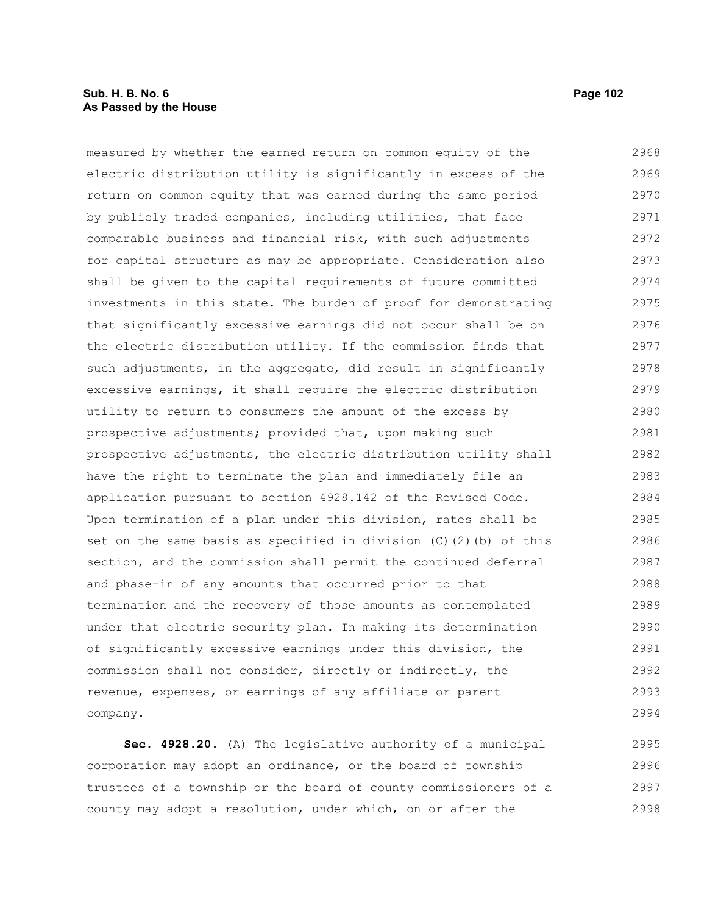measured by whether the earned return on common equity of the electric distribution utility is significantly in excess of the return on common equity that was earned during the same period by publicly traded companies, including utilities, that face comparable business and financial risk, with such adjustments for capital structure as may be appropriate. Consideration also shall be given to the capital requirements of future committed investments in this state. The burden of proof for demonstrating that significantly excessive earnings did not occur shall be on the electric distribution utility. If the commission finds that such adjustments, in the aggregate, did result in significantly excessive earnings, it shall require the electric distribution utility to return to consumers the amount of the excess by prospective adjustments; provided that, upon making such prospective adjustments, the electric distribution utility shall have the right to terminate the plan and immediately file an application pursuant to section 4928.142 of the Revised Code. Upon termination of a plan under this division, rates shall be set on the same basis as specified in division (C)(2)(b) of this section, and the commission shall permit the continued deferral and phase-in of any amounts that occurred prior to that termination and the recovery of those amounts as contemplated under that electric security plan. In making its determination of significantly excessive earnings under this division, the commission shall not consider, directly or indirectly, the revenue, expenses, or earnings of any affiliate or parent company.

**Sec. 4928.20.** (A) The legislative authority of a municipal corporation may adopt an ordinance, or the board of township trustees of a township or the board of county commissioners of a county may adopt a resolution, under which, on or after the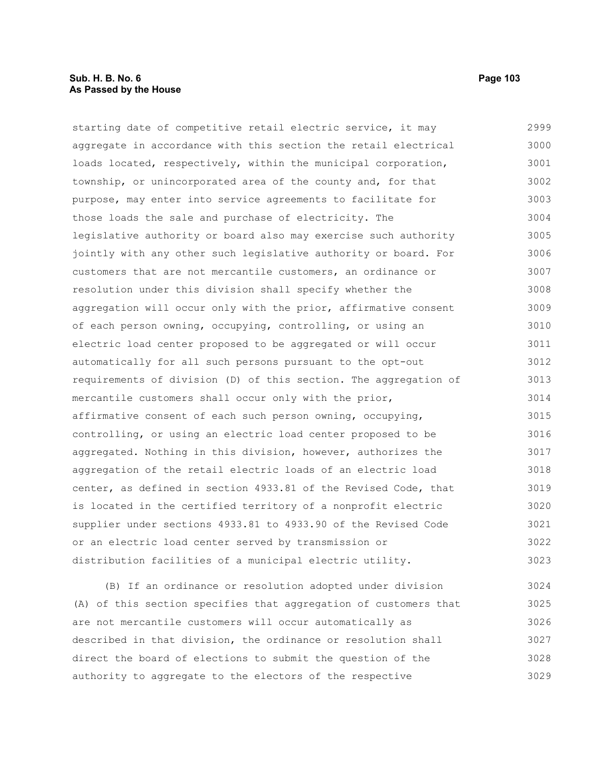starting date of competitive retail electric service, it may aggregate in accordance with this section the retail electrical loads located, respectively, within the municipal corporation, township, or unincorporated area of the county and, for that purpose, may enter into service agreements to facilitate for those loads the sale and purchase of electricity. The legislative authority or board also may exercise such authority jointly with any other such legislative authority or board. For customers that are not mercantile customers, an ordinance or resolution under this division shall specify whether the aggregation will occur only with the prior, affirmative consent of each person owning, occupying, controlling, or using an electric load center proposed to be aggregated or will occur automatically for all such persons pursuant to the opt-out requirements of division (D) of this section. The aggregation of mercantile customers shall occur only with the prior, affirmative consent of each such person owning, occupying, controlling, or using an electric load center proposed to be aggregated. Nothing in this division, however, authorizes the aggregation of the retail electric loads of an electric load center, as defined in section 4933.81 of the Revised Code, that is located in the certified territory of a nonprofit electric supplier under sections 4933.81 to 4933.90 of the Revised Code or an electric load center served by transmission or distribution facilities of a municipal electric utility.

(B) If an ordinance or resolution adopted under division (A) of this section specifies that aggregation of customers that are not mercantile customers will occur automatically as described in that division, the ordinance or resolution shall direct the board of elections to submit the question of the authority to aggregate to the electors of the respective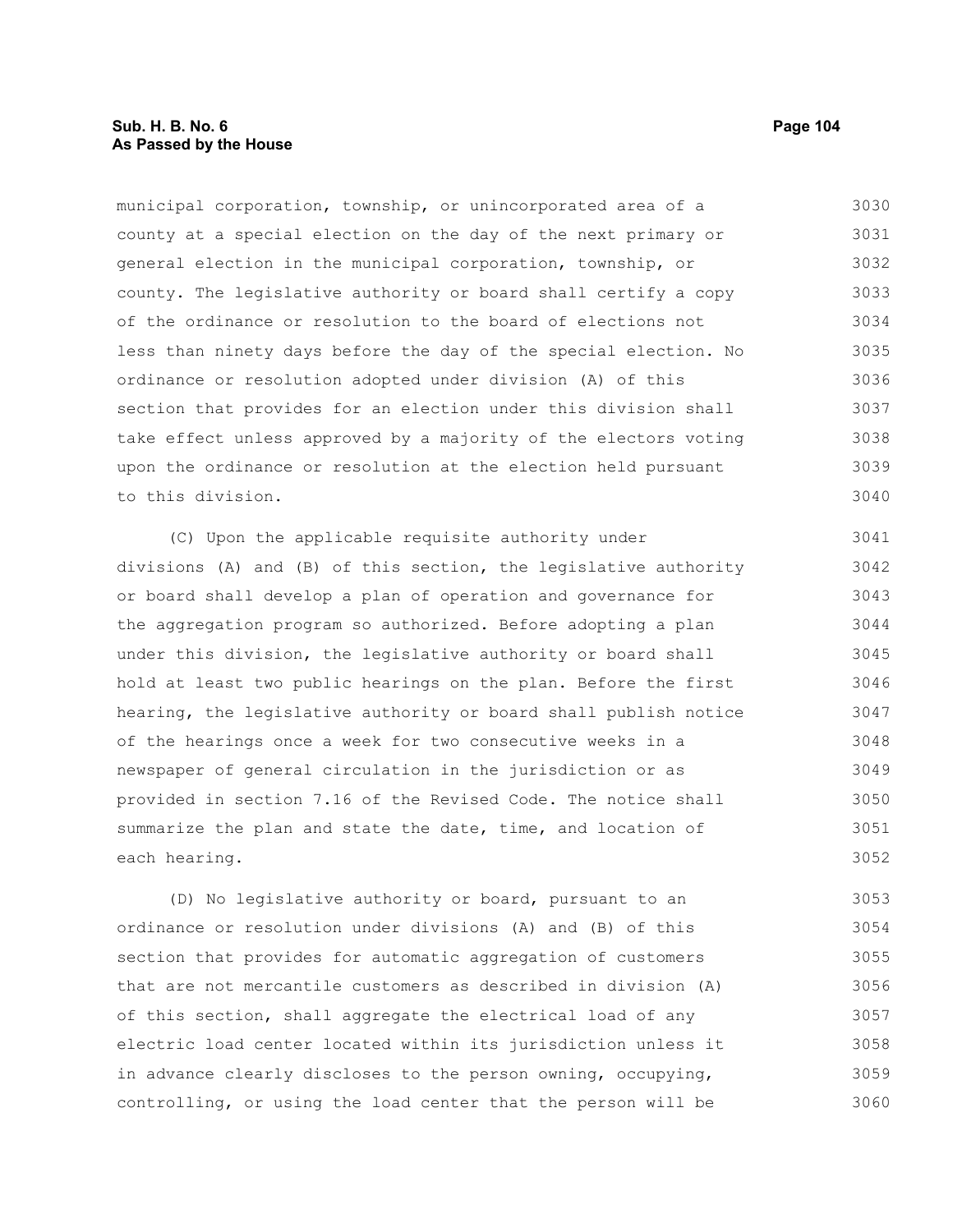municipal corporation, township, or unincorporated area of a county at a special election on the day of the next primary or general election in the municipal corporation, township, or county. The legislative authority or board shall certify a copy of the ordinance or resolution to the board of elections not less than ninety days before the day of the special election. No ordinance or resolution adopted under division (A) of this section that provides for an election under this division shall take effect unless approved by a majority of the electors voting upon the ordinance or resolution at the election held pursuant to this division.

(C) Upon the applicable requisite authority under divisions (A) and (B) of this section, the legislative authority or board shall develop a plan of operation and governance for the aggregation program so authorized. Before adopting a plan under this division, the legislative authority or board shall hold at least two public hearings on the plan. Before the first hearing, the legislative authority or board shall publish notice of the hearings once a week for two consecutive weeks in a newspaper of general circulation in the jurisdiction or as provided in section 7.16 of the Revised Code. The notice shall summarize the plan and state the date, time, and location of each hearing.

(D) No legislative authority or board, pursuant to an ordinance or resolution under divisions (A) and (B) of this section that provides for automatic aggregation of customers that are not mercantile customers as described in division (A) of this section, shall aggregate the electrical load of any electric load center located within its jurisdiction unless it in advance clearly discloses to the person owning, occupying, controlling, or using the load center that the person will be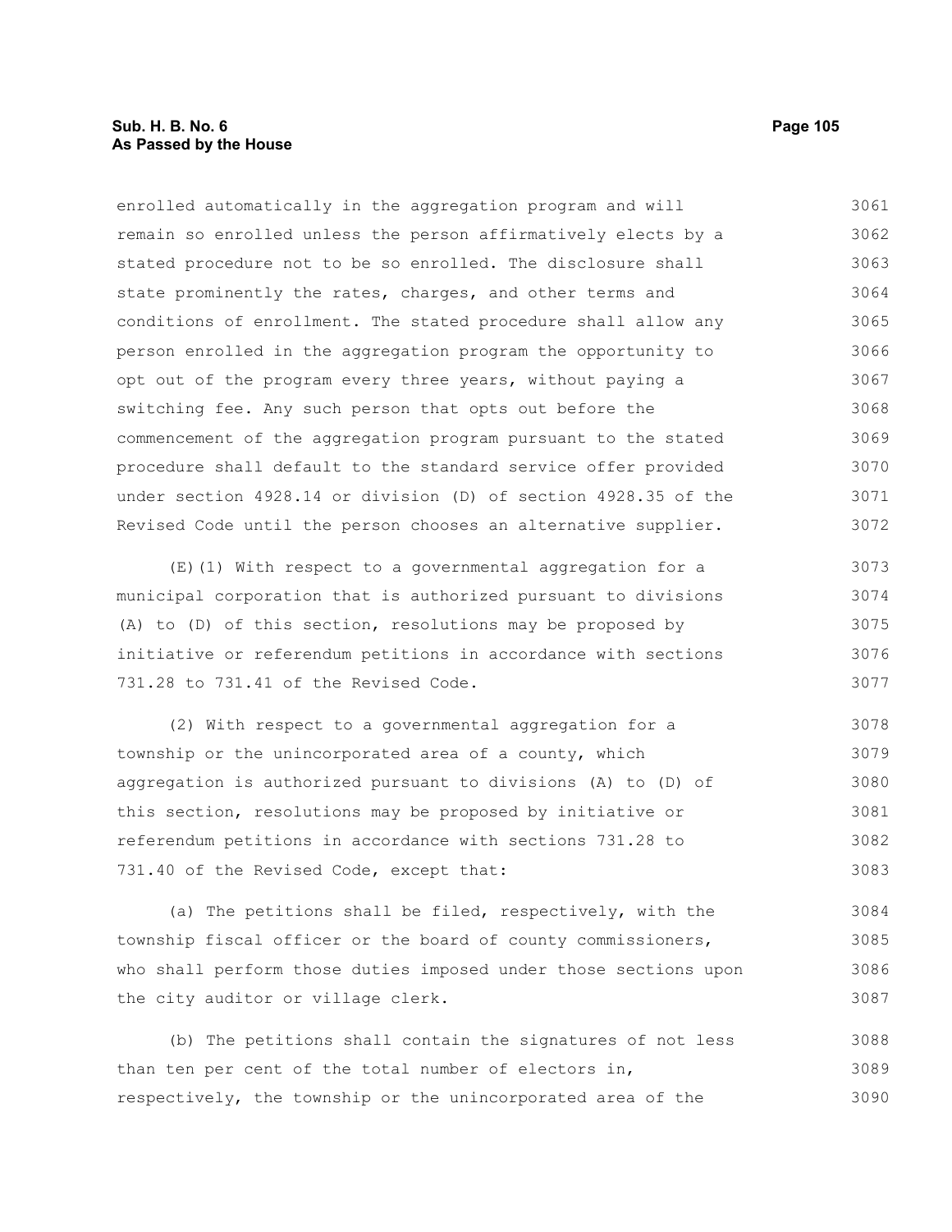enrolled automatically in the aggregation program and will remain so enrolled unless the person affirmatively elects by a stated procedure not to be so enrolled. The disclosure shall state prominently the rates, charges, and other terms and conditions of enrollment. The stated procedure shall allow any person enrolled in the aggregation program the opportunity to opt out of the program every three years, without paying a switching fee. Any such person that opts out before the commencement of the aggregation program pursuant to the stated procedure shall default to the standard service offer provided under section 4928.14 or division (D) of section 4928.35 of the Revised Code until the person chooses an alternative supplier.

(E)(1) With respect to a governmental aggregation for a municipal corporation that is authorized pursuant to divisions (A) to (D) of this section, resolutions may be proposed by initiative or referendum petitions in accordance with sections 731.28 to 731.41 of the Revised Code.

(2) With respect to a governmental aggregation for a township or the unincorporated area of a county, which aggregation is authorized pursuant to divisions (A) to (D) of this section, resolutions may be proposed by initiative or referendum petitions in accordance with sections 731.28 to 731.40 of the Revised Code, except that:

(a) The petitions shall be filed, respectively, with the township fiscal officer or the board of county commissioners, who shall perform those duties imposed under those sections upon the city auditor or village clerk.

(b) The petitions shall contain the signatures of not less than ten per cent of the total number of electors in, respectively, the township or the unincorporated area of the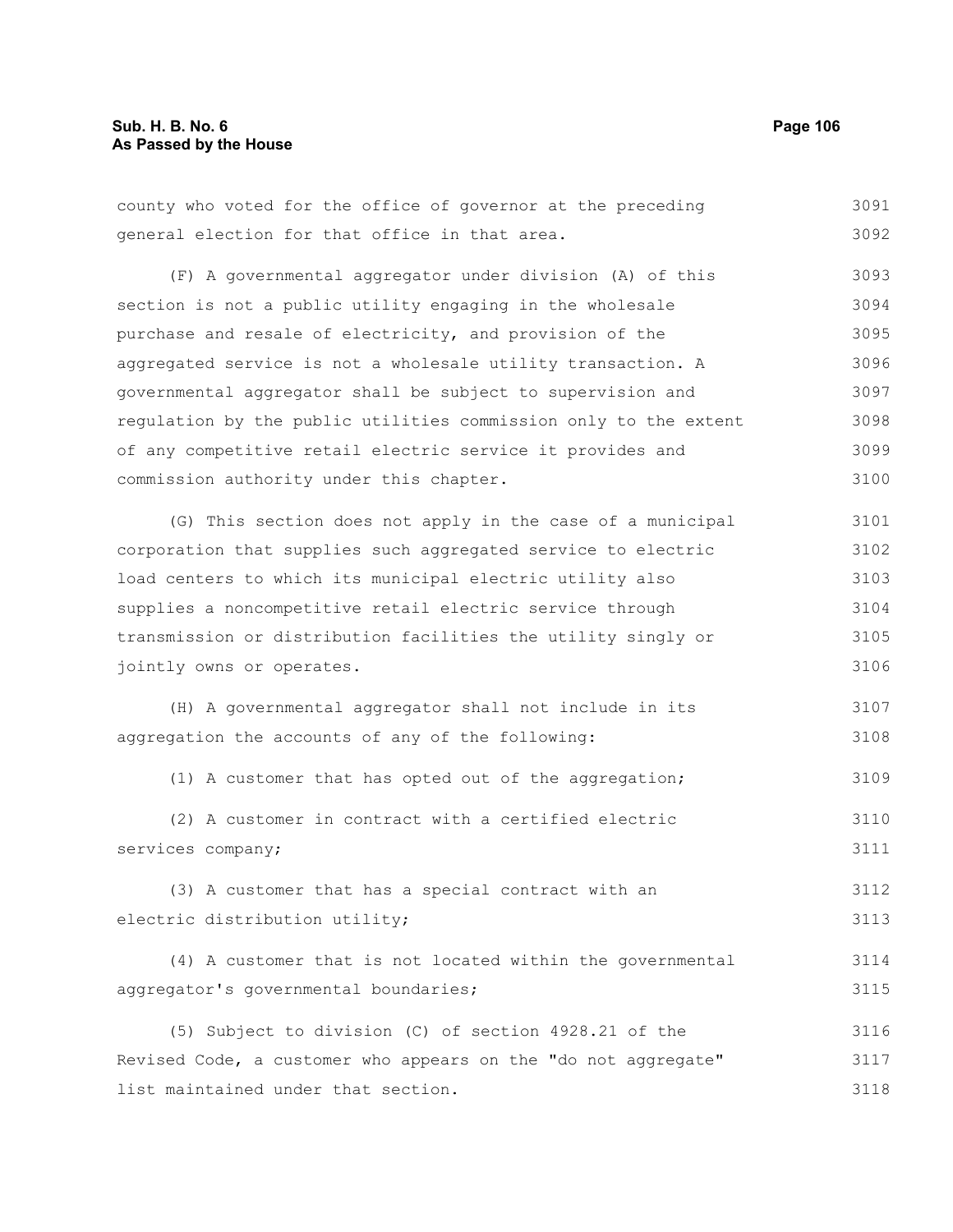county who voted for the office of governor at the preceding general election for that office in that area.

(F) A governmental aggregator under division (A) of this section is not a public utility engaging in the wholesale purchase and resale of electricity, and provision of the aggregated service is not a wholesale utility transaction. A governmental aggregator shall be subject to supervision and regulation by the public utilities commission only to the extent of any competitive retail electric service it provides and commission authority under this chapter.

(G) This section does not apply in the case of a municipal corporation that supplies such aggregated service to electric load centers to which its municipal electric utility also supplies a noncompetitive retail electric service through transmission or distribution facilities the utility singly or jointly owns or operates.

(H) A governmental aggregator shall not include in its aggregation the accounts of any of the following:

(1) A customer that has opted out of the aggregation;

(2) A customer in contract with a certified electric services company;

(3) A customer that has a special contract with an electric distribution utility;

(4) A customer that is not located within the governmental aggregator's governmental boundaries;

(5) Subject to division (C) of section 4928.21 of the Revised Code, a customer who appears on the "do not aggregate" list maintained under that section.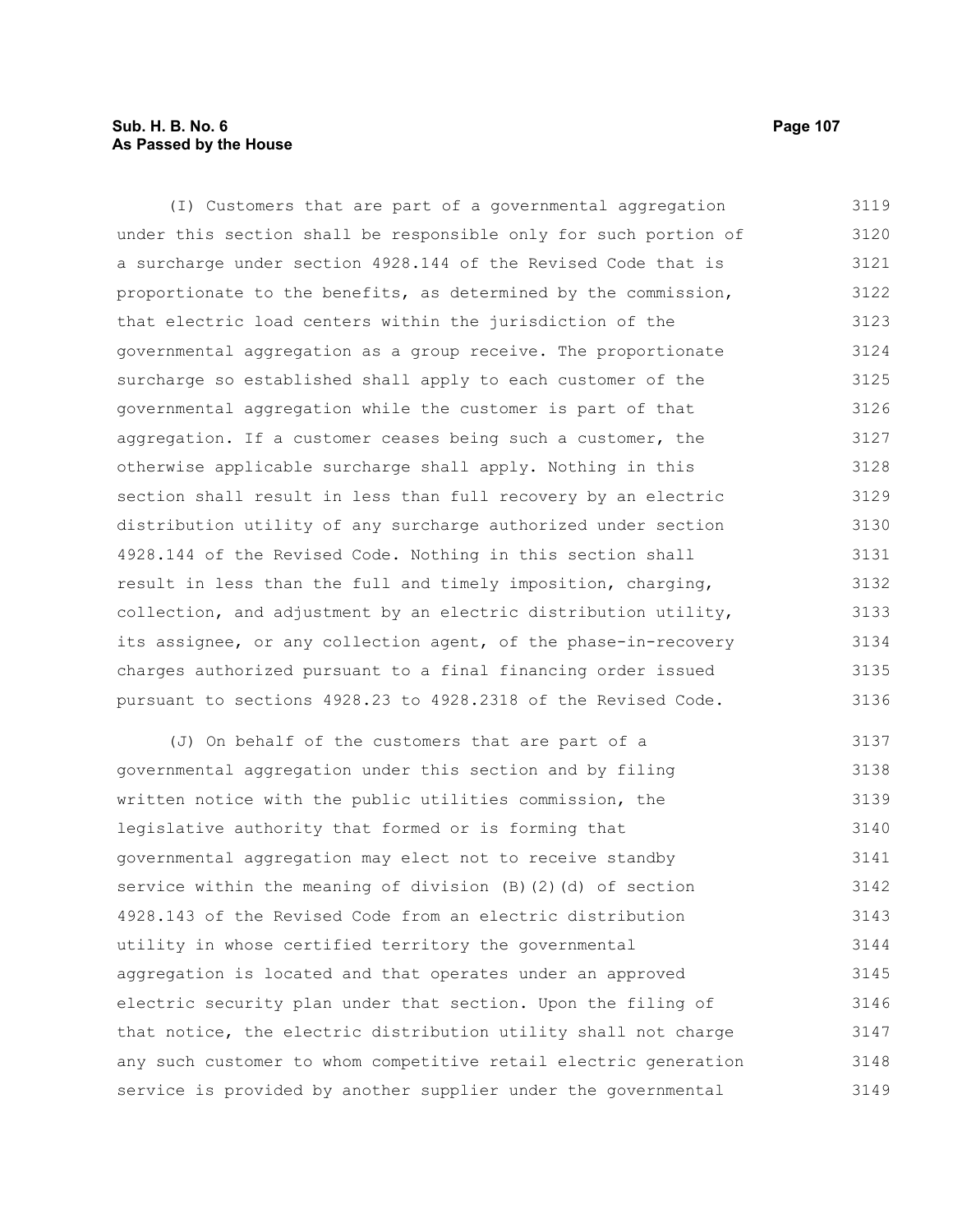(I) Customers that are part of a governmental aggregation under this section shall be responsible only for such portion of a surcharge under section 4928.144 of the Revised Code that is proportionate to the benefits, as determined by the commission, that electric load centers within the jurisdiction of the governmental aggregation as a group receive. The proportionate surcharge so established shall apply to each customer of the governmental aggregation while the customer is part of that aggregation. If a customer ceases being such a customer, the otherwise applicable surcharge shall apply. Nothing in this section shall result in less than full recovery by an electric distribution utility of any surcharge authorized under section 4928.144 of the Revised Code. Nothing in this section shall result in less than the full and timely imposition, charging, collection, and adjustment by an electric distribution utility, its assignee, or any collection agent, of the phase-in-recovery charges authorized pursuant to a final financing order issued pursuant to sections 4928.23 to 4928.2318 of the Revised Code.

(J) On behalf of the customers that are part of a governmental aggregation under this section and by filing written notice with the public utilities commission, the legislative authority that formed or is forming that governmental aggregation may elect not to receive standby service within the meaning of division (B)(2)(d) of section 4928.143 of the Revised Code from an electric distribution utility in whose certified territory the governmental aggregation is located and that operates under an approved electric security plan under that section. Upon the filing of that notice, the electric distribution utility shall not charge any such customer to whom competitive retail electric generation service is provided by another supplier under the governmental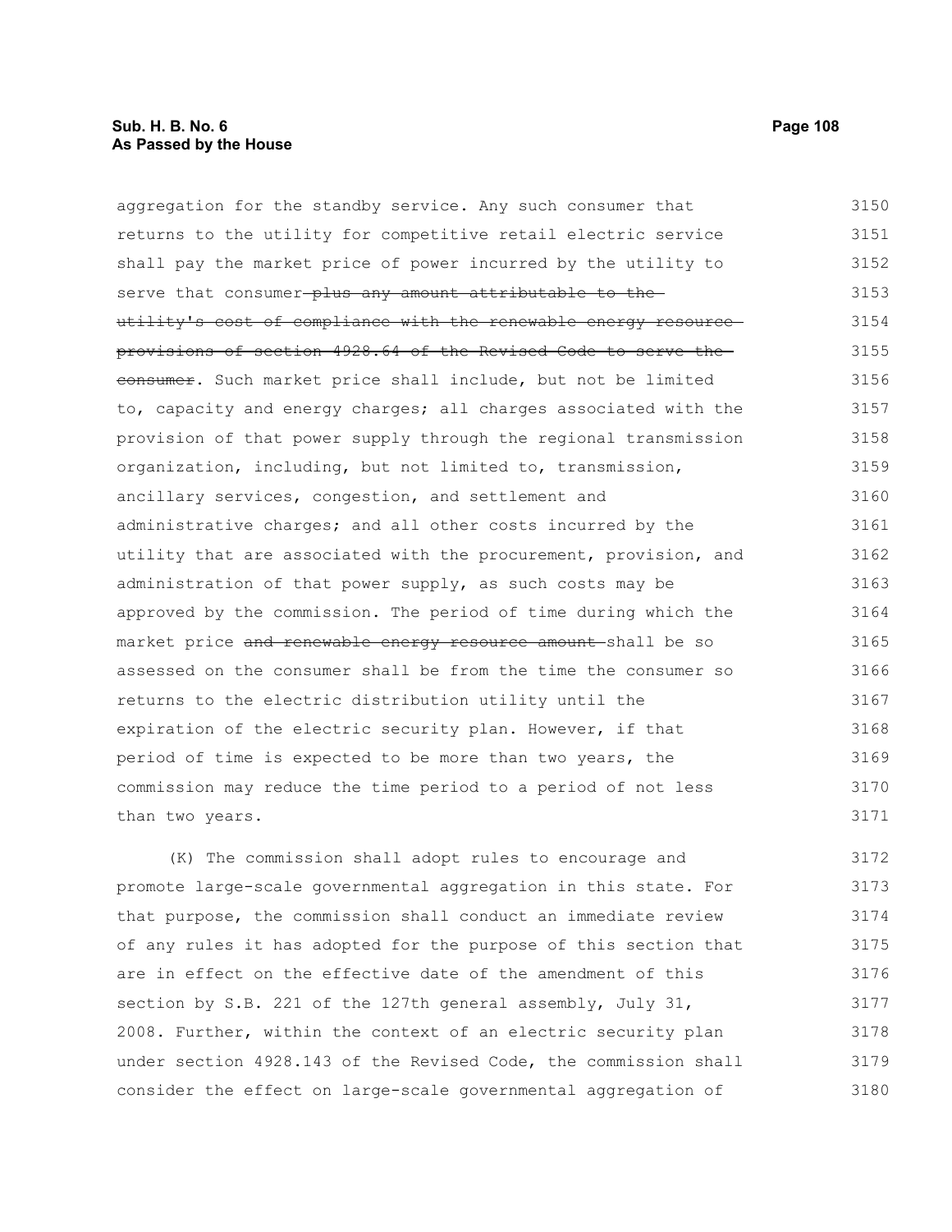aggregation for the standby service. Any such consumer that returns to the utility for competitive retail electric service shall pay the market price of power incurred by the utility to serve that consumer ~~plus any amount attributable to the utility's cost of compliance with the renewable energy resource provisions of section 4928.64 of the Revised Code to serve the consumer~~. Such market price shall include, but not be limited to, capacity and energy charges; all charges associated with the provision of that power supply through the regional transmission organization, including, but not limited to, transmission, ancillary services, congestion, and settlement and administrative charges; and all other costs incurred by the utility that are associated with the procurement, provision, and administration of that power supply, as such costs may be approved by the commission. The period of time during which the market price ~~and renewable energy resource amount~~ shall be so assessed on the consumer shall be from the time the consumer so returns to the electric distribution utility until the expiration of the electric security plan. However, if that period of time is expected to be more than two years, the commission may reduce the time period to a period of not less than two years.

(K) The commission shall adopt rules to encourage and promote large-scale governmental aggregation in this state. For that purpose, the commission shall conduct an immediate review of any rules it has adopted for the purpose of this section that are in effect on the effective date of the amendment of this section by S.B. 221 of the 127th general assembly, July 31, 2008. Further, within the context of an electric security plan under section 4928.143 of the Revised Code, the commission shall consider the effect on large-scale governmental aggregation of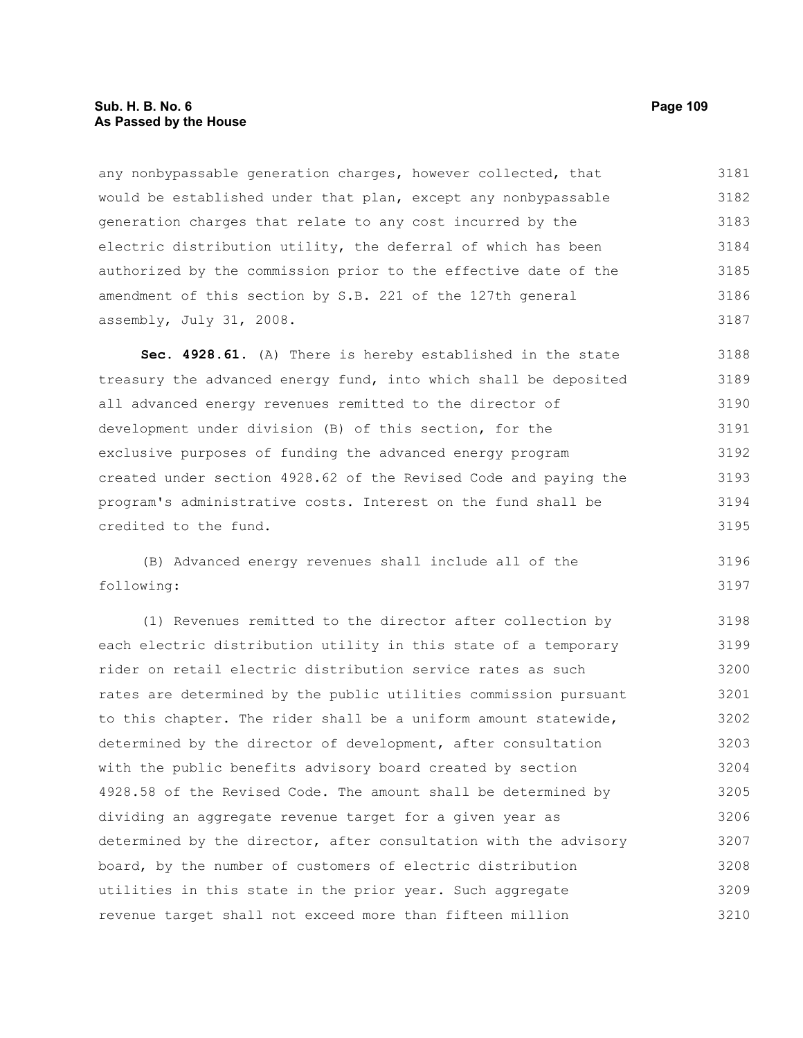any nonbypassable generation charges, however collected, that would be established under that plan, except any nonbypassable generation charges that relate to any cost incurred by the electric distribution utility, the deferral of which has been authorized by the commission prior to the effective date of the amendment of this section by S.B. 221 of the 127th general assembly, July 31, 2008.

**Sec. 4928.61.** (A) There is hereby established in the state treasury the advanced energy fund, into which shall be deposited all advanced energy revenues remitted to the director of development under division (B) of this section, for the exclusive purposes of funding the advanced energy program created under section 4928.62 of the Revised Code and paying the program's administrative costs. Interest on the fund shall be credited to the fund.

(B) Advanced energy revenues shall include all of the following:

(1) Revenues remitted to the director after collection by each electric distribution utility in this state of a temporary rider on retail electric distribution service rates as such rates are determined by the public utilities commission pursuant to this chapter. The rider shall be a uniform amount statewide, determined by the director of development, after consultation with the public benefits advisory board created by section 4928.58 of the Revised Code. The amount shall be determined by dividing an aggregate revenue target for a given year as determined by the director, after consultation with the advisory board, by the number of customers of electric distribution utilities in this state in the prior year. Such aggregate revenue target shall not exceed more than fifteen million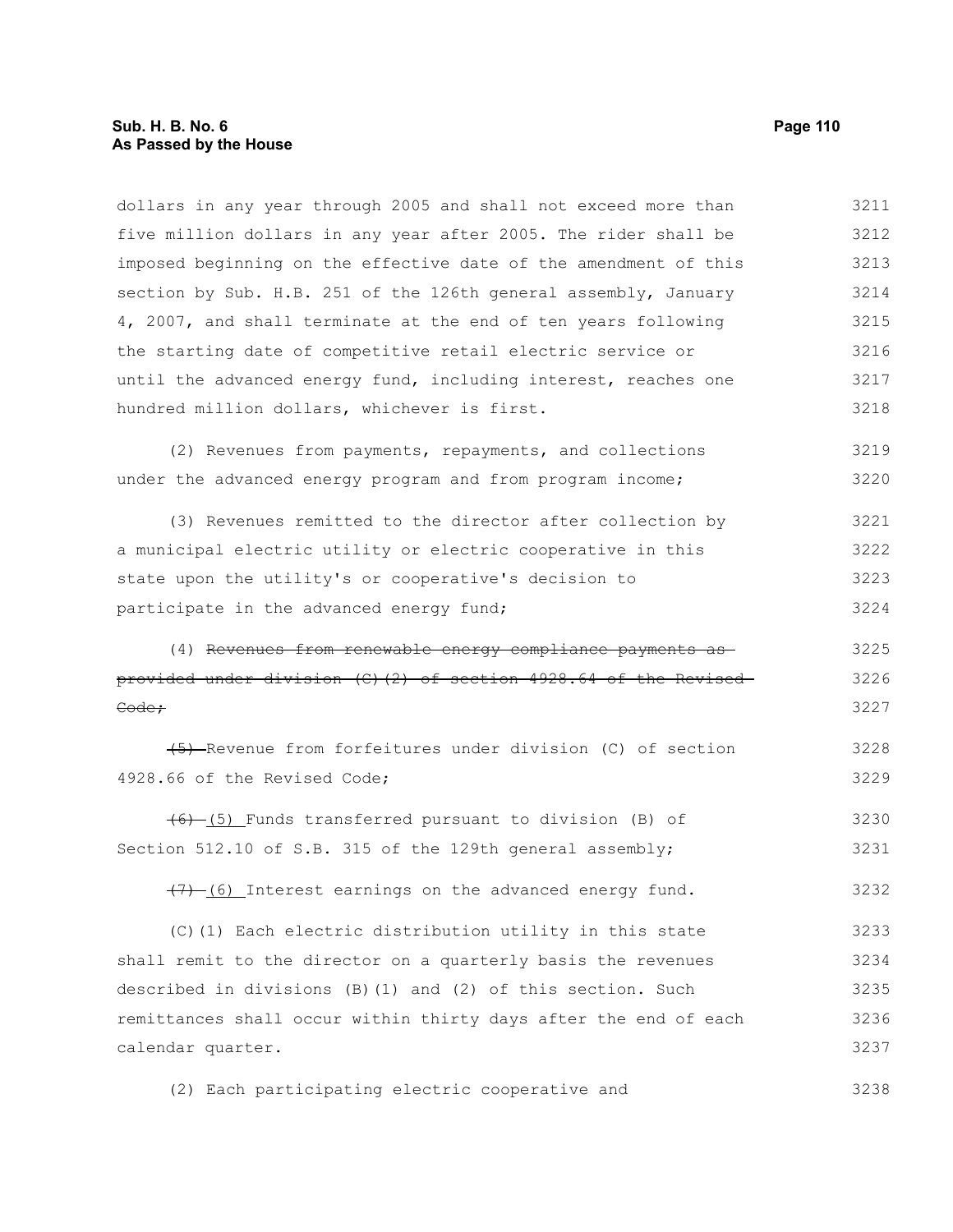dollars in any year through 2005 and shall not exceed more than five million dollars in any year after 2005. The rider shall be imposed beginning on the effective date of the amendment of this section by Sub. H.B. 251 of the 126th general assembly, January 4, 2007, and shall terminate at the end of ten years following the starting date of competitive retail electric service or until the advanced energy fund, including interest, reaches one hundred million dollars, whichever is first.

(2) Revenues from payments, repayments, and collections under the advanced energy program and from program income;

(3) Revenues remitted to the director after collection by a municipal electric utility or electric cooperative in this state upon the utility's or cooperative's decision to participate in the advanced energy fund;

(4) ~~Revenues from renewable energy compliance payments as provided under division (C)(2) of section 4928.64 of the Revised Code;~~

~~(5)~~ Revenue from forfeitures under division (C) of section 4928.66 of the Revised Code;

~~(6)~~ (5) Funds transferred pursuant to division (B) of Section 512.10 of S.B. 315 of the 129th general assembly;

~~(7)~~ (6) Interest earnings on the advanced energy fund.

(C)(1) Each electric distribution utility in this state shall remit to the director on a quarterly basis the revenues described in divisions (B)(1) and (2) of this section. Such remittances shall occur within thirty days after the end of each calendar quarter.

(2) Each participating electric cooperative and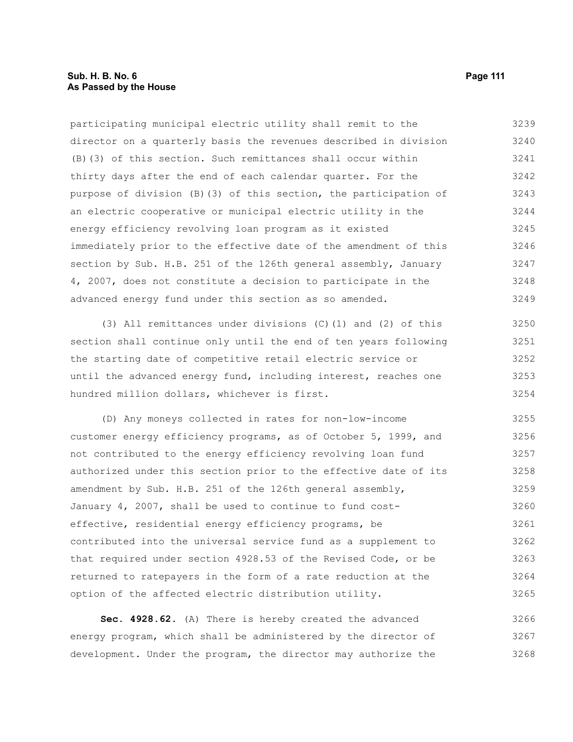participating municipal electric utility shall remit to the director on a quarterly basis the revenues described in division (B)(3) of this section. Such remittances shall occur within thirty days after the end of each calendar quarter. For the purpose of division (B)(3) of this section, the participation of an electric cooperative or municipal electric utility in the energy efficiency revolving loan program as it existed immediately prior to the effective date of the amendment of this section by Sub. H.B. 251 of the 126th general assembly, January 4, 2007, does not constitute a decision to participate in the advanced energy fund under this section as so amended.

(3) All remittances under divisions (C)(1) and (2) of this section shall continue only until the end of ten years following the starting date of competitive retail electric service or until the advanced energy fund, including interest, reaches one hundred million dollars, whichever is first.

(D) Any moneys collected in rates for non-low-income customer energy efficiency programs, as of October 5, 1999, and not contributed to the energy efficiency revolving loan fund authorized under this section prior to the effective date of its amendment by Sub. H.B. 251 of the 126th general assembly, January 4, 2007, shall be used to continue to fund cost-effective, residential energy efficiency programs, be contributed into the universal service fund as a supplement to that required under section 4928.53 of the Revised Code, or be returned to ratepayers in the form of a rate reduction at the option of the affected electric distribution utility.

**Sec. 4928.62.** (A) There is hereby created the advanced energy program, which shall be administered by the director of development. Under the program, the director may authorize the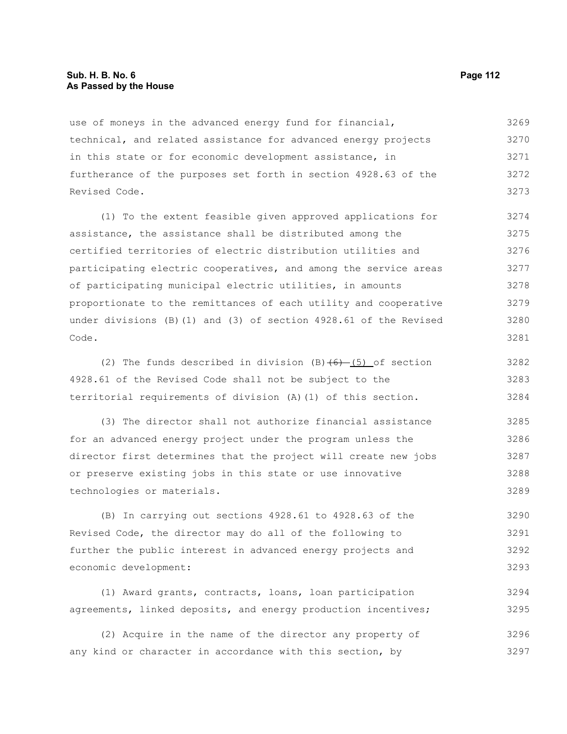use of moneys in the advanced energy fund for financial, technical, and related assistance for advanced energy projects in this state or for economic development assistance, in furtherance of the purposes set forth in section 4928.63 of the Revised Code.

(1) To the extent feasible given approved applications for assistance, the assistance shall be distributed among the certified territories of electric distribution utilities and participating electric cooperatives, and among the service areas of participating municipal electric utilities, in amounts proportionate to the remittances of each utility and cooperative under divisions (B)(1) and (3) of section 4928.61 of the Revised Code.

(2) The funds described in division (B)~~(6)~~ (5) of section 4928.61 of the Revised Code shall not be subject to the territorial requirements of division (A)(1) of this section.

(3) The director shall not authorize financial assistance for an advanced energy project under the program unless the director first determines that the project will create new jobs or preserve existing jobs in this state or use innovative technologies or materials.

(B) In carrying out sections 4928.61 to 4928.63 of the Revised Code, the director may do all of the following to further the public interest in advanced energy projects and economic development:

(1) Award grants, contracts, loans, loan participation agreements, linked deposits, and energy production incentives;

(2) Acquire in the name of the director any property of any kind or character in accordance with this section, by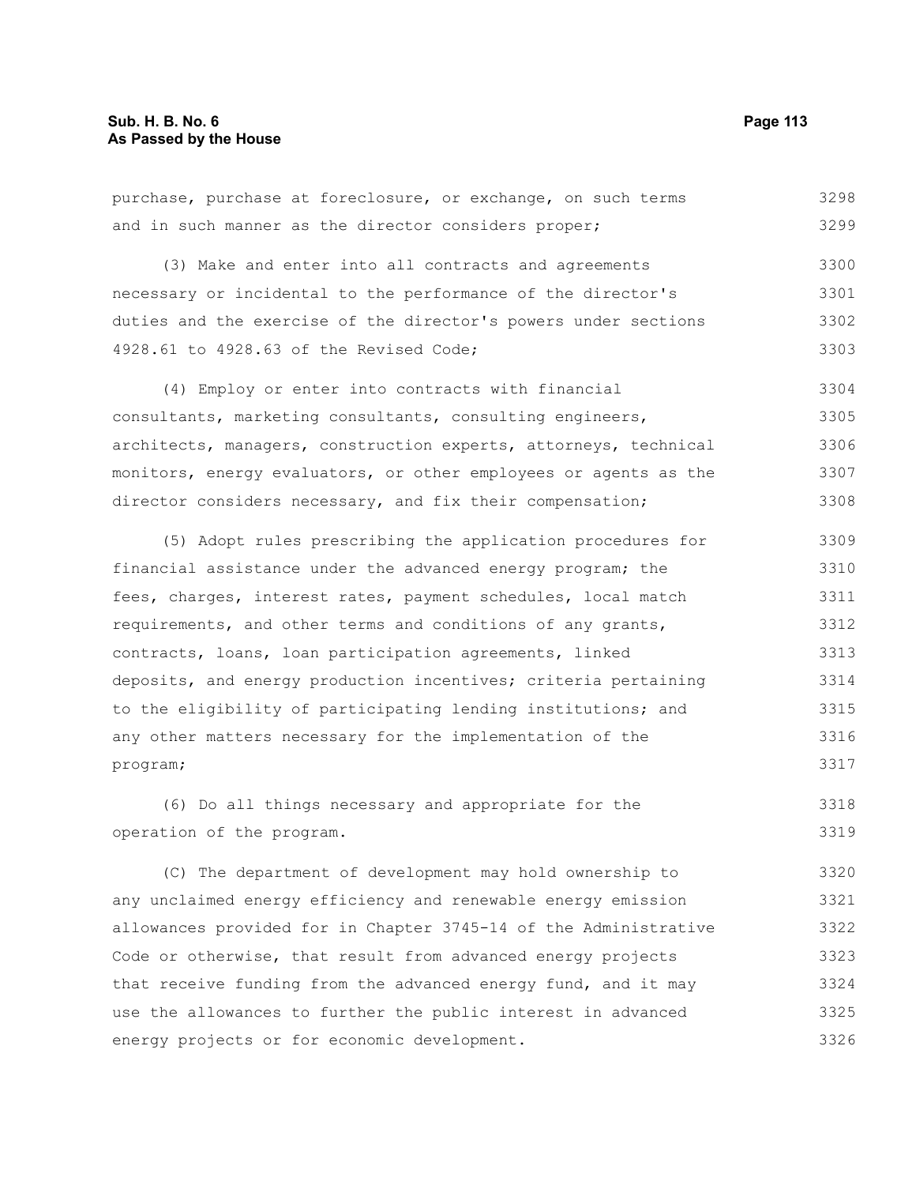purchase, purchase at foreclosure, or exchange, on such terms and in such manner as the director considers proper;

(3) Make and enter into all contracts and agreements necessary or incidental to the performance of the director's duties and the exercise of the director's powers under sections 4928.61 to 4928.63 of the Revised Code;

(4) Employ or enter into contracts with financial consultants, marketing consultants, consulting engineers, architects, managers, construction experts, attorneys, technical monitors, energy evaluators, or other employees or agents as the director considers necessary, and fix their compensation;

(5) Adopt rules prescribing the application procedures for financial assistance under the advanced energy program; the fees, charges, interest rates, payment schedules, local match requirements, and other terms and conditions of any grants, contracts, loans, loan participation agreements, linked deposits, and energy production incentives; criteria pertaining to the eligibility of participating lending institutions; and any other matters necessary for the implementation of the program;

(6) Do all things necessary and appropriate for the operation of the program.

(C) The department of development may hold ownership to any unclaimed energy efficiency and renewable energy emission allowances provided for in Chapter 3745-14 of the Administrative Code or otherwise, that result from advanced energy projects that receive funding from the advanced energy fund, and it may use the allowances to further the public interest in advanced energy projects or for economic development.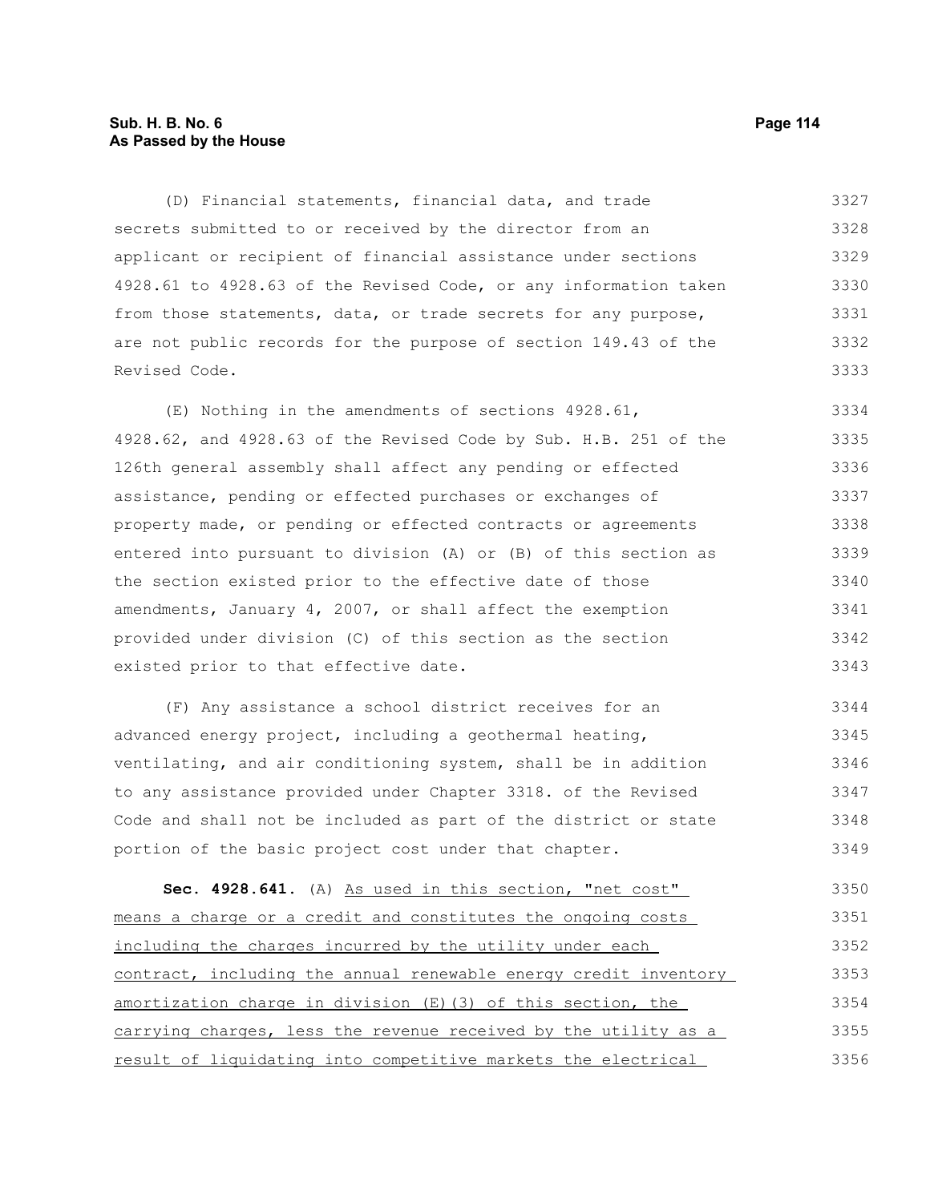(D) Financial statements, financial data, and trade secrets submitted to or received by the director from an applicant or recipient of financial assistance under sections 4928.61 to 4928.63 of the Revised Code, or any information taken from those statements, data, or trade secrets for any purpose, are not public records for the purpose of section 149.43 of the Revised Code.

(E) Nothing in the amendments of sections 4928.61, 4928.62, and 4928.63 of the Revised Code by Sub. H.B. 251 of the 126th general assembly shall affect any pending or effected assistance, pending or effected purchases or exchanges of property made, or pending or effected contracts or agreements entered into pursuant to division (A) or (B) of this section as the section existed prior to the effective date of those amendments, January 4, 2007, or shall affect the exemption provided under division (C) of this section as the section existed prior to that effective date.

(F) Any assistance a school district receives for an advanced energy project, including a geothermal heating, ventilating, and air conditioning system, shall be in addition to any assistance provided under Chapter 3318. of the Revised Code and shall not be included as part of the district or state portion of the basic project cost under that chapter.

**Sec. 4928.641.** (A) As used in this section, "net cost" means a charge or a credit and constitutes the ongoing costs including the charges incurred by the utility under each contract, including the annual renewable energy credit inventory amortization charge in division (E)(3) of this section, the carrying charges, less the revenue received by the utility as a result of liquidating into competitive markets the electrical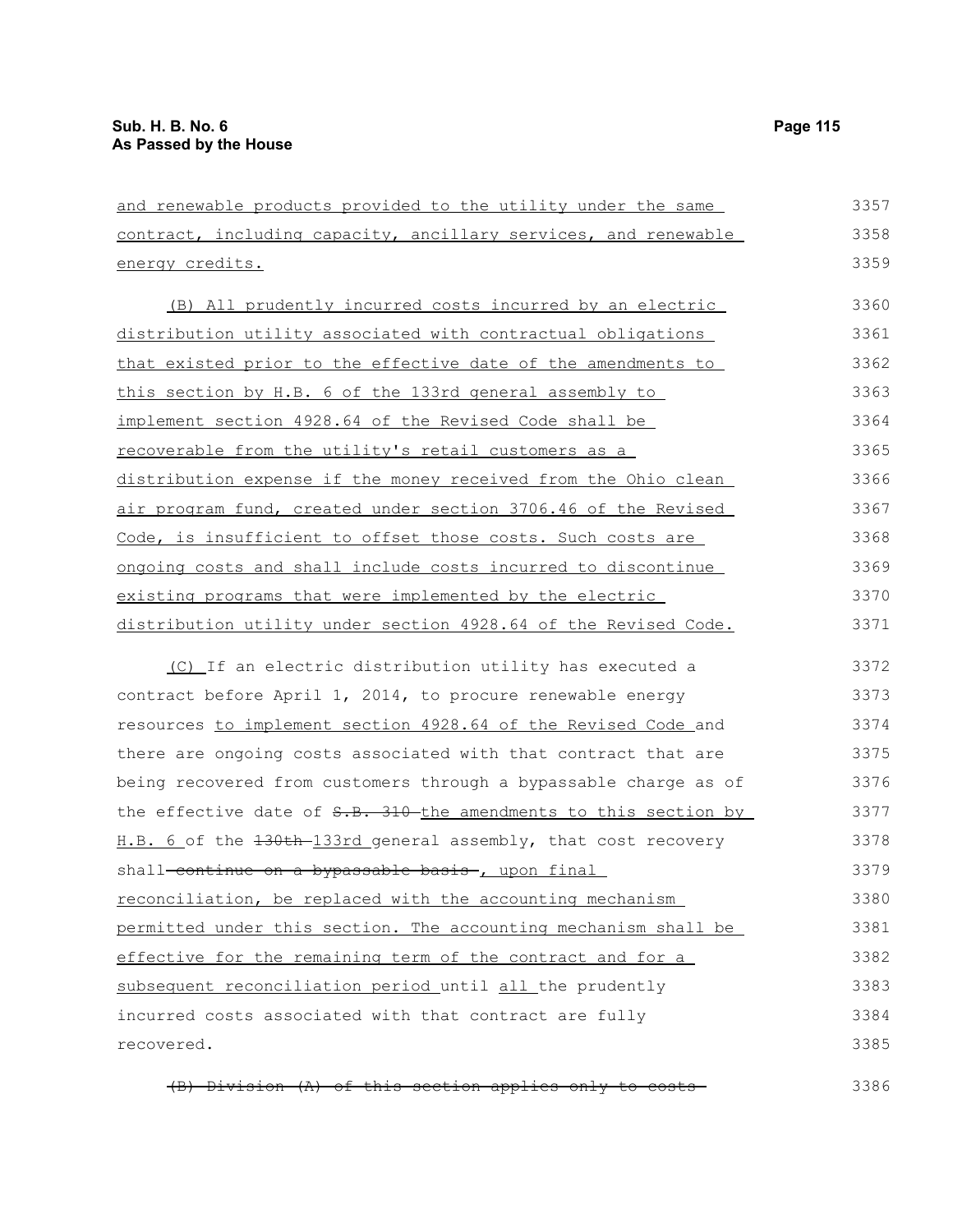and renewable products provided to the utility under the same contract, including capacity, ancillary services, and renewable energy credits.

(B) All prudently incurred costs incurred by an electric distribution utility associated with contractual obligations that existed prior to the effective date of the amendments to this section by H.B. 6 of the 133rd general assembly to implement section 4928.64 of the Revised Code shall be recoverable from the utility's retail customers as a distribution expense if the money received from the Ohio clean air program fund, created under section 3706.46 of the Revised Code, is insufficient to offset those costs. Such costs are ongoing costs and shall include costs incurred to discontinue existing programs that were implemented by the electric distribution utility under section 4928.64 of the Revised Code.

(C) If an electric distribution utility has executed a contract before April 1, 2014, to procure renewable energy resources to implement section 4928.64 of the Revised Code and there are ongoing costs associated with that contract that are being recovered from customers through a bypassable charge as of the effective date of ~~S.B. 310~~ the amendments to this section by H.B. 6 of the ~~130th~~ 133rd general assembly, that cost recovery shall ~~continue on a bypassable basis~~, upon final reconciliation, be replaced with the accounting mechanism permitted under this section. The accounting mechanism shall be effective for the remaining term of the contract and for a subsequent reconciliation period until all the prudently incurred costs associated with that contract are fully recovered.

~~(B) Division (A) of this section applies only to costs~~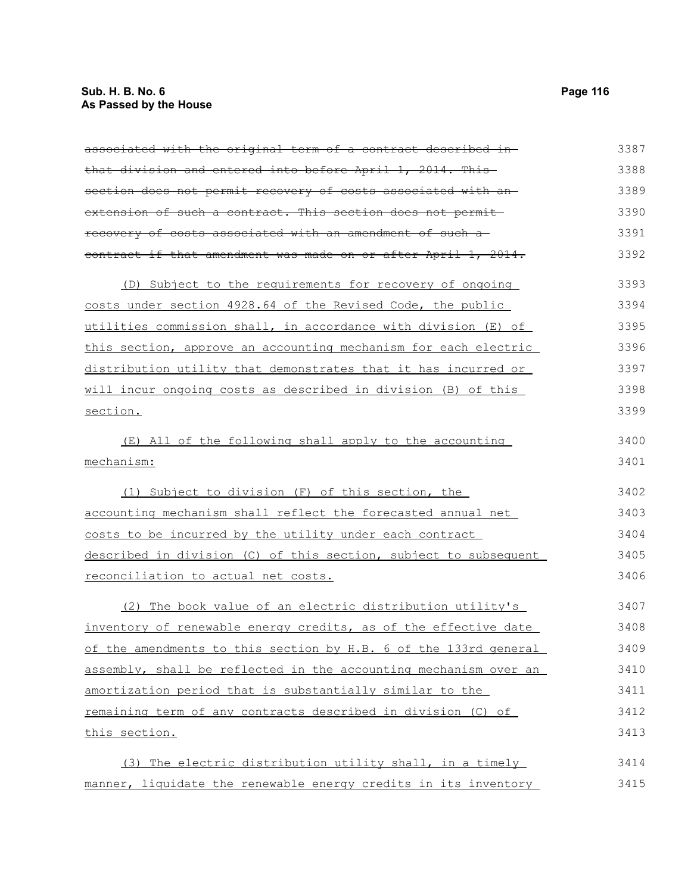~~associated with the original term of a contract described in that division and entered into before April 1, 2014. This section does not permit recovery of costs associated with an extension of such a contract. This section does not permit recovery of costs associated with an amendment of such a contract if that amendment was made on or after April 1, 2014.~~

<u>(D) Subject to the requirements for recovery of ongoing costs under section 4928.64 of the Revised Code, the public utilities commission shall, in accordance with division (E) of this section, approve an accounting mechanism for each electric distribution utility that demonstrates that it has incurred or will incur ongoing costs as described in division (B) of this section.</u>

<u>(E) All of the following shall apply to the accounting mechanism:</u>

<u>(1) Subject to division (F) of this section, the accounting mechanism shall reflect the forecasted annual net costs to be incurred by the utility under each contract described in division (C) of this section, subject to subsequent reconciliation to actual net costs.</u>

<u>(2) The book value of an electric distribution utility's inventory of renewable energy credits, as of the effective date of the amendments to this section by H.B. 6 of the 133rd general assembly, shall be reflected in the accounting mechanism over an amortization period that is substantially similar to the remaining term of any contracts described in division (C) of this section.</u>

<u>(3) The electric distribution utility shall, in a timely manner, liquidate the renewable energy credits in its inventory</u>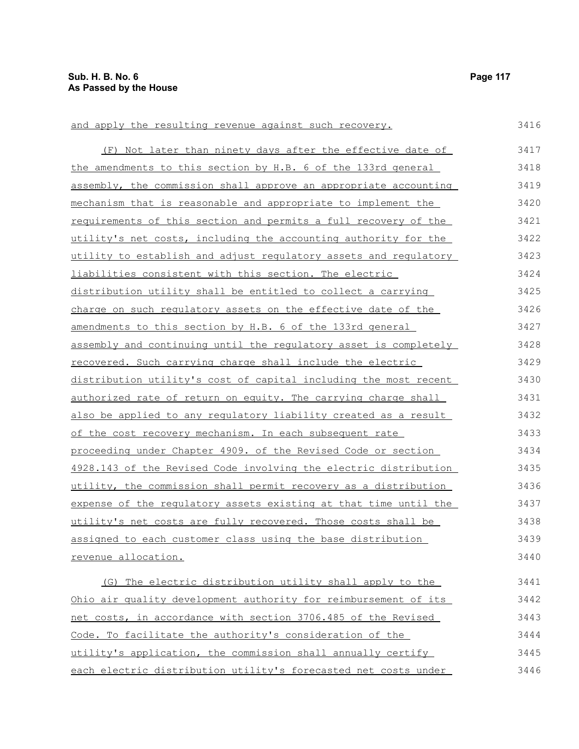and apply the resulting revenue against such recovery.

(F) Not later than ninety days after the effective date of the amendments to this section by H.B. 6 of the 133rd general assembly, the commission shall approve an appropriate accounting mechanism that is reasonable and appropriate to implement the requirements of this section and permits a full recovery of the utility's net costs, including the accounting authority for the utility to establish and adjust regulatory assets and regulatory liabilities consistent with this section. The electric distribution utility shall be entitled to collect a carrying charge on such regulatory assets on the effective date of the amendments to this section by H.B. 6 of the 133rd general assembly and continuing until the regulatory asset is completely recovered. Such carrying charge shall include the electric distribution utility's cost of capital including the most recent authorized rate of return on equity. The carrying charge shall also be applied to any regulatory liability created as a result of the cost recovery mechanism. In each subsequent rate proceeding under Chapter 4909. of the Revised Code or section 4928.143 of the Revised Code involving the electric distribution utility, the commission shall permit recovery as a distribution expense of the regulatory assets existing at that time until the utility's net costs are fully recovered. Those costs shall be assigned to each customer class using the base distribution revenue allocation.

(G) The electric distribution utility shall apply to the Ohio air quality development authority for reimbursement of its net costs, in accordance with section 3706.485 of the Revised Code. To facilitate the authority's consideration of the utility's application, the commission shall annually certify each electric distribution utility's forecasted net costs under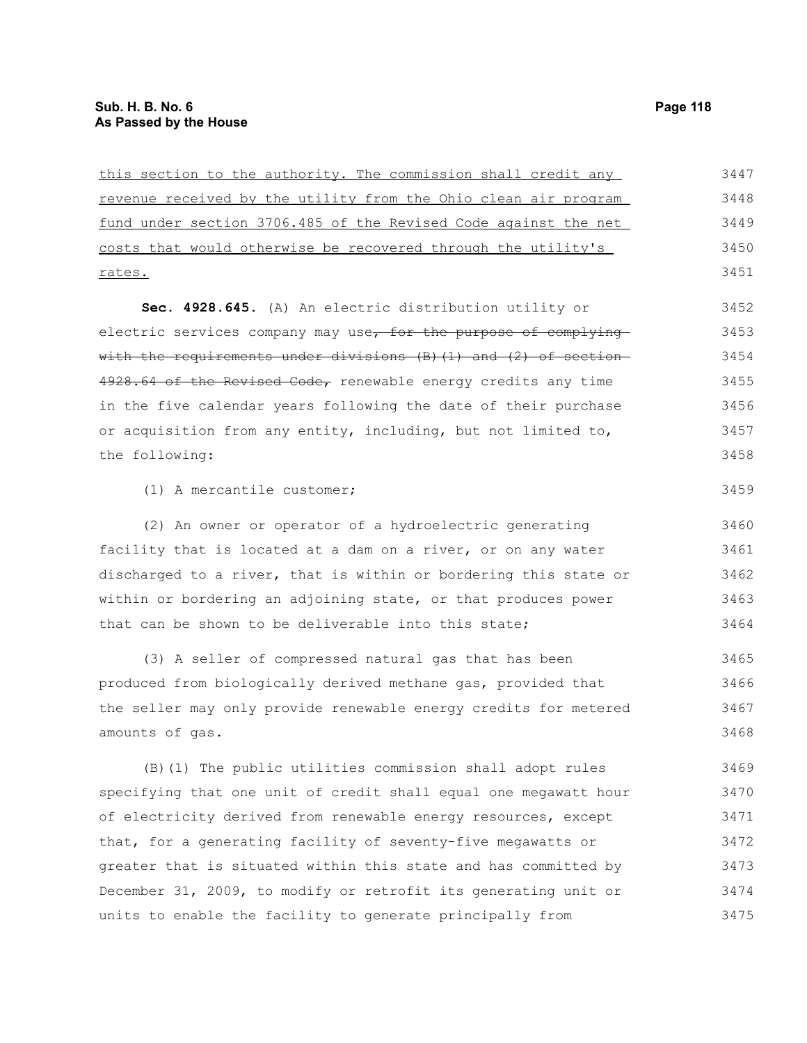this section to the authority. The commission shall credit any revenue received by the utility from the Ohio clean air program fund under section 3706.485 of the Revised Code against the net costs that would otherwise be recovered through the utility's rates.

**Sec. 4928.645.** (A) An electric distribution utility or electric services company may use~~, for the purpose of complying with the requirements under divisions (B)(1) and (2) of section 4928.64 of the Revised Code,~~ renewable energy credits any time in the five calendar years following the date of their purchase or acquisition from any entity, including, but not limited to, the following:

(1) A mercantile customer;

(2) An owner or operator of a hydroelectric generating facility that is located at a dam on a river, or on any water discharged to a river, that is within or bordering this state or within or bordering an adjoining state, or that produces power that can be shown to be deliverable into this state;

(3) A seller of compressed natural gas that has been produced from biologically derived methane gas, provided that the seller may only provide renewable energy credits for metered amounts of gas.

(B)(1) The public utilities commission shall adopt rules specifying that one unit of credit shall equal one megawatt hour of electricity derived from renewable energy resources, except that, for a generating facility of seventy-five megawatts or greater that is situated within this state and has committed by December 31, 2009, to modify or retrofit its generating unit or units to enable the facility to generate principally from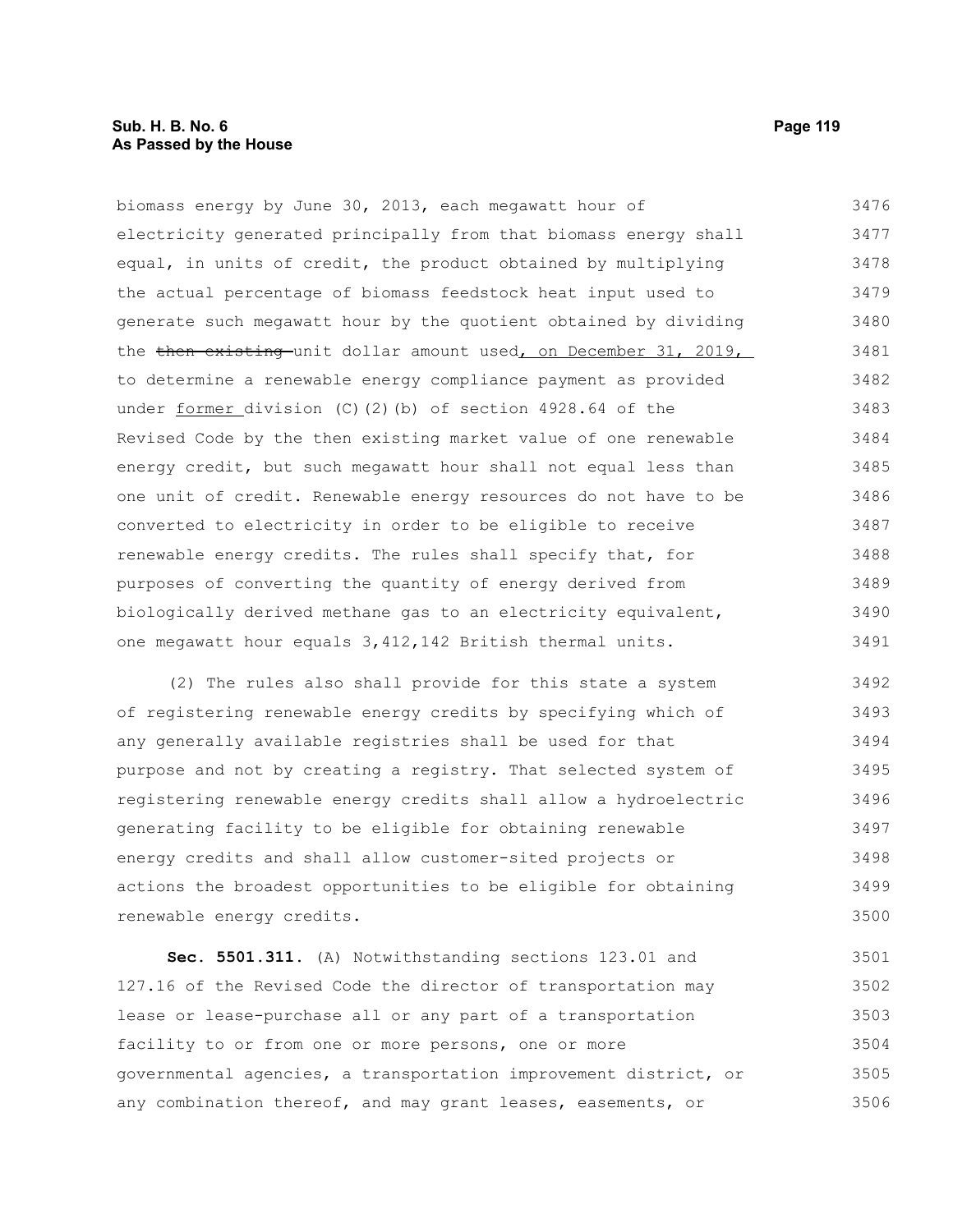biomass energy by June 30, 2013, each megawatt hour of electricity generated principally from that biomass energy shall equal, in units of credit, the product obtained by multiplying the actual percentage of biomass feedstock heat input used to generate such megawatt hour by the quotient obtained by dividing the ~~then existing~~ unit dollar amount used, on December 31, 2019, to determine a renewable energy compliance payment as provided under former division (C)(2)(b) of section 4928.64 of the Revised Code by the then existing market value of one renewable energy credit, but such megawatt hour shall not equal less than one unit of credit. Renewable energy resources do not have to be converted to electricity in order to be eligible to receive renewable energy credits. The rules shall specify that, for purposes of converting the quantity of energy derived from biologically derived methane gas to an electricity equivalent, one megawatt hour equals 3,412,142 British thermal units.

(2) The rules also shall provide for this state a system of registering renewable energy credits by specifying which of any generally available registries shall be used for that purpose and not by creating a registry. That selected system of registering renewable energy credits shall allow a hydroelectric generating facility to be eligible for obtaining renewable energy credits and shall allow customer-sited projects or actions the broadest opportunities to be eligible for obtaining renewable energy credits.

**Sec. 5501.311.** (A) Notwithstanding sections 123.01 and 127.16 of the Revised Code the director of transportation may lease or lease-purchase all or any part of a transportation facility to or from one or more persons, one or more governmental agencies, a transportation improvement district, or any combination thereof, and may grant leases, easements, or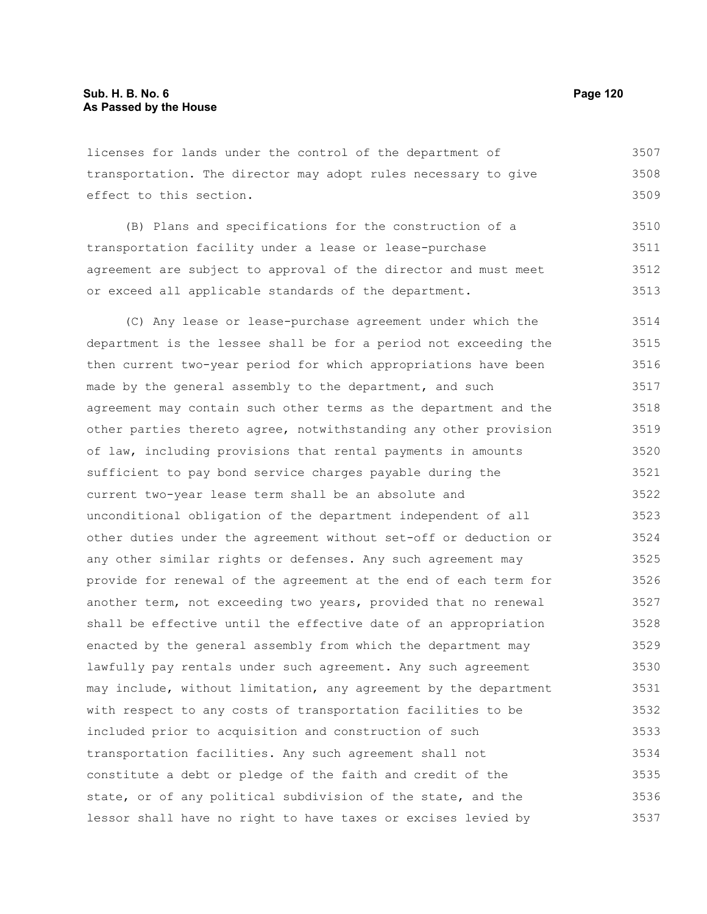licenses for lands under the control of the department of transportation. The director may adopt rules necessary to give effect to this section.

(B) Plans and specifications for the construction of a transportation facility under a lease or lease-purchase agreement are subject to approval of the director and must meet or exceed all applicable standards of the department.

(C) Any lease or lease-purchase agreement under which the department is the lessee shall be for a period not exceeding the then current two-year period for which appropriations have been made by the general assembly to the department, and such agreement may contain such other terms as the department and the other parties thereto agree, notwithstanding any other provision of law, including provisions that rental payments in amounts sufficient to pay bond service charges payable during the current two-year lease term shall be an absolute and unconditional obligation of the department independent of all other duties under the agreement without set-off or deduction or any other similar rights or defenses. Any such agreement may provide for renewal of the agreement at the end of each term for another term, not exceeding two years, provided that no renewal shall be effective until the effective date of an appropriation enacted by the general assembly from which the department may lawfully pay rentals under such agreement. Any such agreement may include, without limitation, any agreement by the department with respect to any costs of transportation facilities to be included prior to acquisition and construction of such transportation facilities. Any such agreement shall not constitute a debt or pledge of the faith and credit of the state, or of any political subdivision of the state, and the lessor shall have no right to have taxes or excises levied by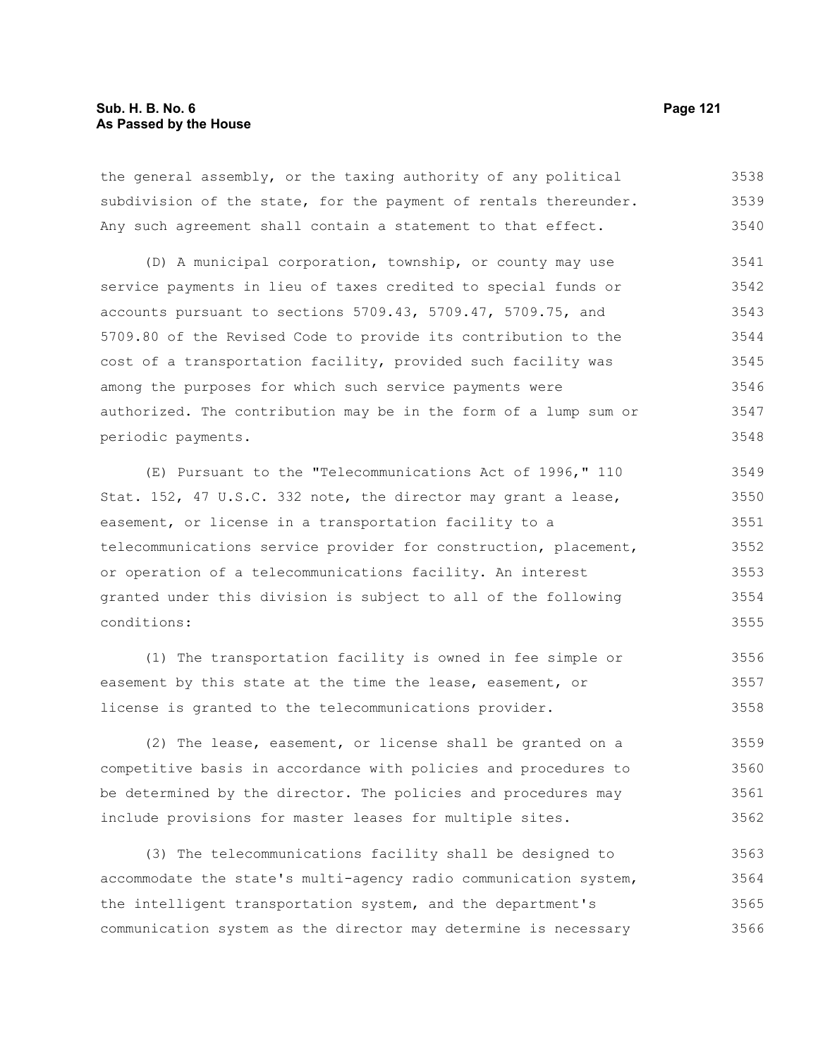the general assembly, or the taxing authority of any political subdivision of the state, for the payment of rentals thereunder. Any such agreement shall contain a statement to that effect.

(D) A municipal corporation, township, or county may use service payments in lieu of taxes credited to special funds or accounts pursuant to sections 5709.43, 5709.47, 5709.75, and 5709.80 of the Revised Code to provide its contribution to the cost of a transportation facility, provided such facility was among the purposes for which such service payments were authorized. The contribution may be in the form of a lump sum or periodic payments.

(E) Pursuant to the "Telecommunications Act of 1996," 110 Stat. 152, 47 U.S.C. 332 note, the director may grant a lease, easement, or license in a transportation facility to a telecommunications service provider for construction, placement, or operation of a telecommunications facility. An interest granted under this division is subject to all of the following conditions:

(1) The transportation facility is owned in fee simple or easement by this state at the time the lease, easement, or license is granted to the telecommunications provider.

(2) The lease, easement, or license shall be granted on a competitive basis in accordance with policies and procedures to be determined by the director. The policies and procedures may include provisions for master leases for multiple sites.

(3) The telecommunications facility shall be designed to accommodate the state's multi-agency radio communication system, the intelligent transportation system, and the department's communication system as the director may determine is necessary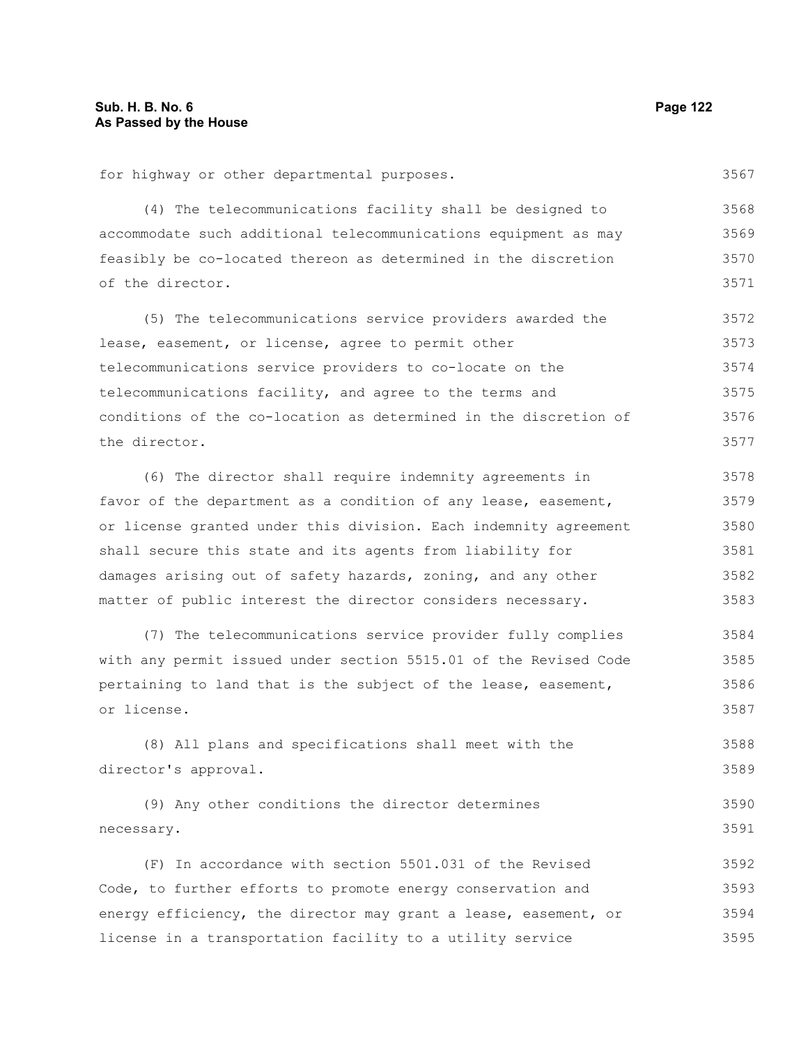for highway or other departmental purposes.

(4) The telecommunications facility shall be designed to accommodate such additional telecommunications equipment as may feasibly be co-located thereon as determined in the discretion of the director.

(5) The telecommunications service providers awarded the lease, easement, or license, agree to permit other telecommunications service providers to co-locate on the telecommunications facility, and agree to the terms and conditions of the co-location as determined in the discretion of the director.

(6) The director shall require indemnity agreements in favor of the department as a condition of any lease, easement, or license granted under this division. Each indemnity agreement shall secure this state and its agents from liability for damages arising out of safety hazards, zoning, and any other matter of public interest the director considers necessary.

(7) The telecommunications service provider fully complies with any permit issued under section 5515.01 of the Revised Code pertaining to land that is the subject of the lease, easement, or license.

(8) All plans and specifications shall meet with the director's approval.

(9) Any other conditions the director determines necessary.

(F) In accordance with section 5501.031 of the Revised Code, to further efforts to promote energy conservation and energy efficiency, the director may grant a lease, easement, or license in a transportation facility to a utility service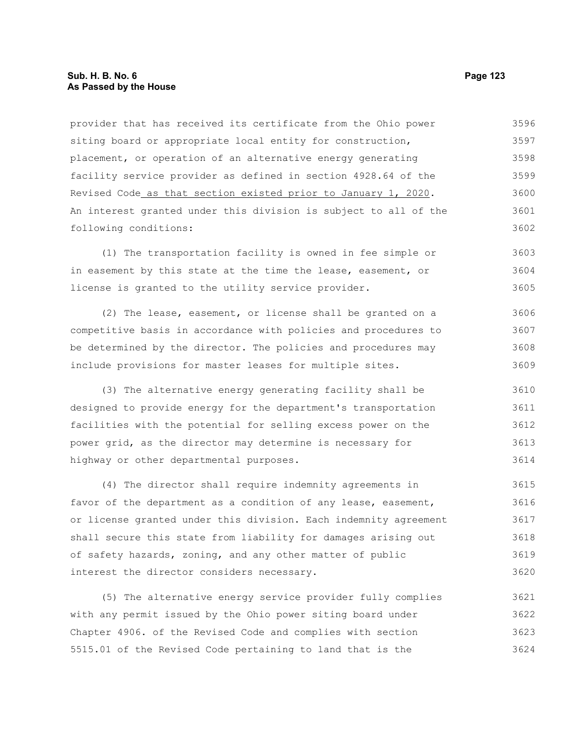provider that has received its certificate from the Ohio power siting board or appropriate local entity for construction, placement, or operation of an alternative energy generating facility service provider as defined in section 4928.64 of the Revised Code as that section existed prior to January 1, 2020. An interest granted under this division is subject to all of the following conditions:

(1) The transportation facility is owned in fee simple or in easement by this state at the time the lease, easement, or license is granted to the utility service provider.

(2) The lease, easement, or license shall be granted on a competitive basis in accordance with policies and procedures to be determined by the director. The policies and procedures may include provisions for master leases for multiple sites.

(3) The alternative energy generating facility shall be designed to provide energy for the department's transportation facilities with the potential for selling excess power on the power grid, as the director may determine is necessary for highway or other departmental purposes.

(4) The director shall require indemnity agreements in favor of the department as a condition of any lease, easement, or license granted under this division. Each indemnity agreement shall secure this state from liability for damages arising out of safety hazards, zoning, and any other matter of public interest the director considers necessary.

(5) The alternative energy service provider fully complies with any permit issued by the Ohio power siting board under Chapter 4906. of the Revised Code and complies with section 5515.01 of the Revised Code pertaining to land that is the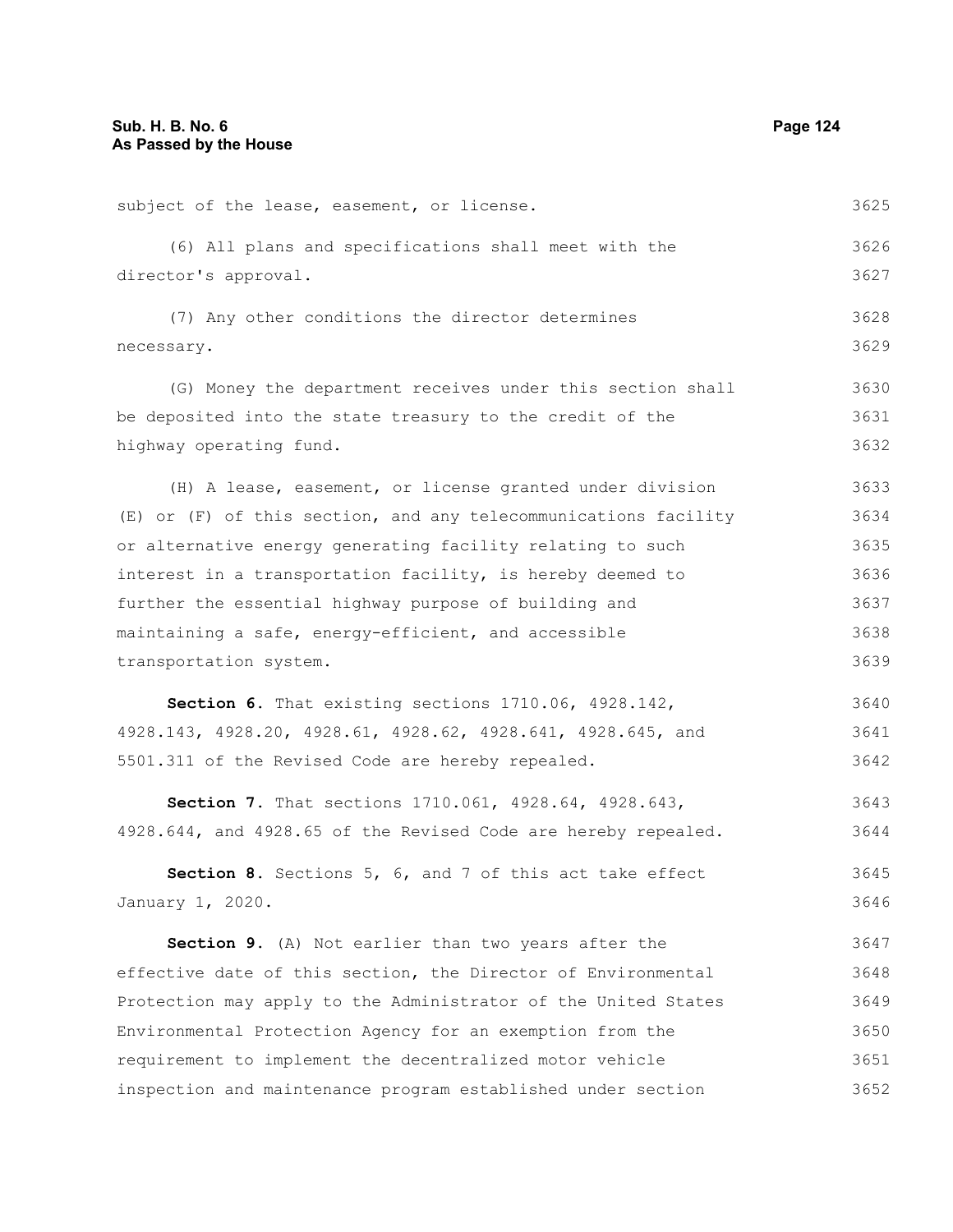subject of the lease, easement, or license.

(6) All plans and specifications shall meet with the director's approval.

(7) Any other conditions the director determines necessary.

(G) Money the department receives under this section shall be deposited into the state treasury to the credit of the highway operating fund.

(H) A lease, easement, or license granted under division (E) or (F) of this section, and any telecommunications facility or alternative energy generating facility relating to such interest in a transportation facility, is hereby deemed to further the essential highway purpose of building and maintaining a safe, energy-efficient, and accessible transportation system.

**Section 6.** That existing sections 1710.06, 4928.142, 4928.143, 4928.20, 4928.61, 4928.62, 4928.641, 4928.645, and 5501.311 of the Revised Code are hereby repealed.

**Section 7.** That sections 1710.061, 4928.64, 4928.643, 4928.644, and 4928.65 of the Revised Code are hereby repealed.

**Section 8.** Sections 5, 6, and 7 of this act take effect January 1, 2020.

**Section 9.** (A) Not earlier than two years after the effective date of this section, the Director of Environmental Protection may apply to the Administrator of the United States Environmental Protection Agency for an exemption from the requirement to implement the decentralized motor vehicle inspection and maintenance program established under section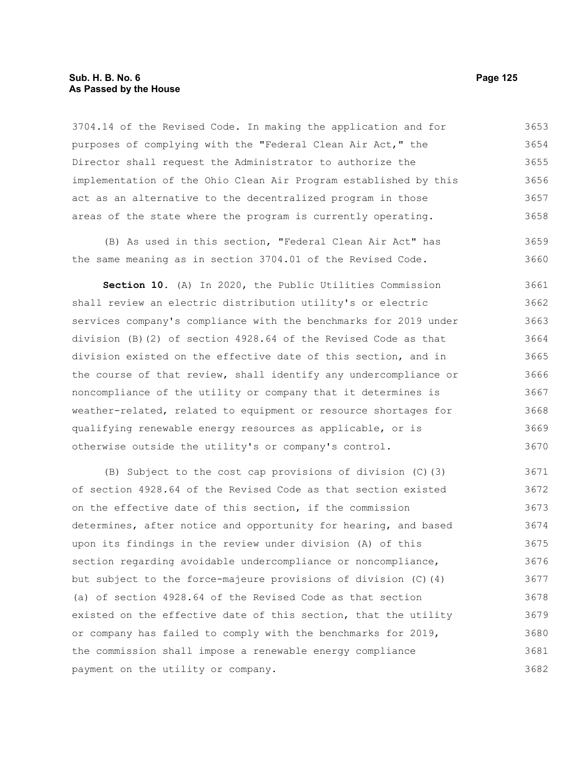3704.14 of the Revised Code. In making the application and for purposes of complying with the "Federal Clean Air Act," the Director shall request the Administrator to authorize the implementation of the Ohio Clean Air Program established by this act as an alternative to the decentralized program in those areas of the state where the program is currently operating.

(B) As used in this section, "Federal Clean Air Act" has the same meaning as in section 3704.01 of the Revised Code.

**Section 10.** (A) In 2020, the Public Utilities Commission shall review an electric distribution utility's or electric services company's compliance with the benchmarks for 2019 under division (B)(2) of section 4928.64 of the Revised Code as that division existed on the effective date of this section, and in the course of that review, shall identify any undercompliance or noncompliance of the utility or company that it determines is weather-related, related to equipment or resource shortages for qualifying renewable energy resources as applicable, or is otherwise outside the utility's or company's control.

(B) Subject to the cost cap provisions of division (C)(3) of section 4928.64 of the Revised Code as that section existed on the effective date of this section, if the commission determines, after notice and opportunity for hearing, and based upon its findings in the review under division (A) of this section regarding avoidable undercompliance or noncompliance, but subject to the force-majeure provisions of division (C)(4)(a) of section 4928.64 of the Revised Code as that section existed on the effective date of this section, that the utility or company has failed to comply with the benchmarks for 2019, the commission shall impose a renewable energy compliance payment on the utility or company.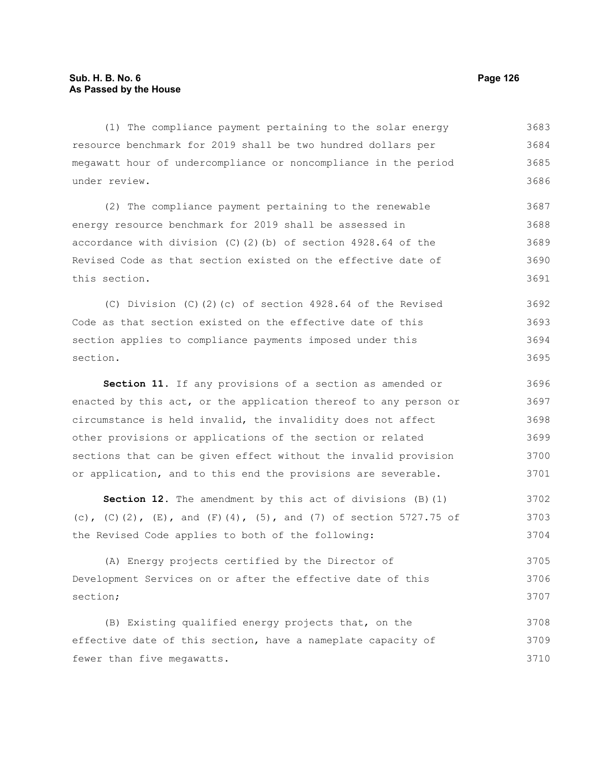(1) The compliance payment pertaining to the solar energy resource benchmark for 2019 shall be two hundred dollars per megawatt hour of undercompliance or noncompliance in the period under review.

(2) The compliance payment pertaining to the renewable energy resource benchmark for 2019 shall be assessed in accordance with division (C)(2)(b) of section 4928.64 of the Revised Code as that section existed on the effective date of this section.

(C) Division (C)(2)(c) of section 4928.64 of the Revised Code as that section existed on the effective date of this section applies to compliance payments imposed under this section.

**Section 11.** If any provisions of a section as amended or enacted by this act, or the application thereof to any person or circumstance is held invalid, the invalidity does not affect other provisions or applications of the section or related sections that can be given effect without the invalid provision or application, and to this end the provisions are severable.

**Section 12.** The amendment by this act of divisions (B)(1)(c), (C)(2), (E), and (F)(4), (5), and (7) of section 5727.75 of the Revised Code applies to both of the following:

(A) Energy projects certified by the Director of Development Services on or after the effective date of this section;

(B) Existing qualified energy projects that, on the effective date of this section, have a nameplate capacity of fewer than five megawatts.